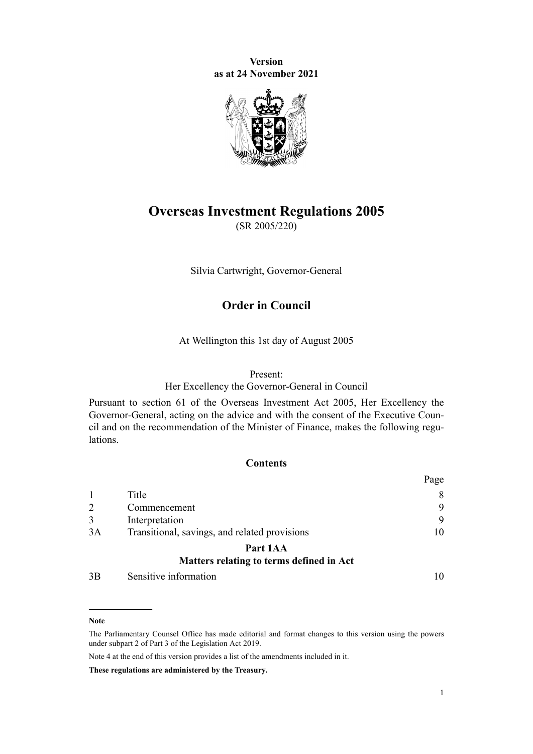**Version**
**as at 24 November 2021**

# Overseas Investment Regulations 2005

(SR 2005/220)

Silvia Cartwright, Governor-General

## Order in Council

At Wellington this 1st day of August 2005

Present:
Her Excellency the Governor-General in Council

Pursuant to section 61 of the Overseas Investment Act 2005, Her Excellency the Governor-General, acting on the advice and with the consent of the Executive Council and on the recommendation of the Minister of Finance, makes the following regulations.

### Contents

| | | Page |
|---|---|---|
| 1 | Title | 8 |
| 2 | Commencement | 9 |
| 3 | Interpretation | 9 |
| 3A | Transitional, savings, and related provisions | 10 |
| | **Part 1AA** **Matters relating to terms defined in Act** | |
| 3B | Sensitive information | 10 |

---

**Note**

The Parliamentary Counsel Office has made editorial and format changes to this version using the powers under subpart 2 of Part 3 of the Legislation Act 2019.

Note 4 at the end of this version provides a list of the amendments included in it.

**These regulations are administered by the Treasury.**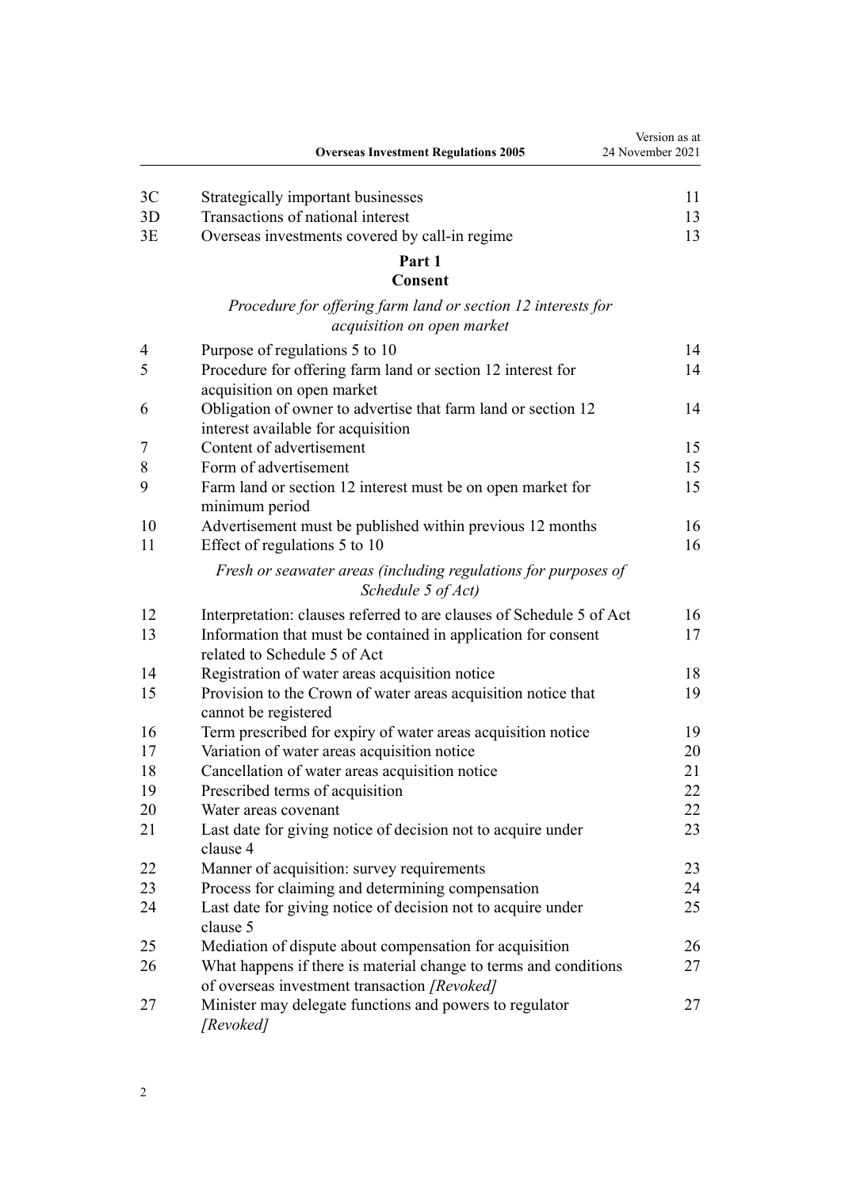| | | |
|---|---|---|
| 3C | Strategically important businesses | 11 |
| 3D | Transactions of national interest | 13 |
| 3E | Overseas investments covered by call-in regime | 13 |

## Part 1
## Consent

*Procedure for offering farm land or section 12 interests for acquisition on open market*

| | | |
|---|---|---|
| 4 | Purpose of regulations 5 to 10 | 14 |
| 5 | Procedure for offering farm land or section 12 interest for acquisition on open market | 14 |
| 6 | Obligation of owner to advertise that farm land or section 12 interest available for acquisition | 14 |
| 7 | Content of advertisement | 15 |
| 8 | Form of advertisement | 15 |
| 9 | Farm land or section 12 interest must be on open market for minimum period | 15 |
| 10 | Advertisement must be published within previous 12 months | 16 |
| 11 | Effect of regulations 5 to 10 | 16 |

*Fresh or seawater areas (including regulations for purposes of Schedule 5 of Act)*

| | | |
|---|---|---|
| 12 | Interpretation: clauses referred to are clauses of Schedule 5 of Act | 16 |
| 13 | Information that must be contained in application for consent related to Schedule 5 of Act | 17 |
| 14 | Registration of water areas acquisition notice | 18 |
| 15 | Provision to the Crown of water areas acquisition notice that cannot be registered | 19 |
| 16 | Term prescribed for expiry of water areas acquisition notice | 19 |
| 17 | Variation of water areas acquisition notice | 20 |
| 18 | Cancellation of water areas acquisition notice | 21 |
| 19 | Prescribed terms of acquisition | 22 |
| 20 | Water areas covenant | 22 |
| 21 | Last date for giving notice of decision not to acquire under clause 4 | 23 |
| 22 | Manner of acquisition: survey requirements | 23 |
| 23 | Process for claiming and determining compensation | 24 |
| 24 | Last date for giving notice of decision not to acquire under clause 5 | 25 |
| 25 | Mediation of dispute about compensation for acquisition | 26 |
| 26 | What happens if there is material change to terms and conditions of overseas investment transaction *[Revoked]* | 27 |
| 27 | Minister may delegate functions and powers to regulator *[Revoked]* | 27 |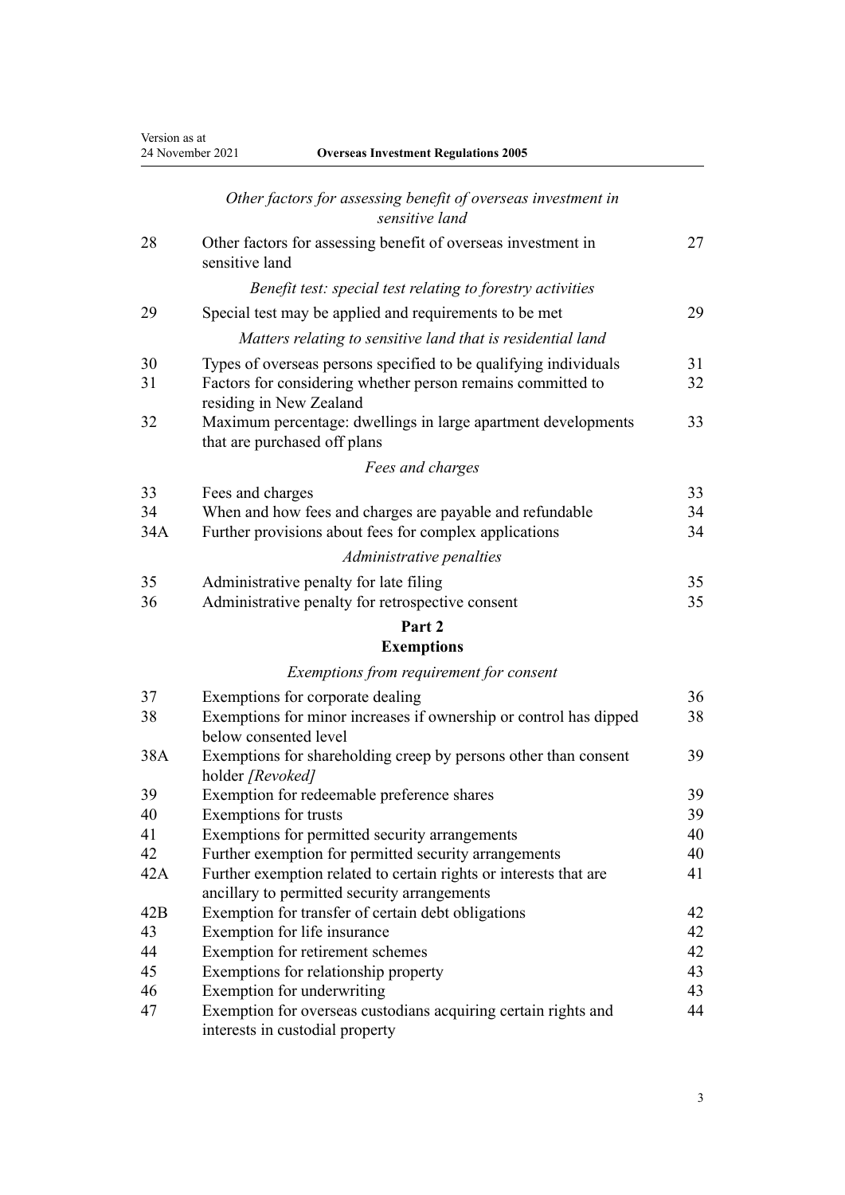*Other factors for assessing benefit of overseas investment in sensitive land*

| | | |
|---|---|---|
| 28 | Other factors for assessing benefit of overseas investment in sensitive land | 27 |

*Benefit test: special test relating to forestry activities*

| | | |
|---|---|---|
| 29 | Special test may be applied and requirements to be met | 29 |

*Matters relating to sensitive land that is residential land*

| | | |
|---|---|---|
| 30 | Types of overseas persons specified to be qualifying individuals | 31 |
| 31 | Factors for considering whether person remains committed to residing in New Zealand | 32 |
| 32 | Maximum percentage: dwellings in large apartment developments that are purchased off plans | 33 |

*Fees and charges*

| | | |
|---|---|---|
| 33 | Fees and charges | 33 |
| 34 | When and how fees and charges are payable and refundable | 34 |
| 34A | Further provisions about fees for complex applications | 34 |

*Administrative penalties*

| | | |
|---|---|---|
| 35 | Administrative penalty for late filing | 35 |
| 36 | Administrative penalty for retrospective consent | 35 |

**Part 2**
**Exemptions**

*Exemptions from requirement for consent*

| | | |
|---|---|---|
| 37 | Exemptions for corporate dealing | 36 |
| 38 | Exemptions for minor increases if ownership or control has dipped below consented level | 38 |
| 38A | Exemptions for shareholding creep by persons other than consent holder *[Revoked]* | 39 |
| 39 | Exemption for redeemable preference shares | 39 |
| 40 | Exemptions for trusts | 39 |
| 41 | Exemptions for permitted security arrangements | 40 |
| 42 | Further exemption for permitted security arrangements | 40 |
| 42A | Further exemption related to certain rights or interests that are ancillary to permitted security arrangements | 41 |
| 42B | Exemption for transfer of certain debt obligations | 42 |
| 43 | Exemption for life insurance | 42 |
| 44 | Exemption for retirement schemes | 42 |
| 45 | Exemptions for relationship property | 43 |
| 46 | Exemption for underwriting | 43 |
| 47 | Exemption for overseas custodians acquiring certain rights and interests in custodial property | 44 |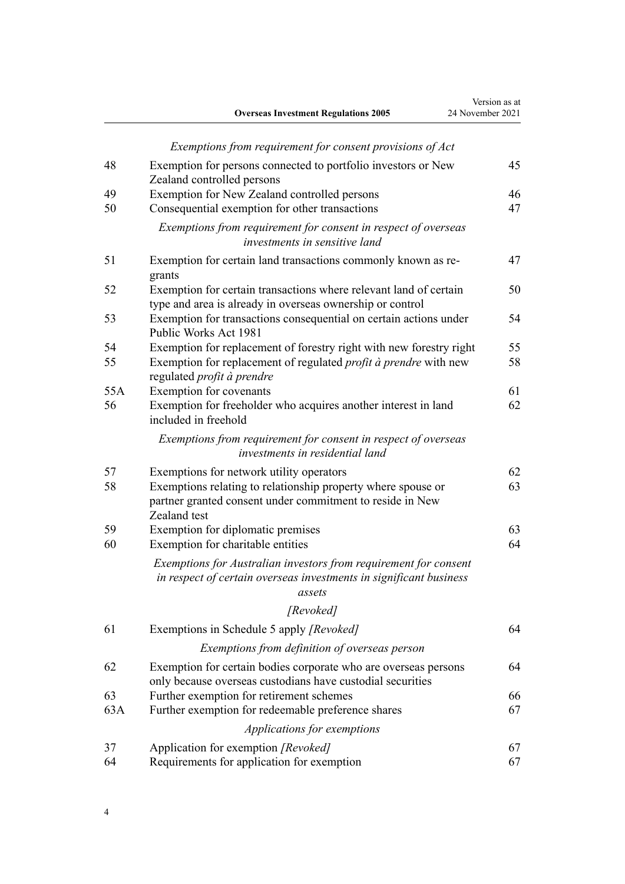*Exemptions from requirement for consent provisions of Act*

| | | |
|---|---|---|
| 48 | Exemption for persons connected to portfolio investors or New Zealand controlled persons | 45 |
| 49 | Exemption for New Zealand controlled persons | 46 |
| 50 | Consequential exemption for other transactions | 47 |

*Exemptions from requirement for consent in respect of overseas investments in sensitive land*

| | | |
|---|---|---|
| 51 | Exemption for certain land transactions commonly known as re-grants | 47 |
| 52 | Exemption for certain transactions where relevant land of certain type and area is already in overseas ownership or control | 50 |
| 53 | Exemption for transactions consequential on certain actions under Public Works Act 1981 | 54 |
| 54 | Exemption for replacement of forestry right with new forestry right | 55 |
| 55 | Exemption for replacement of regulated *profit à prendre* with new regulated *profit à prendre* | 58 |
| 55A | Exemption for covenants | 61 |
| 56 | Exemption for freeholder who acquires another interest in land included in freehold | 62 |

*Exemptions from requirement for consent in respect of overseas investments in residential land*

| | | |
|---|---|---|
| 57 | Exemptions for network utility operators | 62 |
| 58 | Exemptions relating to relationship property where spouse or partner granted consent under commitment to reside in New Zealand test | 63 |
| 59 | Exemption for diplomatic premises | 63 |
| 60 | Exemption for charitable entities | 64 |

*Exemptions for Australian investors from requirement for consent in respect of certain overseas investments in significant business assets*

*[Revoked]*

| | | |
|---|---|---|
| 61 | Exemptions in Schedule 5 apply *[Revoked]* | 64 |

*Exemptions from definition of overseas person*

| | | |
|---|---|---|
| 62 | Exemption for certain bodies corporate who are overseas persons only because overseas custodians have custodial securities | 64 |
| 63 | Further exemption for retirement schemes | 66 |
| 63A | Further exemption for redeemable preference shares | 67 |

*Applications for exemptions*

| | | |
|---|---|---|
| 37 | Application for exemption *[Revoked]* | 67 |
| 64 | Requirements for application for exemption | 67 |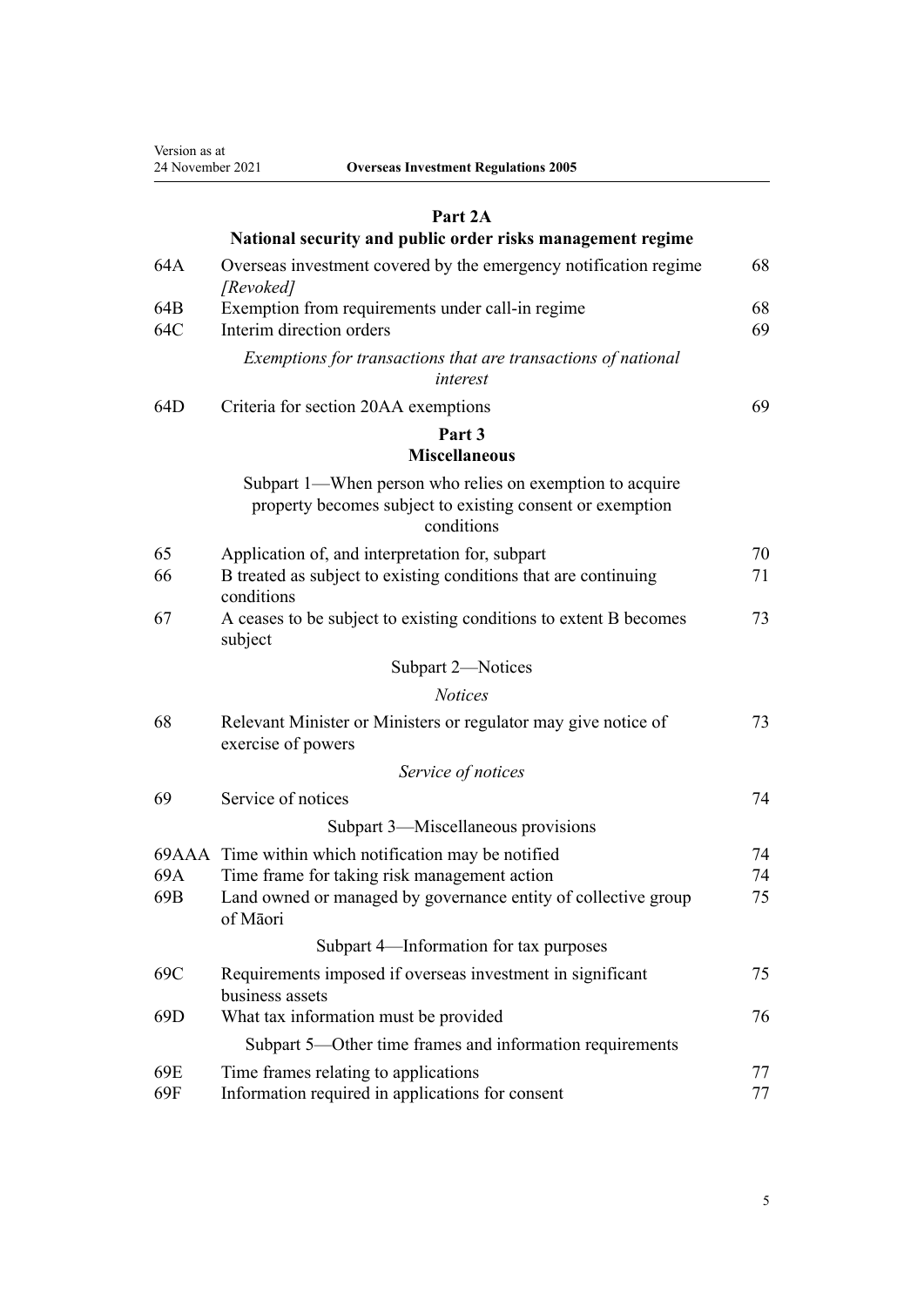## Part 2A
## National security and public order risks management regime

| | | |
|---|---|---|
| 64A | Overseas investment covered by the emergency notification regime *[Revoked]* | 68 |
| 64B | Exemption from requirements under call-in regime | 68 |
| 64C | Interim direction orders | 69 |
| | *Exemptions for transactions that are transactions of national interest* | |
| 64D | Criteria for section 20AA exemptions | 69 |

## Part 3
## Miscellaneous

Subpart 1—When person who relies on exemption to acquire property becomes subject to existing consent or exemption conditions

| | | |
|---|---|---|
| 65 | Application of, and interpretation for, subpart | 70 |
| 66 | B treated as subject to existing conditions that are continuing conditions | 71 |
| 67 | A ceases to be subject to existing conditions to extent B becomes subject | 73 |

Subpart 2—Notices

*Notices*

| | | |
|---|---|---|
| 68 | Relevant Minister or Ministers or regulator may give notice of exercise of powers | 73 |
| | *Service of notices* | |
| 69 | Service of notices | 74 |

Subpart 3—Miscellaneous provisions

| | | |
|---|---|---|
| 69AAA | Time within which notification may be notified | 74 |
| 69A | Time frame for taking risk management action | 74 |
| 69B | Land owned or managed by governance entity of collective group of Māori | 75 |

Subpart 4—Information for tax purposes

| | | |
|---|---|---|
| 69C | Requirements imposed if overseas investment in significant business assets | 75 |
| 69D | What tax information must be provided | 76 |

Subpart 5—Other time frames and information requirements

| | | |
|---|---|---|
| 69E | Time frames relating to applications | 77 |
| 69F | Information required in applications for consent | 77 |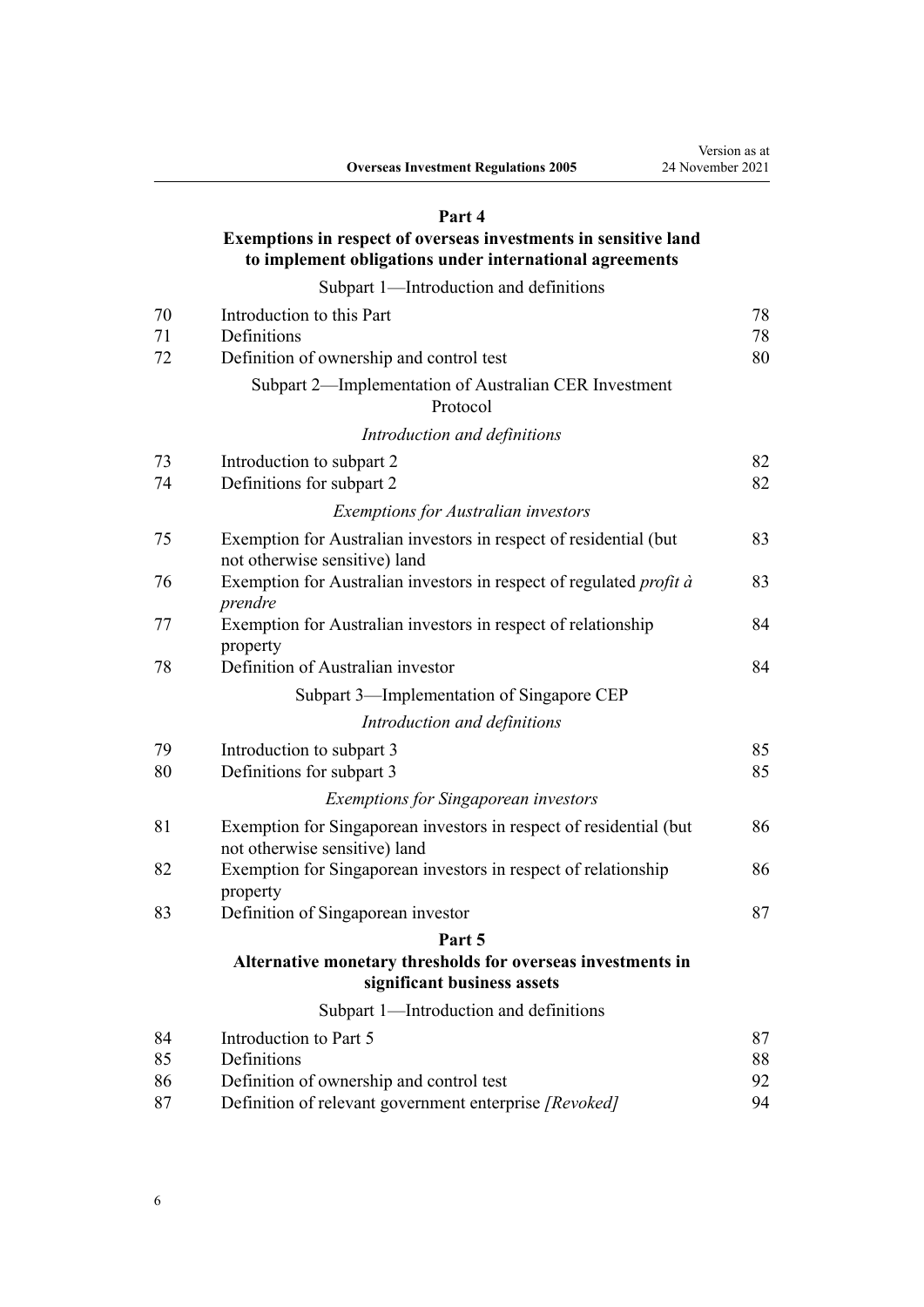**Part 4**

**Exemptions in respect of overseas investments in sensitive land to implement obligations under international agreements**

Subpart 1—Introduction and definitions

| | | |
|---|---|---|
| 70 | Introduction to this Part | 78 |
| 71 | Definitions | 78 |
| 72 | Definition of ownership and control test | 80 |

Subpart 2—Implementation of Australian CER Investment Protocol

*Introduction and definitions*

| | | |
|---|---|---|
| 73 | Introduction to subpart 2 | 82 |
| 74 | Definitions for subpart 2 | 82 |

*Exemptions for Australian investors*

| | | |
|---|---|---|
| 75 | Exemption for Australian investors in respect of residential (but not otherwise sensitive) land | 83 |
| 76 | Exemption for Australian investors in respect of regulated *profit à prendre* | 83 |
| 77 | Exemption for Australian investors in respect of relationship property | 84 |
| 78 | Definition of Australian investor | 84 |

Subpart 3—Implementation of Singapore CEP

*Introduction and definitions*

| | | |
|---|---|---|
| 79 | Introduction to subpart 3 | 85 |
| 80 | Definitions for subpart 3 | 85 |

*Exemptions for Singaporean investors*

| | | |
|---|---|---|
| 81 | Exemption for Singaporean investors in respect of residential (but not otherwise sensitive) land | 86 |
| 82 | Exemption for Singaporean investors in respect of relationship property | 86 |
| 83 | Definition of Singaporean investor | 87 |

**Part 5**

**Alternative monetary thresholds for overseas investments in significant business assets**

Subpart 1—Introduction and definitions

| | | |
|---|---|---|
| 84 | Introduction to Part 5 | 87 |
| 85 | Definitions | 88 |
| 86 | Definition of ownership and control test | 92 |
| 87 | Definition of relevant government enterprise *[Revoked]* | 94 |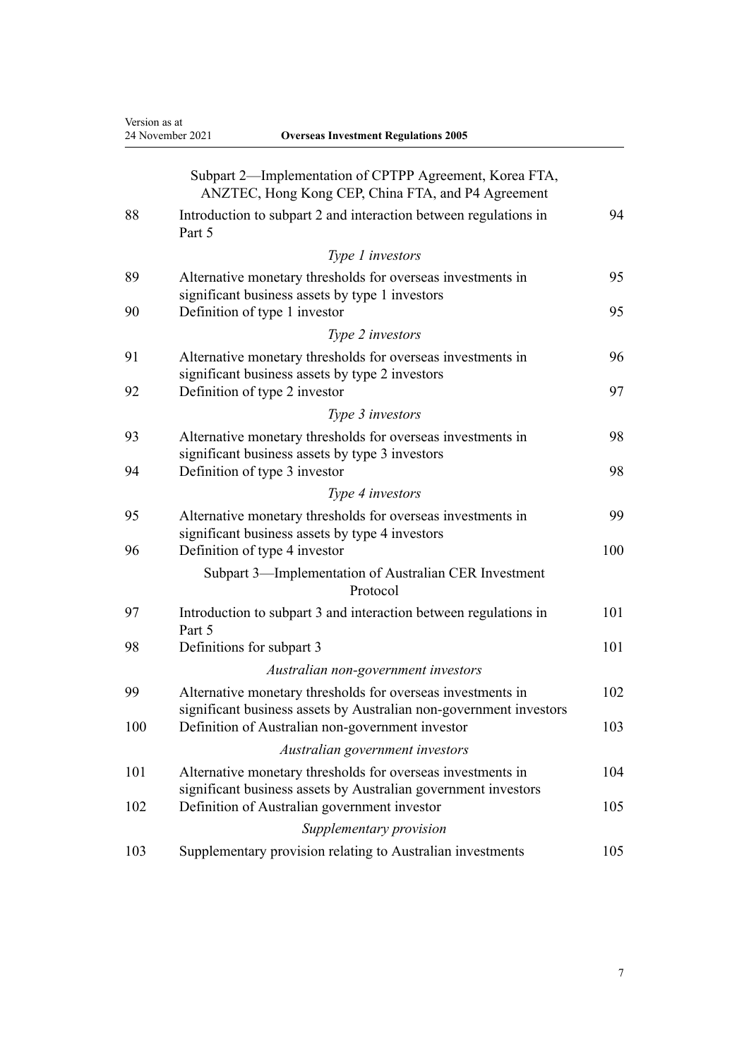Subpart 2—Implementation of CPTPP Agreement, Korea FTA, ANZTEC, Hong Kong CEP, China FTA, and P4 Agreement

| | | |
|---|---|---|
| 88 | Introduction to subpart 2 and interaction between regulations in Part 5 | 94 |
| | *Type 1 investors* | |
| 89 | Alternative monetary thresholds for overseas investments in significant business assets by type 1 investors | 95 |
| 90 | Definition of type 1 investor | 95 |
| | *Type 2 investors* | |
| 91 | Alternative monetary thresholds for overseas investments in significant business assets by type 2 investors | 96 |
| 92 | Definition of type 2 investor | 97 |
| | *Type 3 investors* | |
| 93 | Alternative monetary thresholds for overseas investments in significant business assets by type 3 investors | 98 |
| 94 | Definition of type 3 investor | 98 |
| | *Type 4 investors* | |
| 95 | Alternative monetary thresholds for overseas investments in significant business assets by type 4 investors | 99 |
| 96 | Definition of type 4 investor | 100 |

Subpart 3—Implementation of Australian CER Investment Protocol

| | | |
|---|---|---|
| 97 | Introduction to subpart 3 and interaction between regulations in Part 5 | 101 |
| 98 | Definitions for subpart 3 | 101 |
| | *Australian non-government investors* | |
| 99 | Alternative monetary thresholds for overseas investments in significant business assets by Australian non-government investors | 102 |
| 100 | Definition of Australian non-government investor | 103 |
| | *Australian government investors* | |
| 101 | Alternative monetary thresholds for overseas investments in significant business assets by Australian government investors | 104 |
| 102 | Definition of Australian government investor | 105 |
| | *Supplementary provision* | |
| 103 | Supplementary provision relating to Australian investments | 105 |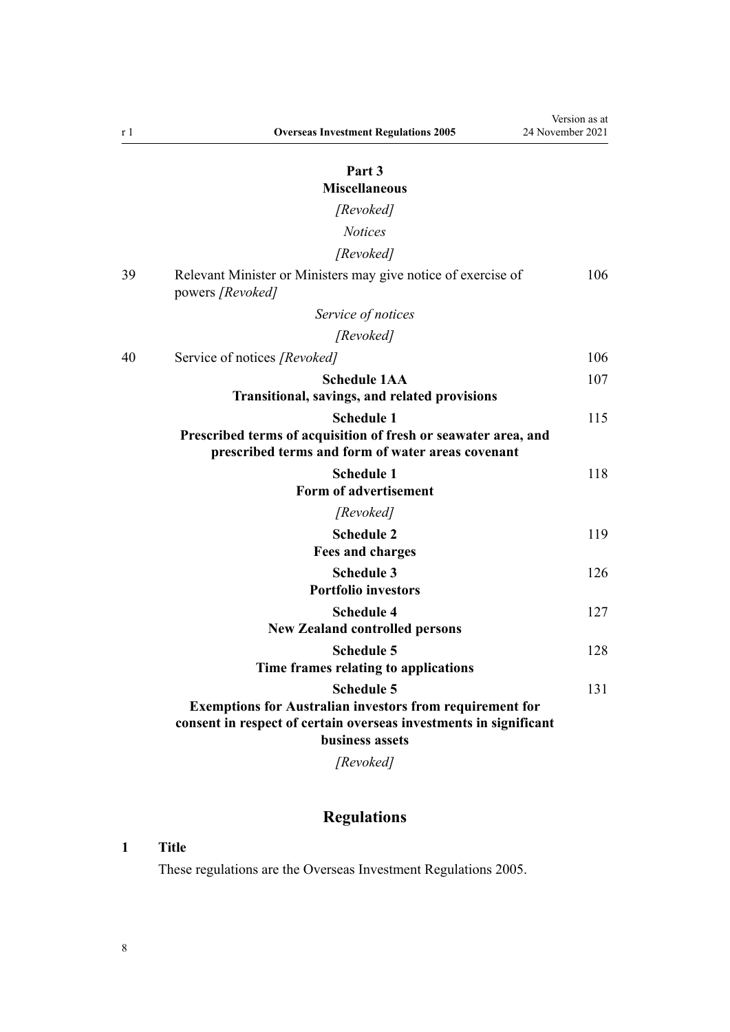**Part 3**
**Miscellaneous**

*[Revoked]*

*Notices*

*[Revoked]*

| | | |
|---|---|---|
| 39 | Relevant Minister or Ministers may give notice of exercise of powers *[Revoked]* | 106 |

*Service of notices*

*[Revoked]*

| | | |
|---|---|---|
| 40 | Service of notices *[Revoked]* | 106 |
| | **Schedule 1AA** **Transitional, savings, and related provisions** | 107 |
| | **Schedule 1** **Prescribed terms of acquisition of fresh or seawater area, and prescribed terms and form of water areas covenant** | 115 |
| | **Schedule 1** **Form of advertisement** *[Revoked]* | 118 |
| | **Schedule 2** **Fees and charges** | 119 |
| | **Schedule 3** **Portfolio investors** | 126 |
| | **Schedule 4** **New Zealand controlled persons** | 127 |
| | **Schedule 5** **Time frames relating to applications** | 128 |
| | **Schedule 5** **Exemptions for Australian investors from requirement for consent in respect of certain overseas investments in significant business assets** *[Revoked]* | 131 |

## Regulations

### 1 Title

These regulations are the Overseas Investment Regulations 2005.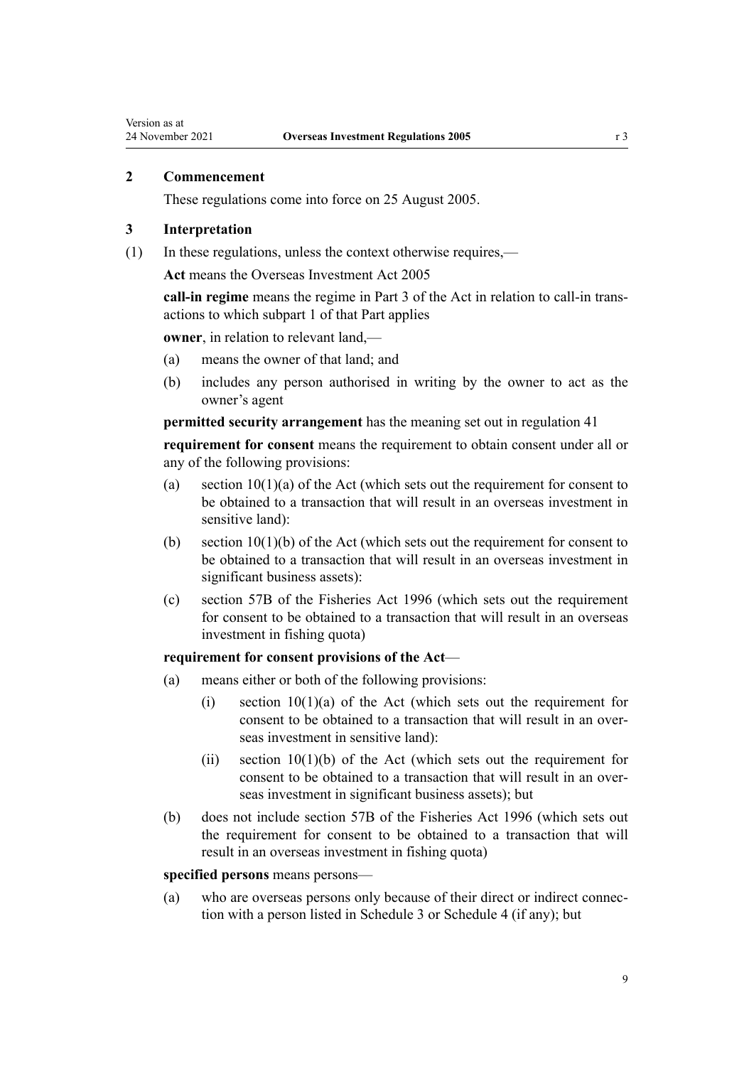## 2 Commencement

These regulations come into force on 25 August 2005.

## 3 Interpretation

(1) In these regulations, unless the context otherwise requires,—

**Act** means the Overseas Investment Act 2005

**call-in regime** means the regime in Part 3 of the Act in relation to call-in transactions to which subpart 1 of that Part applies

**owner**, in relation to relevant land,—

- (a) means the owner of that land; and
- (b) includes any person authorised in writing by the owner to act as the owner's agent

**permitted security arrangement** has the meaning set out in regulation 41

**requirement for consent** means the requirement to obtain consent under all or any of the following provisions:

- (a) section 10(1)(a) of the Act (which sets out the requirement for consent to be obtained to a transaction that will result in an overseas investment in sensitive land):
- (b) section 10(1)(b) of the Act (which sets out the requirement for consent to be obtained to a transaction that will result in an overseas investment in significant business assets):
- (c) section 57B of the Fisheries Act 1996 (which sets out the requirement for consent to be obtained to a transaction that will result in an overseas investment in fishing quota)

**requirement for consent provisions of the Act**—

- (a) means either or both of the following provisions:
  - (i) section 10(1)(a) of the Act (which sets out the requirement for consent to be obtained to a transaction that will result in an overseas investment in sensitive land):
  - (ii) section 10(1)(b) of the Act (which sets out the requirement for consent to be obtained to a transaction that will result in an overseas investment in significant business assets); but
- (b) does not include section 57B of the Fisheries Act 1996 (which sets out the requirement for consent to be obtained to a transaction that will result in an overseas investment in fishing quota)

**specified persons** means persons—

- (a) who are overseas persons only because of their direct or indirect connection with a person listed in Schedule 3 or Schedule 4 (if any); but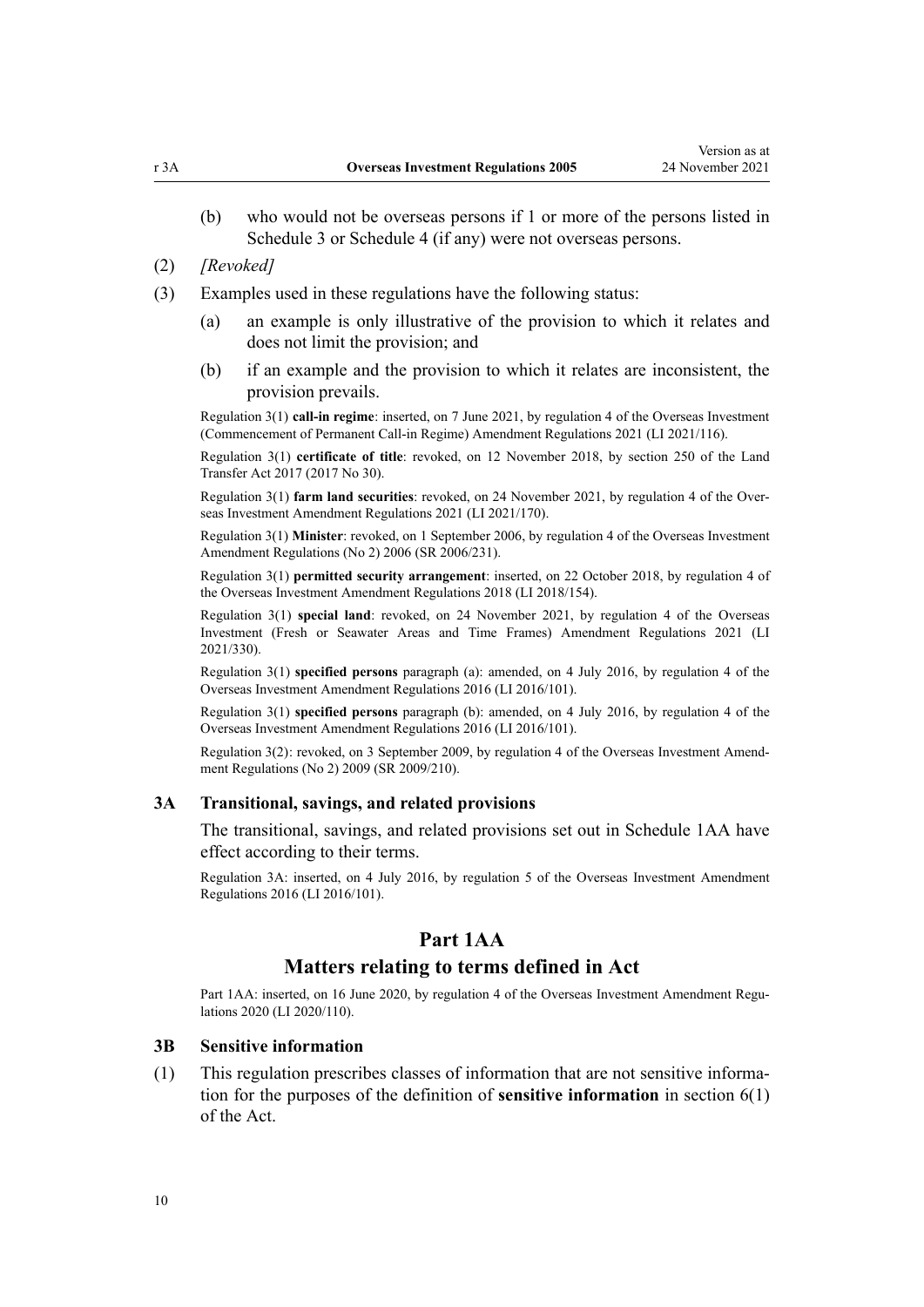(b) who would not be overseas persons if 1 or more of the persons listed in Schedule 3 or Schedule 4 (if any) were not overseas persons.

(2) *[Revoked]*

(3) Examples used in these regulations have the following status:

(a) an example is only illustrative of the provision to which it relates and does not limit the provision; and

(b) if an example and the provision to which it relates are inconsistent, the provision prevails.

Regulation 3(1) **call-in regime**: inserted, on 7 June 2021, by regulation 4 of the Overseas Investment (Commencement of Permanent Call-in Regime) Amendment Regulations 2021 (LI 2021/116).

Regulation 3(1) **certificate of title**: revoked, on 12 November 2018, by section 250 of the Land Transfer Act 2017 (2017 No 30).

Regulation 3(1) **farm land securities**: revoked, on 24 November 2021, by regulation 4 of the Overseas Investment Amendment Regulations 2021 (LI 2021/170).

Regulation 3(1) **Minister**: revoked, on 1 September 2006, by regulation 4 of the Overseas Investment Amendment Regulations (No 2) 2006 (SR 2006/231).

Regulation 3(1) **permitted security arrangement**: inserted, on 22 October 2018, by regulation 4 of the Overseas Investment Amendment Regulations 2018 (LI 2018/154).

Regulation 3(1) **special land**: revoked, on 24 November 2021, by regulation 4 of the Overseas Investment (Fresh or Seawater Areas and Time Frames) Amendment Regulations 2021 (LI 2021/330).

Regulation 3(1) **specified persons** paragraph (a): amended, on 4 July 2016, by regulation 4 of the Overseas Investment Amendment Regulations 2016 (LI 2016/101).

Regulation 3(1) **specified persons** paragraph (b): amended, on 4 July 2016, by regulation 4 of the Overseas Investment Amendment Regulations 2016 (LI 2016/101).

Regulation 3(2): revoked, on 3 September 2009, by regulation 4 of the Overseas Investment Amendment Regulations (No 2) 2009 (SR 2009/210).

### 3A Transitional, savings, and related provisions

The transitional, savings, and related provisions set out in Schedule 1AA have effect according to their terms.

Regulation 3A: inserted, on 4 July 2016, by regulation 5 of the Overseas Investment Amendment Regulations 2016 (LI 2016/101).

## Part 1AA
## Matters relating to terms defined in Act

Part 1AA: inserted, on 16 June 2020, by regulation 4 of the Overseas Investment Amendment Regulations 2020 (LI 2020/110).

### 3B Sensitive information

(1) This regulation prescribes classes of information that are not sensitive information for the purposes of the definition of **sensitive information** in section 6(1) of the Act.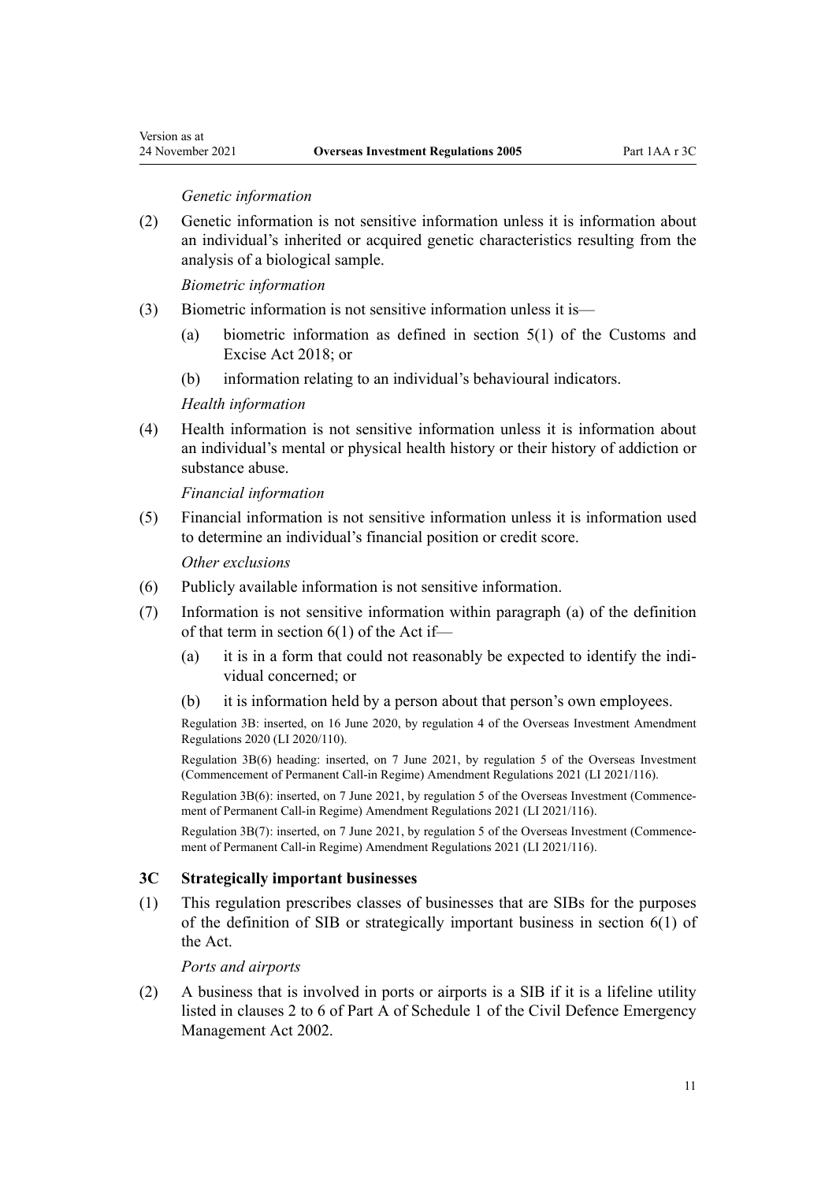*Genetic information*

(2) Genetic information is not sensitive information unless it is information about an individual's inherited or acquired genetic characteristics resulting from the analysis of a biological sample.

*Biometric information*

(3) Biometric information is not sensitive information unless it is—

(a) biometric information as defined in section 5(1) of the Customs and Excise Act 2018; or

(b) information relating to an individual's behavioural indicators.

*Health information*

(4) Health information is not sensitive information unless it is information about an individual's mental or physical health history or their history of addiction or substance abuse.

*Financial information*

(5) Financial information is not sensitive information unless it is information used to determine an individual's financial position or credit score.

*Other exclusions*

(6) Publicly available information is not sensitive information.

(7) Information is not sensitive information within paragraph (a) of the definition of that term in section 6(1) of the Act if—

(a) it is in a form that could not reasonably be expected to identify the individual concerned; or

(b) it is information held by a person about that person's own employees.

Regulation 3B: inserted, on 16 June 2020, by regulation 4 of the Overseas Investment Amendment Regulations 2020 (LI 2020/110).

Regulation 3B(6) heading: inserted, on 7 June 2021, by regulation 5 of the Overseas Investment (Commencement of Permanent Call-in Regime) Amendment Regulations 2021 (LI 2021/116).

Regulation 3B(6): inserted, on 7 June 2021, by regulation 5 of the Overseas Investment (Commencement of Permanent Call-in Regime) Amendment Regulations 2021 (LI 2021/116).

Regulation 3B(7): inserted, on 7 June 2021, by regulation 5 of the Overseas Investment (Commencement of Permanent Call-in Regime) Amendment Regulations 2021 (LI 2021/116).

### 3C Strategically important businesses

(1) This regulation prescribes classes of businesses that are SIBs for the purposes of the definition of SIB or strategically important business in section 6(1) of the Act.

*Ports and airports*

(2) A business that is involved in ports or airports is a SIB if it is a lifeline utility listed in clauses 2 to 6 of Part A of Schedule 1 of the Civil Defence Emergency Management Act 2002.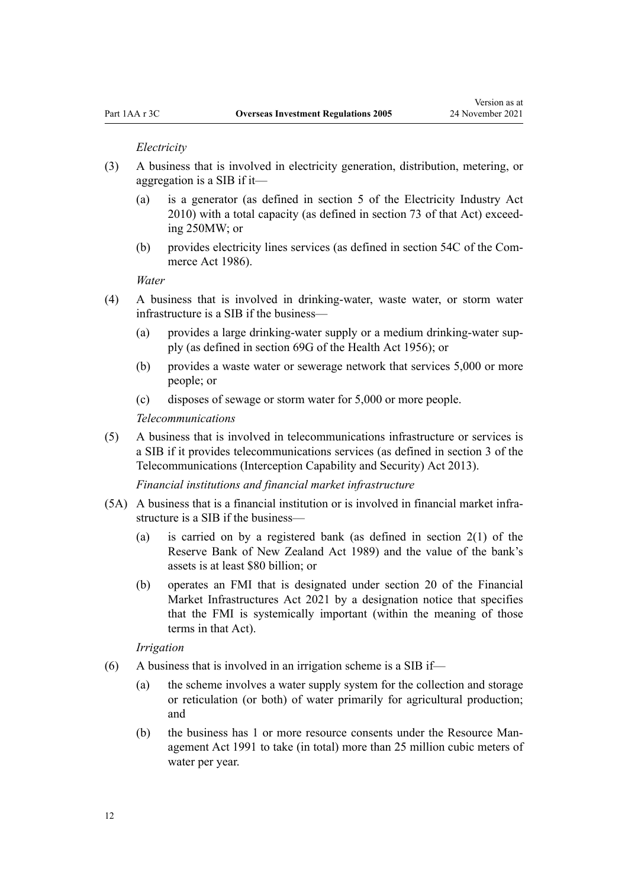*Electricity*

(3) A business that is involved in electricity generation, distribution, metering, or aggregation is a SIB if it—

(a) is a generator (as defined in section 5 of the Electricity Industry Act 2010) with a total capacity (as defined in section 73 of that Act) exceeding 250MW; or

(b) provides electricity lines services (as defined in section 54C of the Commerce Act 1986).

*Water*

(4) A business that is involved in drinking-water, waste water, or storm water infrastructure is a SIB if the business—

(a) provides a large drinking-water supply or a medium drinking-water supply (as defined in section 69G of the Health Act 1956); or

(b) provides a waste water or sewerage network that services 5,000 or more people; or

(c) disposes of sewage or storm water for 5,000 or more people.

*Telecommunications*

(5) A business that is involved in telecommunications infrastructure or services is a SIB if it provides telecommunications services (as defined in section 3 of the Telecommunications (Interception Capability and Security) Act 2013).

*Financial institutions and financial market infrastructure*

(5A) A business that is a financial institution or is involved in financial market infrastructure is a SIB if the business—

(a) is carried on by a registered bank (as defined in section 2(1) of the Reserve Bank of New Zealand Act 1989) and the value of the bank's assets is at least $80 billion; or

(b) operates an FMI that is designated under section 20 of the Financial Market Infrastructures Act 2021 by a designation notice that specifies that the FMI is systemically important (within the meaning of those terms in that Act).

*Irrigation*

(6) A business that is involved in an irrigation scheme is a SIB if—

(a) the scheme involves a water supply system for the collection and storage or reticulation (or both) of water primarily for agricultural production; and

(b) the business has 1 or more resource consents under the Resource Management Act 1991 to take (in total) more than 25 million cubic meters of water per year.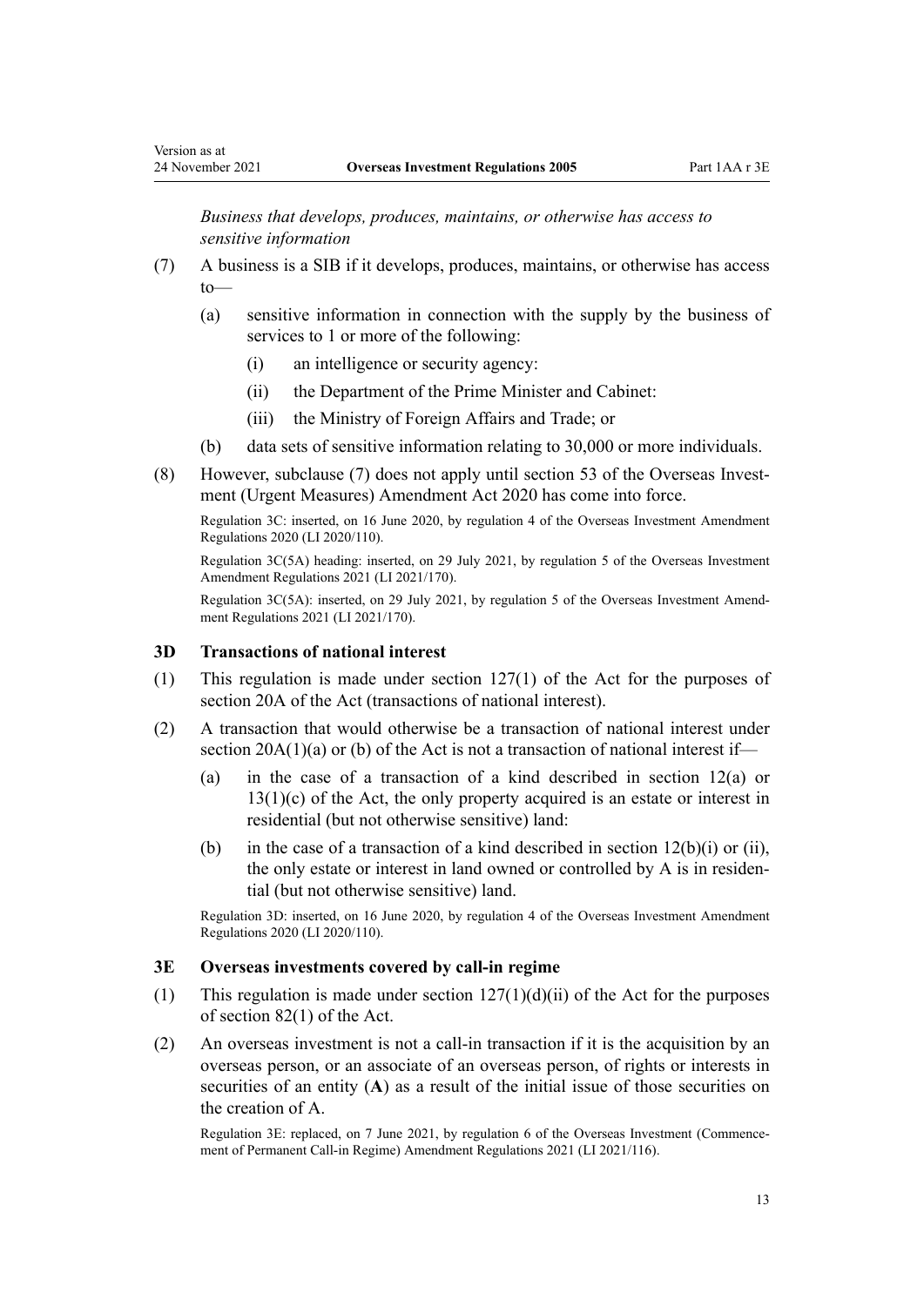*Business that develops, produces, maintains, or otherwise has access to sensitive information*

(7) A business is a SIB if it develops, produces, maintains, or otherwise has access to—

- (a) sensitive information in connection with the supply by the business of services to 1 or more of the following:
  - (i) an intelligence or security agency:
  - (ii) the Department of the Prime Minister and Cabinet:
  - (iii) the Ministry of Foreign Affairs and Trade; or
- (b) data sets of sensitive information relating to 30,000 or more individuals.

(8) However, subclause (7) does not apply until section 53 of the Overseas Investment (Urgent Measures) Amendment Act 2020 has come into force.

Regulation 3C: inserted, on 16 June 2020, by regulation 4 of the Overseas Investment Amendment Regulations 2020 (LI 2020/110).

Regulation 3C(5A) heading: inserted, on 29 July 2021, by regulation 5 of the Overseas Investment Amendment Regulations 2021 (LI 2021/170).

Regulation 3C(5A): inserted, on 29 July 2021, by regulation 5 of the Overseas Investment Amendment Regulations 2021 (LI 2021/170).

### 3D Transactions of national interest

(1) This regulation is made under section 127(1) of the Act for the purposes of section 20A of the Act (transactions of national interest).

(2) A transaction that would otherwise be a transaction of national interest under section 20A(1)(a) or (b) of the Act is not a transaction of national interest if—

- (a) in the case of a transaction of a kind described in section 12(a) or 13(1)(c) of the Act, the only property acquired is an estate or interest in residential (but not otherwise sensitive) land:
- (b) in the case of a transaction of a kind described in section 12(b)(i) or (ii), the only estate or interest in land owned or controlled by A is in residential (but not otherwise sensitive) land.

Regulation 3D: inserted, on 16 June 2020, by regulation 4 of the Overseas Investment Amendment Regulations 2020 (LI 2020/110).

### 3E Overseas investments covered by call-in regime

(1) This regulation is made under section 127(1)(d)(ii) of the Act for the purposes of section 82(1) of the Act.

(2) An overseas investment is not a call-in transaction if it is the acquisition by an overseas person, or an associate of an overseas person, of rights or interests in securities of an entity (**A**) as a result of the initial issue of those securities on the creation of A.

Regulation 3E: replaced, on 7 June 2021, by regulation 6 of the Overseas Investment (Commencement of Permanent Call-in Regime) Amendment Regulations 2021 (LI 2021/116).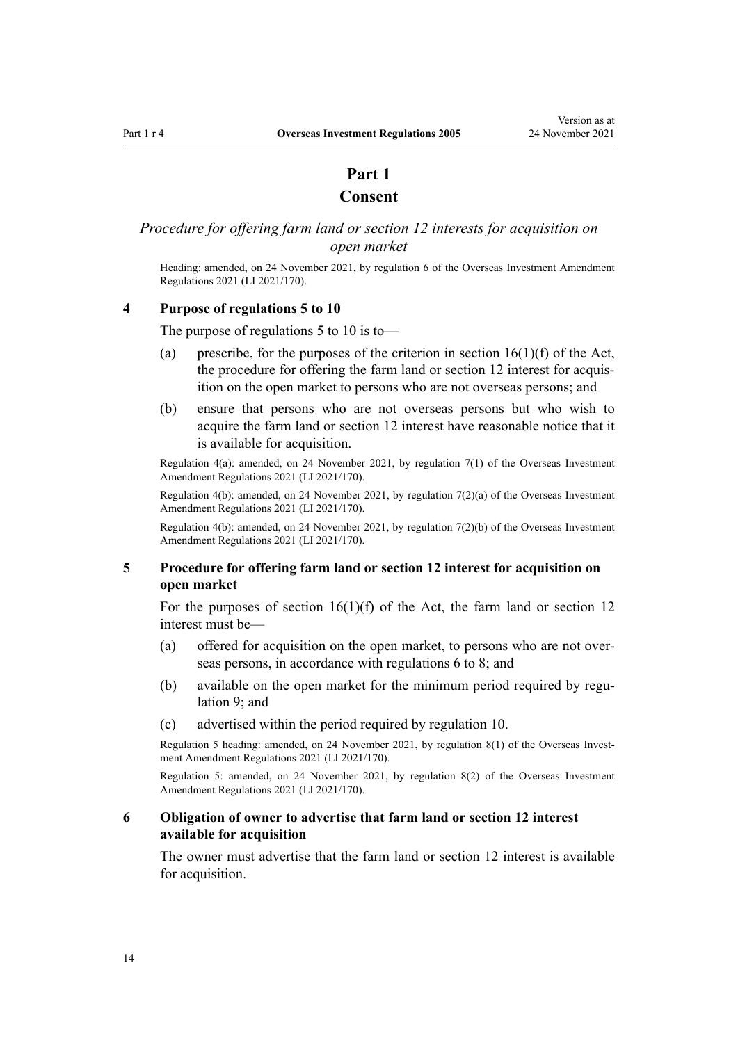# Part 1
# Consent

*Procedure for offering farm land or section 12 interests for acquisition on open market*

Heading: amended, on 24 November 2021, by regulation 6 of the Overseas Investment Amendment Regulations 2021 (LI 2021/170).

### 4 Purpose of regulations 5 to 10

The purpose of regulations 5 to 10 is to—

(a) prescribe, for the purposes of the criterion in section 16(1)(f) of the Act, the procedure for offering the farm land or section 12 interest for acquisition on the open market to persons who are not overseas persons; and

(b) ensure that persons who are not overseas persons but who wish to acquire the farm land or section 12 interest have reasonable notice that it is available for acquisition.

Regulation 4(a): amended, on 24 November 2021, by regulation 7(1) of the Overseas Investment Amendment Regulations 2021 (LI 2021/170).

Regulation 4(b): amended, on 24 November 2021, by regulation 7(2)(a) of the Overseas Investment Amendment Regulations 2021 (LI 2021/170).

Regulation 4(b): amended, on 24 November 2021, by regulation 7(2)(b) of the Overseas Investment Amendment Regulations 2021 (LI 2021/170).

### 5 Procedure for offering farm land or section 12 interest for acquisition on open market

For the purposes of section 16(1)(f) of the Act, the farm land or section 12 interest must be—

(a) offered for acquisition on the open market, to persons who are not overseas persons, in accordance with regulations 6 to 8; and

(b) available on the open market for the minimum period required by regulation 9; and

(c) advertised within the period required by regulation 10.

Regulation 5 heading: amended, on 24 November 2021, by regulation 8(1) of the Overseas Investment Amendment Regulations 2021 (LI 2021/170).

Regulation 5: amended, on 24 November 2021, by regulation 8(2) of the Overseas Investment Amendment Regulations 2021 (LI 2021/170).

### 6 Obligation of owner to advertise that farm land or section 12 interest available for acquisition

The owner must advertise that the farm land or section 12 interest is available for acquisition.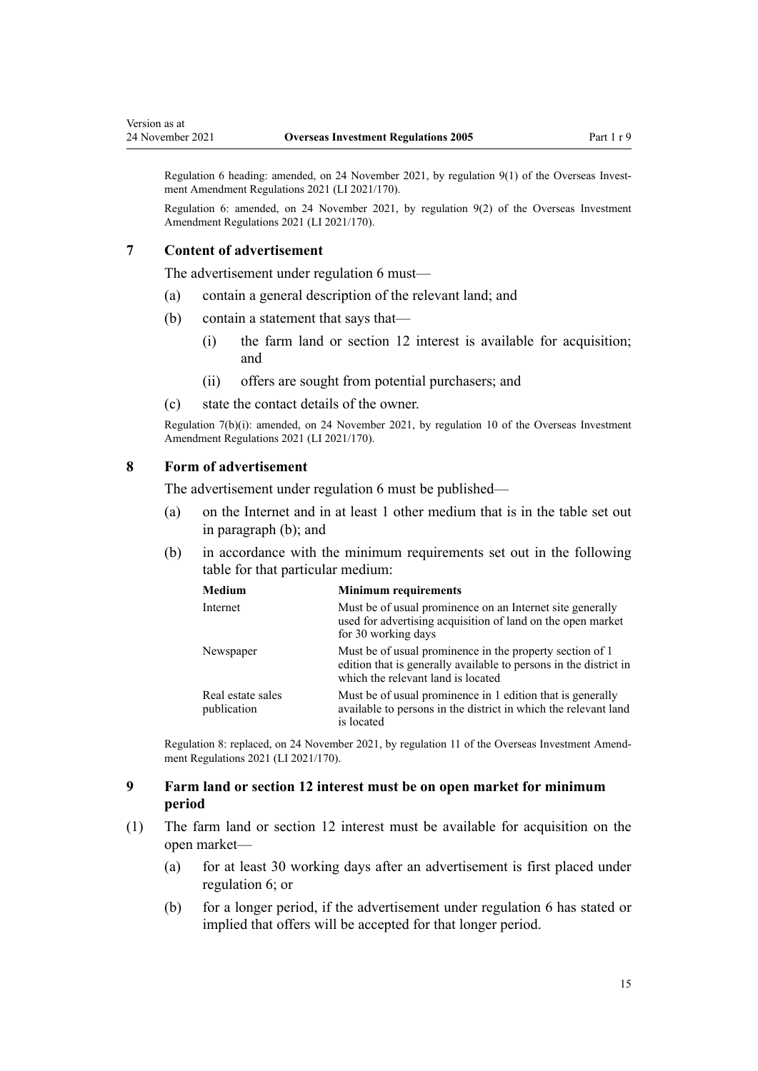Regulation 6 heading: amended, on 24 November 2021, by regulation 9(1) of the Overseas Investment Amendment Regulations 2021 (LI 2021/170).

Regulation 6: amended, on 24 November 2021, by regulation 9(2) of the Overseas Investment Amendment Regulations 2021 (LI 2021/170).

### 7 Content of advertisement

The advertisement under regulation 6 must—

(a) contain a general description of the relevant land; and

(b) contain a statement that says that—

(i) the farm land or section 12 interest is available for acquisition; and

(ii) offers are sought from potential purchasers; and

(c) state the contact details of the owner.

Regulation 7(b)(i): amended, on 24 November 2021, by regulation 10 of the Overseas Investment Amendment Regulations 2021 (LI 2021/170).

### 8 Form of advertisement

The advertisement under regulation 6 must be published—

(a) on the Internet and in at least 1 other medium that is in the table set out in paragraph (b); and

(b) in accordance with the minimum requirements set out in the following table for that particular medium:

| Medium | Minimum requirements |
|---|---|
| Internet | Must be of usual prominence on an Internet site generally used for advertising acquisition of land on the open market for 30 working days |
| Newspaper | Must be of usual prominence in the property section of 1 edition that is generally available to persons in the district in which the relevant land is located |
| Real estate sales publication | Must be of usual prominence in 1 edition that is generally available to persons in the district in which the relevant land is located |

Regulation 8: replaced, on 24 November 2021, by regulation 11 of the Overseas Investment Amendment Regulations 2021 (LI 2021/170).

### 9 Farm land or section 12 interest must be on open market for minimum period

(1) The farm land or section 12 interest must be available for acquisition on the open market—

(a) for at least 30 working days after an advertisement is first placed under regulation 6; or

(b) for a longer period, if the advertisement under regulation 6 has stated or implied that offers will be accepted for that longer period.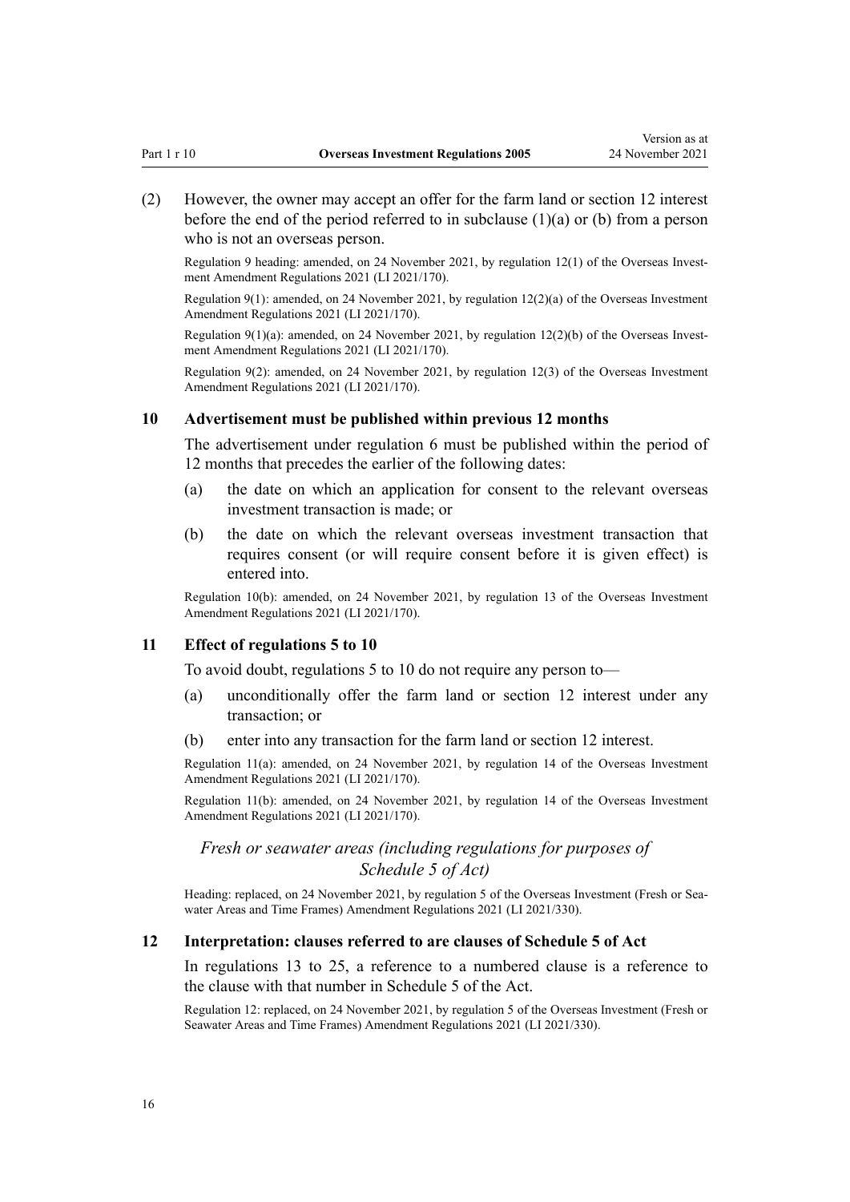(2) However, the owner may accept an offer for the farm land or section 12 interest before the end of the period referred to in subclause (1)(a) or (b) from a person who is not an overseas person.

Regulation 9 heading: amended, on 24 November 2021, by regulation 12(1) of the Overseas Investment Amendment Regulations 2021 (LI 2021/170).

Regulation 9(1): amended, on 24 November 2021, by regulation 12(2)(a) of the Overseas Investment Amendment Regulations 2021 (LI 2021/170).

Regulation 9(1)(a): amended, on 24 November 2021, by regulation 12(2)(b) of the Overseas Investment Amendment Regulations 2021 (LI 2021/170).

Regulation 9(2): amended, on 24 November 2021, by regulation 12(3) of the Overseas Investment Amendment Regulations 2021 (LI 2021/170).

### 10 Advertisement must be published within previous 12 months

The advertisement under regulation 6 must be published within the period of 12 months that precedes the earlier of the following dates:

(a) the date on which an application for consent to the relevant overseas investment transaction is made; or

(b) the date on which the relevant overseas investment transaction that requires consent (or will require consent before it is given effect) is entered into.

Regulation 10(b): amended, on 24 November 2021, by regulation 13 of the Overseas Investment Amendment Regulations 2021 (LI 2021/170).

### 11 Effect of regulations 5 to 10

To avoid doubt, regulations 5 to 10 do not require any person to—

(a) unconditionally offer the farm land or section 12 interest under any transaction; or

(b) enter into any transaction for the farm land or section 12 interest.

Regulation 11(a): amended, on 24 November 2021, by regulation 14 of the Overseas Investment Amendment Regulations 2021 (LI 2021/170).

Regulation 11(b): amended, on 24 November 2021, by regulation 14 of the Overseas Investment Amendment Regulations 2021 (LI 2021/170).

## *Fresh or seawater areas (including regulations for purposes of Schedule 5 of Act)*

Heading: replaced, on 24 November 2021, by regulation 5 of the Overseas Investment (Fresh or Seawater Areas and Time Frames) Amendment Regulations 2021 (LI 2021/330).

### 12 Interpretation: clauses referred to are clauses of Schedule 5 of Act

In regulations 13 to 25, a reference to a numbered clause is a reference to the clause with that number in Schedule 5 of the Act.

Regulation 12: replaced, on 24 November 2021, by regulation 5 of the Overseas Investment (Fresh or Seawater Areas and Time Frames) Amendment Regulations 2021 (LI 2021/330).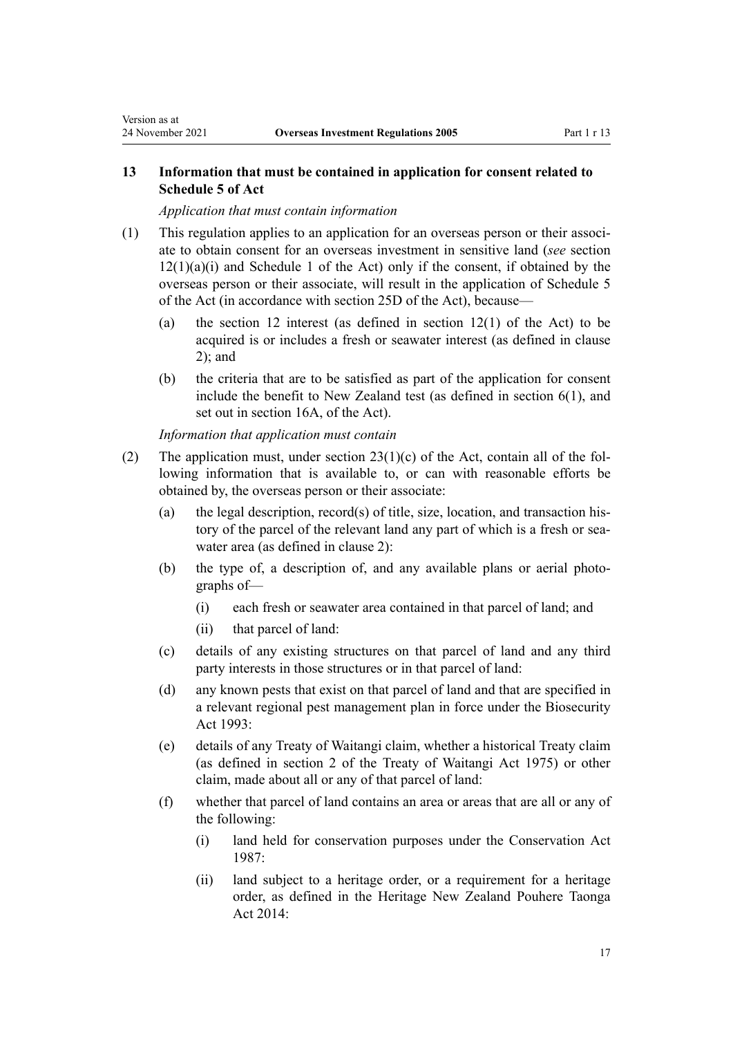### 13 Information that must be contained in application for consent related to Schedule 5 of Act

*Application that must contain information*

(1) This regulation applies to an application for an overseas person or their associate to obtain consent for an overseas investment in sensitive land (*see* section 12(1)(a)(i) and Schedule 1 of the Act) only if the consent, if obtained by the overseas person or their associate, will result in the application of Schedule 5 of the Act (in accordance with section 25D of the Act), because—

(a) the section 12 interest (as defined in section 12(1) of the Act) to be acquired is or includes a fresh or seawater interest (as defined in clause 2); and

(b) the criteria that are to be satisfied as part of the application for consent include the benefit to New Zealand test (as defined in section 6(1), and set out in section 16A, of the Act).

*Information that application must contain*

(2) The application must, under section 23(1)(c) of the Act, contain all of the following information that is available to, or can with reasonable efforts be obtained by, the overseas person or their associate:

(a) the legal description, record(s) of title, size, location, and transaction history of the parcel of the relevant land any part of which is a fresh or seawater area (as defined in clause 2):

(b) the type of, a description of, and any available plans or aerial photographs of—

(i) each fresh or seawater area contained in that parcel of land; and

(ii) that parcel of land:

(c) details of any existing structures on that parcel of land and any third party interests in those structures or in that parcel of land:

(d) any known pests that exist on that parcel of land and that are specified in a relevant regional pest management plan in force under the Biosecurity Act 1993:

(e) details of any Treaty of Waitangi claim, whether a historical Treaty claim (as defined in section 2 of the Treaty of Waitangi Act 1975) or other claim, made about all or any of that parcel of land:

(f) whether that parcel of land contains an area or areas that are all or any of the following:

(i) land held for conservation purposes under the Conservation Act 1987:

(ii) land subject to a heritage order, or a requirement for a heritage order, as defined in the Heritage New Zealand Pouhere Taonga Act 2014: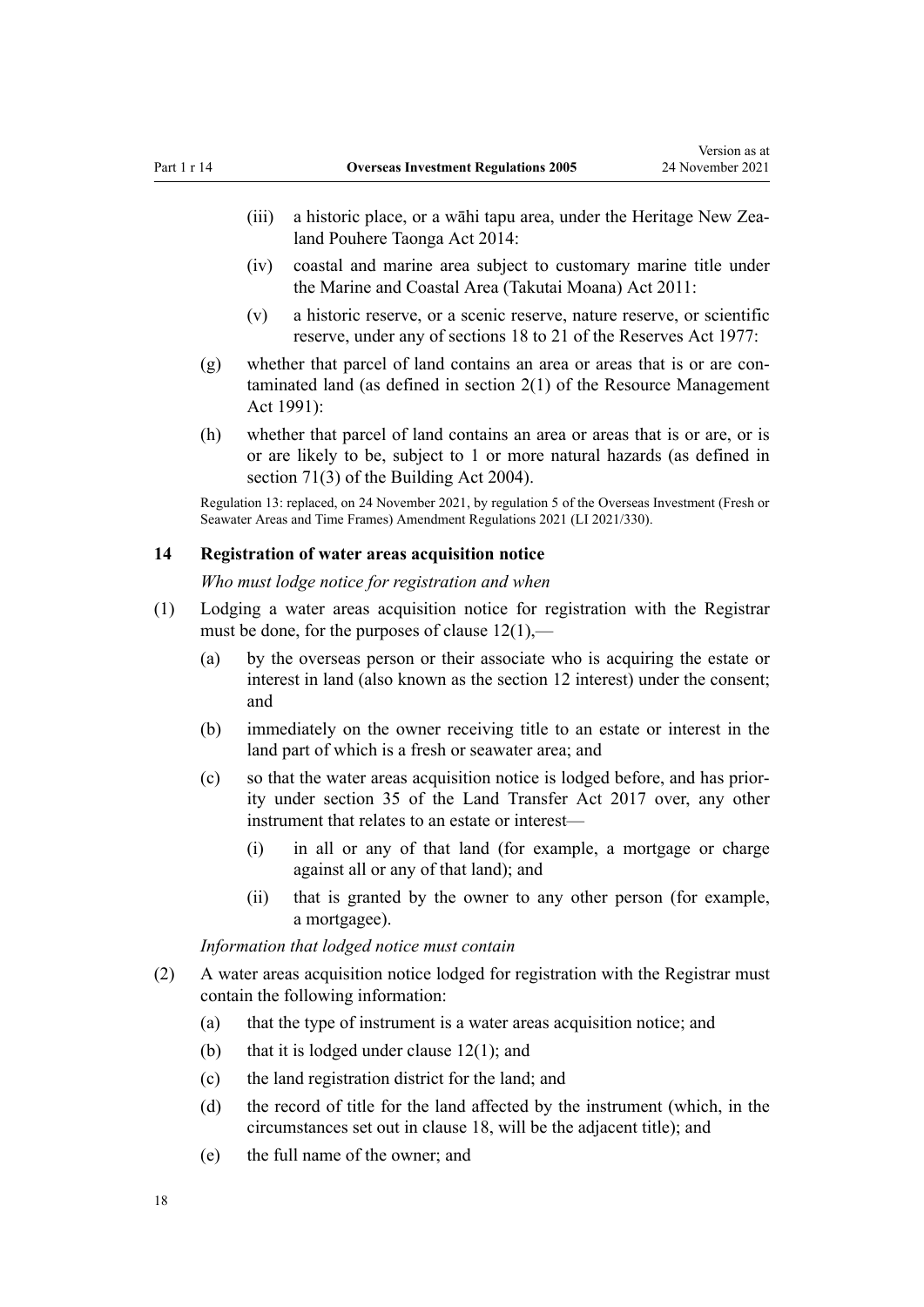(iii) a historic place, or a wāhi tapu area, under the Heritage New Zealand Pouhere Taonga Act 2014:

(iv) coastal and marine area subject to customary marine title under the Marine and Coastal Area (Takutai Moana) Act 2011:

(v) a historic reserve, or a scenic reserve, nature reserve, or scientific reserve, under any of sections 18 to 21 of the Reserves Act 1977:

(g) whether that parcel of land contains an area or areas that is or are contaminated land (as defined in section 2(1) of the Resource Management Act 1991):

(h) whether that parcel of land contains an area or areas that is or are, or is or are likely to be, subject to 1 or more natural hazards (as defined in section 71(3) of the Building Act 2004).

Regulation 13: replaced, on 24 November 2021, by regulation 5 of the Overseas Investment (Fresh or Seawater Areas and Time Frames) Amendment Regulations 2021 (LI 2021/330).

### 14 Registration of water areas acquisition notice

*Who must lodge notice for registration and when*

(1) Lodging a water areas acquisition notice for registration with the Registrar must be done, for the purposes of clause 12(1),—

(a) by the overseas person or their associate who is acquiring the estate or interest in land (also known as the section 12 interest) under the consent; and

(b) immediately on the owner receiving title to an estate or interest in the land part of which is a fresh or seawater area; and

(c) so that the water areas acquisition notice is lodged before, and has priority under section 35 of the Land Transfer Act 2017 over, any other instrument that relates to an estate or interest—

(i) in all or any of that land (for example, a mortgage or charge against all or any of that land); and

(ii) that is granted by the owner to any other person (for example, a mortgagee).

*Information that lodged notice must contain*

(2) A water areas acquisition notice lodged for registration with the Registrar must contain the following information:

(a) that the type of instrument is a water areas acquisition notice; and

(b) that it is lodged under clause 12(1); and

(c) the land registration district for the land; and

(d) the record of title for the land affected by the instrument (which, in the circumstances set out in clause 18, will be the adjacent title); and

(e) the full name of the owner; and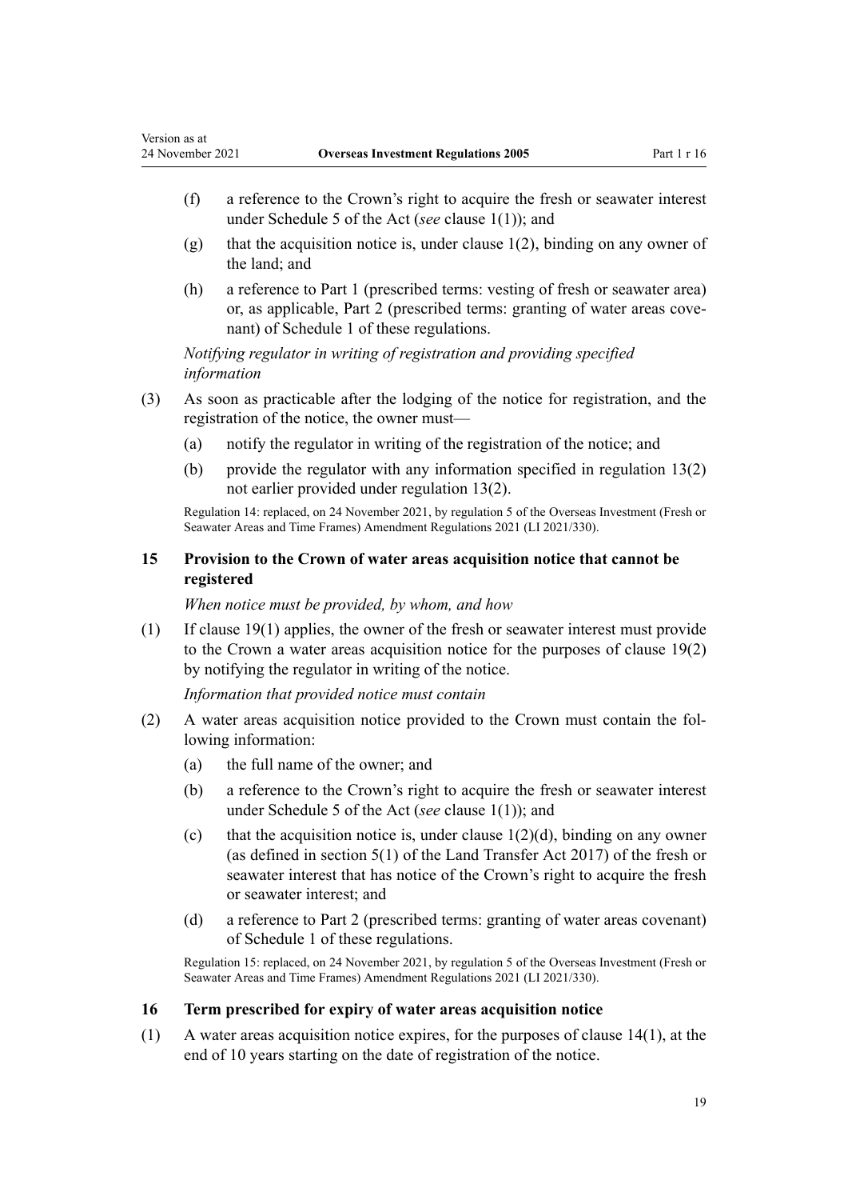(f) a reference to the Crown's right to acquire the fresh or seawater interest under Schedule 5 of the Act (*see* clause 1(1)); and

(g) that the acquisition notice is, under clause 1(2), binding on any owner of the land; and

(h) a reference to Part 1 (prescribed terms: vesting of fresh or seawater area) or, as applicable, Part 2 (prescribed terms: granting of water areas covenant) of Schedule 1 of these regulations.

*Notifying regulator in writing of registration and providing specified information*

(3) As soon as practicable after the lodging of the notice for registration, and the registration of the notice, the owner must—

(a) notify the regulator in writing of the registration of the notice; and

(b) provide the regulator with any information specified in regulation 13(2) not earlier provided under regulation 13(2).

Regulation 14: replaced, on 24 November 2021, by regulation 5 of the Overseas Investment (Fresh or Seawater Areas and Time Frames) Amendment Regulations 2021 (LI 2021/330).

### 15 Provision to the Crown of water areas acquisition notice that cannot be registered

*When notice must be provided, by whom, and how*

(1) If clause 19(1) applies, the owner of the fresh or seawater interest must provide to the Crown a water areas acquisition notice for the purposes of clause 19(2) by notifying the regulator in writing of the notice.

*Information that provided notice must contain*

(2) A water areas acquisition notice provided to the Crown must contain the following information:

(a) the full name of the owner; and

(b) a reference to the Crown's right to acquire the fresh or seawater interest under Schedule 5 of the Act (*see* clause 1(1)); and

(c) that the acquisition notice is, under clause 1(2)(d), binding on any owner (as defined in section 5(1) of the Land Transfer Act 2017) of the fresh or seawater interest that has notice of the Crown's right to acquire the fresh or seawater interest; and

(d) a reference to Part 2 (prescribed terms: granting of water areas covenant) of Schedule 1 of these regulations.

Regulation 15: replaced, on 24 November 2021, by regulation 5 of the Overseas Investment (Fresh or Seawater Areas and Time Frames) Amendment Regulations 2021 (LI 2021/330).

### 16 Term prescribed for expiry of water areas acquisition notice

(1) A water areas acquisition notice expires, for the purposes of clause 14(1), at the end of 10 years starting on the date of registration of the notice.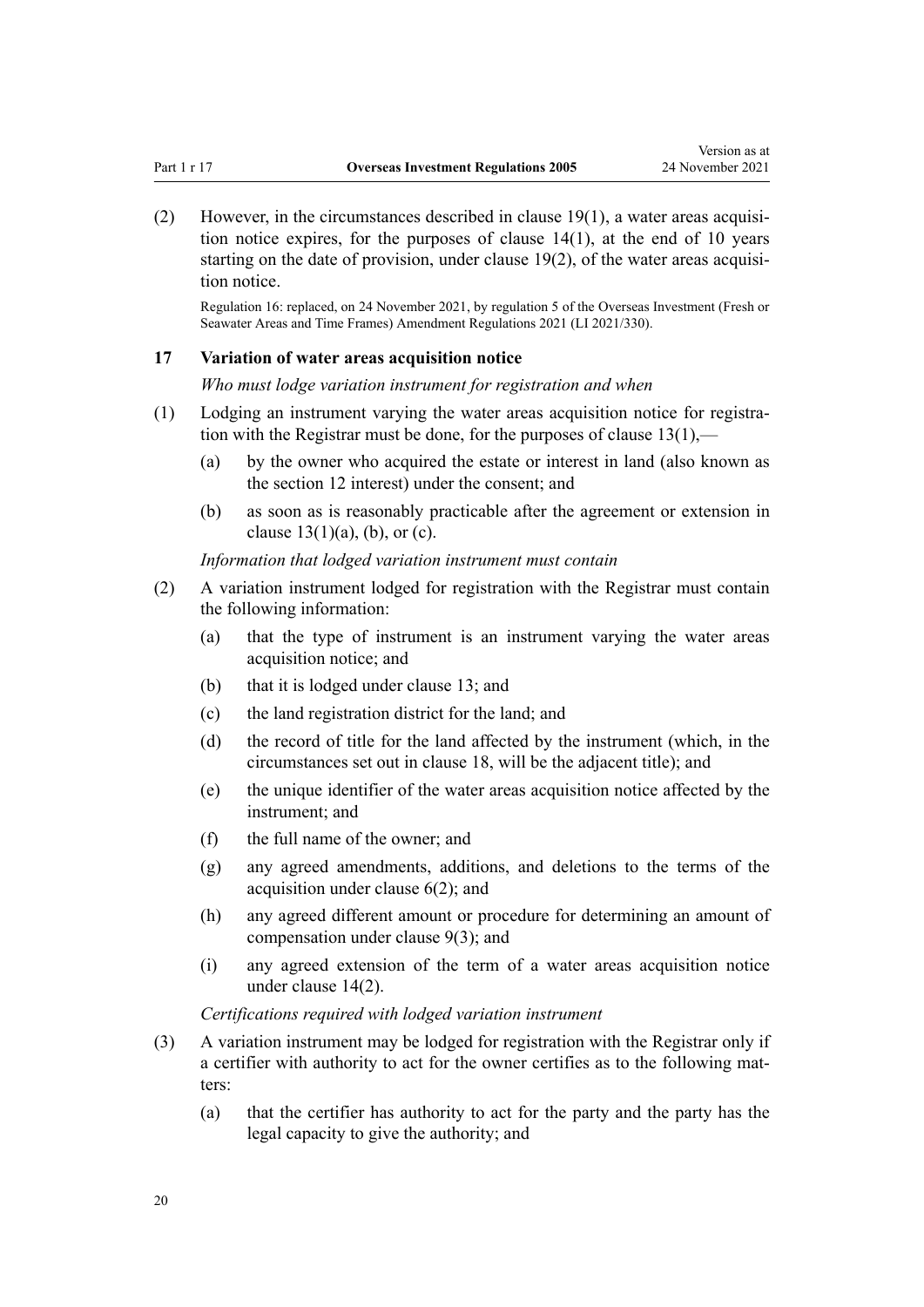(2) However, in the circumstances described in clause 19(1), a water areas acquisition notice expires, for the purposes of clause 14(1), at the end of 10 years starting on the date of provision, under clause 19(2), of the water areas acquisition notice.

Regulation 16: replaced, on 24 November 2021, by regulation 5 of the Overseas Investment (Fresh or Seawater Areas and Time Frames) Amendment Regulations 2021 (LI 2021/330).

### 17 Variation of water areas acquisition notice

*Who must lodge variation instrument for registration and when*

(1) Lodging an instrument varying the water areas acquisition notice for registration with the Registrar must be done, for the purposes of clause 13(1),—

- (a) by the owner who acquired the estate or interest in land (also known as the section 12 interest) under the consent; and
- (b) as soon as is reasonably practicable after the agreement or extension in clause 13(1)(a), (b), or (c).

*Information that lodged variation instrument must contain*

(2) A variation instrument lodged for registration with the Registrar must contain the following information:

- (a) that the type of instrument is an instrument varying the water areas acquisition notice; and
- (b) that it is lodged under clause 13; and
- (c) the land registration district for the land; and
- (d) the record of title for the land affected by the instrument (which, in the circumstances set out in clause 18, will be the adjacent title); and
- (e) the unique identifier of the water areas acquisition notice affected by the instrument; and
- (f) the full name of the owner; and
- (g) any agreed amendments, additions, and deletions to the terms of the acquisition under clause 6(2); and
- (h) any agreed different amount or procedure for determining an amount of compensation under clause 9(3); and
- (i) any agreed extension of the term of a water areas acquisition notice under clause 14(2).

*Certifications required with lodged variation instrument*

(3) A variation instrument may be lodged for registration with the Registrar only if a certifier with authority to act for the owner certifies as to the following matters:

- (a) that the certifier has authority to act for the party and the party has the legal capacity to give the authority; and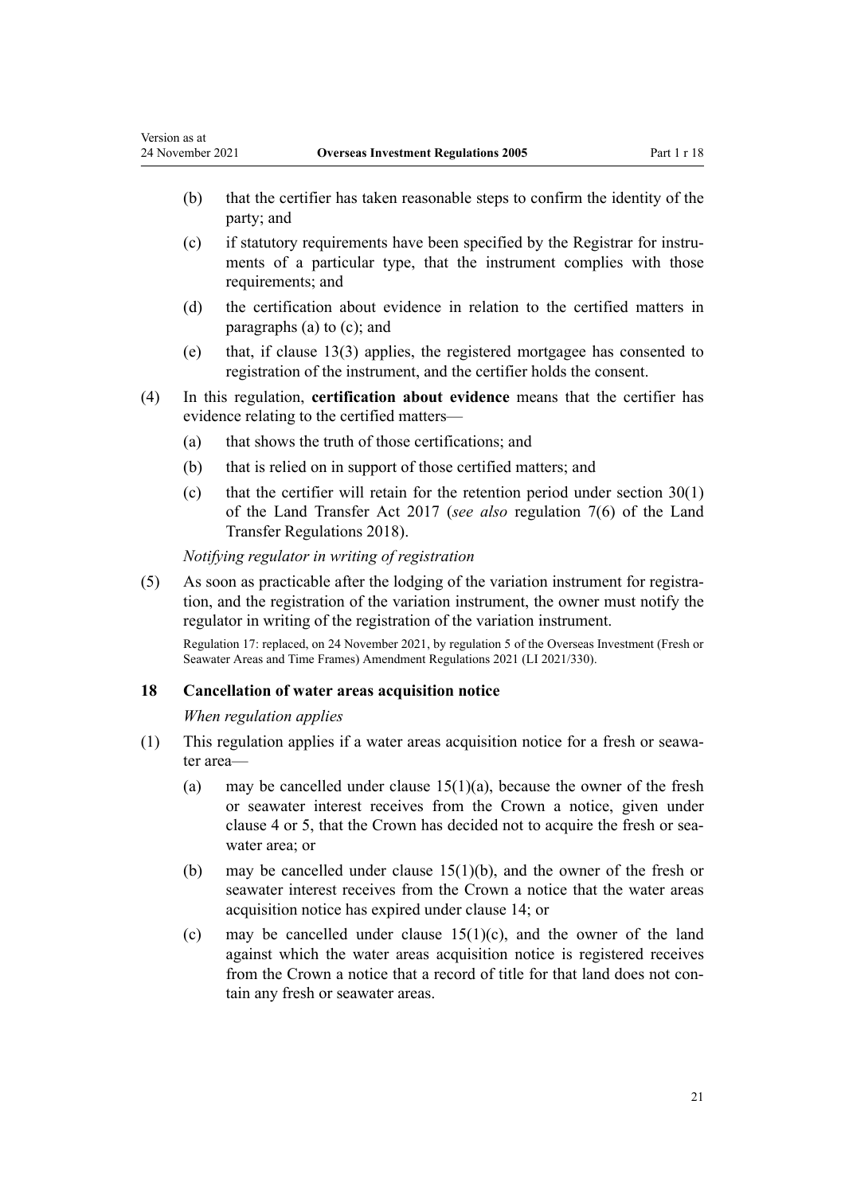(b) that the certifier has taken reasonable steps to confirm the identity of the party; and

(c) if statutory requirements have been specified by the Registrar for instruments of a particular type, that the instrument complies with those requirements; and

(d) the certification about evidence in relation to the certified matters in paragraphs (a) to (c); and

(e) that, if clause 13(3) applies, the registered mortgagee has consented to registration of the instrument, and the certifier holds the consent.

(4) In this regulation, **certification about evidence** means that the certifier has evidence relating to the certified matters—

(a) that shows the truth of those certifications; and

(b) that is relied on in support of those certified matters; and

(c) that the certifier will retain for the retention period under section 30(1) of the Land Transfer Act 2017 (*see also* regulation 7(6) of the Land Transfer Regulations 2018).

*Notifying regulator in writing of registration*

(5) As soon as practicable after the lodging of the variation instrument for registration, and the registration of the variation instrument, the owner must notify the regulator in writing of the registration of the variation instrument.

Regulation 17: replaced, on 24 November 2021, by regulation 5 of the Overseas Investment (Fresh or Seawater Areas and Time Frames) Amendment Regulations 2021 (LI 2021/330).

### 18 Cancellation of water areas acquisition notice

*When regulation applies*

(1) This regulation applies if a water areas acquisition notice for a fresh or seawater area—

(a) may be cancelled under clause 15(1)(a), because the owner of the fresh or seawater interest receives from the Crown a notice, given under clause 4 or 5, that the Crown has decided not to acquire the fresh or seawater area; or

(b) may be cancelled under clause 15(1)(b), and the owner of the fresh or seawater interest receives from the Crown a notice that the water areas acquisition notice has expired under clause 14; or

(c) may be cancelled under clause 15(1)(c), and the owner of the land against which the water areas acquisition notice is registered receives from the Crown a notice that a record of title for that land does not contain any fresh or seawater areas.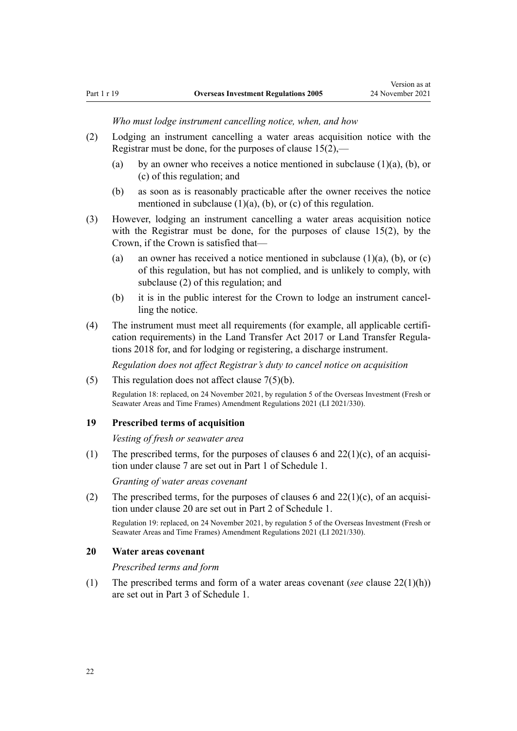*Who must lodge instrument cancelling notice, when, and how*

(2) Lodging an instrument cancelling a water areas acquisition notice with the Registrar must be done, for the purposes of clause 15(2),—

(a) by an owner who receives a notice mentioned in subclause (1)(a), (b), or (c) of this regulation; and

(b) as soon as is reasonably practicable after the owner receives the notice mentioned in subclause (1)(a), (b), or (c) of this regulation.

(3) However, lodging an instrument cancelling a water areas acquisition notice with the Registrar must be done, for the purposes of clause 15(2), by the Crown, if the Crown is satisfied that—

(a) an owner has received a notice mentioned in subclause (1)(a), (b), or (c) of this regulation, but has not complied, and is unlikely to comply, with subclause (2) of this regulation; and

(b) it is in the public interest for the Crown to lodge an instrument cancelling the notice.

(4) The instrument must meet all requirements (for example, all applicable certification requirements) in the Land Transfer Act 2017 or Land Transfer Regulations 2018 for, and for lodging or registering, a discharge instrument.

*Regulation does not affect Registrar's duty to cancel notice on acquisition*

(5) This regulation does not affect clause 7(5)(b).

Regulation 18: replaced, on 24 November 2021, by regulation 5 of the Overseas Investment (Fresh or Seawater Areas and Time Frames) Amendment Regulations 2021 (LI 2021/330).

### 19 Prescribed terms of acquisition

*Vesting of fresh or seawater area*

(1) The prescribed terms, for the purposes of clauses 6 and 22(1)(c), of an acquisition under clause 7 are set out in Part 1 of Schedule 1.

*Granting of water areas covenant*

(2) The prescribed terms, for the purposes of clauses 6 and 22(1)(c), of an acquisition under clause 20 are set out in Part 2 of Schedule 1.

Regulation 19: replaced, on 24 November 2021, by regulation 5 of the Overseas Investment (Fresh or Seawater Areas and Time Frames) Amendment Regulations 2021 (LI 2021/330).

### 20 Water areas covenant

*Prescribed terms and form*

(1) The prescribed terms and form of a water areas covenant (*see* clause 22(1)(h)) are set out in Part 3 of Schedule 1.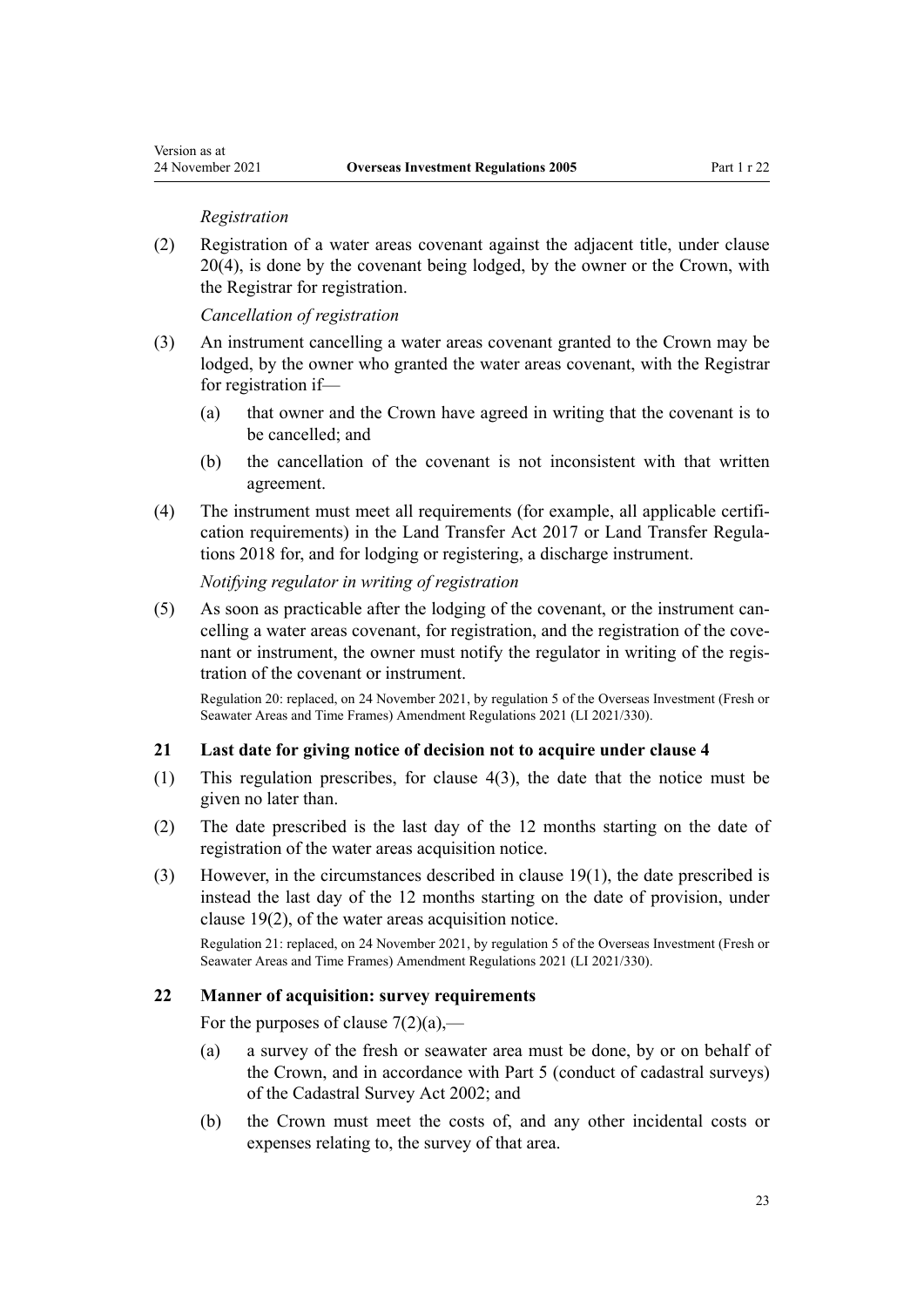*Registration*

(2) Registration of a water areas covenant against the adjacent title, under clause 20(4), is done by the covenant being lodged, by the owner or the Crown, with the Registrar for registration.

*Cancellation of registration*

(3) An instrument cancelling a water areas covenant granted to the Crown may be lodged, by the owner who granted the water areas covenant, with the Registrar for registration if—

(a) that owner and the Crown have agreed in writing that the covenant is to be cancelled; and

(b) the cancellation of the covenant is not inconsistent with that written agreement.

(4) The instrument must meet all requirements (for example, all applicable certification requirements) in the Land Transfer Act 2017 or Land Transfer Regulations 2018 for, and for lodging or registering, a discharge instrument.

*Notifying regulator in writing of registration*

(5) As soon as practicable after the lodging of the covenant, or the instrument cancelling a water areas covenant, for registration, and the registration of the covenant or instrument, the owner must notify the regulator in writing of the registration of the covenant or instrument.

Regulation 20: replaced, on 24 November 2021, by regulation 5 of the Overseas Investment (Fresh or Seawater Areas and Time Frames) Amendment Regulations 2021 (LI 2021/330).

### 21 Last date for giving notice of decision not to acquire under clause 4

(1) This regulation prescribes, for clause 4(3), the date that the notice must be given no later than.

(2) The date prescribed is the last day of the 12 months starting on the date of registration of the water areas acquisition notice.

(3) However, in the circumstances described in clause 19(1), the date prescribed is instead the last day of the 12 months starting on the date of provision, under clause 19(2), of the water areas acquisition notice.

Regulation 21: replaced, on 24 November 2021, by regulation 5 of the Overseas Investment (Fresh or Seawater Areas and Time Frames) Amendment Regulations 2021 (LI 2021/330).

### 22 Manner of acquisition: survey requirements

For the purposes of clause 7(2)(a),—

(a) a survey of the fresh or seawater area must be done, by or on behalf of the Crown, and in accordance with Part 5 (conduct of cadastral surveys) of the Cadastral Survey Act 2002; and

(b) the Crown must meet the costs of, and any other incidental costs or expenses relating to, the survey of that area.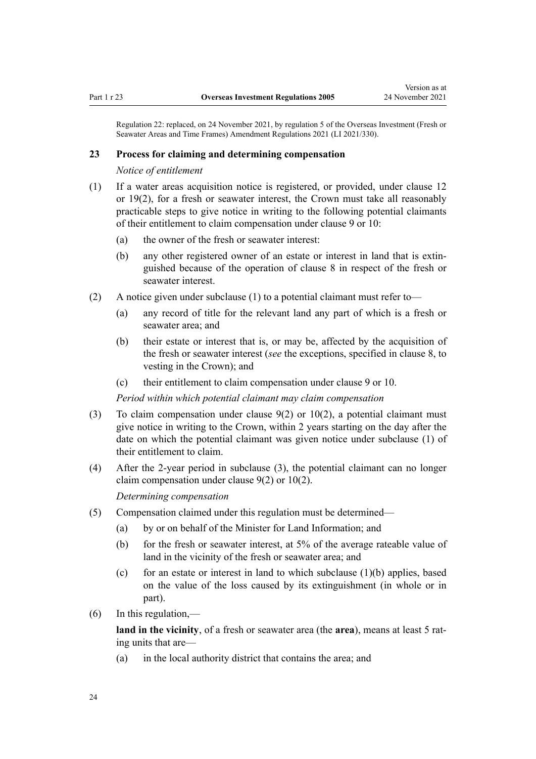Regulation 22: replaced, on 24 November 2021, by regulation 5 of the Overseas Investment (Fresh or Seawater Areas and Time Frames) Amendment Regulations 2021 (LI 2021/330).

### 23 Process for claiming and determining compensation

*Notice of entitlement*

(1) If a water areas acquisition notice is registered, or provided, under clause 12 or 19(2), for a fresh or seawater interest, the Crown must take all reasonably practicable steps to give notice in writing to the following potential claimants of their entitlement to claim compensation under clause 9 or 10:

- (a) the owner of the fresh or seawater interest:
- (b) any other registered owner of an estate or interest in land that is extinguished because of the operation of clause 8 in respect of the fresh or seawater interest.

(2) A notice given under subclause (1) to a potential claimant must refer to—

- (a) any record of title for the relevant land any part of which is a fresh or seawater area; and
- (b) their estate or interest that is, or may be, affected by the acquisition of the fresh or seawater interest (*see* the exceptions, specified in clause 8, to vesting in the Crown); and
- (c) their entitlement to claim compensation under clause 9 or 10.

*Period within which potential claimant may claim compensation*

(3) To claim compensation under clause 9(2) or 10(2), a potential claimant must give notice in writing to the Crown, within 2 years starting on the day after the date on which the potential claimant was given notice under subclause (1) of their entitlement to claim.

(4) After the 2-year period in subclause (3), the potential claimant can no longer claim compensation under clause 9(2) or 10(2).

*Determining compensation*

(5) Compensation claimed under this regulation must be determined—

- (a) by or on behalf of the Minister for Land Information; and
- (b) for the fresh or seawater interest, at 5% of the average rateable value of land in the vicinity of the fresh or seawater area; and
- (c) for an estate or interest in land to which subclause (1)(b) applies, based on the value of the loss caused by its extinguishment (in whole or in part).

(6) In this regulation,—

**land in the vicinity**, of a fresh or seawater area (the **area**), means at least 5 rating units that are—

- (a) in the local authority district that contains the area; and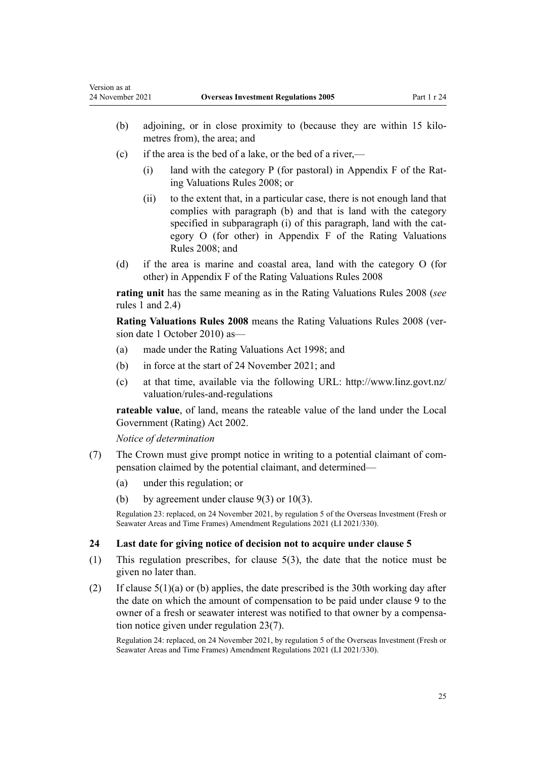(b) adjoining, or in close proximity to (because they are within 15 kilometres from), the area; and

(c) if the area is the bed of a lake, or the bed of a river,—

  (i) land with the category P (for pastoral) in Appendix F of the Rating Valuations Rules 2008; or

  (ii) to the extent that, in a particular case, there is not enough land that complies with paragraph (b) and that is land with the category specified in subparagraph (i) of this paragraph, land with the category O (for other) in Appendix F of the Rating Valuations Rules 2008; and

(d) if the area is marine and coastal area, land with the category O (for other) in Appendix F of the Rating Valuations Rules 2008

**rating unit** has the same meaning as in the Rating Valuations Rules 2008 (*see* rules 1 and 2.4)

**Rating Valuations Rules 2008** means the Rating Valuations Rules 2008 (version date 1 October 2010) as—

(a) made under the Rating Valuations Act 1998; and

(b) in force at the start of 24 November 2021; and

(c) at that time, available via the following URL: http://www.linz.govt.nz/valuation/rules-and-regulations

**rateable value**, of land, means the rateable value of the land under the Local Government (Rating) Act 2002.

*Notice of determination*

(7) The Crown must give prompt notice in writing to a potential claimant of compensation claimed by the potential claimant, and determined—

(a) under this regulation; or

(b) by agreement under clause 9(3) or 10(3).

Regulation 23: replaced, on 24 November 2021, by regulation 5 of the Overseas Investment (Fresh or Seawater Areas and Time Frames) Amendment Regulations 2021 (LI 2021/330).

### 24 Last date for giving notice of decision not to acquire under clause 5

(1) This regulation prescribes, for clause 5(3), the date that the notice must be given no later than.

(2) If clause 5(1)(a) or (b) applies, the date prescribed is the 30th working day after the date on which the amount of compensation to be paid under clause 9 to the owner of a fresh or seawater interest was notified to that owner by a compensation notice given under regulation 23(7).

Regulation 24: replaced, on 24 November 2021, by regulation 5 of the Overseas Investment (Fresh or Seawater Areas and Time Frames) Amendment Regulations 2021 (LI 2021/330).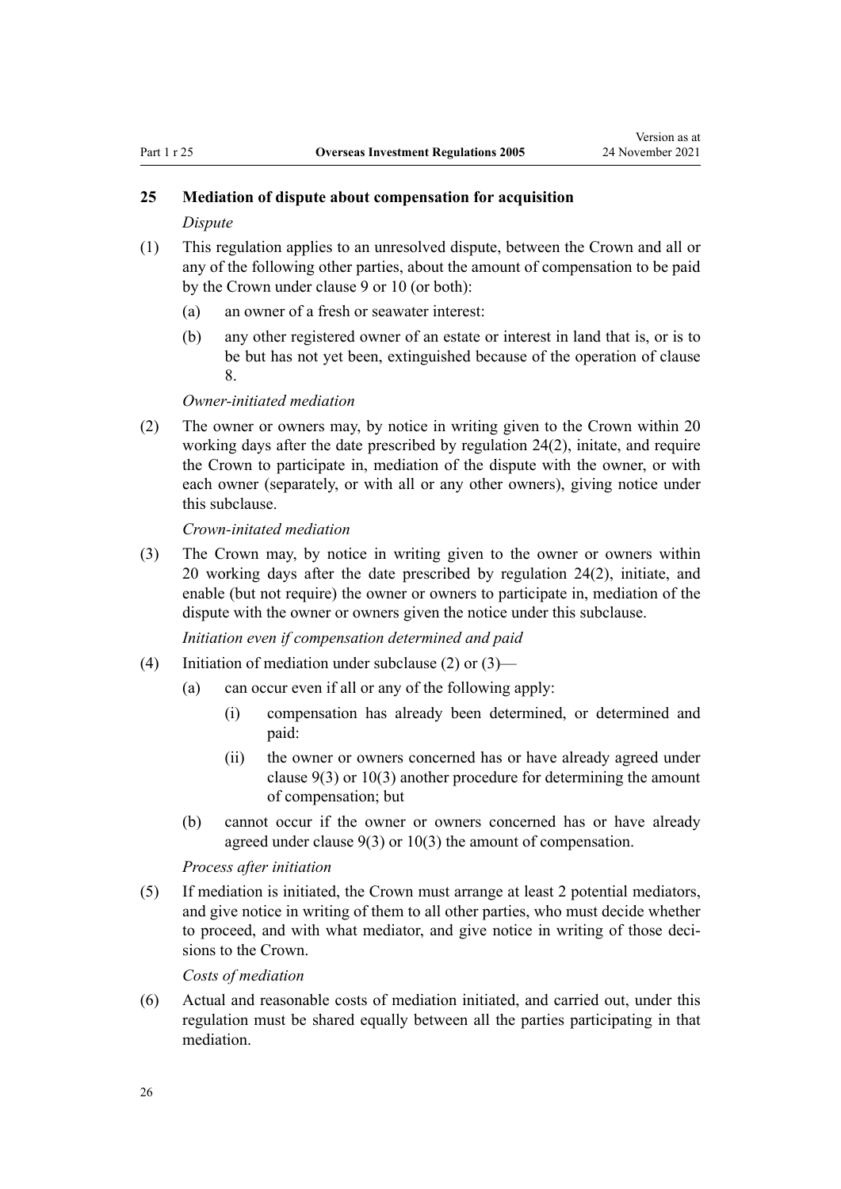## 25 Mediation of dispute about compensation for acquisition

*Dispute*

(1) This regulation applies to an unresolved dispute, between the Crown and all or any of the following other parties, about the amount of compensation to be paid by the Crown under clause 9 or 10 (or both):

- (a) an owner of a fresh or seawater interest:
- (b) any other registered owner of an estate or interest in land that is, or is to be but has not yet been, extinguished because of the operation of clause 8.

*Owner-initiated mediation*

(2) The owner or owners may, by notice in writing given to the Crown within 20 working days after the date prescribed by regulation 24(2), initate, and require the Crown to participate in, mediation of the dispute with the owner, or with each owner (separately, or with all or any other owners), giving notice under this subclause.

*Crown-initated mediation*

(3) The Crown may, by notice in writing given to the owner or owners within 20 working days after the date prescribed by regulation 24(2), initiate, and enable (but not require) the owner or owners to participate in, mediation of the dispute with the owner or owners given the notice under this subclause.

*Initiation even if compensation determined and paid*

(4) Initiation of mediation under subclause (2) or (3)—

- (a) can occur even if all or any of the following apply:
  - (i) compensation has already been determined, or determined and paid:
  - (ii) the owner or owners concerned has or have already agreed under clause 9(3) or 10(3) another procedure for determining the amount of compensation; but
- (b) cannot occur if the owner or owners concerned has or have already agreed under clause 9(3) or 10(3) the amount of compensation.

*Process after initiation*

(5) If mediation is initiated, the Crown must arrange at least 2 potential mediators, and give notice in writing of them to all other parties, who must decide whether to proceed, and with what mediator, and give notice in writing of those decisions to the Crown.

*Costs of mediation*

(6) Actual and reasonable costs of mediation initiated, and carried out, under this regulation must be shared equally between all the parties participating in that mediation.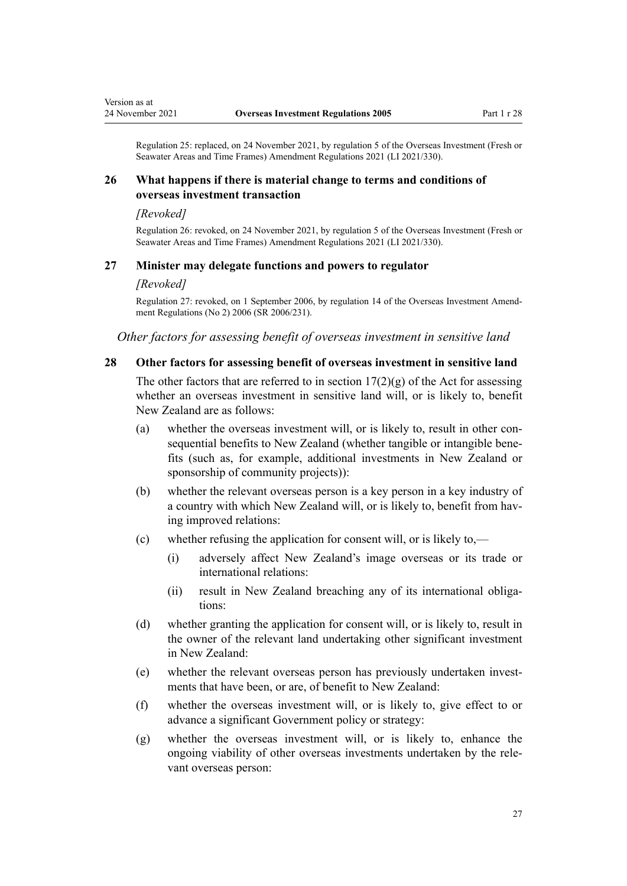Regulation 25: replaced, on 24 November 2021, by regulation 5 of the Overseas Investment (Fresh or Seawater Areas and Time Frames) Amendment Regulations 2021 (LI 2021/330).

### 26 What happens if there is material change to terms and conditions of overseas investment transaction

*[Revoked]*

Regulation 26: revoked, on 24 November 2021, by regulation 5 of the Overseas Investment (Fresh or Seawater Areas and Time Frames) Amendment Regulations 2021 (LI 2021/330).

### 27 Minister may delegate functions and powers to regulator

*[Revoked]*

Regulation 27: revoked, on 1 September 2006, by regulation 14 of the Overseas Investment Amendment Regulations (No 2) 2006 (SR 2006/231).

*Other factors for assessing benefit of overseas investment in sensitive land*

### 28 Other factors for assessing benefit of overseas investment in sensitive land

The other factors that are referred to in section 17(2)(g) of the Act for assessing whether an overseas investment in sensitive land will, or is likely to, benefit New Zealand are as follows:

(a) whether the overseas investment will, or is likely to, result in other consequential benefits to New Zealand (whether tangible or intangible benefits (such as, for example, additional investments in New Zealand or sponsorship of community projects)):

(b) whether the relevant overseas person is a key person in a key industry of a country with which New Zealand will, or is likely to, benefit from having improved relations:

(c) whether refusing the application for consent will, or is likely to,—

  (i) adversely affect New Zealand's image overseas or its trade or international relations:

  (ii) result in New Zealand breaching any of its international obligations:

(d) whether granting the application for consent will, or is likely to, result in the owner of the relevant land undertaking other significant investment in New Zealand:

(e) whether the relevant overseas person has previously undertaken investments that have been, or are, of benefit to New Zealand:

(f) whether the overseas investment will, or is likely to, give effect to or advance a significant Government policy or strategy:

(g) whether the overseas investment will, or is likely to, enhance the ongoing viability of other overseas investments undertaken by the relevant overseas person: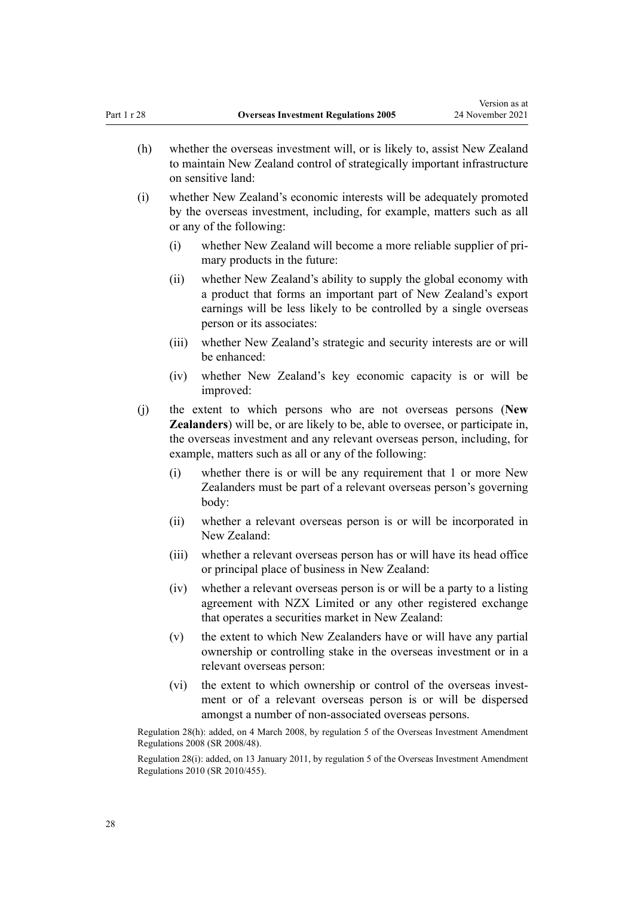(h) whether the overseas investment will, or is likely to, assist New Zealand to maintain New Zealand control of strategically important infrastructure on sensitive land:

(i) whether New Zealand's economic interests will be adequately promoted by the overseas investment, including, for example, matters such as all or any of the following:

  (i) whether New Zealand will become a more reliable supplier of primary products in the future:

  (ii) whether New Zealand's ability to supply the global economy with a product that forms an important part of New Zealand's export earnings will be less likely to be controlled by a single overseas person or its associates:

  (iii) whether New Zealand's strategic and security interests are or will be enhanced:

  (iv) whether New Zealand's key economic capacity is or will be improved:

(j) the extent to which persons who are not overseas persons (**New Zealanders**) will be, or are likely to be, able to oversee, or participate in, the overseas investment and any relevant overseas person, including, for example, matters such as all or any of the following:

  (i) whether there is or will be any requirement that 1 or more New Zealanders must be part of a relevant overseas person's governing body:

  (ii) whether a relevant overseas person is or will be incorporated in New Zealand:

  (iii) whether a relevant overseas person has or will have its head office or principal place of business in New Zealand:

  (iv) whether a relevant overseas person is or will be a party to a listing agreement with NZX Limited or any other registered exchange that operates a securities market in New Zealand:

  (v) the extent to which New Zealanders have or will have any partial ownership or controlling stake in the overseas investment or in a relevant overseas person:

  (vi) the extent to which ownership or control of the overseas investment or of a relevant overseas person is or will be dispersed amongst a number of non-associated overseas persons.

Regulation 28(h): added, on 4 March 2008, by regulation 5 of the Overseas Investment Amendment Regulations 2008 (SR 2008/48).

Regulation 28(i): added, on 13 January 2011, by regulation 5 of the Overseas Investment Amendment Regulations 2010 (SR 2010/455).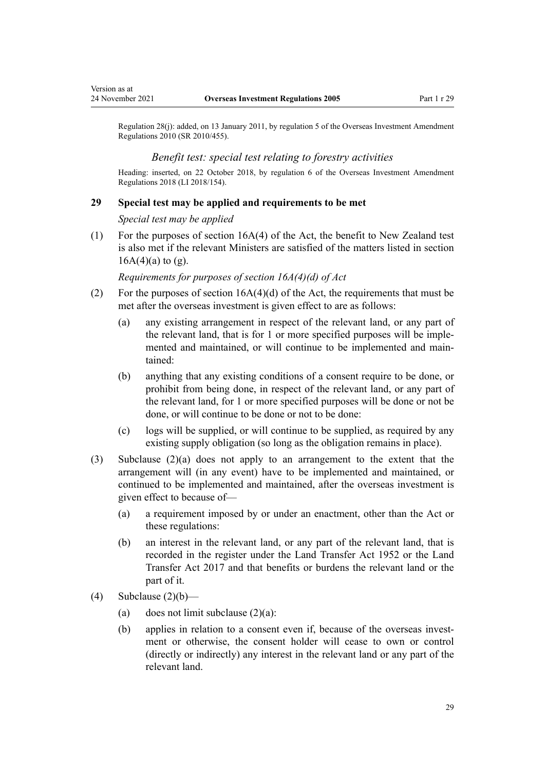Regulation 28(j): added, on 13 January 2011, by regulation 5 of the Overseas Investment Amendment Regulations 2010 (SR 2010/455).

### *Benefit test: special test relating to forestry activities*

Heading: inserted, on 22 October 2018, by regulation 6 of the Overseas Investment Amendment Regulations 2018 (LI 2018/154).

## 29 Special test may be applied and requirements to be met

*Special test may be applied*

(1) For the purposes of section 16A(4) of the Act, the benefit to New Zealand test is also met if the relevant Ministers are satisfied of the matters listed in section 16A(4)(a) to (g).

*Requirements for purposes of section 16A(4)(d) of Act*

(2) For the purposes of section 16A(4)(d) of the Act, the requirements that must be met after the overseas investment is given effect to are as follows:

- (a) any existing arrangement in respect of the relevant land, or any part of the relevant land, that is for 1 or more specified purposes will be implemented and maintained, or will continue to be implemented and maintained:
- (b) anything that any existing conditions of a consent require to be done, or prohibit from being done, in respect of the relevant land, or any part of the relevant land, for 1 or more specified purposes will be done or not be done, or will continue to be done or not to be done:
- (c) logs will be supplied, or will continue to be supplied, as required by any existing supply obligation (so long as the obligation remains in place).

(3) Subclause (2)(a) does not apply to an arrangement to the extent that the arrangement will (in any event) have to be implemented and maintained, or continued to be implemented and maintained, after the overseas investment is given effect to because of—

- (a) a requirement imposed by or under an enactment, other than the Act or these regulations:
- (b) an interest in the relevant land, or any part of the relevant land, that is recorded in the register under the Land Transfer Act 1952 or the Land Transfer Act 2017 and that benefits or burdens the relevant land or the part of it.

(4) Subclause (2)(b)—

- (a) does not limit subclause (2)(a):
- (b) applies in relation to a consent even if, because of the overseas investment or otherwise, the consent holder will cease to own or control (directly or indirectly) any interest in the relevant land or any part of the relevant land.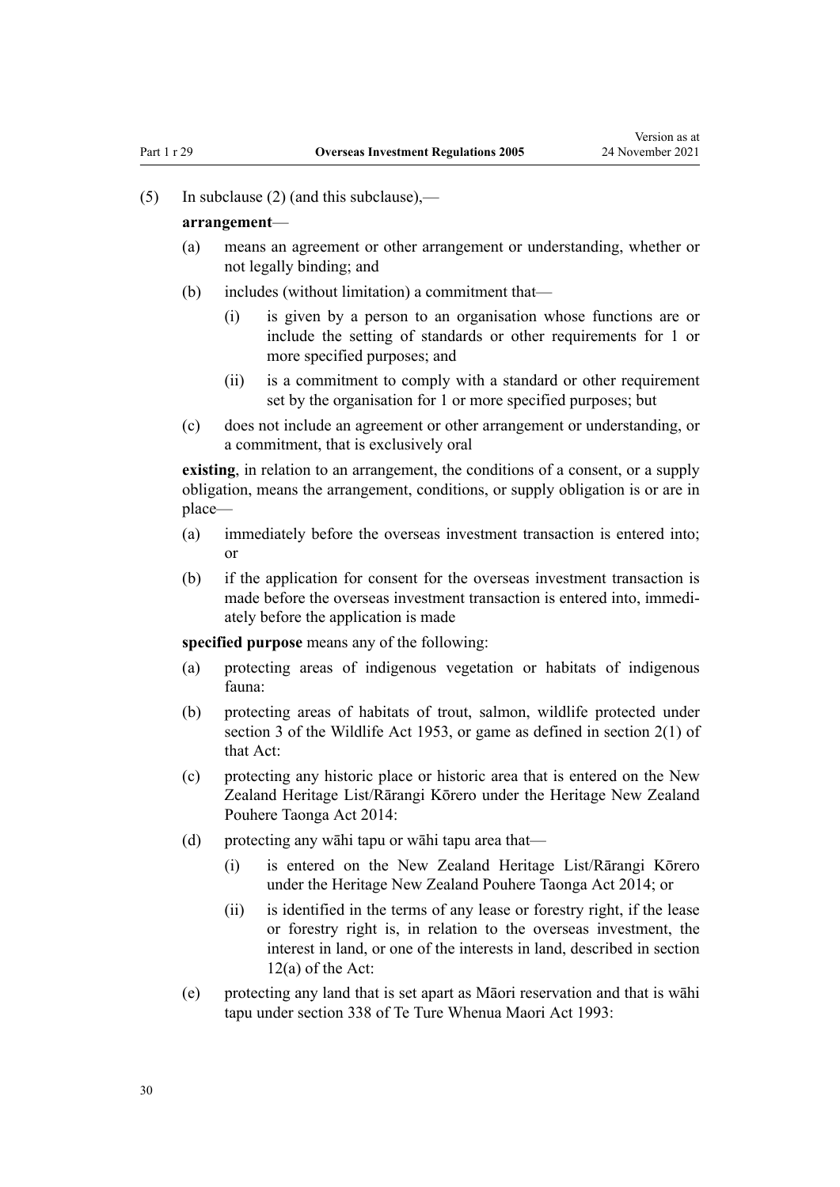(5) In subclause (2) (and this subclause),—

**arrangement**—

(a) means an agreement or other arrangement or understanding, whether or not legally binding; and

(b) includes (without limitation) a commitment that—

  (i) is given by a person to an organisation whose functions are or include the setting of standards or other requirements for 1 or more specified purposes; and

  (ii) is a commitment to comply with a standard or other requirement set by the organisation for 1 or more specified purposes; but

(c) does not include an agreement or other arrangement or understanding, or a commitment, that is exclusively oral

**existing**, in relation to an arrangement, the conditions of a consent, or a supply obligation, means the arrangement, conditions, or supply obligation is or are in place—

(a) immediately before the overseas investment transaction is entered into; or

(b) if the application for consent for the overseas investment transaction is made before the overseas investment transaction is entered into, immediately before the application is made

**specified purpose** means any of the following:

(a) protecting areas of indigenous vegetation or habitats of indigenous fauna:

(b) protecting areas of habitats of trout, salmon, wildlife protected under section 3 of the Wildlife Act 1953, or game as defined in section 2(1) of that Act:

(c) protecting any historic place or historic area that is entered on the New Zealand Heritage List/Rārangi Kōrero under the Heritage New Zealand Pouhere Taonga Act 2014:

(d) protecting any wāhi tapu or wāhi tapu area that—

  (i) is entered on the New Zealand Heritage List/Rārangi Kōrero under the Heritage New Zealand Pouhere Taonga Act 2014; or

  (ii) is identified in the terms of any lease or forestry right, if the lease or forestry right is, in relation to the overseas investment, the interest in land, or one of the interests in land, described in section 12(a) of the Act:

(e) protecting any land that is set apart as Māori reservation and that is wāhi tapu under section 338 of Te Ture Whenua Maori Act 1993: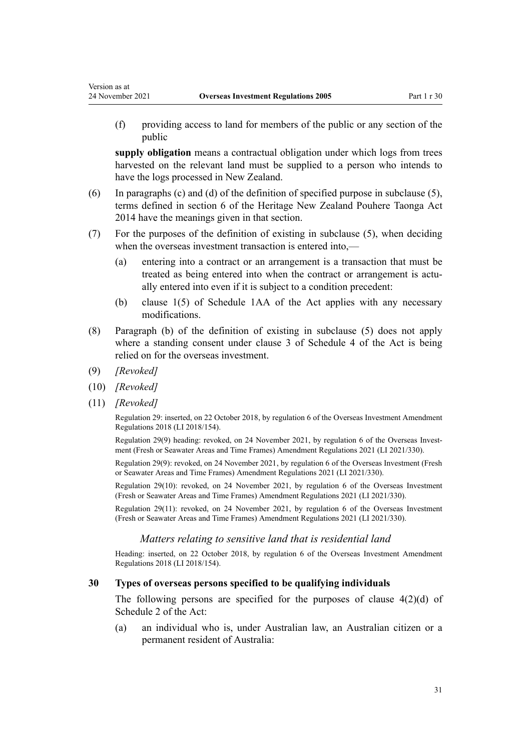(f) providing access to land for members of the public or any section of the public

**supply obligation** means a contractual obligation under which logs from trees harvested on the relevant land must be supplied to a person who intends to have the logs processed in New Zealand.

(6) In paragraphs (c) and (d) of the definition of specified purpose in subclause (5), terms defined in section 6 of the Heritage New Zealand Pouhere Taonga Act 2014 have the meanings given in that section.

(7) For the purposes of the definition of existing in subclause (5), when deciding when the overseas investment transaction is entered into,—

(a) entering into a contract or an arrangement is a transaction that must be treated as being entered into when the contract or arrangement is actually entered into even if it is subject to a condition precedent:

(b) clause 1(5) of Schedule 1AA of the Act applies with any necessary modifications.

(8) Paragraph (b) of the definition of existing in subclause (5) does not apply where a standing consent under clause 3 of Schedule 4 of the Act is being relied on for the overseas investment.

(9) *[Revoked]*

(10) *[Revoked]*

(11) *[Revoked]*

Regulation 29: inserted, on 22 October 2018, by regulation 6 of the Overseas Investment Amendment Regulations 2018 (LI 2018/154).

Regulation 29(9) heading: revoked, on 24 November 2021, by regulation 6 of the Overseas Investment (Fresh or Seawater Areas and Time Frames) Amendment Regulations 2021 (LI 2021/330).

Regulation 29(9): revoked, on 24 November 2021, by regulation 6 of the Overseas Investment (Fresh or Seawater Areas and Time Frames) Amendment Regulations 2021 (LI 2021/330).

Regulation 29(10): revoked, on 24 November 2021, by regulation 6 of the Overseas Investment (Fresh or Seawater Areas and Time Frames) Amendment Regulations 2021 (LI 2021/330).

Regulation 29(11): revoked, on 24 November 2021, by regulation 6 of the Overseas Investment (Fresh or Seawater Areas and Time Frames) Amendment Regulations 2021 (LI 2021/330).

### *Matters relating to sensitive land that is residential land*

Heading: inserted, on 22 October 2018, by regulation 6 of the Overseas Investment Amendment Regulations 2018 (LI 2018/154).

### 30 Types of overseas persons specified to be qualifying individuals

The following persons are specified for the purposes of clause 4(2)(d) of Schedule 2 of the Act:

(a) an individual who is, under Australian law, an Australian citizen or a permanent resident of Australia: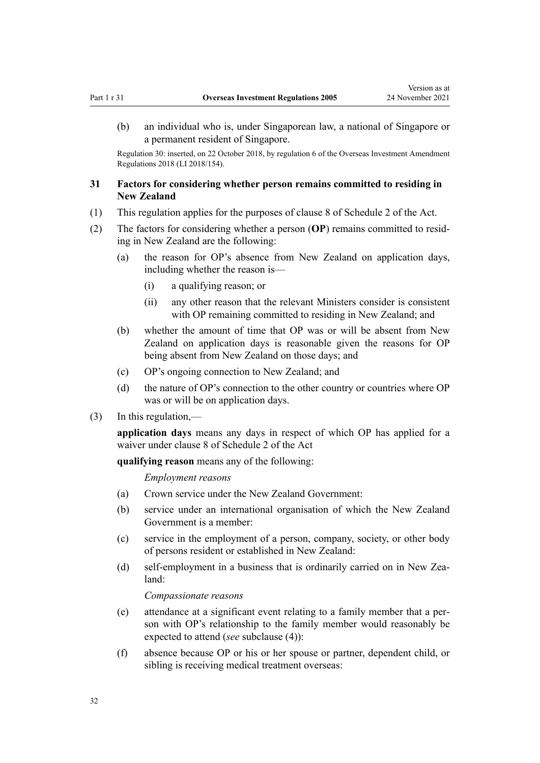(b) an individual who is, under Singaporean law, a national of Singapore or a permanent resident of Singapore.

Regulation 30: inserted, on 22 October 2018, by regulation 6 of the Overseas Investment Amendment Regulations 2018 (LI 2018/154).

### 31 Factors for considering whether person remains committed to residing in New Zealand

(1) This regulation applies for the purposes of clause 8 of Schedule 2 of the Act.

(2) The factors for considering whether a person (**OP**) remains committed to residing in New Zealand are the following:

(a) the reason for OP's absence from New Zealand on application days, including whether the reason is—

(i) a qualifying reason; or

(ii) any other reason that the relevant Ministers consider is consistent with OP remaining committed to residing in New Zealand; and

(b) whether the amount of time that OP was or will be absent from New Zealand on application days is reasonable given the reasons for OP being absent from New Zealand on those days; and

(c) OP's ongoing connection to New Zealand; and

(d) the nature of OP's connection to the other country or countries where OP was or will be on application days.

(3) In this regulation,—

**application days** means any days in respect of which OP has applied for a waiver under clause 8 of Schedule 2 of the Act

**qualifying reason** means any of the following:

*Employment reasons*

(a) Crown service under the New Zealand Government:

(b) service under an international organisation of which the New Zealand Government is a member:

(c) service in the employment of a person, company, society, or other body of persons resident or established in New Zealand:

(d) self-employment in a business that is ordinarily carried on in New Zealand:

*Compassionate reasons*

(e) attendance at a significant event relating to a family member that a person with OP's relationship to the family member would reasonably be expected to attend (*see* subclause (4)):

(f) absence because OP or his or her spouse or partner, dependent child, or sibling is receiving medical treatment overseas: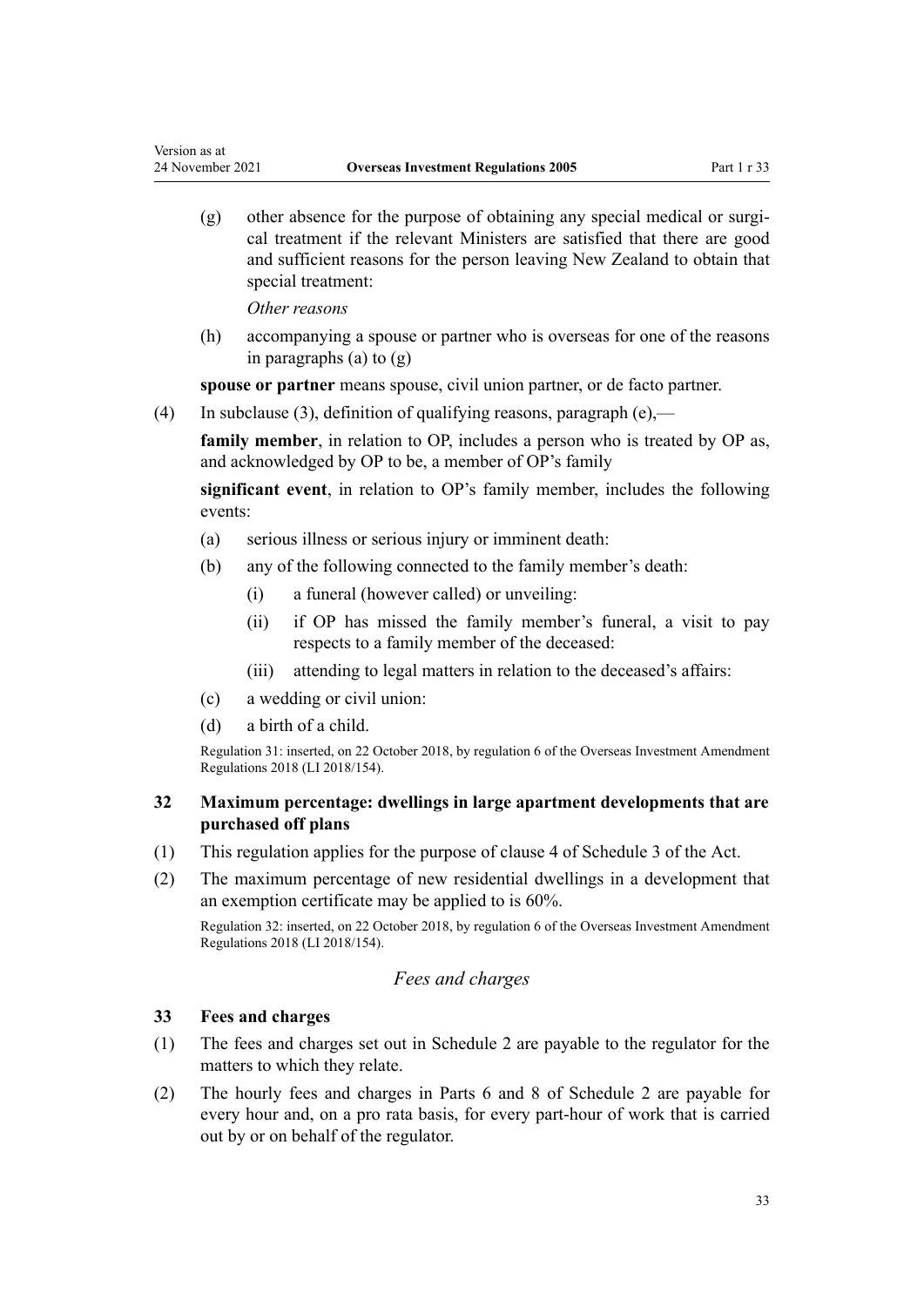(g) other absence for the purpose of obtaining any special medical or surgical treatment if the relevant Ministers are satisfied that there are good and sufficient reasons for the person leaving New Zealand to obtain that special treatment:

*Other reasons*

(h) accompanying a spouse or partner who is overseas for one of the reasons in paragraphs (a) to (g)

**spouse or partner** means spouse, civil union partner, or de facto partner.

(4) In subclause (3), definition of qualifying reasons, paragraph (e),—

**family member**, in relation to OP, includes a person who is treated by OP as, and acknowledged by OP to be, a member of OP's family

**significant event**, in relation to OP's family member, includes the following events:

(a) serious illness or serious injury or imminent death:

(b) any of the following connected to the family member's death:

 (i) a funeral (however called) or unveiling:

 (ii) if OP has missed the family member's funeral, a visit to pay respects to a family member of the deceased:

 (iii) attending to legal matters in relation to the deceased's affairs:

(c) a wedding or civil union:

(d) a birth of a child.

Regulation 31: inserted, on 22 October 2018, by regulation 6 of the Overseas Investment Amendment Regulations 2018 (LI 2018/154).

### 32 Maximum percentage: dwellings in large apartment developments that are purchased off plans

(1) This regulation applies for the purpose of clause 4 of Schedule 3 of the Act.

(2) The maximum percentage of new residential dwellings in a development that an exemption certificate may be applied to is 60%.

Regulation 32: inserted, on 22 October 2018, by regulation 6 of the Overseas Investment Amendment Regulations 2018 (LI 2018/154).

## *Fees and charges*

### 33 Fees and charges

(1) The fees and charges set out in Schedule 2 are payable to the regulator for the matters to which they relate.

(2) The hourly fees and charges in Parts 6 and 8 of Schedule 2 are payable for every hour and, on a pro rata basis, for every part-hour of work that is carried out by or on behalf of the regulator.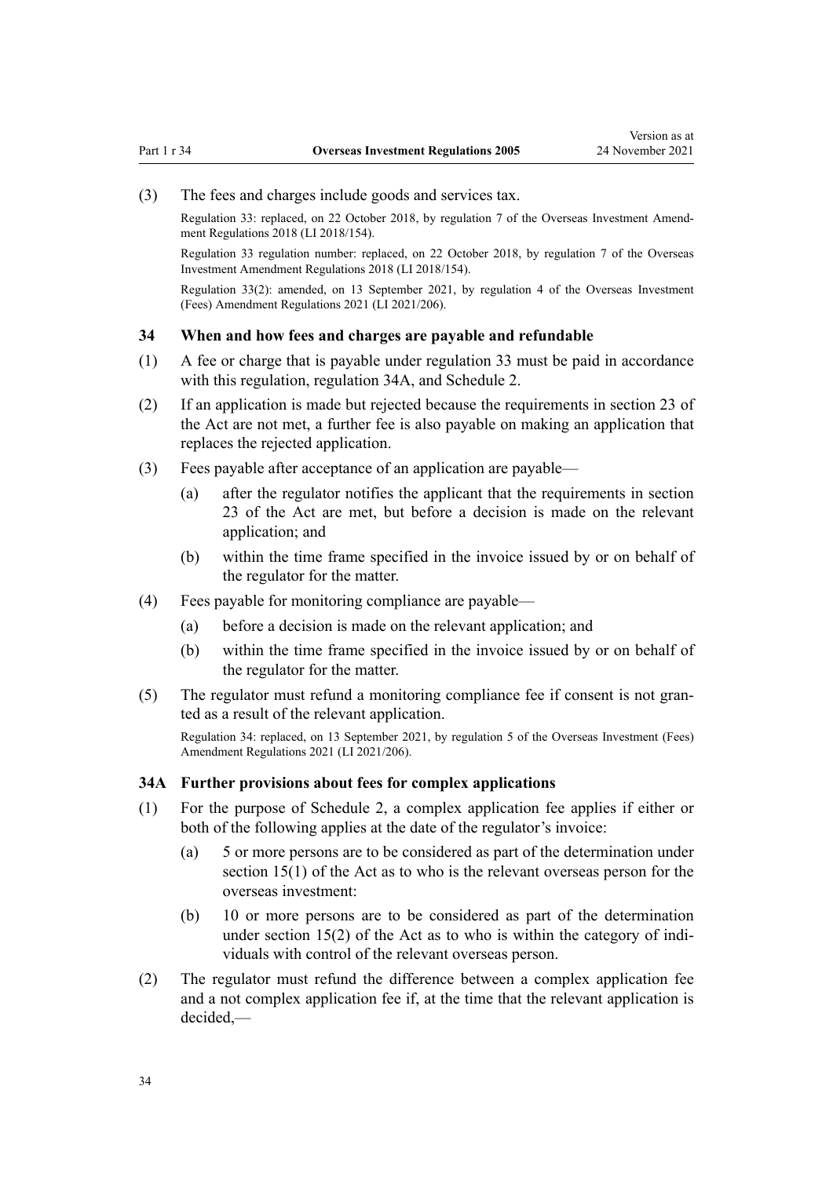(3) The fees and charges include goods and services tax.

Regulation 33: replaced, on 22 October 2018, by regulation 7 of the Overseas Investment Amendment Regulations 2018 (LI 2018/154).

Regulation 33 regulation number: replaced, on 22 October 2018, by regulation 7 of the Overseas Investment Amendment Regulations 2018 (LI 2018/154).

Regulation 33(2): amended, on 13 September 2021, by regulation 4 of the Overseas Investment (Fees) Amendment Regulations 2021 (LI 2021/206).

### 34 When and how fees and charges are payable and refundable

(1) A fee or charge that is payable under regulation 33 must be paid in accordance with this regulation, regulation 34A, and Schedule 2.

(2) If an application is made but rejected because the requirements in section 23 of the Act are not met, a further fee is also payable on making an application that replaces the rejected application.

(3) Fees payable after acceptance of an application are payable—

(a) after the regulator notifies the applicant that the requirements in section 23 of the Act are met, but before a decision is made on the relevant application; and

(b) within the time frame specified in the invoice issued by or on behalf of the regulator for the matter.

(4) Fees payable for monitoring compliance are payable—

(a) before a decision is made on the relevant application; and

(b) within the time frame specified in the invoice issued by or on behalf of the regulator for the matter.

(5) The regulator must refund a monitoring compliance fee if consent is not granted as a result of the relevant application.

Regulation 34: replaced, on 13 September 2021, by regulation 5 of the Overseas Investment (Fees) Amendment Regulations 2021 (LI 2021/206).

### 34A Further provisions about fees for complex applications

(1) For the purpose of Schedule 2, a complex application fee applies if either or both of the following applies at the date of the regulator's invoice:

(a) 5 or more persons are to be considered as part of the determination under section 15(1) of the Act as to who is the relevant overseas person for the overseas investment:

(b) 10 or more persons are to be considered as part of the determination under section 15(2) of the Act as to who is within the category of individuals with control of the relevant overseas person.

(2) The regulator must refund the difference between a complex application fee and a not complex application fee if, at the time that the relevant application is decided,—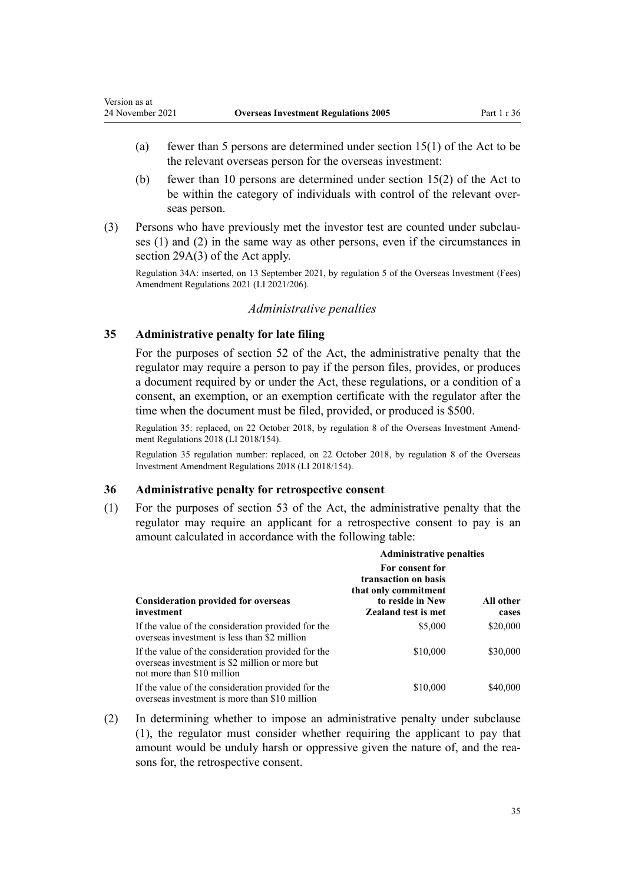(a) fewer than 5 persons are determined under section 15(1) of the Act to be the relevant overseas person for the overseas investment:

(b) fewer than 10 persons are determined under section 15(2) of the Act to be within the category of individuals with control of the relevant overseas person.

(3) Persons who have previously met the investor test are counted under subclauses (1) and (2) in the same way as other persons, even if the circumstances in section 29A(3) of the Act apply.

Regulation 34A: inserted, on 13 September 2021, by regulation 5 of the Overseas Investment (Fees) Amendment Regulations 2021 (LI 2021/206).

*Administrative penalties*

### 35 Administrative penalty for late filing

For the purposes of section 52 of the Act, the administrative penalty that the regulator may require a person to pay if the person files, provides, or produces a document required by or under the Act, these regulations, or a condition of a consent, an exemption, or an exemption certificate with the regulator after the time when the document must be filed, provided, or produced is $500.

Regulation 35: replaced, on 22 October 2018, by regulation 8 of the Overseas Investment Amendment Regulations 2018 (LI 2018/154).

Regulation 35 regulation number: replaced, on 22 October 2018, by regulation 8 of the Overseas Investment Amendment Regulations 2018 (LI 2018/154).

### 36 Administrative penalty for retrospective consent

(1) For the purposes of section 53 of the Act, the administrative penalty that the regulator may require an applicant for a retrospective consent to pay is an amount calculated in accordance with the following table:

| | **Administrative penalties** | |
|---|---|---|
| **Consideration provided for overseas investment** | **For consent for transaction on basis that only commitment to reside in New Zealand test is met** | **All other cases** |
| If the value of the consideration provided for the overseas investment is less than $2 million | $5,000 | $20,000 |
| If the value of the consideration provided for the overseas investment is $2 million or more but not more than $10 million | $10,000 | $30,000 |
| If the value of the consideration provided for the overseas investment is more than $10 million | $10,000 | $40,000 |

(2) In determining whether to impose an administrative penalty under subclause (1), the regulator must consider whether requiring the applicant to pay that amount would be unduly harsh or oppressive given the nature of, and the reasons for, the retrospective consent.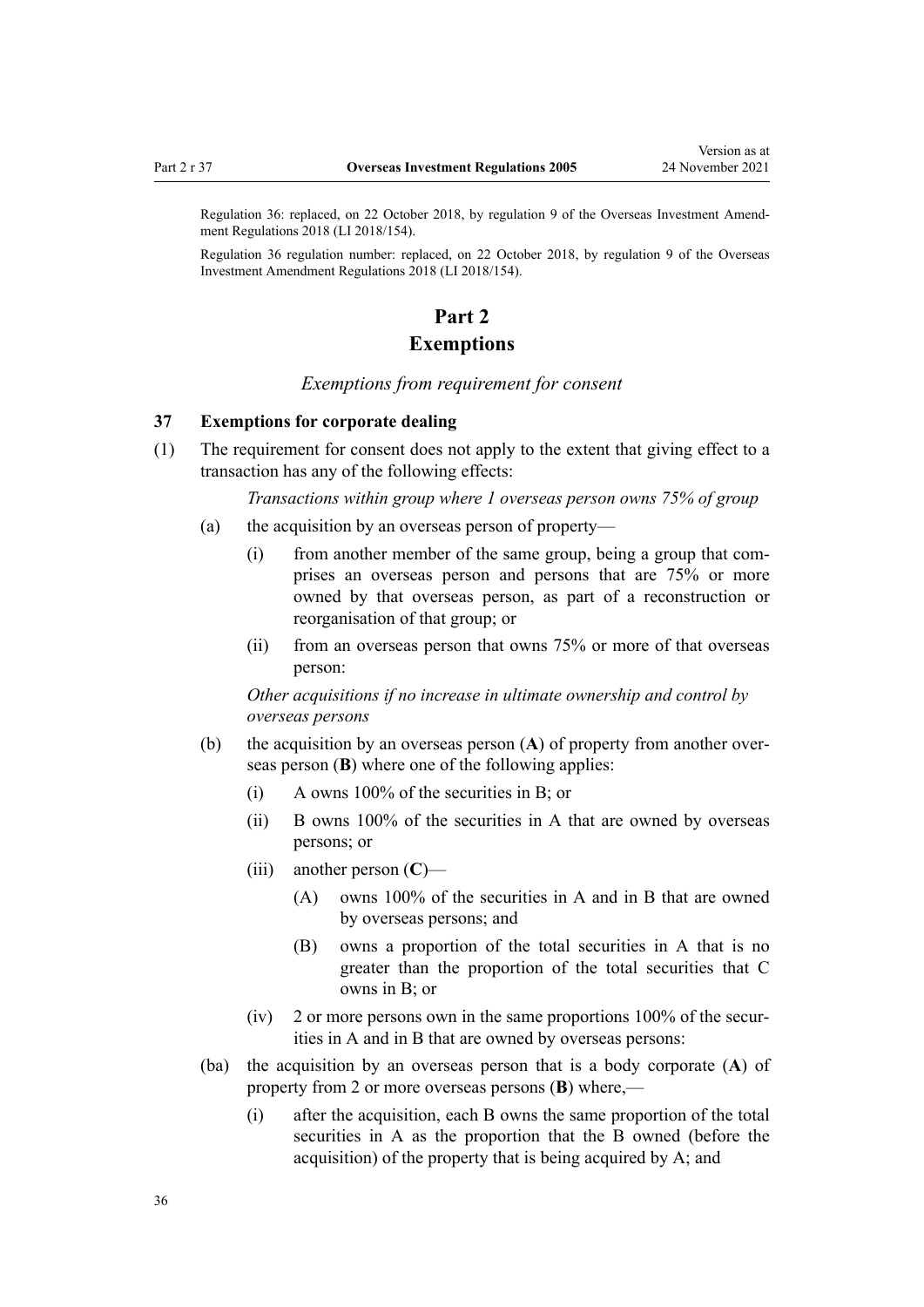Regulation 36: replaced, on 22 October 2018, by regulation 9 of the Overseas Investment Amendment Regulations 2018 (LI 2018/154).

Regulation 36 regulation number: replaced, on 22 October 2018, by regulation 9 of the Overseas Investment Amendment Regulations 2018 (LI 2018/154).

# Part 2
# Exemptions

*Exemptions from requirement for consent*

### 37 Exemptions for corporate dealing

(1) The requirement for consent does not apply to the extent that giving effect to a transaction has any of the following effects:

*Transactions within group where 1 overseas person owns 75% of group*

(a) the acquisition by an overseas person of property—

(i) from another member of the same group, being a group that comprises an overseas person and persons that are 75% or more owned by that overseas person, as part of a reconstruction or reorganisation of that group; or

(ii) from an overseas person that owns 75% or more of that overseas person:

*Other acquisitions if no increase in ultimate ownership and control by overseas persons*

(b) the acquisition by an overseas person (**A**) of property from another overseas person (**B**) where one of the following applies:

(i) A owns 100% of the securities in B; or

(ii) B owns 100% of the securities in A that are owned by overseas persons; or

(iii) another person (**C**)—

(A) owns 100% of the securities in A and in B that are owned by overseas persons; and

(B) owns a proportion of the total securities in A that is no greater than the proportion of the total securities that C owns in B; or

(iv) 2 or more persons own in the same proportions 100% of the securities in A and in B that are owned by overseas persons:

(ba) the acquisition by an overseas person that is a body corporate (**A**) of property from 2 or more overseas persons (**B**) where,—

(i) after the acquisition, each B owns the same proportion of the total securities in A as the proportion that the B owned (before the acquisition) of the property that is being acquired by A; and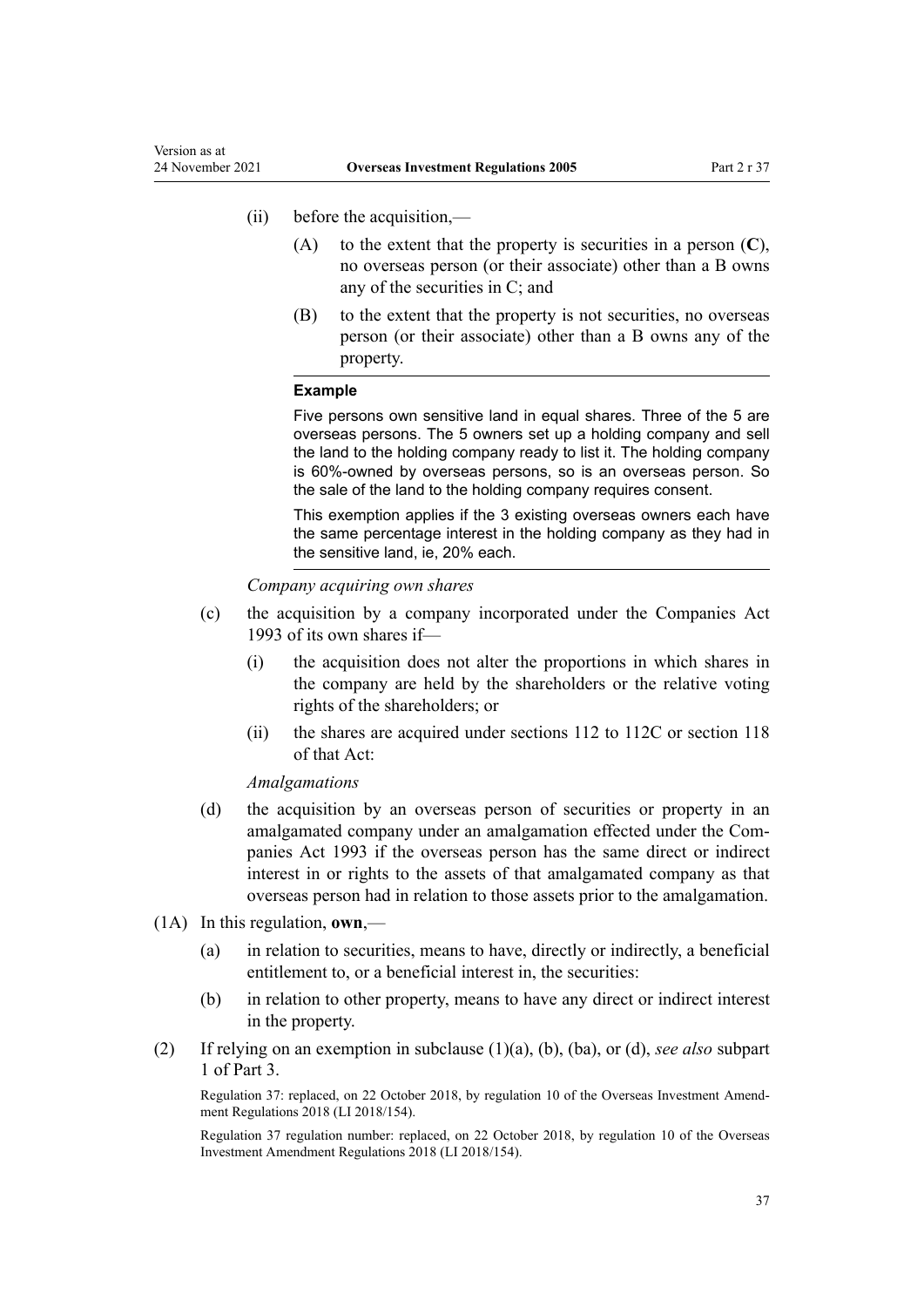(ii) before the acquisition,—

(A) to the extent that the property is securities in a person (**C**), no overseas person (or their associate) other than a B owns any of the securities in C; and

(B) to the extent that the property is not securities, no overseas person (or their associate) other than a B owns any of the property.

**Example**

Five persons own sensitive land in equal shares. Three of the 5 are overseas persons. The 5 owners set up a holding company and sell the land to the holding company ready to list it. The holding company is 60%-owned by overseas persons, so is an overseas person. So the sale of the land to the holding company requires consent.

This exemption applies if the 3 existing overseas owners each have the same percentage interest in the holding company as they had in the sensitive land, ie, 20% each.

*Company acquiring own shares*

(c) the acquisition by a company incorporated under the Companies Act 1993 of its own shares if—

(i) the acquisition does not alter the proportions in which shares in the company are held by the shareholders or the relative voting rights of the shareholders; or

(ii) the shares are acquired under sections 112 to 112C or section 118 of that Act:

*Amalgamations*

(d) the acquisition by an overseas person of securities or property in an amalgamated company under an amalgamation effected under the Companies Act 1993 if the overseas person has the same direct or indirect interest in or rights to the assets of that amalgamated company as that overseas person had in relation to those assets prior to the amalgamation.

(1A) In this regulation, **own**,—

(a) in relation to securities, means to have, directly or indirectly, a beneficial entitlement to, or a beneficial interest in, the securities:

(b) in relation to other property, means to have any direct or indirect interest in the property.

(2) If relying on an exemption in subclause (1)(a), (b), (ba), or (d), *see also* subpart 1 of Part 3.

Regulation 37: replaced, on 22 October 2018, by regulation 10 of the Overseas Investment Amendment Regulations 2018 (LI 2018/154).

Regulation 37 regulation number: replaced, on 22 October 2018, by regulation 10 of the Overseas Investment Amendment Regulations 2018 (LI 2018/154).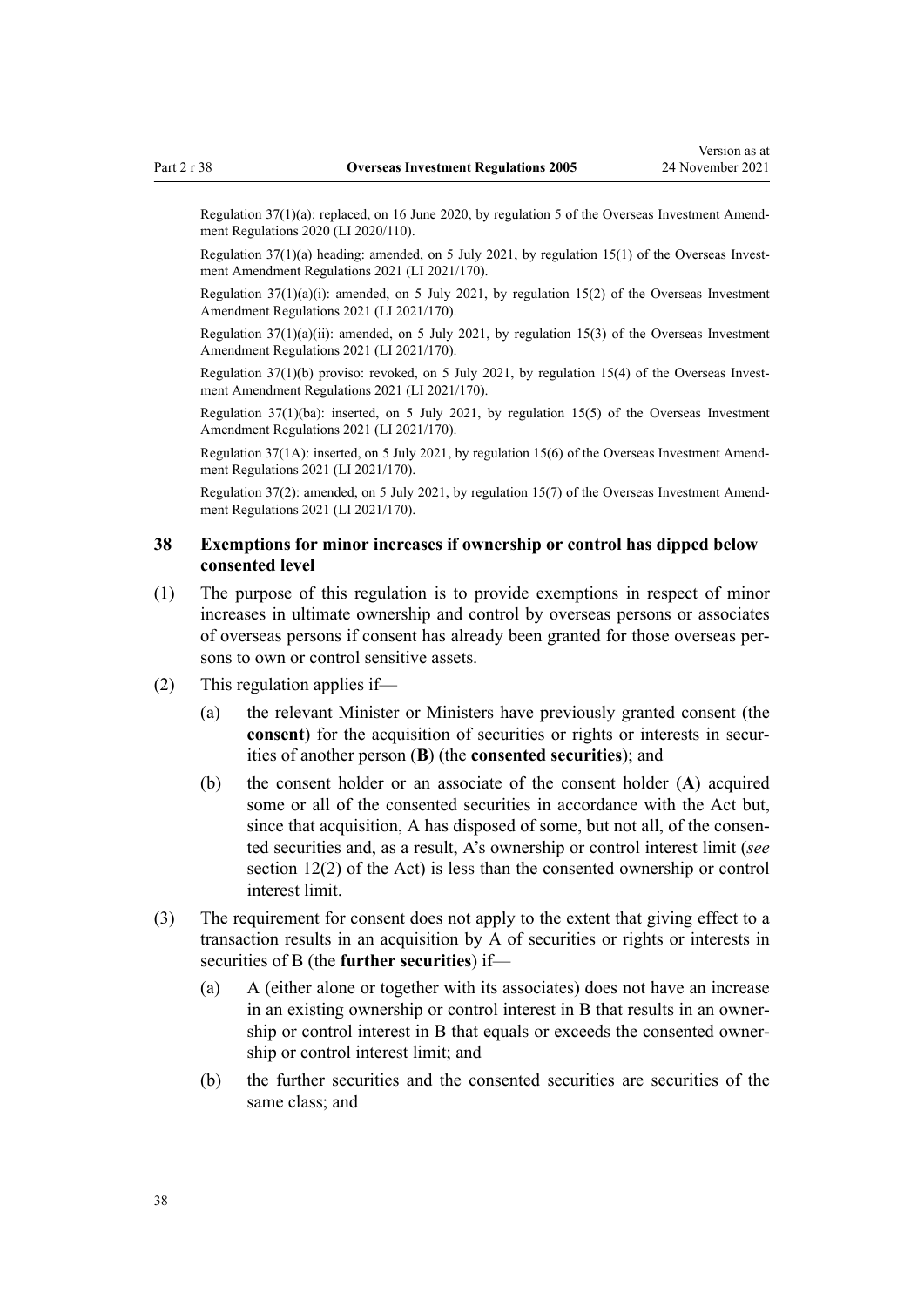Regulation 37(1)(a): replaced, on 16 June 2020, by regulation 5 of the Overseas Investment Amendment Regulations 2020 (LI 2020/110).

Regulation 37(1)(a) heading: amended, on 5 July 2021, by regulation 15(1) of the Overseas Investment Amendment Regulations 2021 (LI 2021/170).

Regulation 37(1)(a)(i): amended, on 5 July 2021, by regulation 15(2) of the Overseas Investment Amendment Regulations 2021 (LI 2021/170).

Regulation 37(1)(a)(ii): amended, on 5 July 2021, by regulation 15(3) of the Overseas Investment Amendment Regulations 2021 (LI 2021/170).

Regulation 37(1)(b) proviso: revoked, on 5 July 2021, by regulation 15(4) of the Overseas Investment Amendment Regulations 2021 (LI 2021/170).

Regulation 37(1)(ba): inserted, on 5 July 2021, by regulation 15(5) of the Overseas Investment Amendment Regulations 2021 (LI 2021/170).

Regulation 37(1A): inserted, on 5 July 2021, by regulation 15(6) of the Overseas Investment Amendment Regulations 2021 (LI 2021/170).

Regulation 37(2): amended, on 5 July 2021, by regulation 15(7) of the Overseas Investment Amendment Regulations 2021 (LI 2021/170).

### 38 Exemptions for minor increases if ownership or control has dipped below consented level

(1) The purpose of this regulation is to provide exemptions in respect of minor increases in ultimate ownership and control by overseas persons or associates of overseas persons if consent has already been granted for those overseas persons to own or control sensitive assets.

(2) This regulation applies if—

(a) the relevant Minister or Ministers have previously granted consent (the **consent**) for the acquisition of securities or rights or interests in securities of another person (**B**) (the **consented securities**); and

(b) the consent holder or an associate of the consent holder (**A**) acquired some or all of the consented securities in accordance with the Act but, since that acquisition, A has disposed of some, but not all, of the consented securities and, as a result, A's ownership or control interest limit (*see* section 12(2) of the Act) is less than the consented ownership or control interest limit.

(3) The requirement for consent does not apply to the extent that giving effect to a transaction results in an acquisition by A of securities or rights or interests in securities of B (the **further securities**) if—

(a) A (either alone or together with its associates) does not have an increase in an existing ownership or control interest in B that results in an ownership or control interest in B that equals or exceeds the consented ownership or control interest limit; and

(b) the further securities and the consented securities are securities of the same class; and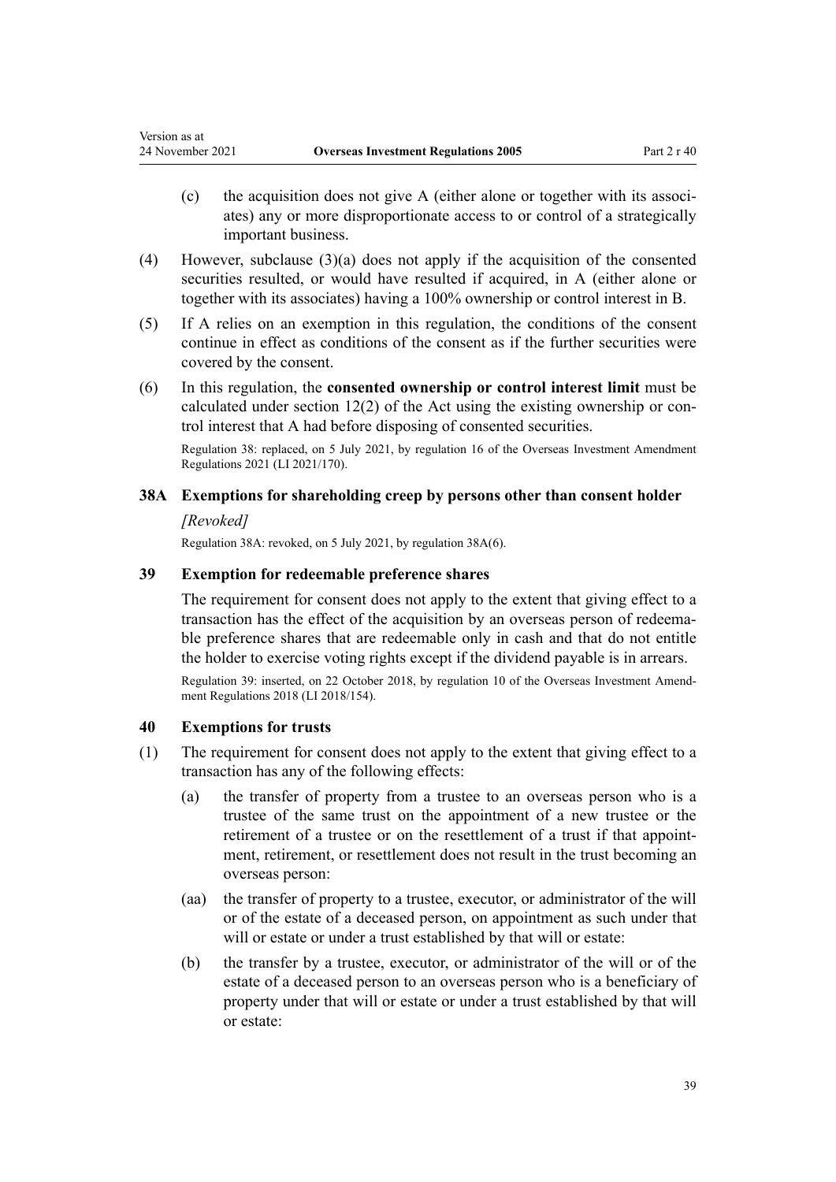(c) the acquisition does not give A (either alone or together with its associates) any or more disproportionate access to or control of a strategically important business.

(4) However, subclause (3)(a) does not apply if the acquisition of the consented securities resulted, or would have resulted if acquired, in A (either alone or together with its associates) having a 100% ownership or control interest in B.

(5) If A relies on an exemption in this regulation, the conditions of the consent continue in effect as conditions of the consent as if the further securities were covered by the consent.

(6) In this regulation, the **consented ownership or control interest limit** must be calculated under section 12(2) of the Act using the existing ownership or control interest that A had before disposing of consented securities.

Regulation 38: replaced, on 5 July 2021, by regulation 16 of the Overseas Investment Amendment Regulations 2021 (LI 2021/170).

### 38A Exemptions for shareholding creep by persons other than consent holder

*[Revoked]*

Regulation 38A: revoked, on 5 July 2021, by regulation 38A(6).

### 39 Exemption for redeemable preference shares

The requirement for consent does not apply to the extent that giving effect to a transaction has the effect of the acquisition by an overseas person of redeemable preference shares that are redeemable only in cash and that do not entitle the holder to exercise voting rights except if the dividend payable is in arrears.

Regulation 39: inserted, on 22 October 2018, by regulation 10 of the Overseas Investment Amendment Regulations 2018 (LI 2018/154).

### 40 Exemptions for trusts

(1) The requirement for consent does not apply to the extent that giving effect to a transaction has any of the following effects:

(a) the transfer of property from a trustee to an overseas person who is a trustee of the same trust on the appointment of a new trustee or the retirement of a trustee or on the resettlement of a trust if that appointment, retirement, or resettlement does not result in the trust becoming an overseas person:

(aa) the transfer of property to a trustee, executor, or administrator of the will or of the estate of a deceased person, on appointment as such under that will or estate or under a trust established by that will or estate:

(b) the transfer by a trustee, executor, or administrator of the will or of the estate of a deceased person to an overseas person who is a beneficiary of property under that will or estate or under a trust established by that will or estate: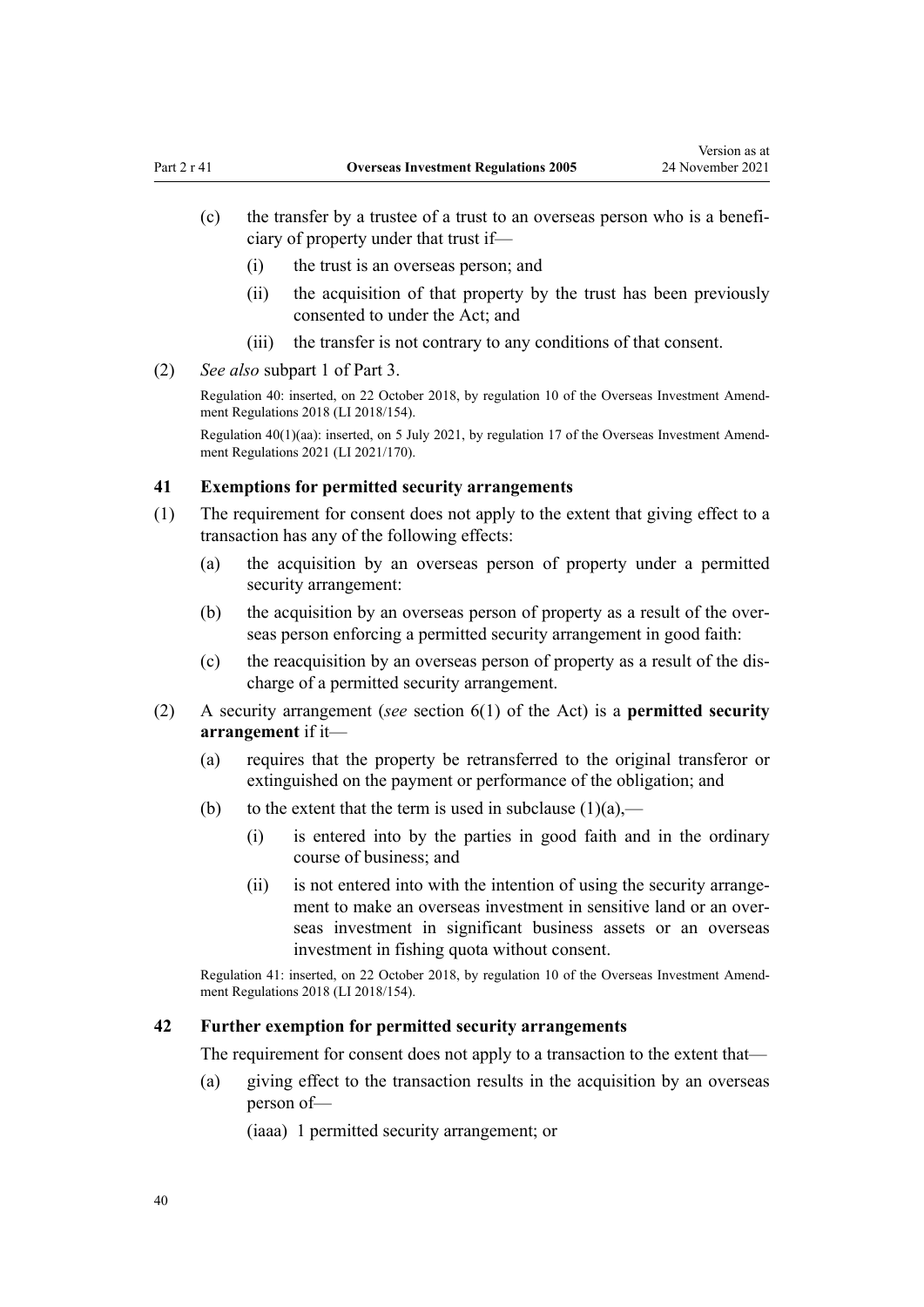(c) the transfer by a trustee of a trust to an overseas person who is a beneficiary of property under that trust if—

  (i) the trust is an overseas person; and

  (ii) the acquisition of that property by the trust has been previously consented to under the Act; and

  (iii) the transfer is not contrary to any conditions of that consent.

(2) *See also* subpart 1 of Part 3.

Regulation 40: inserted, on 22 October 2018, by regulation 10 of the Overseas Investment Amendment Regulations 2018 (LI 2018/154).

Regulation 40(1)(aa): inserted, on 5 July 2021, by regulation 17 of the Overseas Investment Amendment Regulations 2021 (LI 2021/170).

### 41 Exemptions for permitted security arrangements

(1) The requirement for consent does not apply to the extent that giving effect to a transaction has any of the following effects:

  (a) the acquisition by an overseas person of property under a permitted security arrangement:

  (b) the acquisition by an overseas person of property as a result of the overseas person enforcing a permitted security arrangement in good faith:

  (c) the reacquisition by an overseas person of property as a result of the discharge of a permitted security arrangement.

(2) A security arrangement (*see* section 6(1) of the Act) is a **permitted security arrangement** if it—

  (a) requires that the property be retransferred to the original transferor or extinguished on the payment or performance of the obligation; and

  (b) to the extent that the term is used in subclause (1)(a),—

    (i) is entered into by the parties in good faith and in the ordinary course of business; and

    (ii) is not entered into with the intention of using the security arrangement to make an overseas investment in sensitive land or an overseas investment in significant business assets or an overseas investment in fishing quota without consent.

Regulation 41: inserted, on 22 October 2018, by regulation 10 of the Overseas Investment Amendment Regulations 2018 (LI 2018/154).

### 42 Further exemption for permitted security arrangements

The requirement for consent does not apply to a transaction to the extent that—

  (a) giving effect to the transaction results in the acquisition by an overseas person of—

    (iaaa) 1 permitted security arrangement; or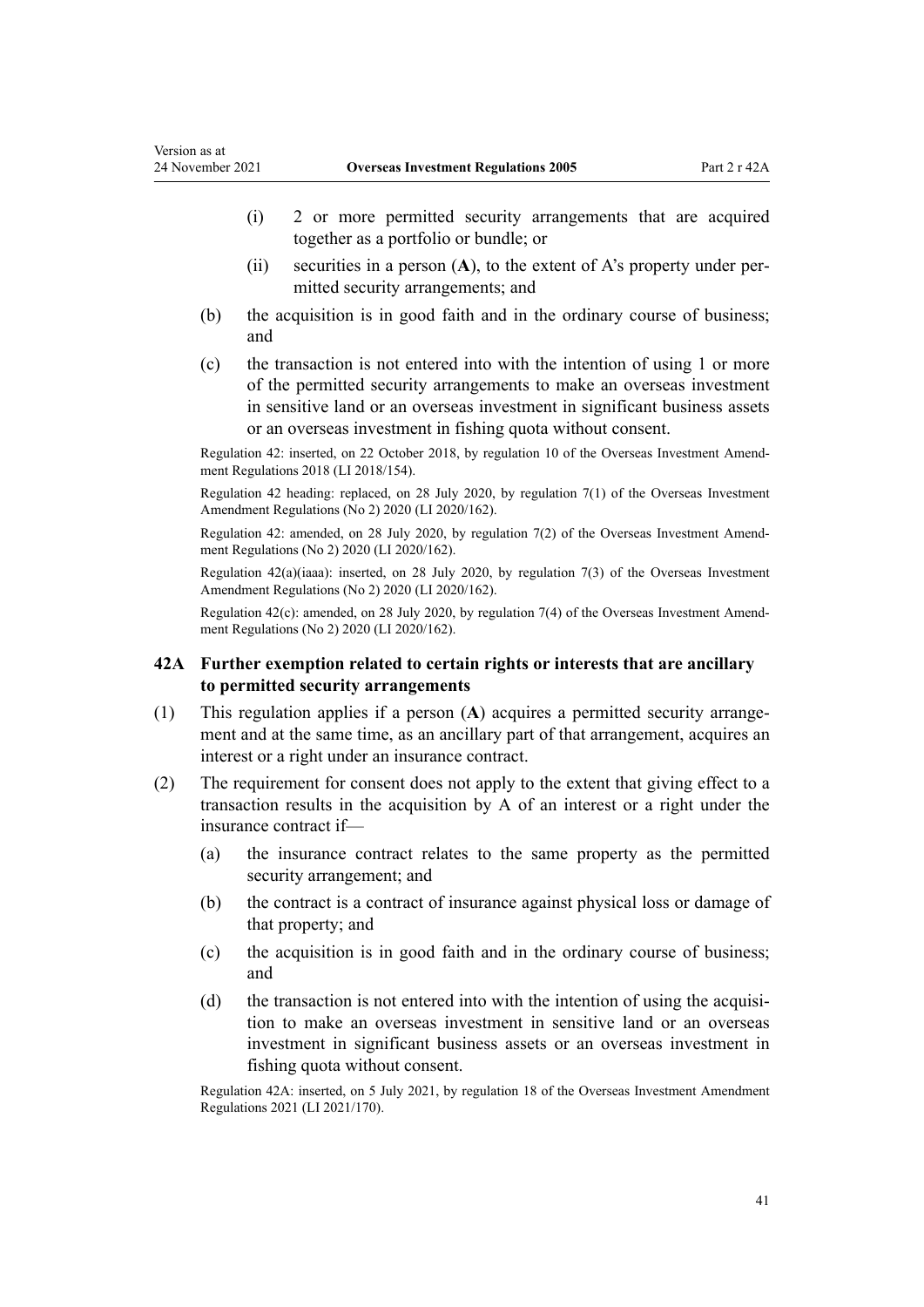(i) 2 or more permitted security arrangements that are acquired together as a portfolio or bundle; or

(ii) securities in a person (**A**), to the extent of A's property under permitted security arrangements; and

(b) the acquisition is in good faith and in the ordinary course of business; and

(c) the transaction is not entered into with the intention of using 1 or more of the permitted security arrangements to make an overseas investment in sensitive land or an overseas investment in significant business assets or an overseas investment in fishing quota without consent.

Regulation 42: inserted, on 22 October 2018, by regulation 10 of the Overseas Investment Amendment Regulations 2018 (LI 2018/154).

Regulation 42 heading: replaced, on 28 July 2020, by regulation 7(1) of the Overseas Investment Amendment Regulations (No 2) 2020 (LI 2020/162).

Regulation 42: amended, on 28 July 2020, by regulation 7(2) of the Overseas Investment Amendment Regulations (No 2) 2020 (LI 2020/162).

Regulation 42(a)(iaaa): inserted, on 28 July 2020, by regulation 7(3) of the Overseas Investment Amendment Regulations (No 2) 2020 (LI 2020/162).

Regulation 42(c): amended, on 28 July 2020, by regulation 7(4) of the Overseas Investment Amendment Regulations (No 2) 2020 (LI 2020/162).

### 42A Further exemption related to certain rights or interests that are ancillary to permitted security arrangements

(1) This regulation applies if a person (**A**) acquires a permitted security arrangement and at the same time, as an ancillary part of that arrangement, acquires an interest or a right under an insurance contract.

(2) The requirement for consent does not apply to the extent that giving effect to a transaction results in the acquisition by A of an interest or a right under the insurance contract if—

(a) the insurance contract relates to the same property as the permitted security arrangement; and

(b) the contract is a contract of insurance against physical loss or damage of that property; and

(c) the acquisition is in good faith and in the ordinary course of business; and

(d) the transaction is not entered into with the intention of using the acquisition to make an overseas investment in sensitive land or an overseas investment in significant business assets or an overseas investment in fishing quota without consent.

Regulation 42A: inserted, on 5 July 2021, by regulation 18 of the Overseas Investment Amendment Regulations 2021 (LI 2021/170).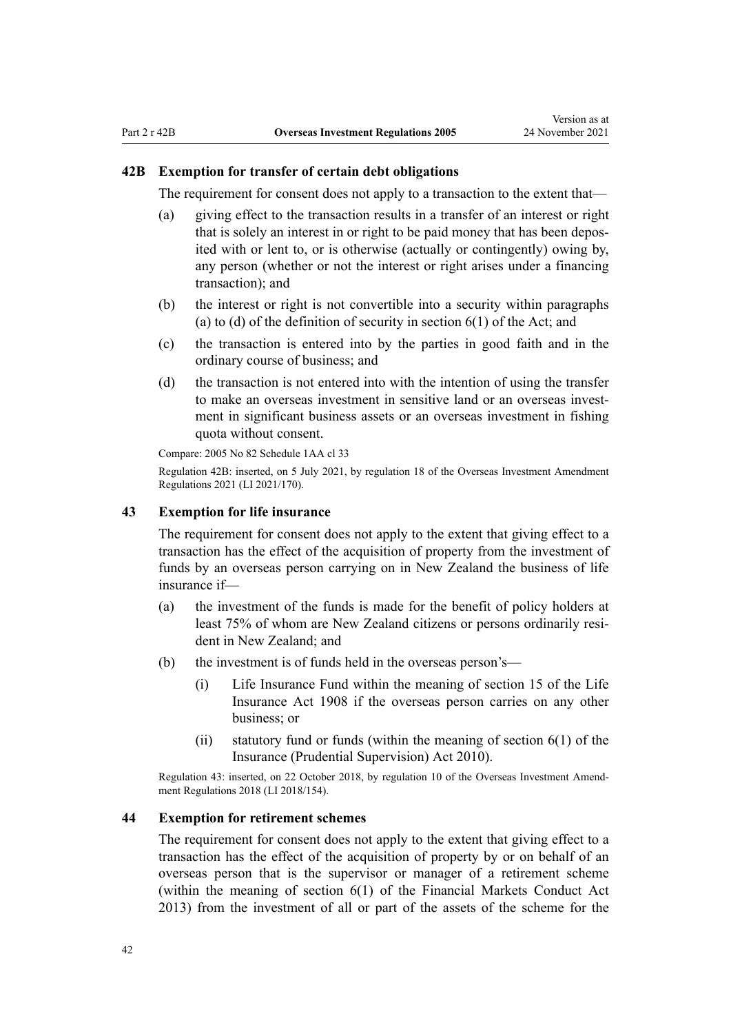### 42B Exemption for transfer of certain debt obligations

The requirement for consent does not apply to a transaction to the extent that—

- (a) giving effect to the transaction results in a transfer of an interest or right that is solely an interest in or right to be paid money that has been deposited with or lent to, or is otherwise (actually or contingently) owing by, any person (whether or not the interest or right arises under a financing transaction); and
- (b) the interest or right is not convertible into a security within paragraphs (a) to (d) of the definition of security in section 6(1) of the Act; and
- (c) the transaction is entered into by the parties in good faith and in the ordinary course of business; and
- (d) the transaction is not entered into with the intention of using the transfer to make an overseas investment in sensitive land or an overseas investment in significant business assets or an overseas investment in fishing quota without consent.

Compare: 2005 No 82 Schedule 1AA cl 33

Regulation 42B: inserted, on 5 July 2021, by regulation 18 of the Overseas Investment Amendment Regulations 2021 (LI 2021/170).

### 43 Exemption for life insurance

The requirement for consent does not apply to the extent that giving effect to a transaction has the effect of the acquisition of property from the investment of funds by an overseas person carrying on in New Zealand the business of life insurance if—

- (a) the investment of the funds is made for the benefit of policy holders at least 75% of whom are New Zealand citizens or persons ordinarily resident in New Zealand; and
- (b) the investment is of funds held in the overseas person's—
  - (i) Life Insurance Fund within the meaning of section 15 of the Life Insurance Act 1908 if the overseas person carries on any other business; or
  - (ii) statutory fund or funds (within the meaning of section 6(1) of the Insurance (Prudential Supervision) Act 2010).

Regulation 43: inserted, on 22 October 2018, by regulation 10 of the Overseas Investment Amendment Regulations 2018 (LI 2018/154).

### 44 Exemption for retirement schemes

The requirement for consent does not apply to the extent that giving effect to a transaction has the effect of the acquisition of property by or on behalf of an overseas person that is the supervisor or manager of a retirement scheme (within the meaning of section 6(1) of the Financial Markets Conduct Act 2013) from the investment of all or part of the assets of the scheme for the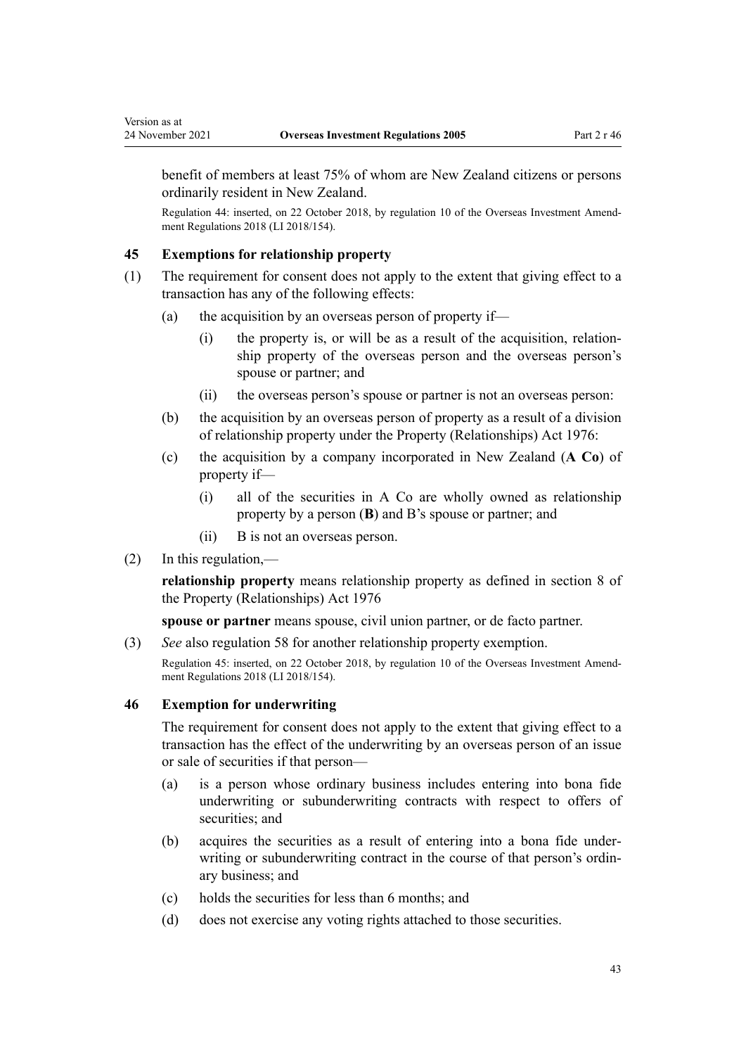benefit of members at least 75% of whom are New Zealand citizens or persons ordinarily resident in New Zealand.

Regulation 44: inserted, on 22 October 2018, by regulation 10 of the Overseas Investment Amendment Regulations 2018 (LI 2018/154).

### 45 Exemptions for relationship property

(1) The requirement for consent does not apply to the extent that giving effect to a transaction has any of the following effects:

- (a) the acquisition by an overseas person of property if—
  - (i) the property is, or will be as a result of the acquisition, relationship property of the overseas person and the overseas person's spouse or partner; and
  - (ii) the overseas person's spouse or partner is not an overseas person:
- (b) the acquisition by an overseas person of property as a result of a division of relationship property under the Property (Relationships) Act 1976:
- (c) the acquisition by a company incorporated in New Zealand (**A Co**) of property if—
  - (i) all of the securities in A Co are wholly owned as relationship property by a person (**B**) and B's spouse or partner; and
  - (ii) B is not an overseas person.

(2) In this regulation,—

**relationship property** means relationship property as defined in section 8 of the Property (Relationships) Act 1976

**spouse or partner** means spouse, civil union partner, or de facto partner.

(3) *See* also regulation 58 for another relationship property exemption.

Regulation 45: inserted, on 22 October 2018, by regulation 10 of the Overseas Investment Amendment Regulations 2018 (LI 2018/154).

### 46 Exemption for underwriting

The requirement for consent does not apply to the extent that giving effect to a transaction has the effect of the underwriting by an overseas person of an issue or sale of securities if that person—

- (a) is a person whose ordinary business includes entering into bona fide underwriting or subunderwriting contracts with respect to offers of securities; and
- (b) acquires the securities as a result of entering into a bona fide underwriting or subunderwriting contract in the course of that person's ordinary business; and
- (c) holds the securities for less than 6 months; and
- (d) does not exercise any voting rights attached to those securities.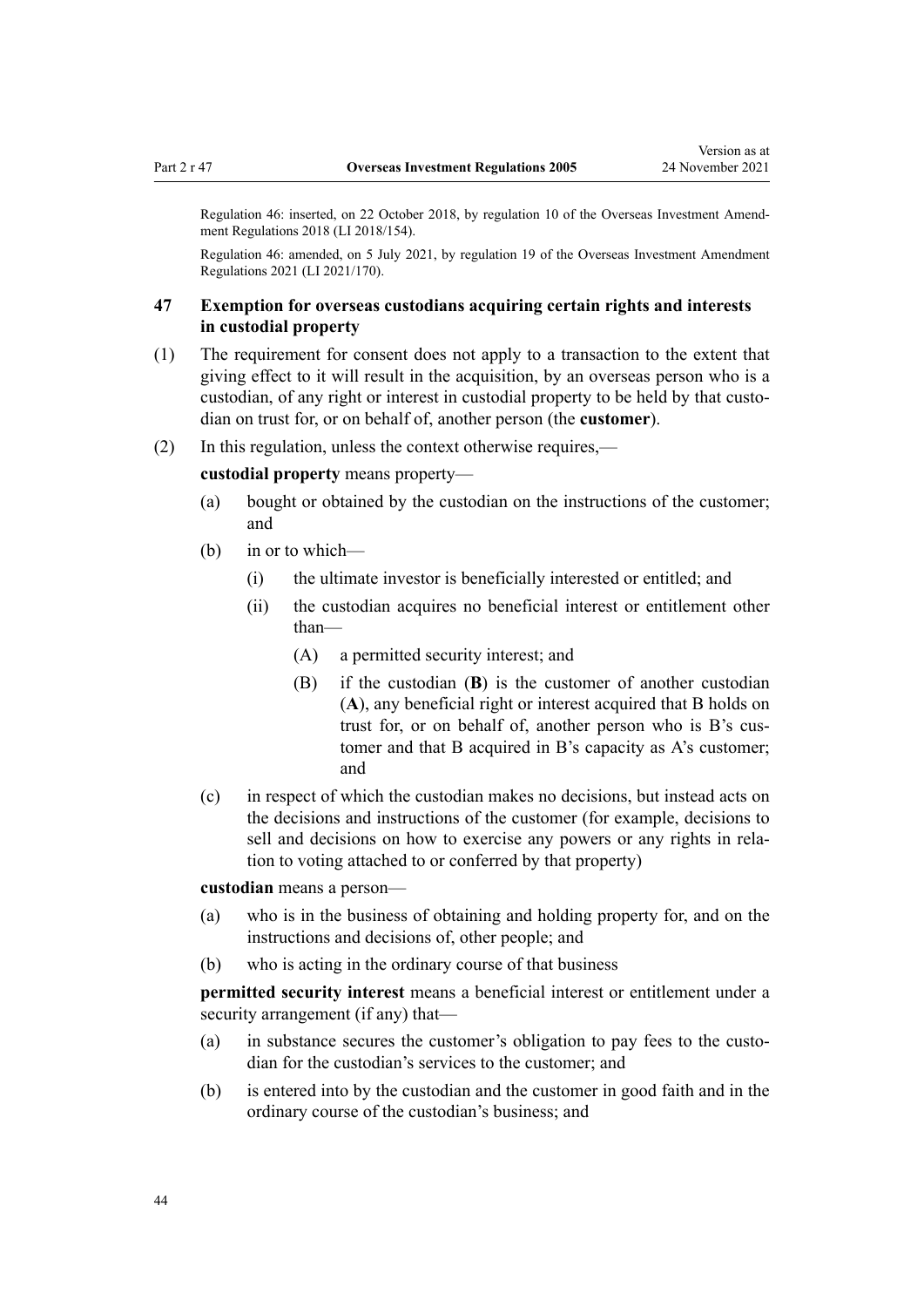Regulation 46: inserted, on 22 October 2018, by regulation 10 of the Overseas Investment Amendment Regulations 2018 (LI 2018/154).

Regulation 46: amended, on 5 July 2021, by regulation 19 of the Overseas Investment Amendment Regulations 2021 (LI 2021/170).

### 47 Exemption for overseas custodians acquiring certain rights and interests in custodial property

(1) The requirement for consent does not apply to a transaction to the extent that giving effect to it will result in the acquisition, by an overseas person who is a custodian, of any right or interest in custodial property to be held by that custodian on trust for, or on behalf of, another person (the **customer**).

(2) In this regulation, unless the context otherwise requires,—

**custodial property** means property—

- (a) bought or obtained by the custodian on the instructions of the customer; and
- (b) in or to which—
  - (i) the ultimate investor is beneficially interested or entitled; and
  - (ii) the custodian acquires no beneficial interest or entitlement other than—
    - (A) a permitted security interest; and
    - (B) if the custodian (**B**) is the customer of another custodian (**A**), any beneficial right or interest acquired that B holds on trust for, or on behalf of, another person who is B's customer and that B acquired in B's capacity as A's customer; and
- (c) in respect of which the custodian makes no decisions, but instead acts on the decisions and instructions of the customer (for example, decisions to sell and decisions on how to exercise any powers or any rights in relation to voting attached to or conferred by that property)

**custodian** means a person—

- (a) who is in the business of obtaining and holding property for, and on the instructions and decisions of, other people; and
- (b) who is acting in the ordinary course of that business

**permitted security interest** means a beneficial interest or entitlement under a security arrangement (if any) that—

- (a) in substance secures the customer's obligation to pay fees to the custodian for the custodian's services to the customer; and
- (b) is entered into by the custodian and the customer in good faith and in the ordinary course of the custodian's business; and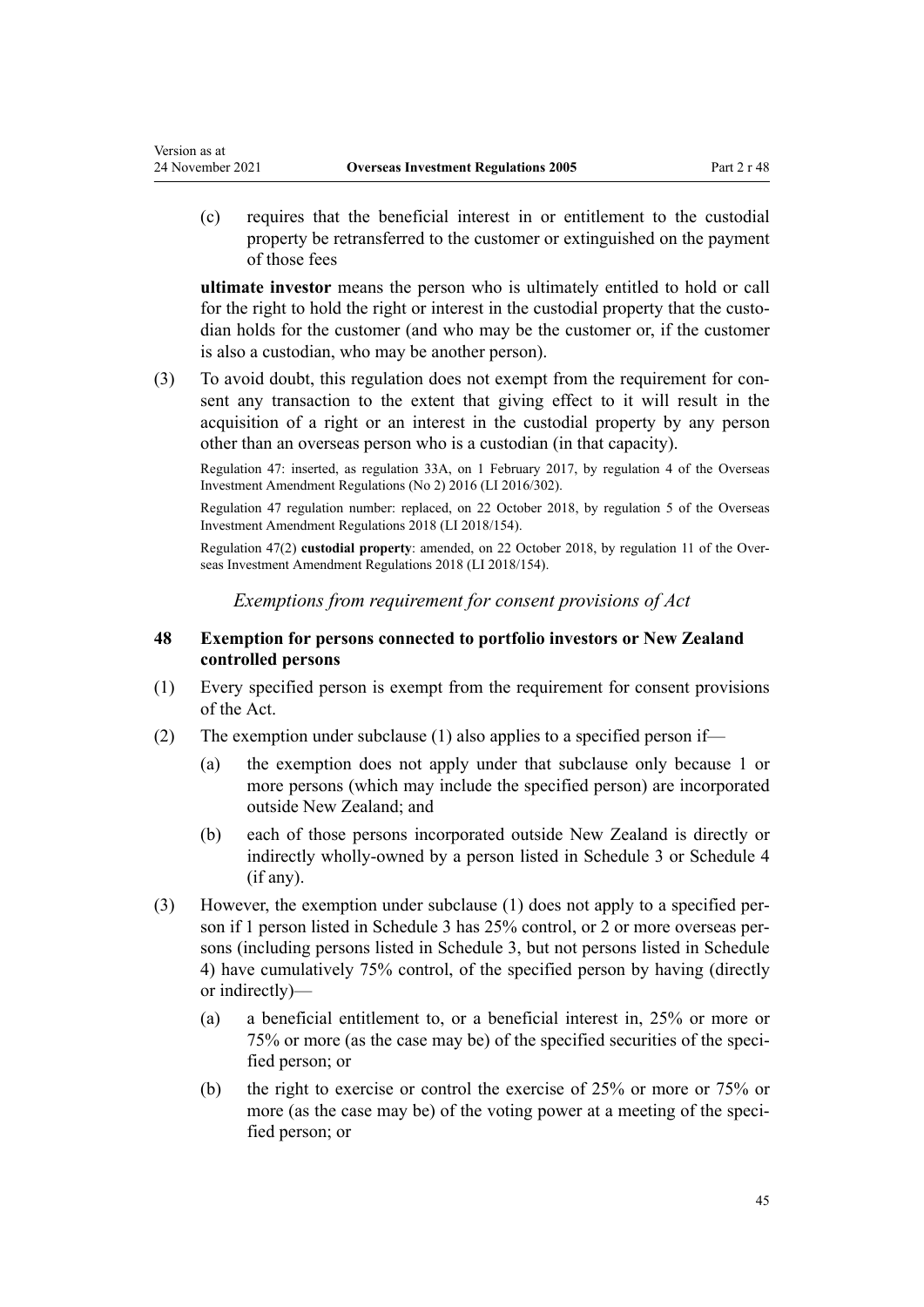(c) requires that the beneficial interest in or entitlement to the custodial property be retransferred to the customer or extinguished on the payment of those fees

**ultimate investor** means the person who is ultimately entitled to hold or call for the right to hold the right or interest in the custodial property that the custodian holds for the customer (and who may be the customer or, if the customer is also a custodian, who may be another person).

(3) To avoid doubt, this regulation does not exempt from the requirement for consent any transaction to the extent that giving effect to it will result in the acquisition of a right or an interest in the custodial property by any person other than an overseas person who is a custodian (in that capacity).

Regulation 47: inserted, as regulation 33A, on 1 February 2017, by regulation 4 of the Overseas Investment Amendment Regulations (No 2) 2016 (LI 2016/302).

Regulation 47 regulation number: replaced, on 22 October 2018, by regulation 5 of the Overseas Investment Amendment Regulations 2018 (LI 2018/154).

Regulation 47(2) **custodial property**: amended, on 22 October 2018, by regulation 11 of the Overseas Investment Amendment Regulations 2018 (LI 2018/154).

*Exemptions from requirement for consent provisions of Act*

### 48 Exemption for persons connected to portfolio investors or New Zealand controlled persons

(1) Every specified person is exempt from the requirement for consent provisions of the Act.

(2) The exemption under subclause (1) also applies to a specified person if—

(a) the exemption does not apply under that subclause only because 1 or more persons (which may include the specified person) are incorporated outside New Zealand; and

(b) each of those persons incorporated outside New Zealand is directly or indirectly wholly-owned by a person listed in Schedule 3 or Schedule 4 (if any).

(3) However, the exemption under subclause (1) does not apply to a specified person if 1 person listed in Schedule 3 has 25% control, or 2 or more overseas persons (including persons listed in Schedule 3, but not persons listed in Schedule 4) have cumulatively 75% control, of the specified person by having (directly or indirectly)—

(a) a beneficial entitlement to, or a beneficial interest in, 25% or more or 75% or more (as the case may be) of the specified securities of the specified person; or

(b) the right to exercise or control the exercise of 25% or more or 75% or more (as the case may be) of the voting power at a meeting of the specified person; or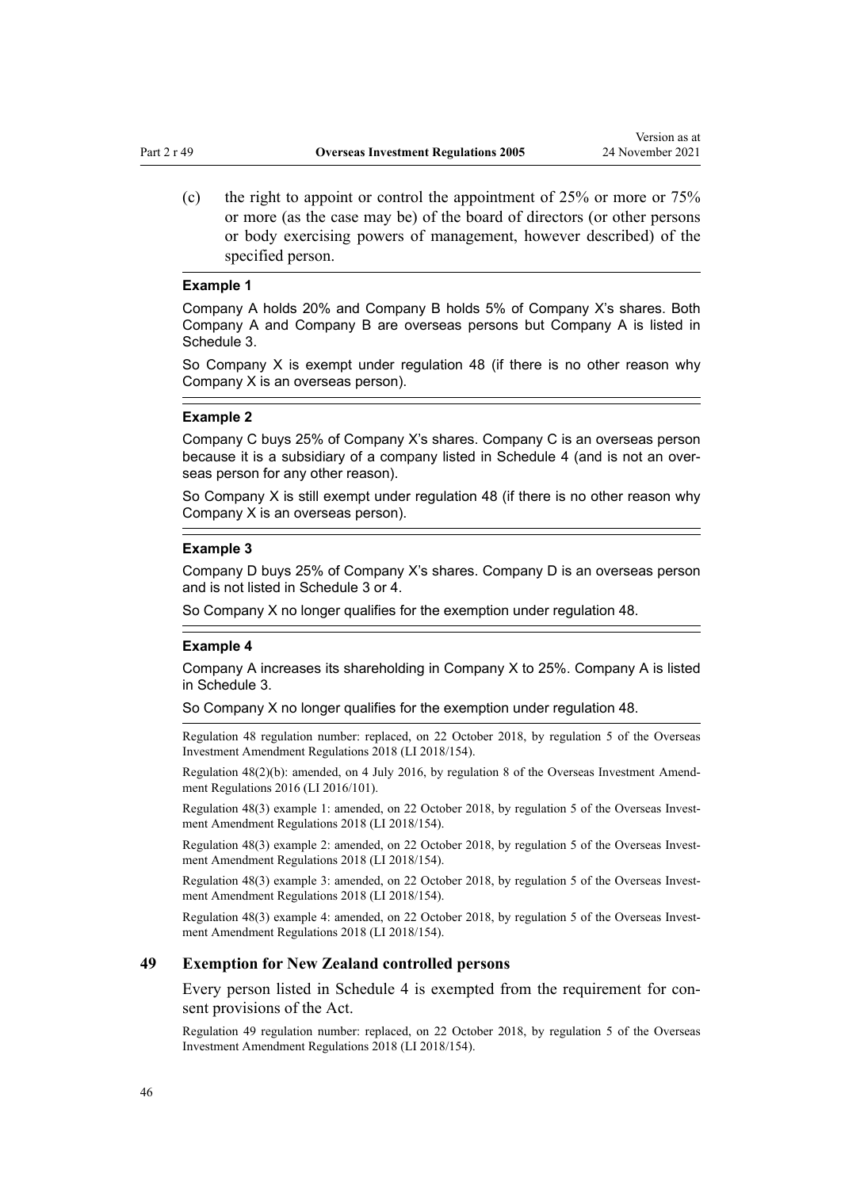(c) the right to appoint or control the appointment of 25% or more or 75% or more (as the case may be) of the board of directors (or other persons or body exercising powers of management, however described) of the specified person.

**Example 1**

Company A holds 20% and Company B holds 5% of Company X's shares. Both Company A and Company B are overseas persons but Company A is listed in Schedule 3.

So Company X is exempt under regulation 48 (if there is no other reason why Company X is an overseas person).

**Example 2**

Company C buys 25% of Company X's shares. Company C is an overseas person because it is a subsidiary of a company listed in Schedule 4 (and is not an overseas person for any other reason).

So Company X is still exempt under regulation 48 (if there is no other reason why Company X is an overseas person).

**Example 3**

Company D buys 25% of Company X's shares. Company D is an overseas person and is not listed in Schedule 3 or 4.

So Company X no longer qualifies for the exemption under regulation 48.

**Example 4**

Company A increases its shareholding in Company X to 25%. Company A is listed in Schedule 3.

So Company X no longer qualifies for the exemption under regulation 48.

Regulation 48 regulation number: replaced, on 22 October 2018, by regulation 5 of the Overseas Investment Amendment Regulations 2018 (LI 2018/154).

Regulation 48(2)(b): amended, on 4 July 2016, by regulation 8 of the Overseas Investment Amendment Regulations 2016 (LI 2016/101).

Regulation 48(3) example 1: amended, on 22 October 2018, by regulation 5 of the Overseas Investment Amendment Regulations 2018 (LI 2018/154).

Regulation 48(3) example 2: amended, on 22 October 2018, by regulation 5 of the Overseas Investment Amendment Regulations 2018 (LI 2018/154).

Regulation 48(3) example 3: amended, on 22 October 2018, by regulation 5 of the Overseas Investment Amendment Regulations 2018 (LI 2018/154).

Regulation 48(3) example 4: amended, on 22 October 2018, by regulation 5 of the Overseas Investment Amendment Regulations 2018 (LI 2018/154).

### 49 Exemption for New Zealand controlled persons

Every person listed in Schedule 4 is exempted from the requirement for consent provisions of the Act.

Regulation 49 regulation number: replaced, on 22 October 2018, by regulation 5 of the Overseas Investment Amendment Regulations 2018 (LI 2018/154).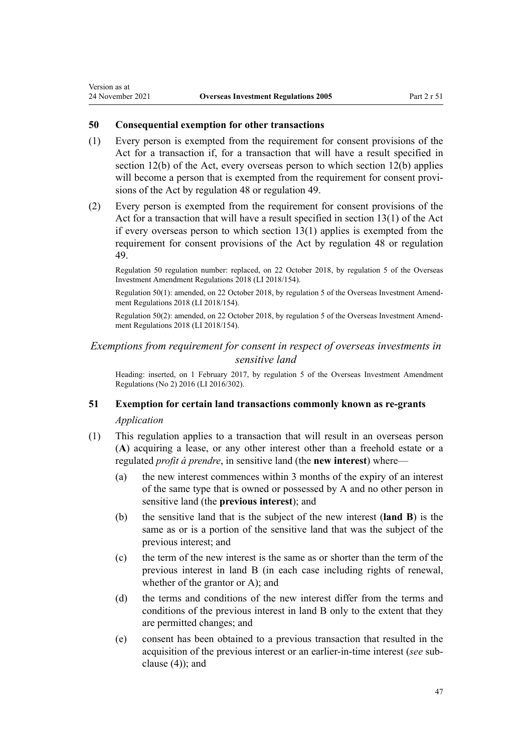## 50 Consequential exemption for other transactions

(1) Every person is exempted from the requirement for consent provisions of the Act for a transaction if, for a transaction that will have a result specified in section 12(b) of the Act, every overseas person to which section 12(b) applies will become a person that is exempted from the requirement for consent provisions of the Act by regulation 48 or regulation 49.

(2) Every person is exempted from the requirement for consent provisions of the Act for a transaction that will have a result specified in section 13(1) of the Act if every overseas person to which section 13(1) applies is exempted from the requirement for consent provisions of the Act by regulation 48 or regulation 49.

Regulation 50 regulation number: replaced, on 22 October 2018, by regulation 5 of the Overseas Investment Amendment Regulations 2018 (LI 2018/154).

Regulation 50(1): amended, on 22 October 2018, by regulation 5 of the Overseas Investment Amendment Regulations 2018 (LI 2018/154).

Regulation 50(2): amended, on 22 October 2018, by regulation 5 of the Overseas Investment Amendment Regulations 2018 (LI 2018/154).

### *Exemptions from requirement for consent in respect of overseas investments in sensitive land*

Heading: inserted, on 1 February 2017, by regulation 5 of the Overseas Investment Amendment Regulations (No 2) 2016 (LI 2016/302).

## 51 Exemption for certain land transactions commonly known as re-grants

*Application*

(1) This regulation applies to a transaction that will result in an overseas person (**A**) acquiring a lease, or any other interest other than a freehold estate or a regulated *profit à prendre*, in sensitive land (the **new interest**) where—

   (a) the new interest commences within 3 months of the expiry of an interest of the same type that is owned or possessed by A and no other person in sensitive land (the **previous interest**); and

   (b) the sensitive land that is the subject of the new interest (**land B**) is the same as or is a portion of the sensitive land that was the subject of the previous interest; and

   (c) the term of the new interest is the same as or shorter than the term of the previous interest in land B (in each case including rights of renewal, whether of the grantor or A); and

   (d) the terms and conditions of the new interest differ from the terms and conditions of the previous interest in land B only to the extent that they are permitted changes; and

   (e) consent has been obtained to a previous transaction that resulted in the acquisition of the previous interest or an earlier-in-time interest (*see* subclause (4)); and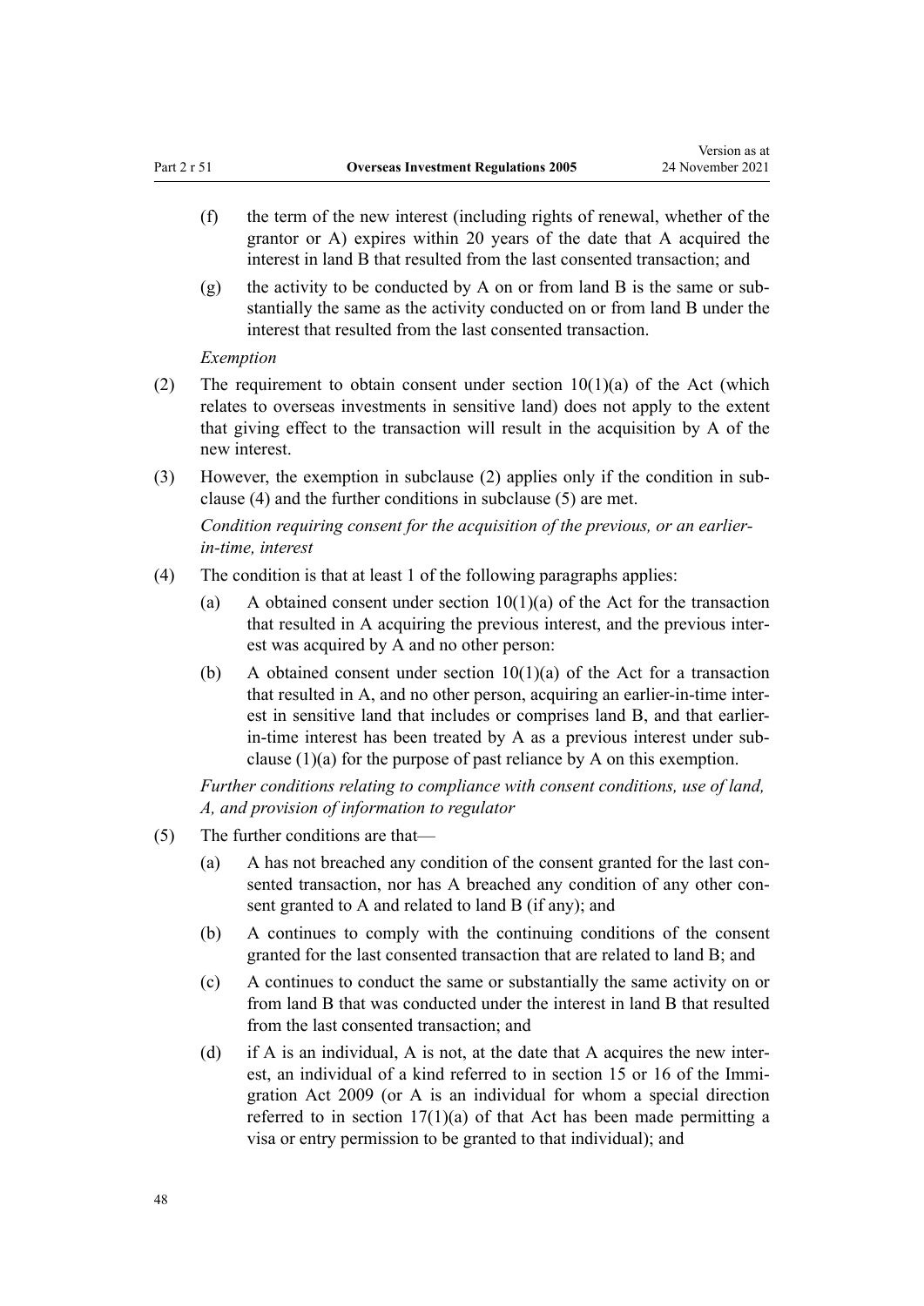(f) the term of the new interest (including rights of renewal, whether of the grantor or A) expires within 20 years of the date that A acquired the interest in land B that resulted from the last consented transaction; and

(g) the activity to be conducted by A on or from land B is the same or substantially the same as the activity conducted on or from land B under the interest that resulted from the last consented transaction.

*Exemption*

(2) The requirement to obtain consent under section 10(1)(a) of the Act (which relates to overseas investments in sensitive land) does not apply to the extent that giving effect to the transaction will result in the acquisition by A of the new interest.

(3) However, the exemption in subclause (2) applies only if the condition in subclause (4) and the further conditions in subclause (5) are met.

*Condition requiring consent for the acquisition of the previous, or an earlier-in-time, interest*

(4) The condition is that at least 1 of the following paragraphs applies:

(a) A obtained consent under section 10(1)(a) of the Act for the transaction that resulted in A acquiring the previous interest, and the previous interest was acquired by A and no other person:

(b) A obtained consent under section 10(1)(a) of the Act for a transaction that resulted in A, and no other person, acquiring an earlier-in-time interest in sensitive land that includes or comprises land B, and that earlier-in-time interest has been treated by A as a previous interest under subclause (1)(a) for the purpose of past reliance by A on this exemption.

*Further conditions relating to compliance with consent conditions, use of land, A, and provision of information to regulator*

(5) The further conditions are that—

(a) A has not breached any condition of the consent granted for the last consented transaction, nor has A breached any condition of any other consent granted to A and related to land B (if any); and

(b) A continues to comply with the continuing conditions of the consent granted for the last consented transaction that are related to land B; and

(c) A continues to conduct the same or substantially the same activity on or from land B that was conducted under the interest in land B that resulted from the last consented transaction; and

(d) if A is an individual, A is not, at the date that A acquires the new interest, an individual of a kind referred to in section 15 or 16 of the Immigration Act 2009 (or A is an individual for whom a special direction referred to in section 17(1)(a) of that Act has been made permitting a visa or entry permission to be granted to that individual); and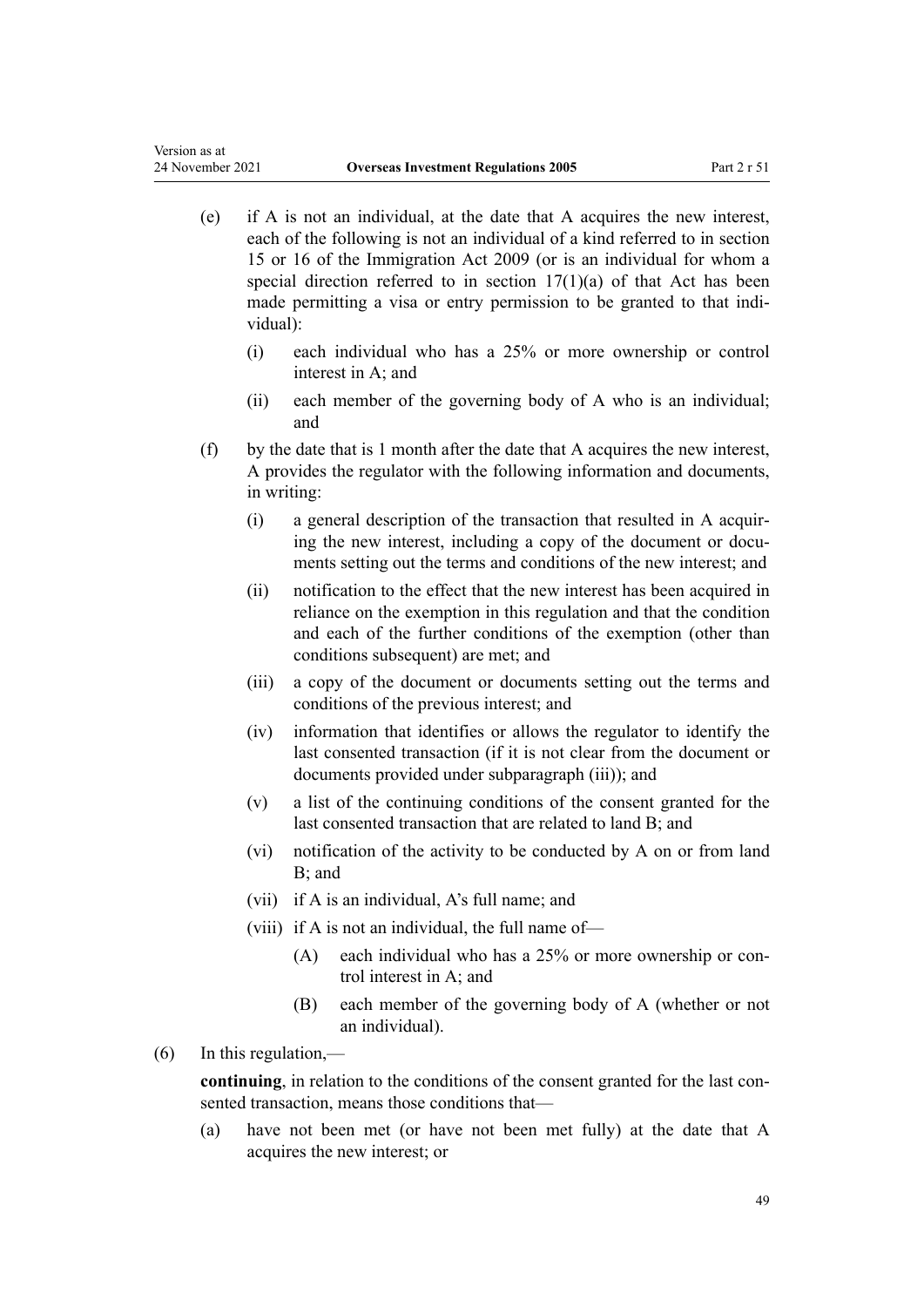(e) if A is not an individual, at the date that A acquires the new interest, each of the following is not an individual of a kind referred to in section 15 or 16 of the Immigration Act 2009 (or is an individual for whom a special direction referred to in section 17(1)(a) of that Act has been made permitting a visa or entry permission to be granted to that individual):

   (i) each individual who has a 25% or more ownership or control interest in A; and

   (ii) each member of the governing body of A who is an individual; and

(f) by the date that is 1 month after the date that A acquires the new interest, A provides the regulator with the following information and documents, in writing:

   (i) a general description of the transaction that resulted in A acquiring the new interest, including a copy of the document or documents setting out the terms and conditions of the new interest; and

   (ii) notification to the effect that the new interest has been acquired in reliance on the exemption in this regulation and that the condition and each of the further conditions of the exemption (other than conditions subsequent) are met; and

   (iii) a copy of the document or documents setting out the terms and conditions of the previous interest; and

   (iv) information that identifies or allows the regulator to identify the last consented transaction (if it is not clear from the document or documents provided under subparagraph (iii)); and

   (v) a list of the continuing conditions of the consent granted for the last consented transaction that are related to land B; and

   (vi) notification of the activity to be conducted by A on or from land B; and

   (vii) if A is an individual, A's full name; and

   (viii) if A is not an individual, the full name of—

      (A) each individual who has a 25% or more ownership or control interest in A; and

      (B) each member of the governing body of A (whether or not an individual).

(6) In this regulation,—

**continuing**, in relation to the conditions of the consent granted for the last consented transaction, means those conditions that—

(a) have not been met (or have not been met fully) at the date that A acquires the new interest; or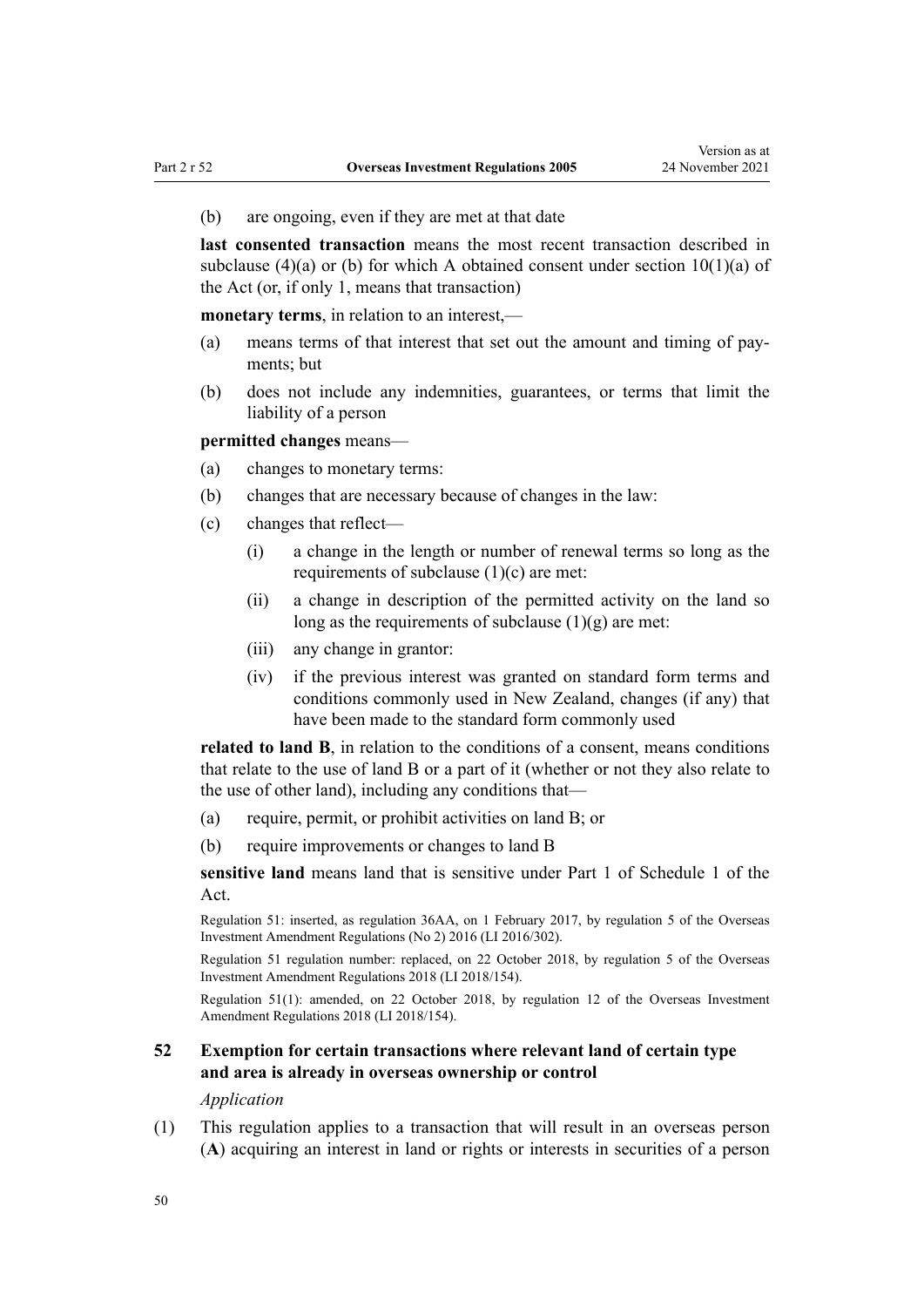(b) are ongoing, even if they are met at that date

**last consented transaction** means the most recent transaction described in subclause (4)(a) or (b) for which A obtained consent under section 10(1)(a) of the Act (or, if only 1, means that transaction)

**monetary terms**, in relation to an interest,—

(a) means terms of that interest that set out the amount and timing of payments; but

(b) does not include any indemnities, guarantees, or terms that limit the liability of a person

**permitted changes** means—

(a) changes to monetary terms:

(b) changes that are necessary because of changes in the law:

(c) changes that reflect—

  (i) a change in the length or number of renewal terms so long as the requirements of subclause (1)(c) are met:

  (ii) a change in description of the permitted activity on the land so long as the requirements of subclause (1)(g) are met:

  (iii) any change in grantor:

  (iv) if the previous interest was granted on standard form terms and conditions commonly used in New Zealand, changes (if any) that have been made to the standard form commonly used

**related to land B**, in relation to the conditions of a consent, means conditions that relate to the use of land B or a part of it (whether or not they also relate to the use of other land), including any conditions that—

(a) require, permit, or prohibit activities on land B; or

(b) require improvements or changes to land B

**sensitive land** means land that is sensitive under Part 1 of Schedule 1 of the Act.

Regulation 51: inserted, as regulation 36AA, on 1 February 2017, by regulation 5 of the Overseas Investment Amendment Regulations (No 2) 2016 (LI 2016/302).

Regulation 51 regulation number: replaced, on 22 October 2018, by regulation 5 of the Overseas Investment Amendment Regulations 2018 (LI 2018/154).

Regulation 51(1): amended, on 22 October 2018, by regulation 12 of the Overseas Investment Amendment Regulations 2018 (LI 2018/154).

### 52 Exemption for certain transactions where relevant land of certain type and area is already in overseas ownership or control

*Application*

(1) This regulation applies to a transaction that will result in an overseas person (**A**) acquiring an interest in land or rights or interests in securities of a person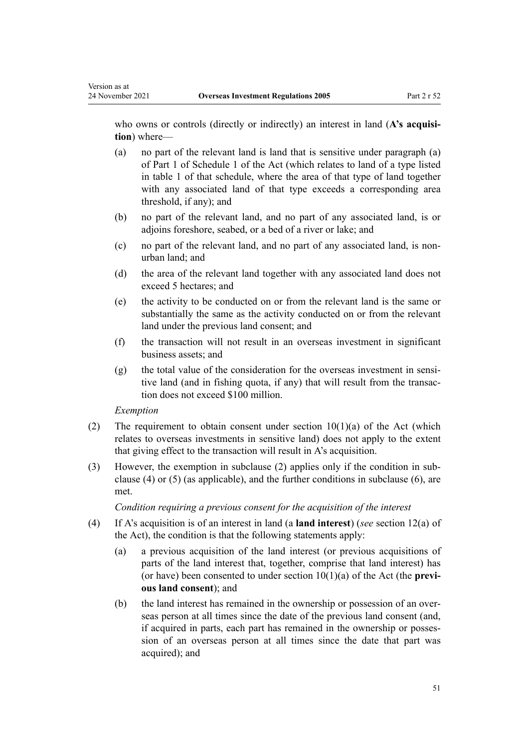who owns or controls (directly or indirectly) an interest in land (**A's acquisition**) where—

(a) no part of the relevant land is land that is sensitive under paragraph (a) of Part 1 of Schedule 1 of the Act (which relates to land of a type listed in table 1 of that schedule, where the area of that type of land together with any associated land of that type exceeds a corresponding area threshold, if any); and

(b) no part of the relevant land, and no part of any associated land, is or adjoins foreshore, seabed, or a bed of a river or lake; and

(c) no part of the relevant land, and no part of any associated land, is non-urban land; and

(d) the area of the relevant land together with any associated land does not exceed 5 hectares; and

(e) the activity to be conducted on or from the relevant land is the same or substantially the same as the activity conducted on or from the relevant land under the previous land consent; and

(f) the transaction will not result in an overseas investment in significant business assets; and

(g) the total value of the consideration for the overseas investment in sensitive land (and in fishing quota, if any) that will result from the transaction does not exceed \$100 million.

*Exemption*

(2) The requirement to obtain consent under section 10(1)(a) of the Act (which relates to overseas investments in sensitive land) does not apply to the extent that giving effect to the transaction will result in A's acquisition.

(3) However, the exemption in subclause (2) applies only if the condition in subclause (4) or (5) (as applicable), and the further conditions in subclause (6), are met.

*Condition requiring a previous consent for the acquisition of the interest*

(4) If A's acquisition is of an interest in land (a **land interest**) (*see* section 12(a) of the Act), the condition is that the following statements apply:

(a) a previous acquisition of the land interest (or previous acquisitions of parts of the land interest that, together, comprise that land interest) has (or have) been consented to under section 10(1)(a) of the Act (the **previous land consent**); and

(b) the land interest has remained in the ownership or possession of an overseas person at all times since the date of the previous land consent (and, if acquired in parts, each part has remained in the ownership or possession of an overseas person at all times since the date that part was acquired); and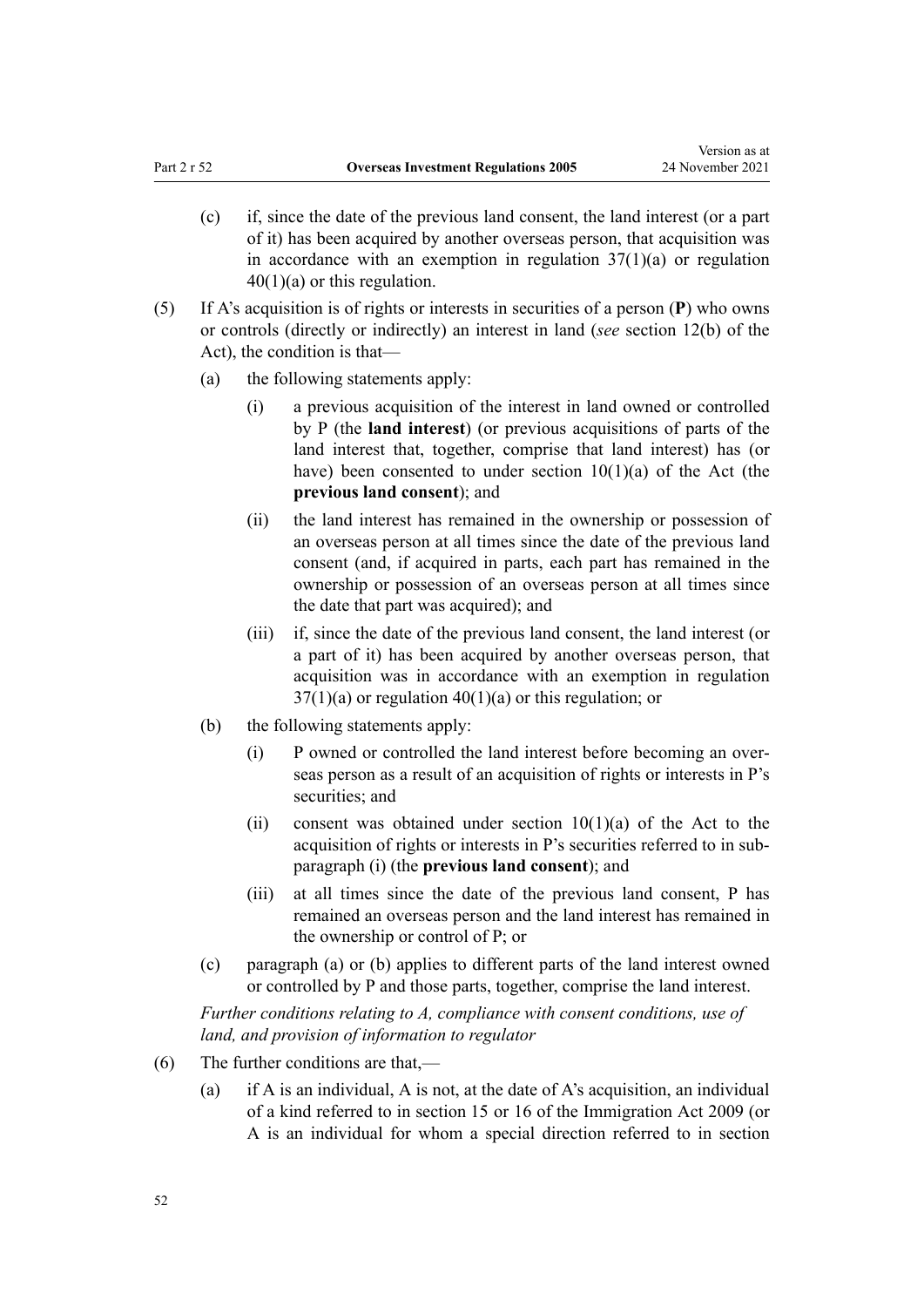(c) if, since the date of the previous land consent, the land interest (or a part of it) has been acquired by another overseas person, that acquisition was in accordance with an exemption in regulation 37(1)(a) or regulation 40(1)(a) or this regulation.

(5) If A's acquisition is of rights or interests in securities of a person (**P**) who owns or controls (directly or indirectly) an interest in land (*see* section 12(b) of the Act), the condition is that—

(a) the following statements apply:

(i) a previous acquisition of the interest in land owned or controlled by P (the **land interest**) (or previous acquisitions of parts of the land interest that, together, comprise that land interest) has (or have) been consented to under section 10(1)(a) of the Act (the **previous land consent**); and

(ii) the land interest has remained in the ownership or possession of an overseas person at all times since the date of the previous land consent (and, if acquired in parts, each part has remained in the ownership or possession of an overseas person at all times since the date that part was acquired); and

(iii) if, since the date of the previous land consent, the land interest (or a part of it) has been acquired by another overseas person, that acquisition was in accordance with an exemption in regulation 37(1)(a) or regulation 40(1)(a) or this regulation; or

(b) the following statements apply:

(i) P owned or controlled the land interest before becoming an overseas person as a result of an acquisition of rights or interests in P's securities; and

(ii) consent was obtained under section 10(1)(a) of the Act to the acquisition of rights or interests in P's securities referred to in subparagraph (i) (the **previous land consent**); and

(iii) at all times since the date of the previous land consent, P has remained an overseas person and the land interest has remained in the ownership or control of P; or

(c) paragraph (a) or (b) applies to different parts of the land interest owned or controlled by P and those parts, together, comprise the land interest.

*Further conditions relating to A, compliance with consent conditions, use of land, and provision of information to regulator*

(6) The further conditions are that,—

(a) if A is an individual, A is not, at the date of A's acquisition, an individual of a kind referred to in section 15 or 16 of the Immigration Act 2009 (or A is an individual for whom a special direction referred to in section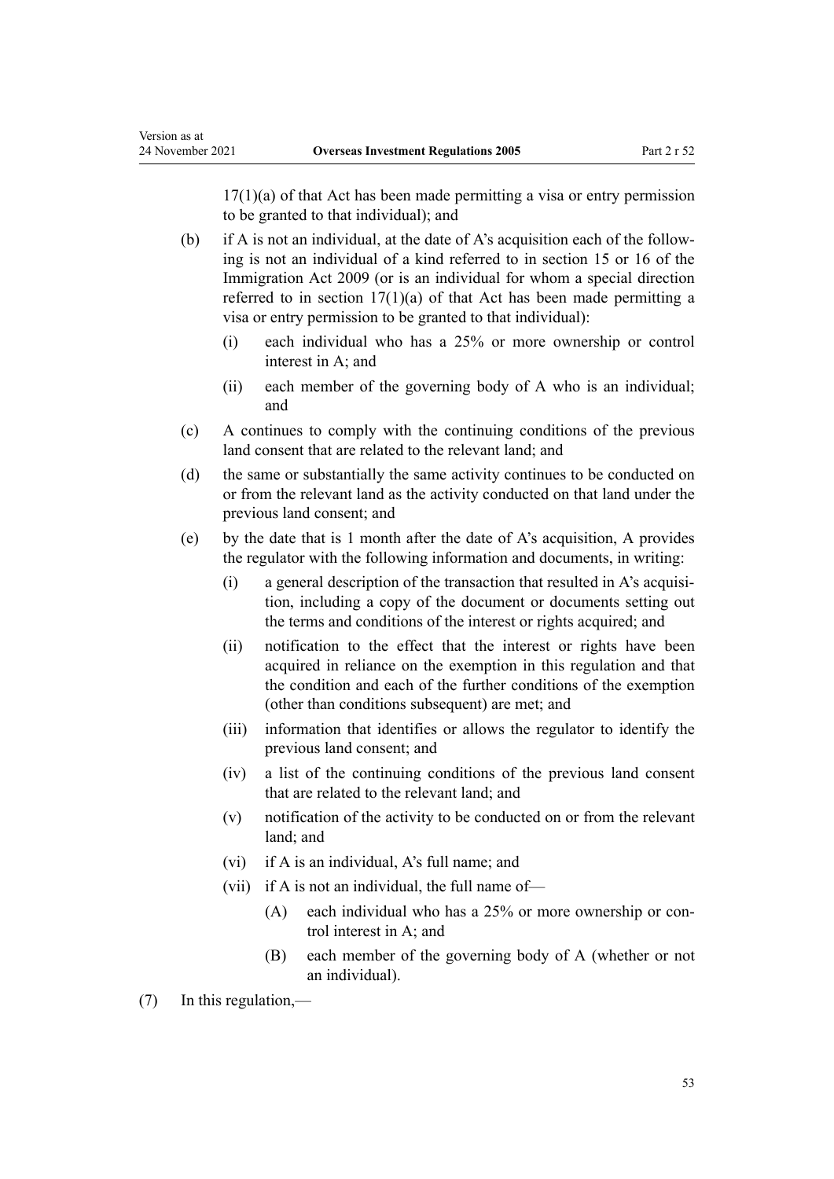17(1)(a) of that Act has been made permitting a visa or entry permission to be granted to that individual); and

(b) if A is not an individual, at the date of A's acquisition each of the following is not an individual of a kind referred to in section 15 or 16 of the Immigration Act 2009 (or is an individual for whom a special direction referred to in section 17(1)(a) of that Act has been made permitting a visa or entry permission to be granted to that individual):

   (i) each individual who has a 25% or more ownership or control interest in A; and

   (ii) each member of the governing body of A who is an individual; and

(c) A continues to comply with the continuing conditions of the previous land consent that are related to the relevant land; and

(d) the same or substantially the same activity continues to be conducted on or from the relevant land as the activity conducted on that land under the previous land consent; and

(e) by the date that is 1 month after the date of A's acquisition, A provides the regulator with the following information and documents, in writing:

   (i) a general description of the transaction that resulted in A's acquisition, including a copy of the document or documents setting out the terms and conditions of the interest or rights acquired; and

   (ii) notification to the effect that the interest or rights have been acquired in reliance on the exemption in this regulation and that the condition and each of the further conditions of the exemption (other than conditions subsequent) are met; and

   (iii) information that identifies or allows the regulator to identify the previous land consent; and

   (iv) a list of the continuing conditions of the previous land consent that are related to the relevant land; and

   (v) notification of the activity to be conducted on or from the relevant land; and

   (vi) if A is an individual, A's full name; and

   (vii) if A is not an individual, the full name of—

      (A) each individual who has a 25% or more ownership or control interest in A; and

      (B) each member of the governing body of A (whether or not an individual).

(7) In this regulation,—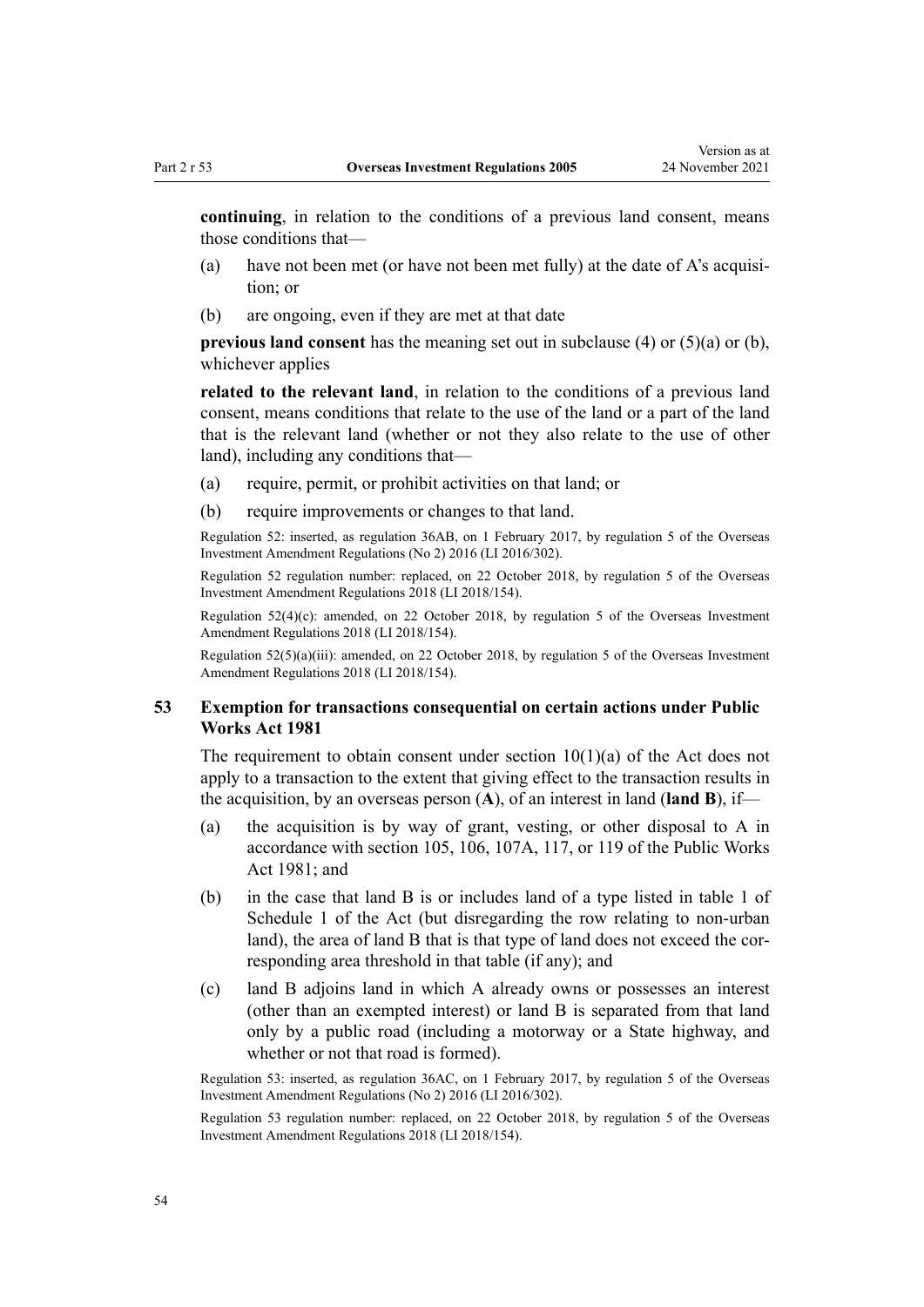**continuing**, in relation to the conditions of a previous land consent, means those conditions that—

(a) have not been met (or have not been met fully) at the date of A's acquisition; or

(b) are ongoing, even if they are met at that date

**previous land consent** has the meaning set out in subclause (4) or (5)(a) or (b), whichever applies

**related to the relevant land**, in relation to the conditions of a previous land consent, means conditions that relate to the use of the land or a part of the land that is the relevant land (whether or not they also relate to the use of other land), including any conditions that—

(a) require, permit, or prohibit activities on that land; or

(b) require improvements or changes to that land.

Regulation 52: inserted, as regulation 36AB, on 1 February 2017, by regulation 5 of the Overseas Investment Amendment Regulations (No 2) 2016 (LI 2016/302).

Regulation 52 regulation number: replaced, on 22 October 2018, by regulation 5 of the Overseas Investment Amendment Regulations 2018 (LI 2018/154).

Regulation 52(4)(c): amended, on 22 October 2018, by regulation 5 of the Overseas Investment Amendment Regulations 2018 (LI 2018/154).

Regulation 52(5)(a)(iii): amended, on 22 October 2018, by regulation 5 of the Overseas Investment Amendment Regulations 2018 (LI 2018/154).

### 53 Exemption for transactions consequential on certain actions under Public Works Act 1981

The requirement to obtain consent under section 10(1)(a) of the Act does not apply to a transaction to the extent that giving effect to the transaction results in the acquisition, by an overseas person (**A**), of an interest in land (**land B**), if—

(a) the acquisition is by way of grant, vesting, or other disposal to A in accordance with section 105, 106, 107A, 117, or 119 of the Public Works Act 1981; and

(b) in the case that land B is or includes land of a type listed in table 1 of Schedule 1 of the Act (but disregarding the row relating to non-urban land), the area of land B that is that type of land does not exceed the corresponding area threshold in that table (if any); and

(c) land B adjoins land in which A already owns or possesses an interest (other than an exempted interest) or land B is separated from that land only by a public road (including a motorway or a State highway, and whether or not that road is formed).

Regulation 53: inserted, as regulation 36AC, on 1 February 2017, by regulation 5 of the Overseas Investment Amendment Regulations (No 2) 2016 (LI 2016/302).

Regulation 53 regulation number: replaced, on 22 October 2018, by regulation 5 of the Overseas Investment Amendment Regulations 2018 (LI 2018/154).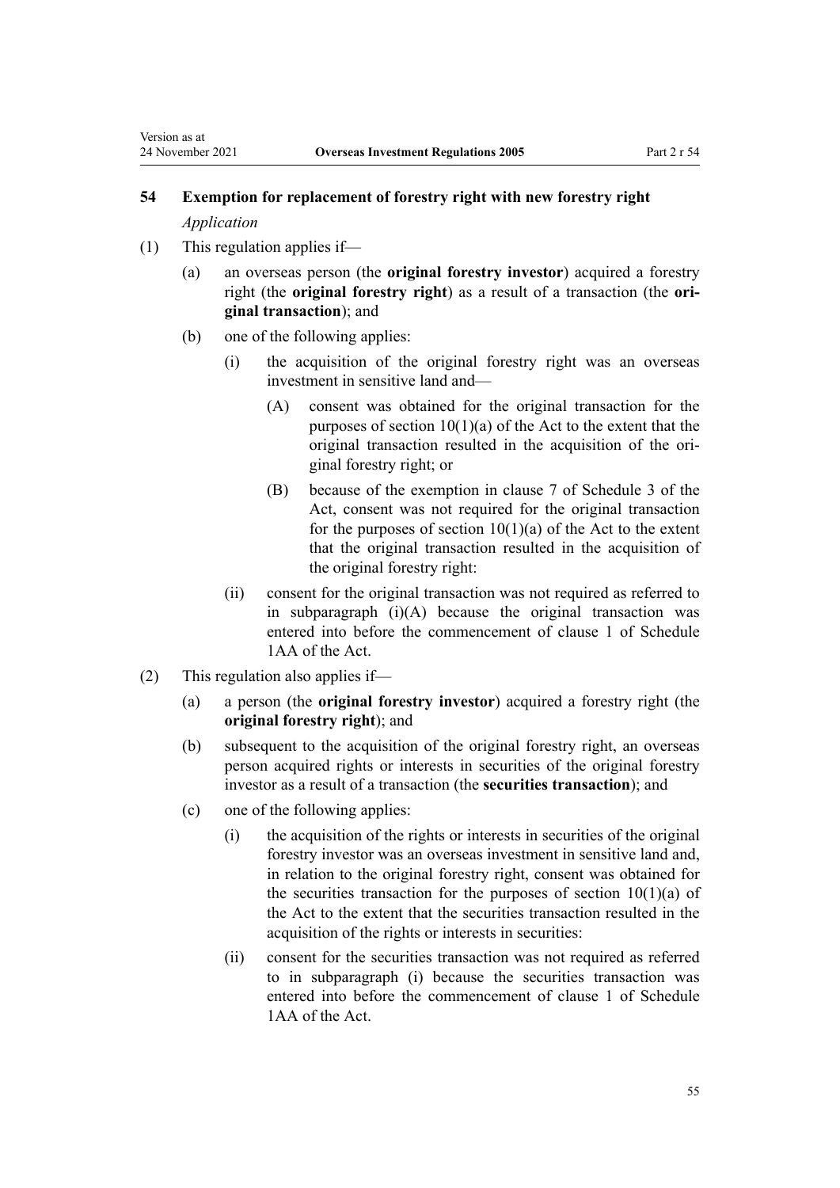## 54 Exemption for replacement of forestry right with new forestry right

*Application*

(1) This regulation applies if—

- (a) an overseas person (the **original forestry investor**) acquired a forestry right (the **original forestry right**) as a result of a transaction (the **original transaction**); and
- (b) one of the following applies:
  - (i) the acquisition of the original forestry right was an overseas investment in sensitive land and—
    - (A) consent was obtained for the original transaction for the purposes of section 10(1)(a) of the Act to the extent that the original transaction resulted in the acquisition of the original forestry right; or
    - (B) because of the exemption in clause 7 of Schedule 3 of the Act, consent was not required for the original transaction for the purposes of section 10(1)(a) of the Act to the extent that the original transaction resulted in the acquisition of the original forestry right:
  - (ii) consent for the original transaction was not required as referred to in subparagraph (i)(A) because the original transaction was entered into before the commencement of clause 1 of Schedule 1AA of the Act.

(2) This regulation also applies if—

- (a) a person (the **original forestry investor**) acquired a forestry right (the **original forestry right**); and
- (b) subsequent to the acquisition of the original forestry right, an overseas person acquired rights or interests in securities of the original forestry investor as a result of a transaction (the **securities transaction**); and
- (c) one of the following applies:
  - (i) the acquisition of the rights or interests in securities of the original forestry investor was an overseas investment in sensitive land and, in relation to the original forestry right, consent was obtained for the securities transaction for the purposes of section 10(1)(a) of the Act to the extent that the securities transaction resulted in the acquisition of the rights or interests in securities:
  - (ii) consent for the securities transaction was not required as referred to in subparagraph (i) because the securities transaction was entered into before the commencement of clause 1 of Schedule 1AA of the Act.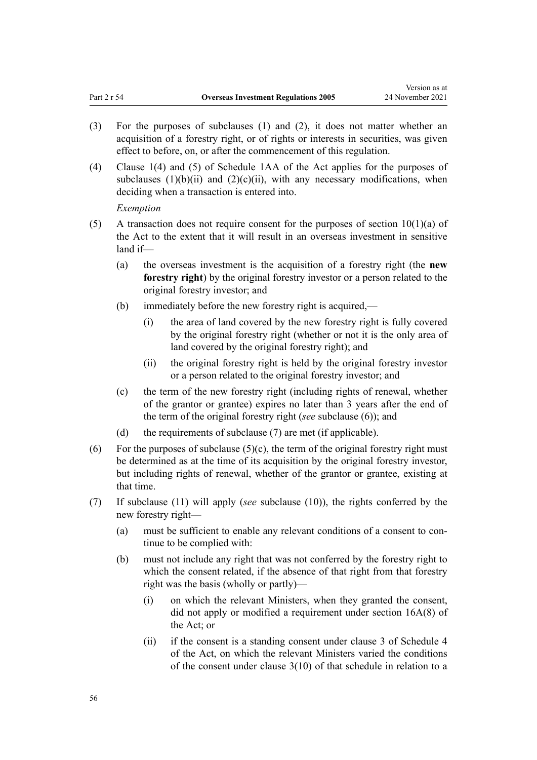(3) For the purposes of subclauses (1) and (2), it does not matter whether an acquisition of a forestry right, or of rights or interests in securities, was given effect to before, on, or after the commencement of this regulation.

(4) Clause 1(4) and (5) of Schedule 1AA of the Act applies for the purposes of subclauses (1)(b)(ii) and (2)(c)(ii), with any necessary modifications, when deciding when a transaction is entered into.

*Exemption*

(5) A transaction does not require consent for the purposes of section 10(1)(a) of the Act to the extent that it will result in an overseas investment in sensitive land if—

- (a) the overseas investment is the acquisition of a forestry right (the **new forestry right**) by the original forestry investor or a person related to the original forestry investor; and
- (b) immediately before the new forestry right is acquired,—
  - (i) the area of land covered by the new forestry right is fully covered by the original forestry right (whether or not it is the only area of land covered by the original forestry right); and
  - (ii) the original forestry right is held by the original forestry investor or a person related to the original forestry investor; and
- (c) the term of the new forestry right (including rights of renewal, whether of the grantor or grantee) expires no later than 3 years after the end of the term of the original forestry right (*see* subclause (6)); and
- (d) the requirements of subclause (7) are met (if applicable).

(6) For the purposes of subclause (5)(c), the term of the original forestry right must be determined as at the time of its acquisition by the original forestry investor, but including rights of renewal, whether of the grantor or grantee, existing at that time.

(7) If subclause (11) will apply (*see* subclause (10)), the rights conferred by the new forestry right—

- (a) must be sufficient to enable any relevant conditions of a consent to continue to be complied with:
- (b) must not include any right that was not conferred by the forestry right to which the consent related, if the absence of that right from that forestry right was the basis (wholly or partly)—
  - (i) on which the relevant Ministers, when they granted the consent, did not apply or modified a requirement under section 16A(8) of the Act; or
  - (ii) if the consent is a standing consent under clause 3 of Schedule 4 of the Act, on which the relevant Ministers varied the conditions of the consent under clause 3(10) of that schedule in relation to a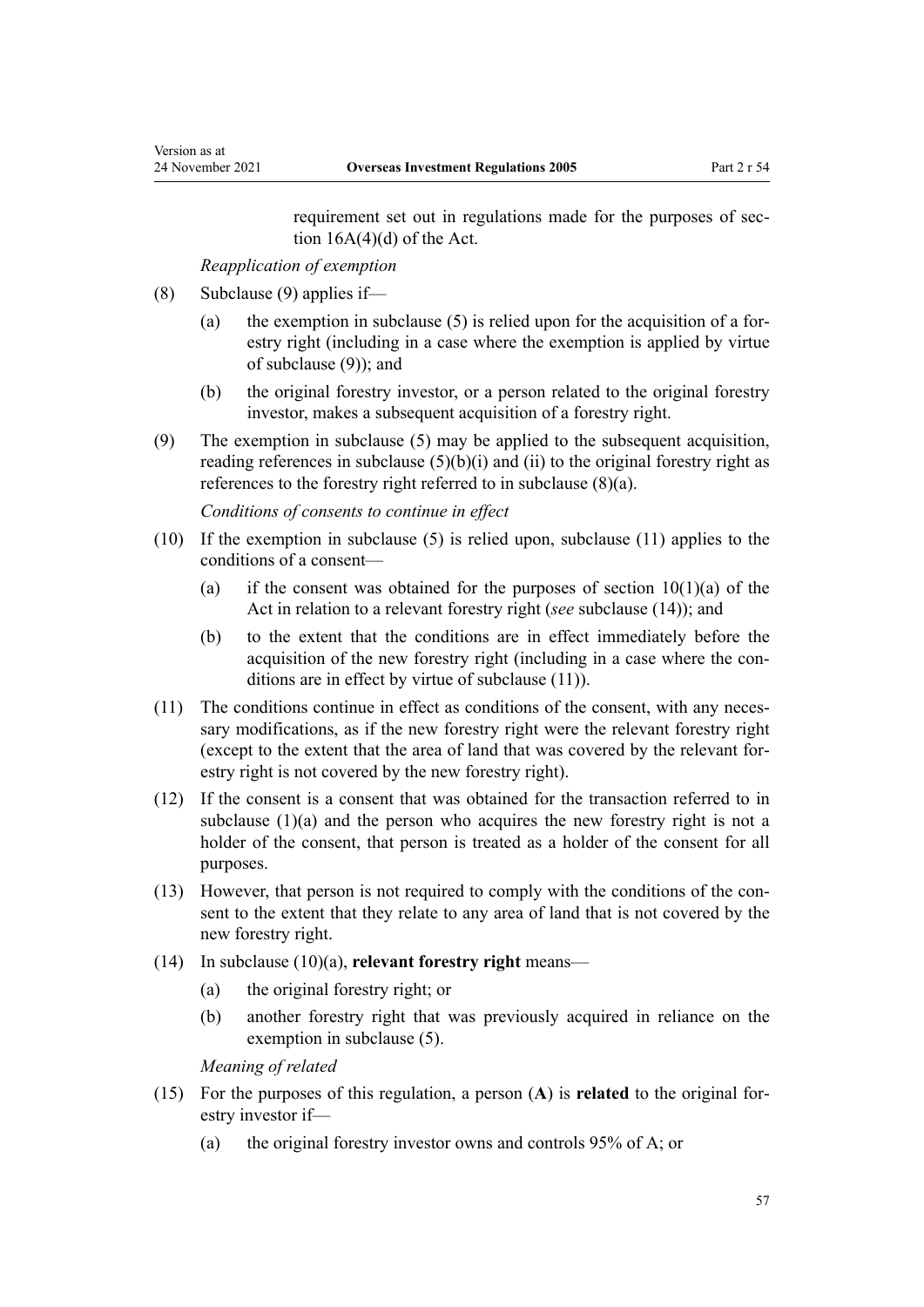requirement set out in regulations made for the purposes of section 16A(4)(d) of the Act.

*Reapplication of exemption*

(8) Subclause (9) applies if—

  (a) the exemption in subclause (5) is relied upon for the acquisition of a forestry right (including in a case where the exemption is applied by virtue of subclause (9)); and

  (b) the original forestry investor, or a person related to the original forestry investor, makes a subsequent acquisition of a forestry right.

(9) The exemption in subclause (5) may be applied to the subsequent acquisition, reading references in subclause (5)(b)(i) and (ii) to the original forestry right as references to the forestry right referred to in subclause (8)(a).

*Conditions of consents to continue in effect*

(10) If the exemption in subclause (5) is relied upon, subclause (11) applies to the conditions of a consent—

  (a) if the consent was obtained for the purposes of section 10(1)(a) of the Act in relation to a relevant forestry right (*see* subclause (14)); and

  (b) to the extent that the conditions are in effect immediately before the acquisition of the new forestry right (including in a case where the conditions are in effect by virtue of subclause (11)).

(11) The conditions continue in effect as conditions of the consent, with any necessary modifications, as if the new forestry right were the relevant forestry right (except to the extent that the area of land that was covered by the relevant forestry right is not covered by the new forestry right).

(12) If the consent is a consent that was obtained for the transaction referred to in subclause (1)(a) and the person who acquires the new forestry right is not a holder of the consent, that person is treated as a holder of the consent for all purposes.

(13) However, that person is not required to comply with the conditions of the consent to the extent that they relate to any area of land that is not covered by the new forestry right.

(14) In subclause (10)(a), **relevant forestry right** means—

  (a) the original forestry right; or

  (b) another forestry right that was previously acquired in reliance on the exemption in subclause (5).

*Meaning of related*

(15) For the purposes of this regulation, a person (**A**) is **related** to the original forestry investor if—

  (a) the original forestry investor owns and controls 95% of A; or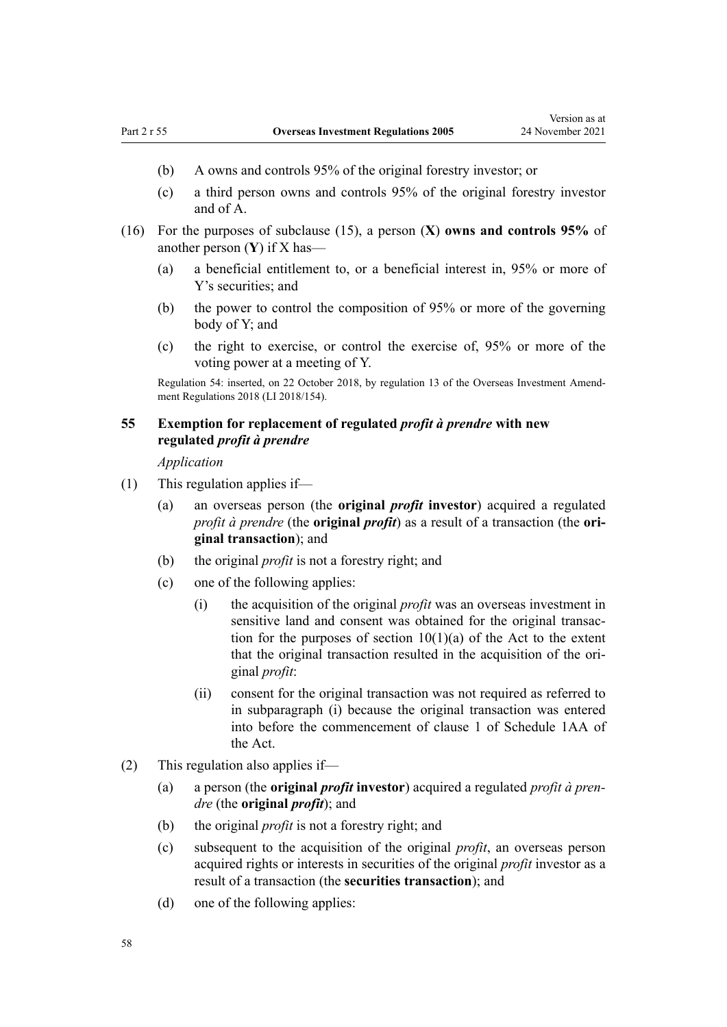- (b) A owns and controls 95% of the original forestry investor; or
- (c) a third person owns and controls 95% of the original forestry investor and of A.

(16) For the purposes of subclause (15), a person (**X**) **owns and controls 95%** of another person (**Y**) if X has—

- (a) a beneficial entitlement to, or a beneficial interest in, 95% or more of Y's securities; and
- (b) the power to control the composition of 95% or more of the governing body of Y; and
- (c) the right to exercise, or control the exercise of, 95% or more of the voting power at a meeting of Y.

Regulation 54: inserted, on 22 October 2018, by regulation 13 of the Overseas Investment Amendment Regulations 2018 (LI 2018/154).

### 55 Exemption for replacement of regulated *profit à prendre* with new regulated *profit à prendre*

*Application*

(1) This regulation applies if—

- (a) an overseas person (the **original *profit* investor**) acquired a regulated *profit à prendre* (the **original *profit***) as a result of a transaction (the **original transaction**); and
- (b) the original *profit* is not a forestry right; and
- (c) one of the following applies:
  - (i) the acquisition of the original *profit* was an overseas investment in sensitive land and consent was obtained for the original transaction for the purposes of section 10(1)(a) of the Act to the extent that the original transaction resulted in the acquisition of the original *profit*:
  - (ii) consent for the original transaction was not required as referred to in subparagraph (i) because the original transaction was entered into before the commencement of clause 1 of Schedule 1AA of the Act.

(2) This regulation also applies if—

- (a) a person (the **original *profit* investor**) acquired a regulated *profit à prendre* (the **original *profit***); and
- (b) the original *profit* is not a forestry right; and
- (c) subsequent to the acquisition of the original *profit*, an overseas person acquired rights or interests in securities of the original *profit* investor as a result of a transaction (the **securities transaction**); and
- (d) one of the following applies: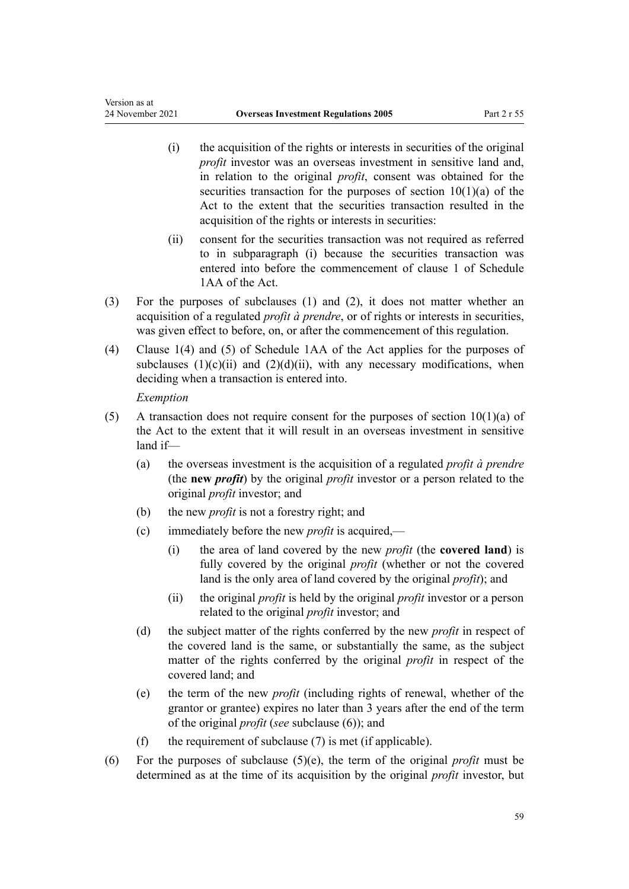(i) the acquisition of the rights or interests in securities of the original *profit* investor was an overseas investment in sensitive land and, in relation to the original *profit*, consent was obtained for the securities transaction for the purposes of section 10(1)(a) of the Act to the extent that the securities transaction resulted in the acquisition of the rights or interests in securities:

(ii) consent for the securities transaction was not required as referred to in subparagraph (i) because the securities transaction was entered into before the commencement of clause 1 of Schedule 1AA of the Act.

(3) For the purposes of subclauses (1) and (2), it does not matter whether an acquisition of a regulated *profit à prendre*, or of rights or interests in securities, was given effect to before, on, or after the commencement of this regulation.

(4) Clause 1(4) and (5) of Schedule 1AA of the Act applies for the purposes of subclauses (1)(c)(ii) and (2)(d)(ii), with any necessary modifications, when deciding when a transaction is entered into.

*Exemption*

(5) A transaction does not require consent for the purposes of section 10(1)(a) of the Act to the extent that it will result in an overseas investment in sensitive land if—

(a) the overseas investment is the acquisition of a regulated *profit à prendre* (the **new *profit***) by the original *profit* investor or a person related to the original *profit* investor; and

(b) the new *profit* is not a forestry right; and

(c) immediately before the new *profit* is acquired,—

(i) the area of land covered by the new *profit* (the **covered land**) is fully covered by the original *profit* (whether or not the covered land is the only area of land covered by the original *profit*); and

(ii) the original *profit* is held by the original *profit* investor or a person related to the original *profit* investor; and

(d) the subject matter of the rights conferred by the new *profit* in respect of the covered land is the same, or substantially the same, as the subject matter of the rights conferred by the original *profit* in respect of the covered land; and

(e) the term of the new *profit* (including rights of renewal, whether of the grantor or grantee) expires no later than 3 years after the end of the term of the original *profit* (*see* subclause (6)); and

(f) the requirement of subclause (7) is met (if applicable).

(6) For the purposes of subclause (5)(e), the term of the original *profit* must be determined as at the time of its acquisition by the original *profit* investor, but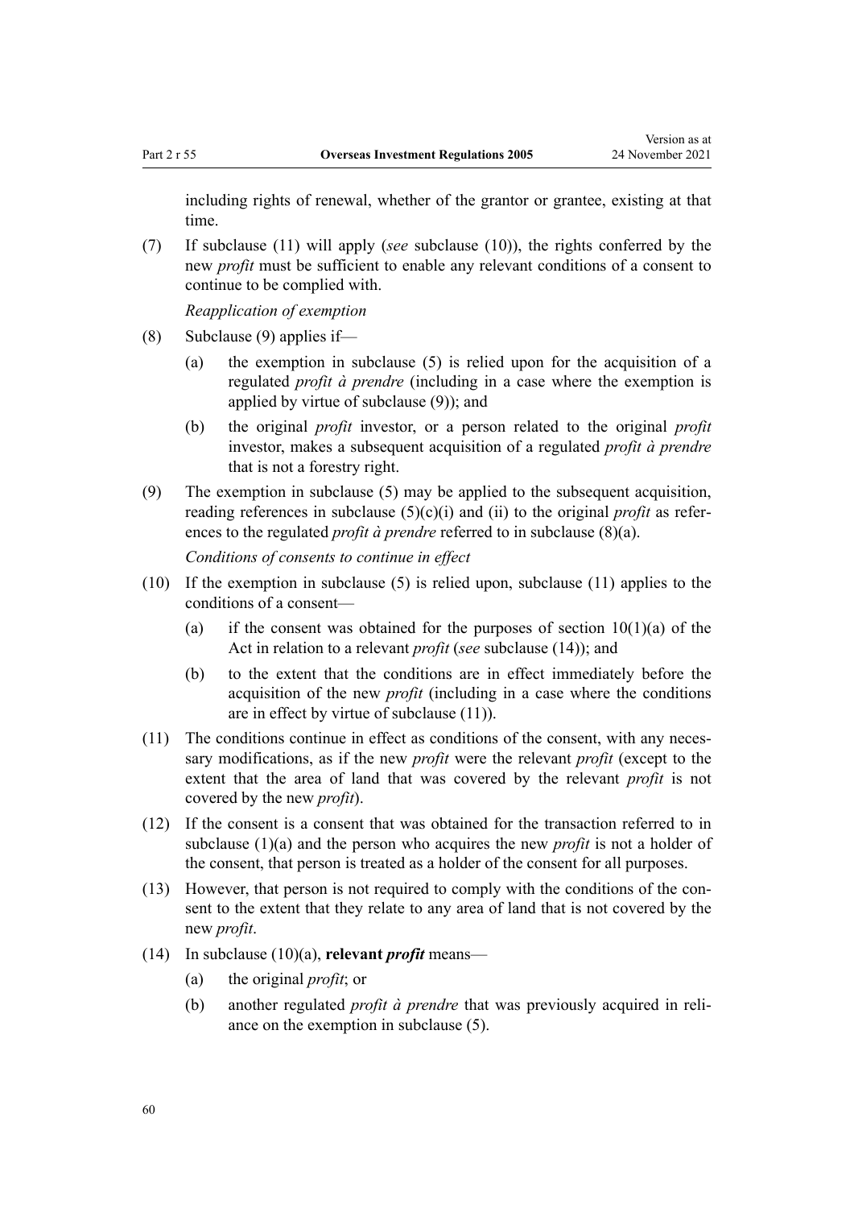including rights of renewal, whether of the grantor or grantee, existing at that time.

(7) If subclause (11) will apply (*see* subclause (10)), the rights conferred by the new *profit* must be sufficient to enable any relevant conditions of a consent to continue to be complied with.

*Reapplication of exemption*

(8) Subclause (9) applies if—

  (a) the exemption in subclause (5) is relied upon for the acquisition of a regulated *profit à prendre* (including in a case where the exemption is applied by virtue of subclause (9)); and

  (b) the original *profit* investor, or a person related to the original *profit* investor, makes a subsequent acquisition of a regulated *profit à prendre* that is not a forestry right.

(9) The exemption in subclause (5) may be applied to the subsequent acquisition, reading references in subclause (5)(c)(i) and (ii) to the original *profit* as references to the regulated *profit à prendre* referred to in subclause (8)(a).

*Conditions of consents to continue in effect*

(10) If the exemption in subclause (5) is relied upon, subclause (11) applies to the conditions of a consent—

  (a) if the consent was obtained for the purposes of section 10(1)(a) of the Act in relation to a relevant *profit* (*see* subclause (14)); and

  (b) to the extent that the conditions are in effect immediately before the acquisition of the new *profit* (including in a case where the conditions are in effect by virtue of subclause (11)).

(11) The conditions continue in effect as conditions of the consent, with any necessary modifications, as if the new *profit* were the relevant *profit* (except to the extent that the area of land that was covered by the relevant *profit* is not covered by the new *profit*).

(12) If the consent is a consent that was obtained for the transaction referred to in subclause (1)(a) and the person who acquires the new *profit* is not a holder of the consent, that person is treated as a holder of the consent for all purposes.

(13) However, that person is not required to comply with the conditions of the consent to the extent that they relate to any area of land that is not covered by the new *profit*.

(14) In subclause (10)(a), **relevant *profit*** means—

  (a) the original *profit*; or

  (b) another regulated *profit à prendre* that was previously acquired in reliance on the exemption in subclause (5).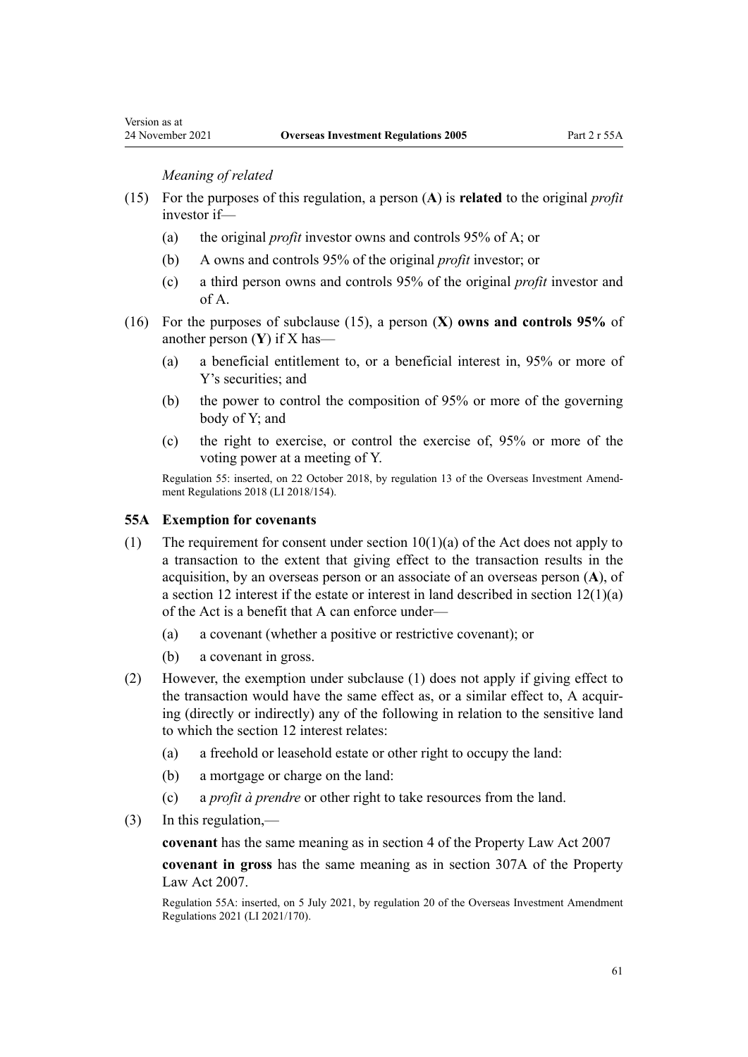*Meaning of related*

(15) For the purposes of this regulation, a person (**A**) is **related** to the original *profit* investor if—

(a) the original *profit* investor owns and controls 95% of A; or

(b) A owns and controls 95% of the original *profit* investor; or

(c) a third person owns and controls 95% of the original *profit* investor and of A.

(16) For the purposes of subclause (15), a person (**X**) **owns and controls 95%** of another person (**Y**) if X has—

(a) a beneficial entitlement to, or a beneficial interest in, 95% or more of Y's securities; and

(b) the power to control the composition of 95% or more of the governing body of Y; and

(c) the right to exercise, or control the exercise of, 95% or more of the voting power at a meeting of Y.

Regulation 55: inserted, on 22 October 2018, by regulation 13 of the Overseas Investment Amendment Regulations 2018 (LI 2018/154).

### 55A Exemption for covenants

(1) The requirement for consent under section 10(1)(a) of the Act does not apply to a transaction to the extent that giving effect to the transaction results in the acquisition, by an overseas person or an associate of an overseas person (**A**), of a section 12 interest if the estate or interest in land described in section 12(1)(a) of the Act is a benefit that A can enforce under—

(a) a covenant (whether a positive or restrictive covenant); or

(b) a covenant in gross.

(2) However, the exemption under subclause (1) does not apply if giving effect to the transaction would have the same effect as, or a similar effect to, A acquiring (directly or indirectly) any of the following in relation to the sensitive land to which the section 12 interest relates:

(a) a freehold or leasehold estate or other right to occupy the land:

(b) a mortgage or charge on the land:

(c) a *profit à prendre* or other right to take resources from the land.

(3) In this regulation,—

**covenant** has the same meaning as in section 4 of the Property Law Act 2007

**covenant in gross** has the same meaning as in section 307A of the Property Law Act 2007.

Regulation 55A: inserted, on 5 July 2021, by regulation 20 of the Overseas Investment Amendment Regulations 2021 (LI 2021/170).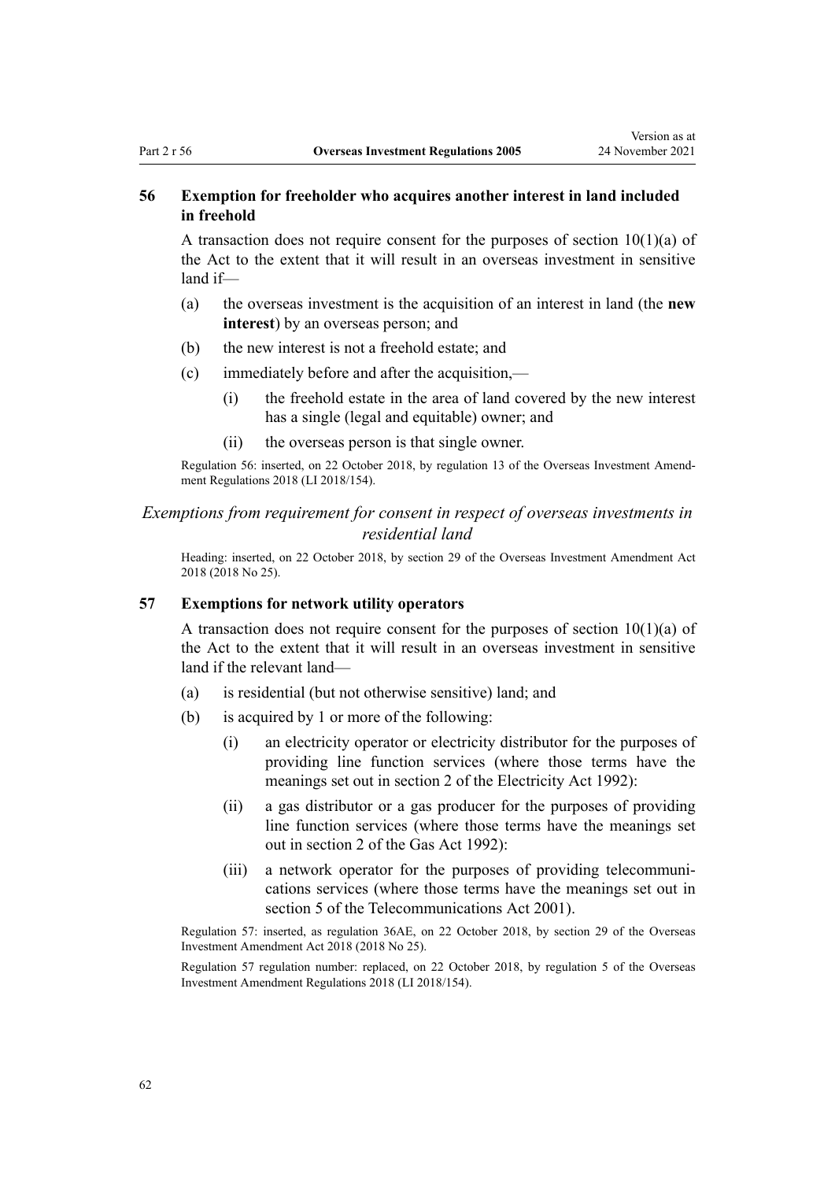### 56 Exemption for freeholder who acquires another interest in land included in freehold

A transaction does not require consent for the purposes of section 10(1)(a) of the Act to the extent that it will result in an overseas investment in sensitive land if—

(a) the overseas investment is the acquisition of an interest in land (the **new interest**) by an overseas person; and

(b) the new interest is not a freehold estate; and

(c) immediately before and after the acquisition,—

  (i) the freehold estate in the area of land covered by the new interest has a single (legal and equitable) owner; and

  (ii) the overseas person is that single owner.

Regulation 56: inserted, on 22 October 2018, by regulation 13 of the Overseas Investment Amendment Regulations 2018 (LI 2018/154).

## *Exemptions from requirement for consent in respect of overseas investments in residential land*

Heading: inserted, on 22 October 2018, by section 29 of the Overseas Investment Amendment Act 2018 (2018 No 25).

### 57 Exemptions for network utility operators

A transaction does not require consent for the purposes of section 10(1)(a) of the Act to the extent that it will result in an overseas investment in sensitive land if the relevant land—

(a) is residential (but not otherwise sensitive) land; and

(b) is acquired by 1 or more of the following:

  (i) an electricity operator or electricity distributor for the purposes of providing line function services (where those terms have the meanings set out in section 2 of the Electricity Act 1992):

  (ii) a gas distributor or a gas producer for the purposes of providing line function services (where those terms have the meanings set out in section 2 of the Gas Act 1992):

  (iii) a network operator for the purposes of providing telecommunications services (where those terms have the meanings set out in section 5 of the Telecommunications Act 2001).

Regulation 57: inserted, as regulation 36AE, on 22 October 2018, by section 29 of the Overseas Investment Amendment Act 2018 (2018 No 25).

Regulation 57 regulation number: replaced, on 22 October 2018, by regulation 5 of the Overseas Investment Amendment Regulations 2018 (LI 2018/154).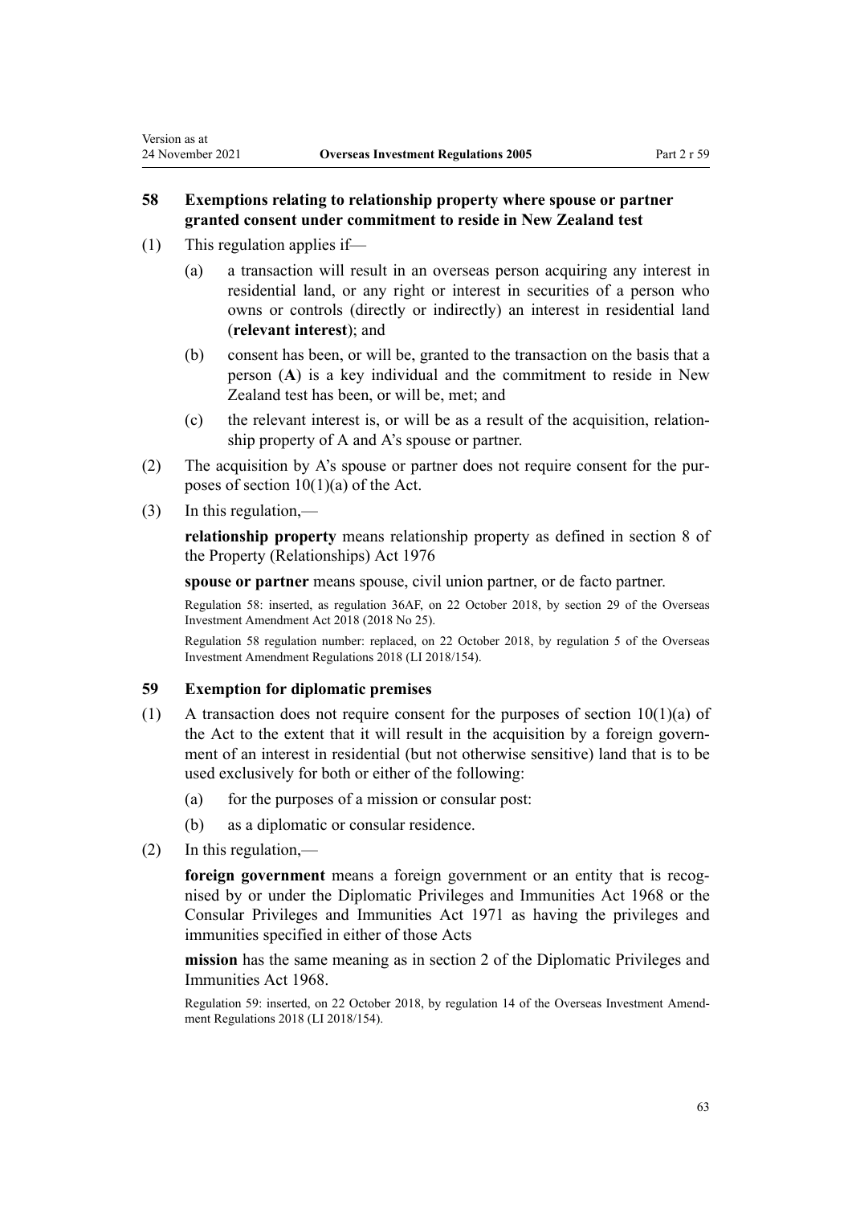### 58 Exemptions relating to relationship property where spouse or partner granted consent under commitment to reside in New Zealand test

(1) This regulation applies if—

(a) a transaction will result in an overseas person acquiring any interest in residential land, or any right or interest in securities of a person who owns or controls (directly or indirectly) an interest in residential land (**relevant interest**); and

(b) consent has been, or will be, granted to the transaction on the basis that a person (**A**) is a key individual and the commitment to reside in New Zealand test has been, or will be, met; and

(c) the relevant interest is, or will be as a result of the acquisition, relationship property of A and A's spouse or partner.

(2) The acquisition by A's spouse or partner does not require consent for the purposes of section 10(1)(a) of the Act.

(3) In this regulation,—

**relationship property** means relationship property as defined in section 8 of the Property (Relationships) Act 1976

**spouse or partner** means spouse, civil union partner, or de facto partner.

Regulation 58: inserted, as regulation 36AF, on 22 October 2018, by section 29 of the Overseas Investment Amendment Act 2018 (2018 No 25).

Regulation 58 regulation number: replaced, on 22 October 2018, by regulation 5 of the Overseas Investment Amendment Regulations 2018 (LI 2018/154).

### 59 Exemption for diplomatic premises

(1) A transaction does not require consent for the purposes of section 10(1)(a) of the Act to the extent that it will result in the acquisition by a foreign government of an interest in residential (but not otherwise sensitive) land that is to be used exclusively for both or either of the following:

(a) for the purposes of a mission or consular post:

(b) as a diplomatic or consular residence.

(2) In this regulation,—

**foreign government** means a foreign government or an entity that is recognised by or under the Diplomatic Privileges and Immunities Act 1968 or the Consular Privileges and Immunities Act 1971 as having the privileges and immunities specified in either of those Acts

**mission** has the same meaning as in section 2 of the Diplomatic Privileges and Immunities Act 1968.

Regulation 59: inserted, on 22 October 2018, by regulation 14 of the Overseas Investment Amendment Regulations 2018 (LI 2018/154).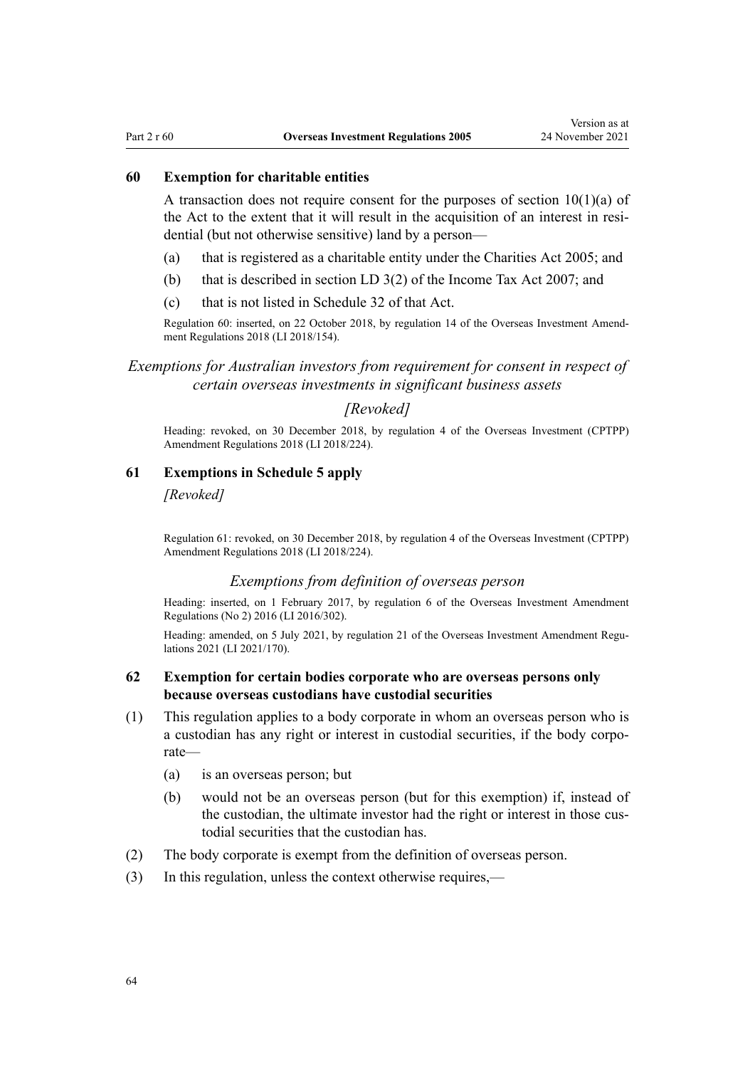### 60 Exemption for charitable entities

A transaction does not require consent for the purposes of section 10(1)(a) of the Act to the extent that it will result in the acquisition of an interest in residential (but not otherwise sensitive) land by a person—

(a) that is registered as a charitable entity under the Charities Act 2005; and

(b) that is described in section LD 3(2) of the Income Tax Act 2007; and

(c) that is not listed in Schedule 32 of that Act.

Regulation 60: inserted, on 22 October 2018, by regulation 14 of the Overseas Investment Amendment Regulations 2018 (LI 2018/154).

*Exemptions for Australian investors from requirement for consent in respect of certain overseas investments in significant business assets*

*[Revoked]*

Heading: revoked, on 30 December 2018, by regulation 4 of the Overseas Investment (CPTPP) Amendment Regulations 2018 (LI 2018/224).

### 61 Exemptions in Schedule 5 apply

*[Revoked]*

Regulation 61: revoked, on 30 December 2018, by regulation 4 of the Overseas Investment (CPTPP) Amendment Regulations 2018 (LI 2018/224).

*Exemptions from definition of overseas person*

Heading: inserted, on 1 February 2017, by regulation 6 of the Overseas Investment Amendment Regulations (No 2) 2016 (LI 2016/302).

Heading: amended, on 5 July 2021, by regulation 21 of the Overseas Investment Amendment Regulations 2021 (LI 2021/170).

### 62 Exemption for certain bodies corporate who are overseas persons only because overseas custodians have custodial securities

(1) This regulation applies to a body corporate in whom an overseas person who is a custodian has any right or interest in custodial securities, if the body corporate—

(a) is an overseas person; but

(b) would not be an overseas person (but for this exemption) if, instead of the custodian, the ultimate investor had the right or interest in those custodial securities that the custodian has.

(2) The body corporate is exempt from the definition of overseas person.

(3) In this regulation, unless the context otherwise requires,—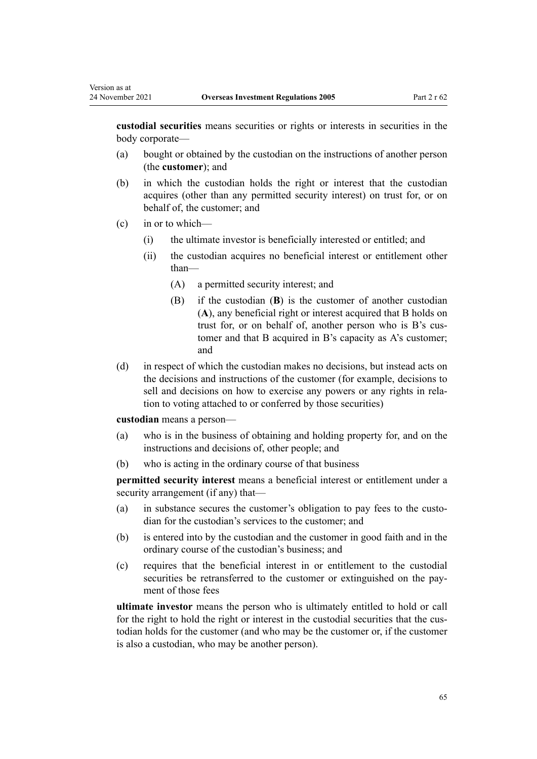**custodial securities** means securities or rights or interests in securities in the body corporate—

(a) bought or obtained by the custodian on the instructions of another person (the **customer**); and

(b) in which the custodian holds the right or interest that the custodian acquires (other than any permitted security interest) on trust for, or on behalf of, the customer; and

(c) in or to which—

  (i) the ultimate investor is beneficially interested or entitled; and

  (ii) the custodian acquires no beneficial interest or entitlement other than—

    (A) a permitted security interest; and

    (B) if the custodian (**B**) is the customer of another custodian (**A**), any beneficial right or interest acquired that B holds on trust for, or on behalf of, another person who is B's customer and that B acquired in B's capacity as A's customer; and

(d) in respect of which the custodian makes no decisions, but instead acts on the decisions and instructions of the customer (for example, decisions to sell and decisions on how to exercise any powers or any rights in relation to voting attached to or conferred by those securities)

**custodian** means a person—

(a) who is in the business of obtaining and holding property for, and on the instructions and decisions of, other people; and

(b) who is acting in the ordinary course of that business

**permitted security interest** means a beneficial interest or entitlement under a security arrangement (if any) that—

(a) in substance secures the customer's obligation to pay fees to the custodian for the custodian's services to the customer; and

(b) is entered into by the custodian and the customer in good faith and in the ordinary course of the custodian's business; and

(c) requires that the beneficial interest in or entitlement to the custodial securities be retransferred to the customer or extinguished on the payment of those fees

**ultimate investor** means the person who is ultimately entitled to hold or call for the right to hold the right or interest in the custodial securities that the custodian holds for the customer (and who may be the customer or, if the customer is also a custodian, who may be another person).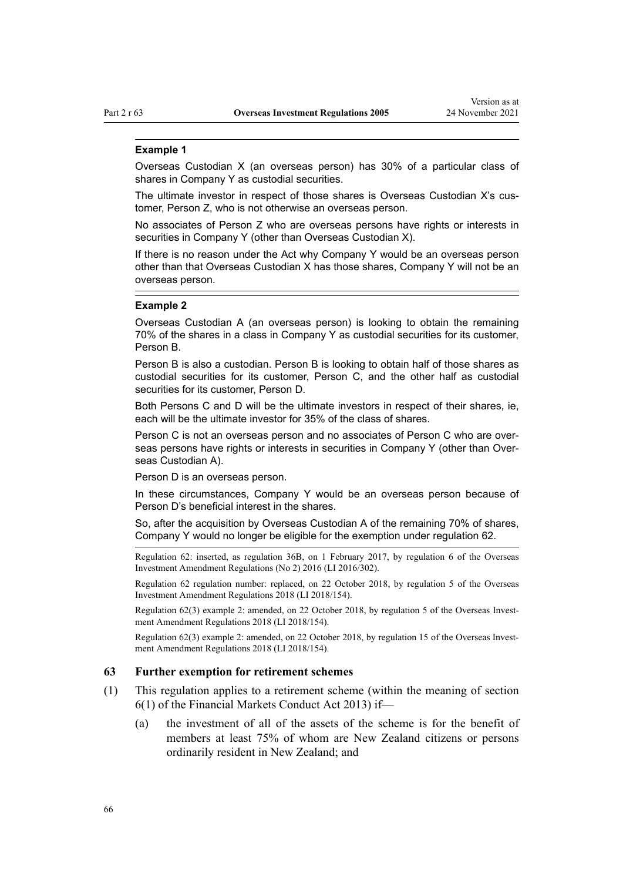**Example 1**

Overseas Custodian X (an overseas person) has 30% of a particular class of shares in Company Y as custodial securities.

The ultimate investor in respect of those shares is Overseas Custodian X's customer, Person Z, who is not otherwise an overseas person.

No associates of Person Z who are overseas persons have rights or interests in securities in Company Y (other than Overseas Custodian X).

If there is no reason under the Act why Company Y would be an overseas person other than that Overseas Custodian X has those shares, Company Y will not be an overseas person.

**Example 2**

Overseas Custodian A (an overseas person) is looking to obtain the remaining 70% of the shares in a class in Company Y as custodial securities for its customer, Person B.

Person B is also a custodian. Person B is looking to obtain half of those shares as custodial securities for its customer, Person C, and the other half as custodial securities for its customer, Person D.

Both Persons C and D will be the ultimate investors in respect of their shares, ie, each will be the ultimate investor for 35% of the class of shares.

Person C is not an overseas person and no associates of Person C who are overseas persons have rights or interests in securities in Company Y (other than Overseas Custodian A).

Person D is an overseas person.

In these circumstances, Company Y would be an overseas person because of Person D's beneficial interest in the shares.

So, after the acquisition by Overseas Custodian A of the remaining 70% of shares, Company Y would no longer be eligible for the exemption under regulation 62.

Regulation 62: inserted, as regulation 36B, on 1 February 2017, by regulation 6 of the Overseas Investment Amendment Regulations (No 2) 2016 (LI 2016/302).

Regulation 62 regulation number: replaced, on 22 October 2018, by regulation 5 of the Overseas Investment Amendment Regulations 2018 (LI 2018/154).

Regulation 62(3) example 2: amended, on 22 October 2018, by regulation 5 of the Overseas Investment Amendment Regulations 2018 (LI 2018/154).

Regulation 62(3) example 2: amended, on 22 October 2018, by regulation 15 of the Overseas Investment Amendment Regulations 2018 (LI 2018/154).

### 63 Further exemption for retirement schemes

(1) This regulation applies to a retirement scheme (within the meaning of section 6(1) of the Financial Markets Conduct Act 2013) if—

 (a) the investment of all of the assets of the scheme is for the benefit of members at least 75% of whom are New Zealand citizens or persons ordinarily resident in New Zealand; and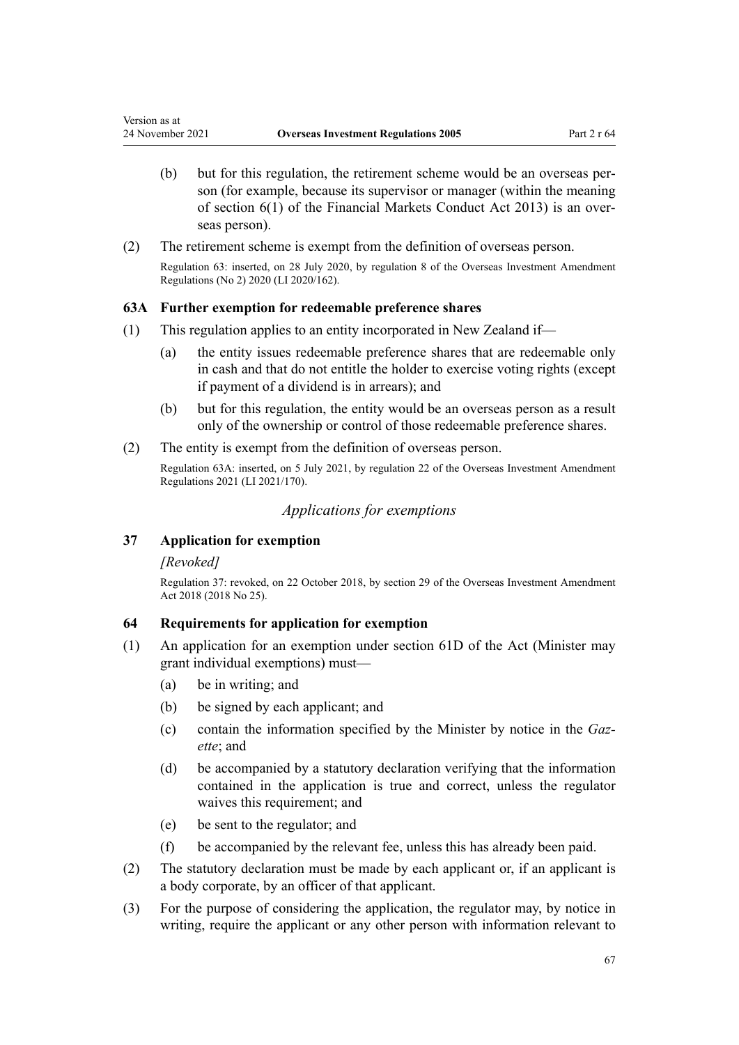(b) but for this regulation, the retirement scheme would be an overseas person (for example, because its supervisor or manager (within the meaning of section 6(1) of the Financial Markets Conduct Act 2013) is an overseas person).

(2) The retirement scheme is exempt from the definition of overseas person.

Regulation 63: inserted, on 28 July 2020, by regulation 8 of the Overseas Investment Amendment Regulations (No 2) 2020 (LI 2020/162).

### 63A Further exemption for redeemable preference shares

(1) This regulation applies to an entity incorporated in New Zealand if—

(a) the entity issues redeemable preference shares that are redeemable only in cash and that do not entitle the holder to exercise voting rights (except if payment of a dividend is in arrears); and

(b) but for this regulation, the entity would be an overseas person as a result only of the ownership or control of those redeemable preference shares.

(2) The entity is exempt from the definition of overseas person.

Regulation 63A: inserted, on 5 July 2021, by regulation 22 of the Overseas Investment Amendment Regulations 2021 (LI 2021/170).

## *Applications for exemptions*

### 37 Application for exemption

*[Revoked]*

Regulation 37: revoked, on 22 October 2018, by section 29 of the Overseas Investment Amendment Act 2018 (2018 No 25).

### 64 Requirements for application for exemption

(1) An application for an exemption under section 61D of the Act (Minister may grant individual exemptions) must—

(a) be in writing; and

(b) be signed by each applicant; and

(c) contain the information specified by the Minister by notice in the *Gazette*; and

(d) be accompanied by a statutory declaration verifying that the information contained in the application is true and correct, unless the regulator waives this requirement; and

(e) be sent to the regulator; and

(f) be accompanied by the relevant fee, unless this has already been paid.

(2) The statutory declaration must be made by each applicant or, if an applicant is a body corporate, by an officer of that applicant.

(3) For the purpose of considering the application, the regulator may, by notice in writing, require the applicant or any other person with information relevant to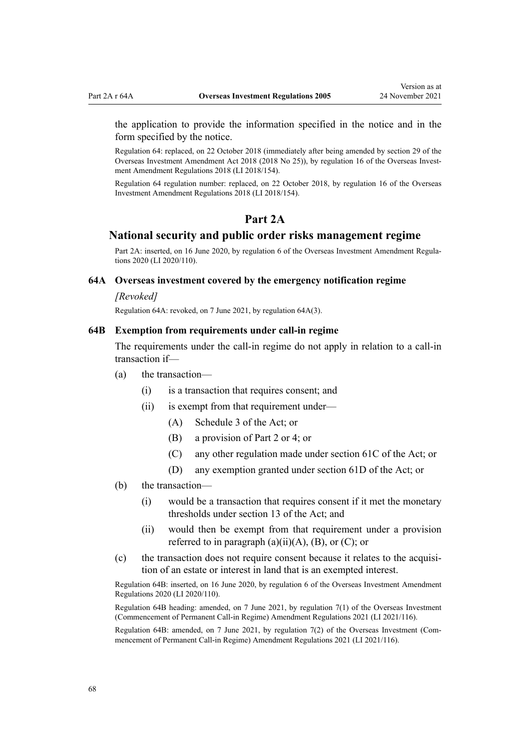the application to provide the information specified in the notice and in the form specified by the notice.

Regulation 64: replaced, on 22 October 2018 (immediately after being amended by section 29 of the Overseas Investment Amendment Act 2018 (2018 No 25)), by regulation 16 of the Overseas Investment Amendment Regulations 2018 (LI 2018/154).

Regulation 64 regulation number: replaced, on 22 October 2018, by regulation 16 of the Overseas Investment Amendment Regulations 2018 (LI 2018/154).

## Part 2A

## National security and public order risks management regime

Part 2A: inserted, on 16 June 2020, by regulation 6 of the Overseas Investment Amendment Regulations 2020 (LI 2020/110).

### 64A Overseas investment covered by the emergency notification regime

*[Revoked]*

Regulation 64A: revoked, on 7 June 2021, by regulation 64A(3).

### 64B Exemption from requirements under call-in regime

The requirements under the call-in regime do not apply in relation to a call-in transaction if—

(a) the transaction—

  (i) is a transaction that requires consent; and

  (ii) is exempt from that requirement under—

    (A) Schedule 3 of the Act; or

    (B) a provision of Part 2 or 4; or

    (C) any other regulation made under section 61C of the Act; or

    (D) any exemption granted under section 61D of the Act; or

(b) the transaction—

  (i) would be a transaction that requires consent if it met the monetary thresholds under section 13 of the Act; and

  (ii) would then be exempt from that requirement under a provision referred to in paragraph (a)(ii)(A), (B), or (C); or

(c) the transaction does not require consent because it relates to the acquisition of an estate or interest in land that is an exempted interest.

Regulation 64B: inserted, on 16 June 2020, by regulation 6 of the Overseas Investment Amendment Regulations 2020 (LI 2020/110).

Regulation 64B heading: amended, on 7 June 2021, by regulation 7(1) of the Overseas Investment (Commencement of Permanent Call-in Regime) Amendment Regulations 2021 (LI 2021/116).

Regulation 64B: amended, on 7 June 2021, by regulation 7(2) of the Overseas Investment (Commencement of Permanent Call-in Regime) Amendment Regulations 2021 (LI 2021/116).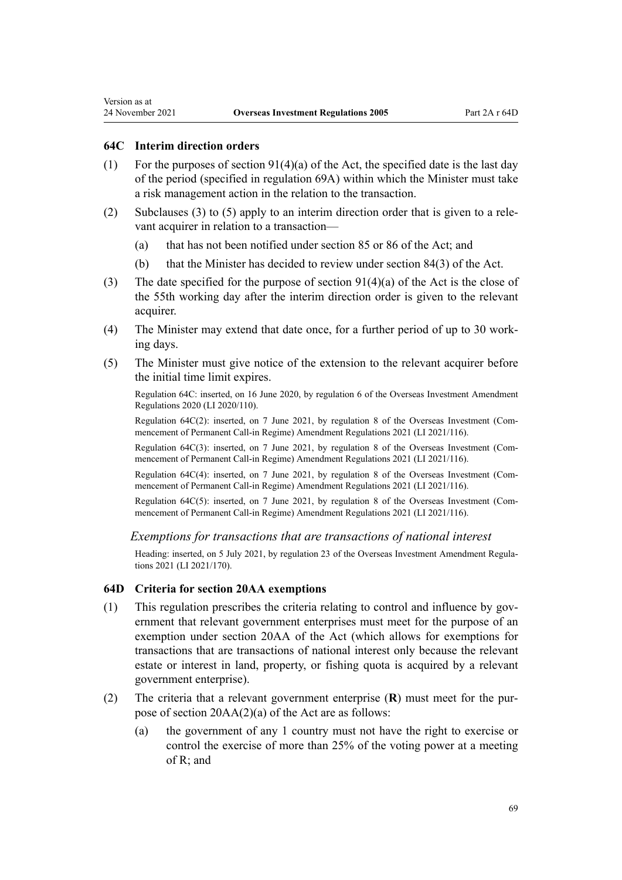### 64C Interim direction orders

(1) For the purposes of section 91(4)(a) of the Act, the specified date is the last day of the period (specified in regulation 69A) within which the Minister must take a risk management action in the relation to the transaction.

(2) Subclauses (3) to (5) apply to an interim direction order that is given to a relevant acquirer in relation to a transaction—

(a) that has not been notified under section 85 or 86 of the Act; and

(b) that the Minister has decided to review under section 84(3) of the Act.

(3) The date specified for the purpose of section 91(4)(a) of the Act is the close of the 55th working day after the interim direction order is given to the relevant acquirer.

(4) The Minister may extend that date once, for a further period of up to 30 working days.

(5) The Minister must give notice of the extension to the relevant acquirer before the initial time limit expires.

Regulation 64C: inserted, on 16 June 2020, by regulation 6 of the Overseas Investment Amendment Regulations 2020 (LI 2020/110).

Regulation 64C(2): inserted, on 7 June 2021, by regulation 8 of the Overseas Investment (Commencement of Permanent Call-in Regime) Amendment Regulations 2021 (LI 2021/116).

Regulation 64C(3): inserted, on 7 June 2021, by regulation 8 of the Overseas Investment (Commencement of Permanent Call-in Regime) Amendment Regulations 2021 (LI 2021/116).

Regulation 64C(4): inserted, on 7 June 2021, by regulation 8 of the Overseas Investment (Commencement of Permanent Call-in Regime) Amendment Regulations 2021 (LI 2021/116).

Regulation 64C(5): inserted, on 7 June 2021, by regulation 8 of the Overseas Investment (Commencement of Permanent Call-in Regime) Amendment Regulations 2021 (LI 2021/116).

*Exemptions for transactions that are transactions of national interest*

Heading: inserted, on 5 July 2021, by regulation 23 of the Overseas Investment Amendment Regulations 2021 (LI 2021/170).

### 64D Criteria for section 20AA exemptions

(1) This regulation prescribes the criteria relating to control and influence by government that relevant government enterprises must meet for the purpose of an exemption under section 20AA of the Act (which allows for exemptions for transactions that are transactions of national interest only because the relevant estate or interest in land, property, or fishing quota is acquired by a relevant government enterprise).

(2) The criteria that a relevant government enterprise (**R**) must meet for the purpose of section 20AA(2)(a) of the Act are as follows:

(a) the government of any 1 country must not have the right to exercise or control the exercise of more than 25% of the voting power at a meeting of R; and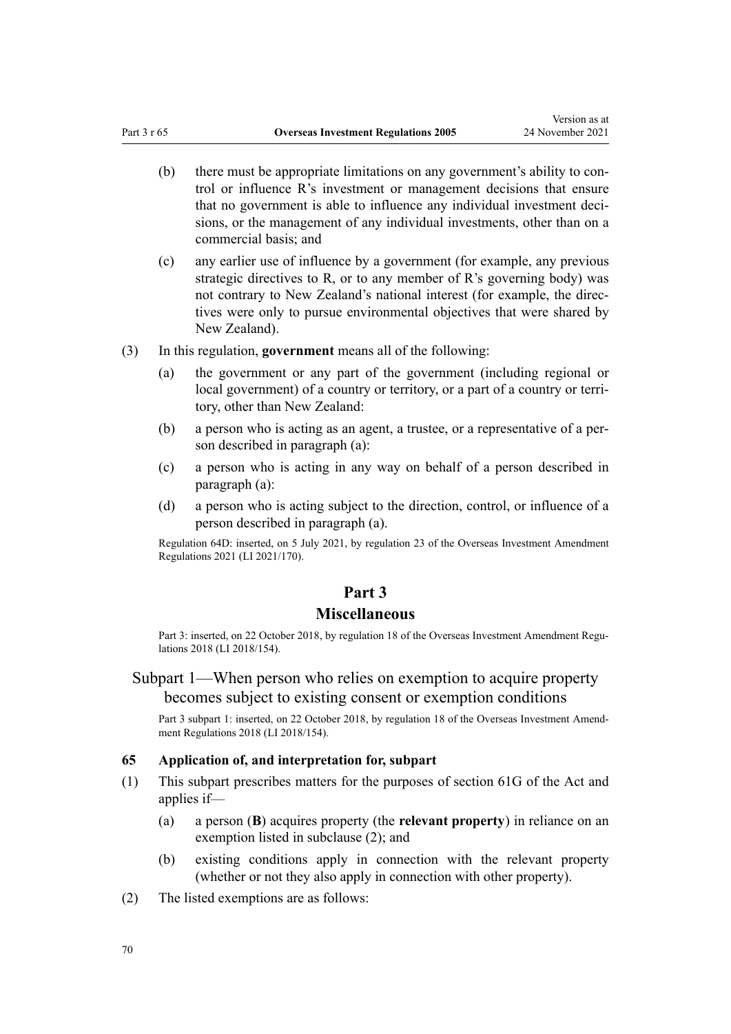(b) there must be appropriate limitations on any government's ability to control or influence R's investment or management decisions that ensure that no government is able to influence any individual investment decisions, or the management of any individual investments, other than on a commercial basis; and

(c) any earlier use of influence by a government (for example, any previous strategic directives to R, or to any member of R's governing body) was not contrary to New Zealand's national interest (for example, the directives were only to pursue environmental objectives that were shared by New Zealand).

(3) In this regulation, **government** means all of the following:

(a) the government or any part of the government (including regional or local government) of a country or territory, or a part of a country or territory, other than New Zealand:

(b) a person who is acting as an agent, a trustee, or a representative of a person described in paragraph (a):

(c) a person who is acting in any way on behalf of a person described in paragraph (a):

(d) a person who is acting subject to the direction, control, or influence of a person described in paragraph (a).

Regulation 64D: inserted, on 5 July 2021, by regulation 23 of the Overseas Investment Amendment Regulations 2021 (LI 2021/170).

# Part 3
# Miscellaneous

Part 3: inserted, on 22 October 2018, by regulation 18 of the Overseas Investment Amendment Regulations 2018 (LI 2018/154).

## Subpart 1—When person who relies on exemption to acquire property becomes subject to existing consent or exemption conditions

Part 3 subpart 1: inserted, on 22 October 2018, by regulation 18 of the Overseas Investment Amendment Regulations 2018 (LI 2018/154).

### 65 Application of, and interpretation for, subpart

(1) This subpart prescribes matters for the purposes of section 61G of the Act and applies if—

(a) a person (**B**) acquires property (the **relevant property**) in reliance on an exemption listed in subclause (2); and

(b) existing conditions apply in connection with the relevant property (whether or not they also apply in connection with other property).

(2) The listed exemptions are as follows: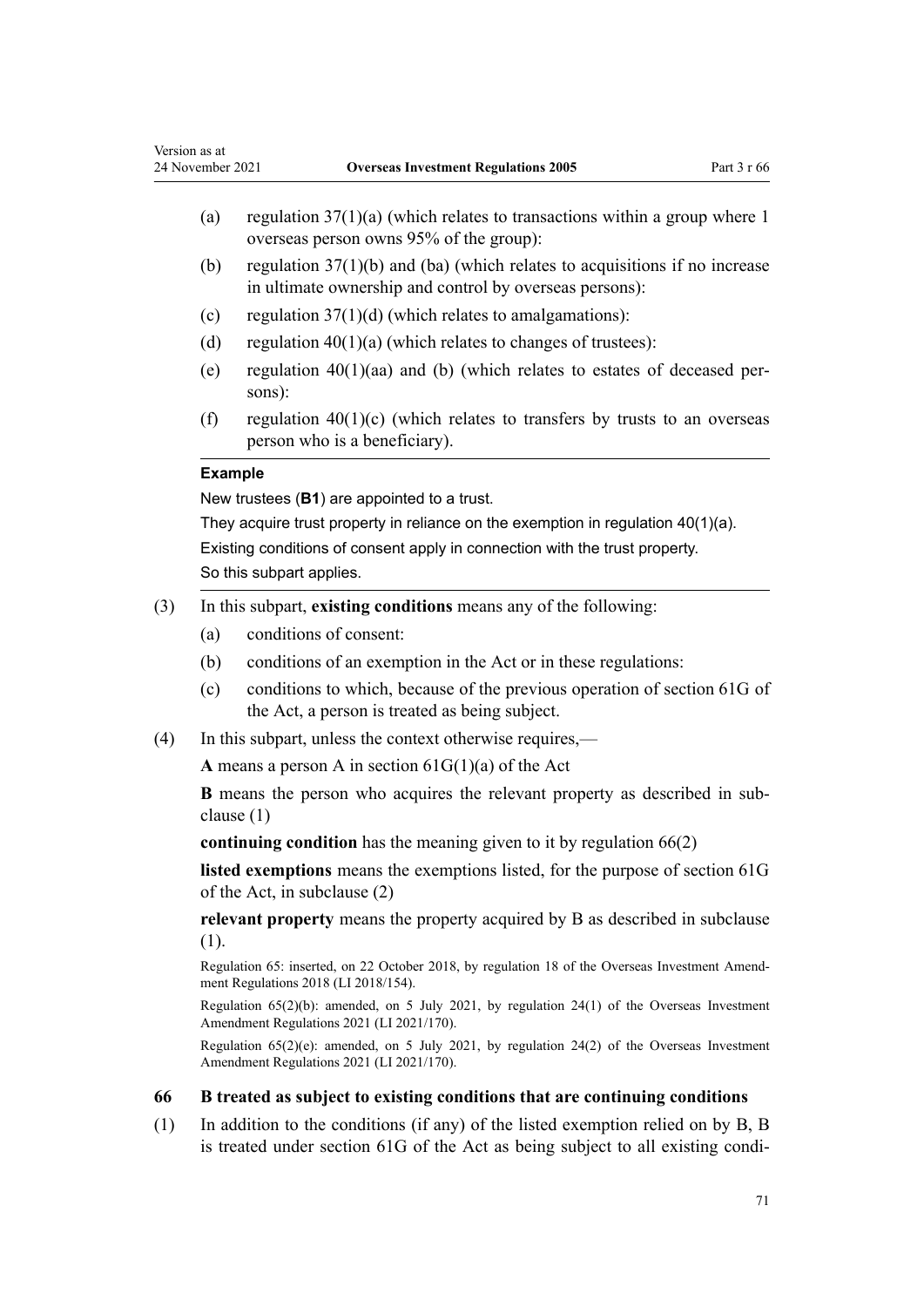- (a) regulation 37(1)(a) (which relates to transactions within a group where 1 overseas person owns 95% of the group):
- (b) regulation 37(1)(b) and (ba) (which relates to acquisitions if no increase in ultimate ownership and control by overseas persons):
- (c) regulation 37(1)(d) (which relates to amalgamations):
- (d) regulation 40(1)(a) (which relates to changes of trustees):
- (e) regulation 40(1)(aa) and (b) (which relates to estates of deceased persons):
- (f) regulation 40(1)(c) (which relates to transfers by trusts to an overseas person who is a beneficiary).

**Example**

New trustees (**B1**) are appointed to a trust.

They acquire trust property in reliance on the exemption in regulation 40(1)(a).

Existing conditions of consent apply in connection with the trust property.

So this subpart applies.

(3) In this subpart, **existing conditions** means any of the following:

- (a) conditions of consent:
- (b) conditions of an exemption in the Act or in these regulations:
- (c) conditions to which, because of the previous operation of section 61G of the Act, a person is treated as being subject.

(4) In this subpart, unless the context otherwise requires,—

**A** means a person A in section 61G(1)(a) of the Act

**B** means the person who acquires the relevant property as described in subclause (1)

**continuing condition** has the meaning given to it by regulation 66(2)

**listed exemptions** means the exemptions listed, for the purpose of section 61G of the Act, in subclause (2)

**relevant property** means the property acquired by B as described in subclause (1).

Regulation 65: inserted, on 22 October 2018, by regulation 18 of the Overseas Investment Amendment Regulations 2018 (LI 2018/154).

Regulation 65(2)(b): amended, on 5 July 2021, by regulation 24(1) of the Overseas Investment Amendment Regulations 2021 (LI 2021/170).

Regulation 65(2)(e): amended, on 5 July 2021, by regulation 24(2) of the Overseas Investment Amendment Regulations 2021 (LI 2021/170).

### 66 B treated as subject to existing conditions that are continuing conditions

(1) In addition to the conditions (if any) of the listed exemption relied on by B, B is treated under section 61G of the Act as being subject to all existing condi-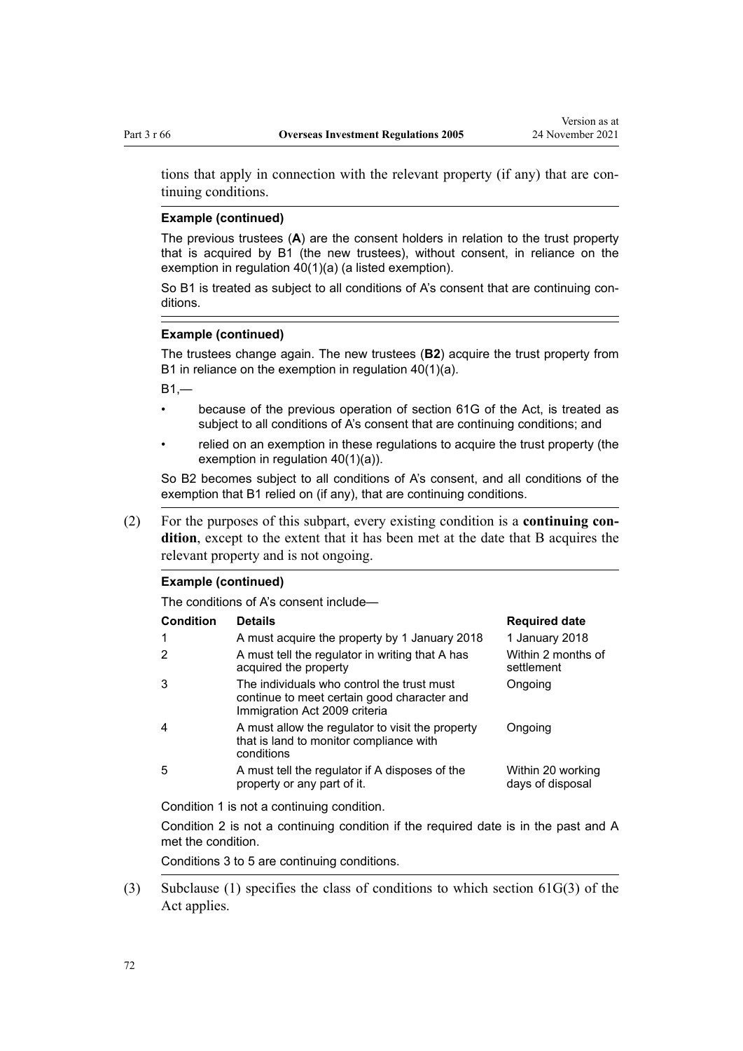tions that apply in connection with the relevant property (if any) that are continuing conditions.

**Example (continued)**

The previous trustees (**A**) are the consent holders in relation to the trust property that is acquired by B1 (the new trustees), without consent, in reliance on the exemption in regulation 40(1)(a) (a listed exemption).

So B1 is treated as subject to all conditions of A's consent that are continuing conditions.

**Example (continued)**

The trustees change again. The new trustees (**B2**) acquire the trust property from B1 in reliance on the exemption in regulation 40(1)(a).

B1,—

- because of the previous operation of section 61G of the Act, is treated as subject to all conditions of A's consent that are continuing conditions; and
- relied on an exemption in these regulations to acquire the trust property (the exemption in regulation 40(1)(a)).

So B2 becomes subject to all conditions of A's consent, and all conditions of the exemption that B1 relied on (if any), that are continuing conditions.

(2) For the purposes of this subpart, every existing condition is a **continuing condition**, except to the extent that it has been met at the date that B acquires the relevant property and is not ongoing.

**Example (continued)**

The conditions of A's consent include—

| Condition | Details | Required date |
|---|---|---|
| 1 | A must acquire the property by 1 January 2018 | 1 January 2018 |
| 2 | A must tell the regulator in writing that A has acquired the property | Within 2 months of settlement |
| 3 | The individuals who control the trust must continue to meet certain good character and Immigration Act 2009 criteria | Ongoing |
| 4 | A must allow the regulator to visit the property that is land to monitor compliance with conditions | Ongoing |
| 5 | A must tell the regulator if A disposes of the property or any part of it. | Within 20 working days of disposal |

Condition 1 is not a continuing condition.

Condition 2 is not a continuing condition if the required date is in the past and A met the condition.

Conditions 3 to 5 are continuing conditions.

(3) Subclause (1) specifies the class of conditions to which section 61G(3) of the Act applies.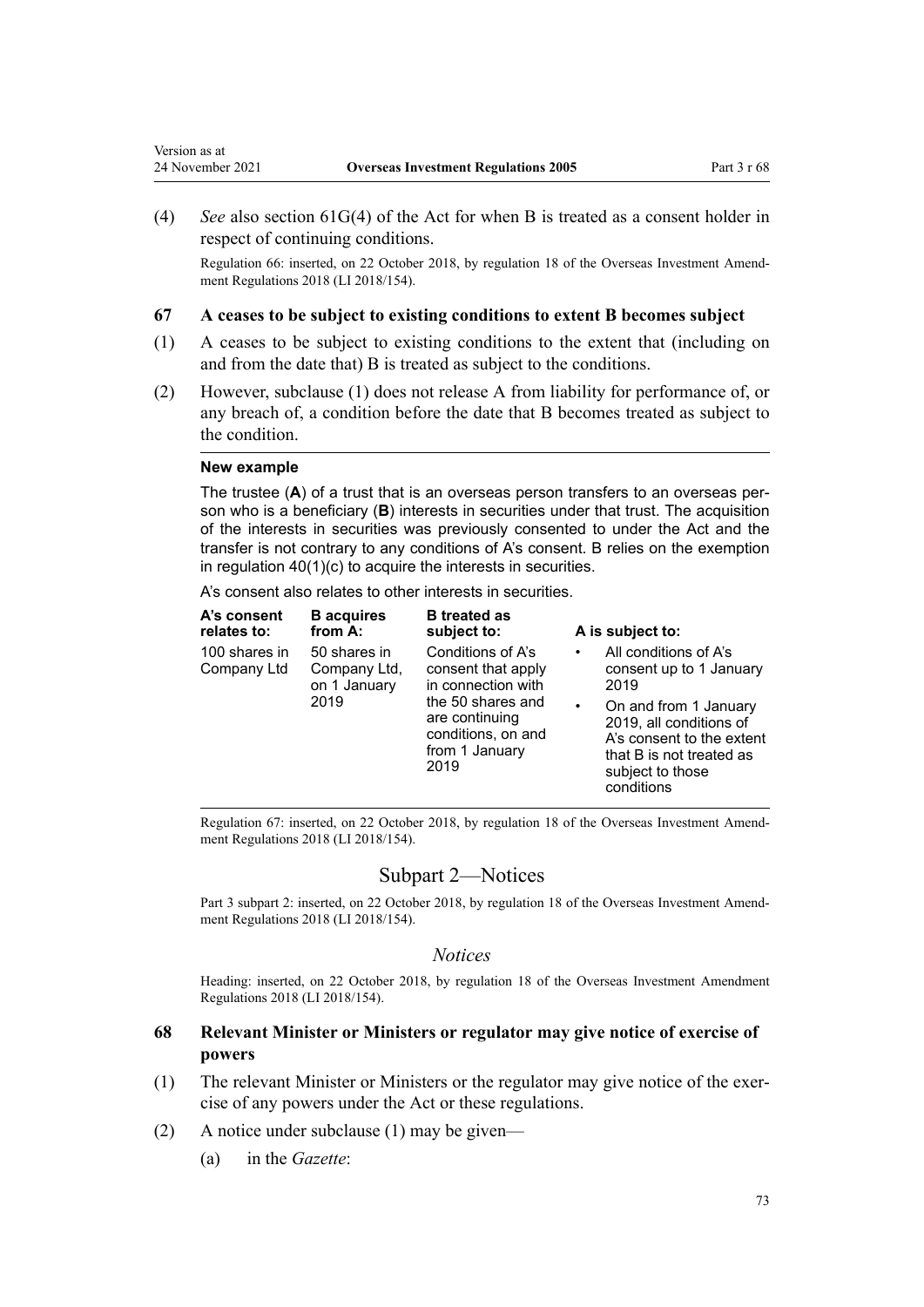(4) *See* also section 61G(4) of the Act for when B is treated as a consent holder in respect of continuing conditions.

Regulation 66: inserted, on 22 October 2018, by regulation 18 of the Overseas Investment Amendment Regulations 2018 (LI 2018/154).

### 67 A ceases to be subject to existing conditions to extent B becomes subject

(1) A ceases to be subject to existing conditions to the extent that (including on and from the date that) B is treated as subject to the conditions.

(2) However, subclause (1) does not release A from liability for performance of, or any breach of, a condition before the date that B becomes treated as subject to the condition.

**New example**

The trustee (**A**) of a trust that is an overseas person transfers to an overseas person who is a beneficiary (**B**) interests in securities under that trust. The acquisition of the interests in securities was previously consented to under the Act and the transfer is not contrary to any conditions of A's consent. B relies on the exemption in regulation 40(1)(c) to acquire the interests in securities.

A's consent also relates to other interests in securities.

| A's consent relates to: | B acquires from A: | B treated as subject to: | A is subject to: |
|---|---|---|---|
| 100 shares in Company Ltd | 50 shares in Company Ltd, on 1 January 2019 | Conditions of A's consent that apply in connection with the 50 shares and are continuing conditions, on and from 1 January 2019 | • All conditions of A's consent up to 1 January 2019<br>• On and from 1 January 2019, all conditions of A's consent to the extent that B is not treated as subject to those conditions |

Regulation 67: inserted, on 22 October 2018, by regulation 18 of the Overseas Investment Amendment Regulations 2018 (LI 2018/154).

## Subpart 2—Notices

Part 3 subpart 2: inserted, on 22 October 2018, by regulation 18 of the Overseas Investment Amendment Regulations 2018 (LI 2018/154).

*Notices*

Heading: inserted, on 22 October 2018, by regulation 18 of the Overseas Investment Amendment Regulations 2018 (LI 2018/154).

### 68 Relevant Minister or Ministers or regulator may give notice of exercise of powers

(1) The relevant Minister or Ministers or the regulator may give notice of the exercise of any powers under the Act or these regulations.

(2) A notice under subclause (1) may be given—

(a) in the *Gazette*: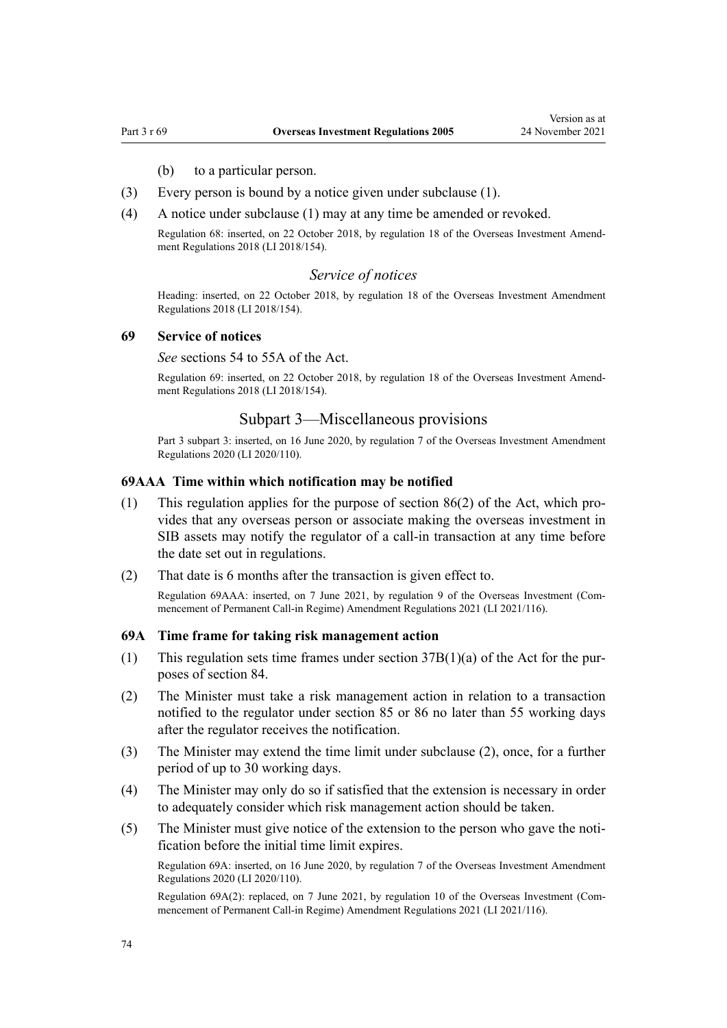(b) to a particular person.

(3) Every person is bound by a notice given under subclause (1).

(4) A notice under subclause (1) may at any time be amended or revoked.

Regulation 68: inserted, on 22 October 2018, by regulation 18 of the Overseas Investment Amendment Regulations 2018 (LI 2018/154).

### *Service of notices*

Heading: inserted, on 22 October 2018, by regulation 18 of the Overseas Investment Amendment Regulations 2018 (LI 2018/154).

### 69 Service of notices

*See* sections 54 to 55A of the Act.

Regulation 69: inserted, on 22 October 2018, by regulation 18 of the Overseas Investment Amendment Regulations 2018 (LI 2018/154).

## Subpart 3—Miscellaneous provisions

Part 3 subpart 3: inserted, on 16 June 2020, by regulation 7 of the Overseas Investment Amendment Regulations 2020 (LI 2020/110).

### 69AAA Time within which notification may be notified

(1) This regulation applies for the purpose of section 86(2) of the Act, which provides that any overseas person or associate making the overseas investment in SIB assets may notify the regulator of a call-in transaction at any time before the date set out in regulations.

(2) That date is 6 months after the transaction is given effect to.

Regulation 69AAA: inserted, on 7 June 2021, by regulation 9 of the Overseas Investment (Commencement of Permanent Call-in Regime) Amendment Regulations 2021 (LI 2021/116).

### 69A Time frame for taking risk management action

(1) This regulation sets time frames under section 37B(1)(a) of the Act for the purposes of section 84.

(2) The Minister must take a risk management action in relation to a transaction notified to the regulator under section 85 or 86 no later than 55 working days after the regulator receives the notification.

(3) The Minister may extend the time limit under subclause (2), once, for a further period of up to 30 working days.

(4) The Minister may only do so if satisfied that the extension is necessary in order to adequately consider which risk management action should be taken.

(5) The Minister must give notice of the extension to the person who gave the notification before the initial time limit expires.

Regulation 69A: inserted, on 16 June 2020, by regulation 7 of the Overseas Investment Amendment Regulations 2020 (LI 2020/110).

Regulation 69A(2): replaced, on 7 June 2021, by regulation 10 of the Overseas Investment (Commencement of Permanent Call-in Regime) Amendment Regulations 2021 (LI 2021/116).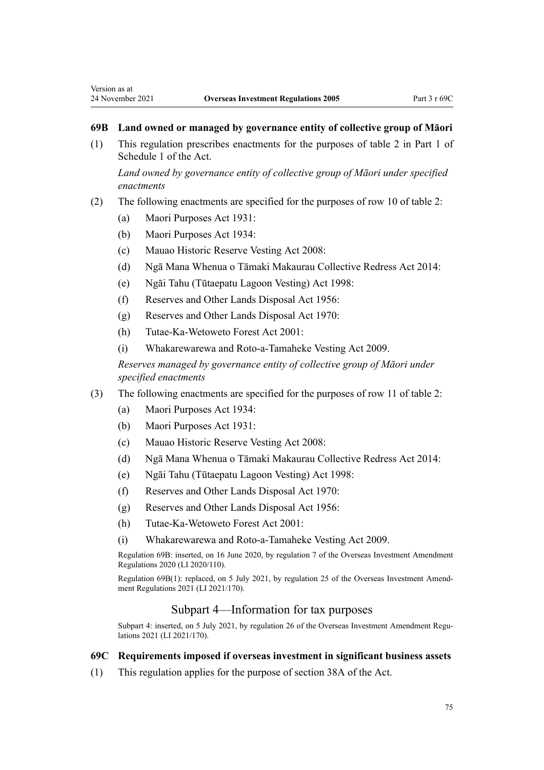### 69B Land owned or managed by governance entity of collective group of Māori

(1) This regulation prescribes enactments for the purposes of table 2 in Part 1 of Schedule 1 of the Act.

*Land owned by governance entity of collective group of Māori under specified enactments*

(2) The following enactments are specified for the purposes of row 10 of table 2:

- (a) Maori Purposes Act 1931:
- (b) Maori Purposes Act 1934:
- (c) Mauao Historic Reserve Vesting Act 2008:
- (d) Ngā Mana Whenua o Tāmaki Makaurau Collective Redress Act 2014:
- (e) Ngāi Tahu (Tūtaepatu Lagoon Vesting) Act 1998:
- (f) Reserves and Other Lands Disposal Act 1956:
- (g) Reserves and Other Lands Disposal Act 1970:
- (h) Tutae-Ka-Wetoweto Forest Act 2001:
- (i) Whakarewarewa and Roto-a-Tamaheke Vesting Act 2009.

*Reserves managed by governance entity of collective group of Māori under specified enactments*

(3) The following enactments are specified for the purposes of row 11 of table 2:

- (a) Maori Purposes Act 1934:
- (b) Maori Purposes Act 1931:
- (c) Mauao Historic Reserve Vesting Act 2008:
- (d) Ngā Mana Whenua o Tāmaki Makaurau Collective Redress Act 2014:
- (e) Ngāi Tahu (Tūtaepatu Lagoon Vesting) Act 1998:
- (f) Reserves and Other Lands Disposal Act 1970:
- (g) Reserves and Other Lands Disposal Act 1956:
- (h) Tutae-Ka-Wetoweto Forest Act 2001:
- (i) Whakarewarewa and Roto-a-Tamaheke Vesting Act 2009.

Regulation 69B: inserted, on 16 June 2020, by regulation 7 of the Overseas Investment Amendment Regulations 2020 (LI 2020/110).

Regulation 69B(1): replaced, on 5 July 2021, by regulation 25 of the Overseas Investment Amendment Regulations 2021 (LI 2021/170).

## Subpart 4—Information for tax purposes

Subpart 4: inserted, on 5 July 2021, by regulation 26 of the Overseas Investment Amendment Regulations 2021 (LI 2021/170).

### 69C Requirements imposed if overseas investment in significant business assets

(1) This regulation applies for the purpose of section 38A of the Act.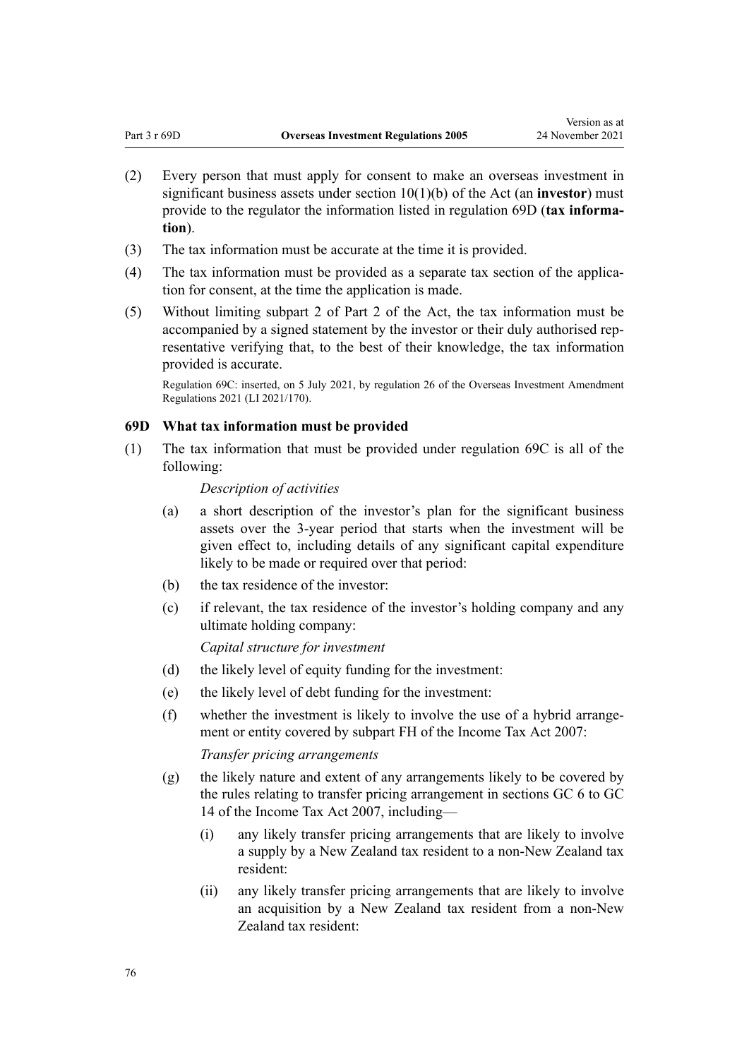(2) Every person that must apply for consent to make an overseas investment in significant business assets under section 10(1)(b) of the Act (an **investor**) must provide to the regulator the information listed in regulation 69D (**tax information**).

(3) The tax information must be accurate at the time it is provided.

(4) The tax information must be provided as a separate tax section of the application for consent, at the time the application is made.

(5) Without limiting subpart 2 of Part 2 of the Act, the tax information must be accompanied by a signed statement by the investor or their duly authorised representative verifying that, to the best of their knowledge, the tax information provided is accurate.

Regulation 69C: inserted, on 5 July 2021, by regulation 26 of the Overseas Investment Amendment Regulations 2021 (LI 2021/170).

### 69D What tax information must be provided

(1) The tax information that must be provided under regulation 69C is all of the following:

*Description of activities*

(a) a short description of the investor's plan for the significant business assets over the 3-year period that starts when the investment will be given effect to, including details of any significant capital expenditure likely to be made or required over that period:

(b) the tax residence of the investor:

(c) if relevant, the tax residence of the investor's holding company and any ultimate holding company:

*Capital structure for investment*

(d) the likely level of equity funding for the investment:

(e) the likely level of debt funding for the investment:

(f) whether the investment is likely to involve the use of a hybrid arrangement or entity covered by subpart FH of the Income Tax Act 2007:

*Transfer pricing arrangements*

(g) the likely nature and extent of any arrangements likely to be covered by the rules relating to transfer pricing arrangement in sections GC 6 to GC 14 of the Income Tax Act 2007, including—

(i) any likely transfer pricing arrangements that are likely to involve a supply by a New Zealand tax resident to a non-New Zealand tax resident:

(ii) any likely transfer pricing arrangements that are likely to involve an acquisition by a New Zealand tax resident from a non-New Zealand tax resident: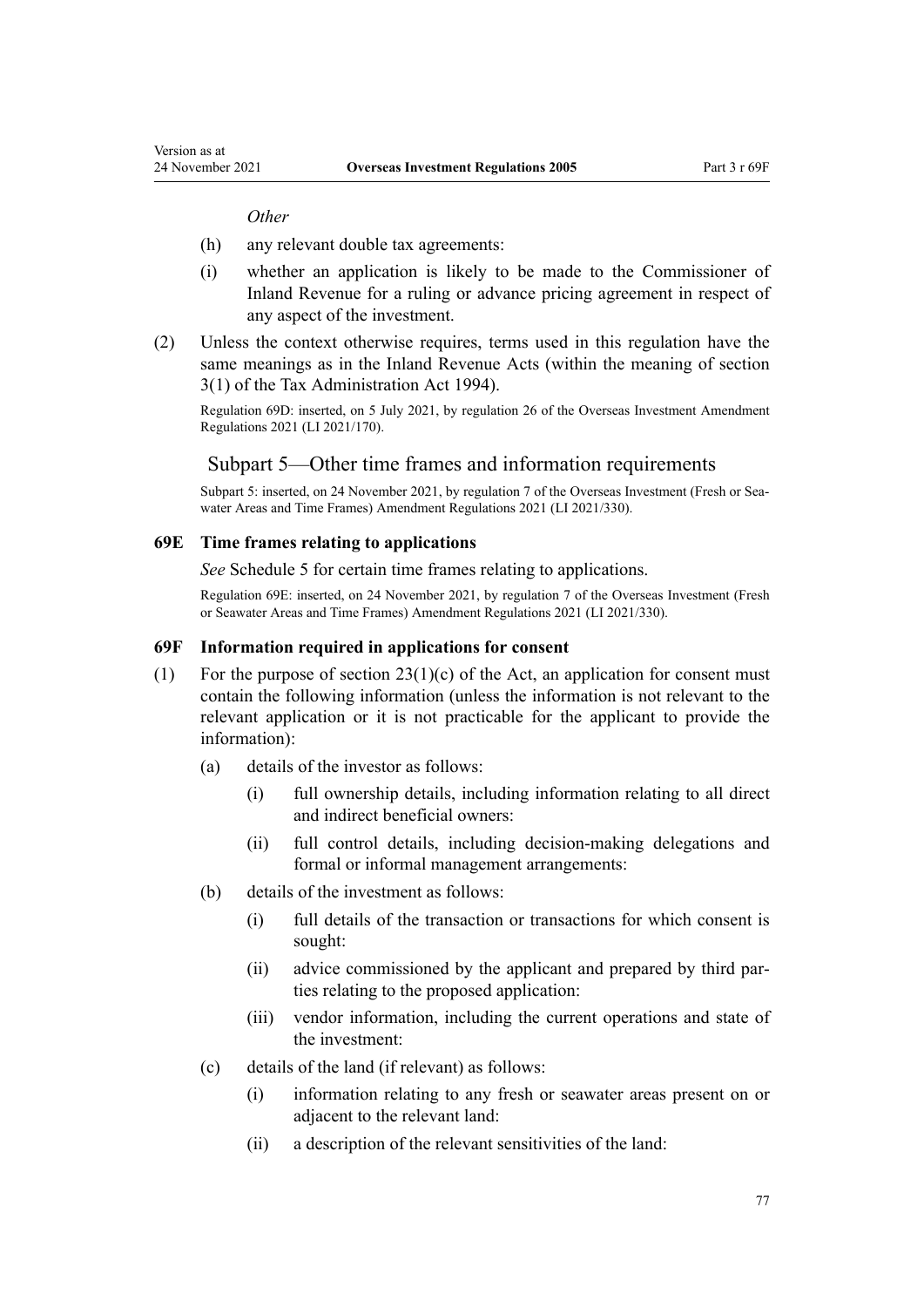*Other*

(h) any relevant double tax agreements:

(i) whether an application is likely to be made to the Commissioner of Inland Revenue for a ruling or advance pricing agreement in respect of any aspect of the investment.

(2) Unless the context otherwise requires, terms used in this regulation have the same meanings as in the Inland Revenue Acts (within the meaning of section 3(1) of the Tax Administration Act 1994).

Regulation 69D: inserted, on 5 July 2021, by regulation 26 of the Overseas Investment Amendment Regulations 2021 (LI 2021/170).

## Subpart 5—Other time frames and information requirements

Subpart 5: inserted, on 24 November 2021, by regulation 7 of the Overseas Investment (Fresh or Seawater Areas and Time Frames) Amendment Regulations 2021 (LI 2021/330).

### 69E Time frames relating to applications

*See* Schedule 5 for certain time frames relating to applications.

Regulation 69E: inserted, on 24 November 2021, by regulation 7 of the Overseas Investment (Fresh or Seawater Areas and Time Frames) Amendment Regulations 2021 (LI 2021/330).

### 69F Information required in applications for consent

(1) For the purpose of section 23(1)(c) of the Act, an application for consent must contain the following information (unless the information is not relevant to the relevant application or it is not practicable for the applicant to provide the information):

(a) details of the investor as follows:

(i) full ownership details, including information relating to all direct and indirect beneficial owners:

(ii) full control details, including decision-making delegations and formal or informal management arrangements:

(b) details of the investment as follows:

(i) full details of the transaction or transactions for which consent is sought:

(ii) advice commissioned by the applicant and prepared by third parties relating to the proposed application:

(iii) vendor information, including the current operations and state of the investment:

(c) details of the land (if relevant) as follows:

(i) information relating to any fresh or seawater areas present on or adjacent to the relevant land:

(ii) a description of the relevant sensitivities of the land: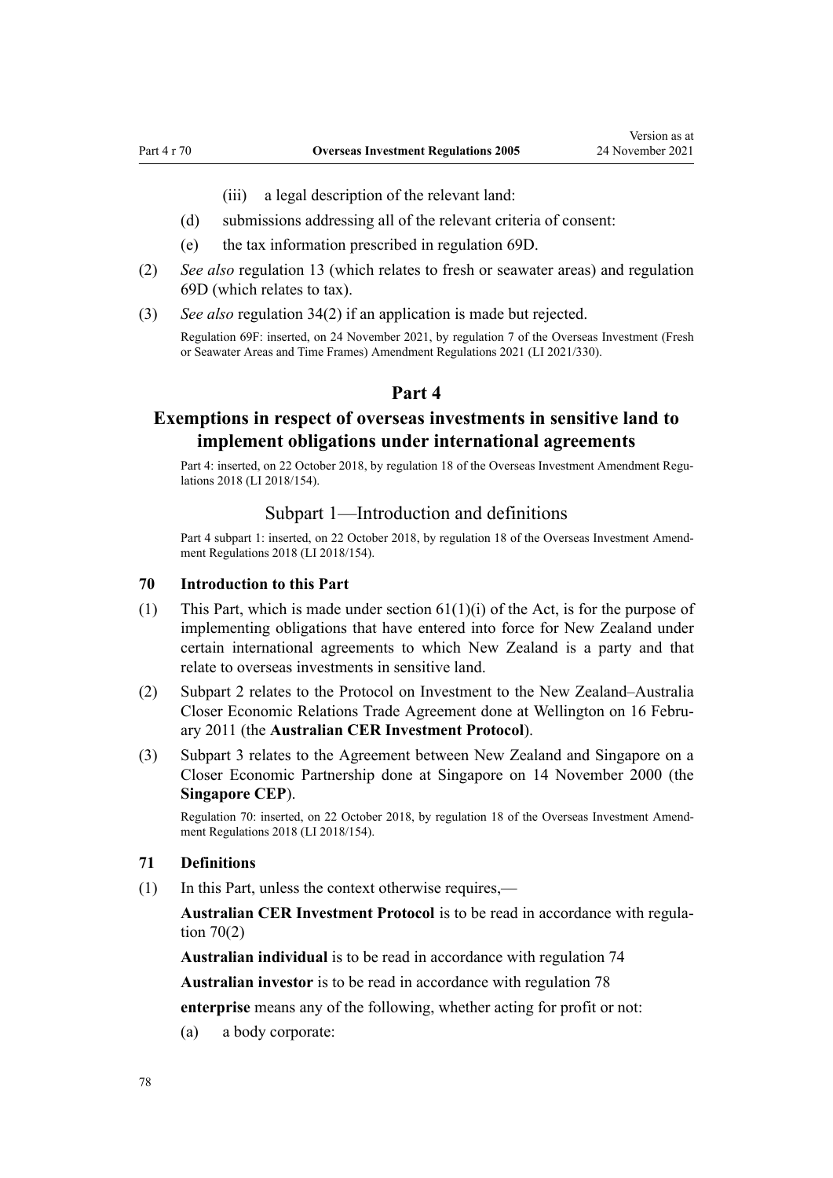(iii) a legal description of the relevant land:

(d) submissions addressing all of the relevant criteria of consent:

(e) the tax information prescribed in regulation 69D.

(2) *See also* regulation 13 (which relates to fresh or seawater areas) and regulation 69D (which relates to tax).

(3) *See also* regulation 34(2) if an application is made but rejected.

Regulation 69F: inserted, on 24 November 2021, by regulation 7 of the Overseas Investment (Fresh or Seawater Areas and Time Frames) Amendment Regulations 2021 (LI 2021/330).

# Part 4
# Exemptions in respect of overseas investments in sensitive land to implement obligations under international agreements

Part 4: inserted, on 22 October 2018, by regulation 18 of the Overseas Investment Amendment Regulations 2018 (LI 2018/154).

## Subpart 1—Introduction and definitions

Part 4 subpart 1: inserted, on 22 October 2018, by regulation 18 of the Overseas Investment Amendment Regulations 2018 (LI 2018/154).

### 70 Introduction to this Part

(1) This Part, which is made under section 61(1)(i) of the Act, is for the purpose of implementing obligations that have entered into force for New Zealand under certain international agreements to which New Zealand is a party and that relate to overseas investments in sensitive land.

(2) Subpart 2 relates to the Protocol on Investment to the New Zealand–Australia Closer Economic Relations Trade Agreement done at Wellington on 16 February 2011 (the **Australian CER Investment Protocol**).

(3) Subpart 3 relates to the Agreement between New Zealand and Singapore on a Closer Economic Partnership done at Singapore on 14 November 2000 (the **Singapore CEP**).

Regulation 70: inserted, on 22 October 2018, by regulation 18 of the Overseas Investment Amendment Regulations 2018 (LI 2018/154).

### 71 Definitions

(1) In this Part, unless the context otherwise requires,—

**Australian CER Investment Protocol** is to be read in accordance with regulation 70(2)

**Australian individual** is to be read in accordance with regulation 74

**Australian investor** is to be read in accordance with regulation 78

**enterprise** means any of the following, whether acting for profit or not:

(a) a body corporate: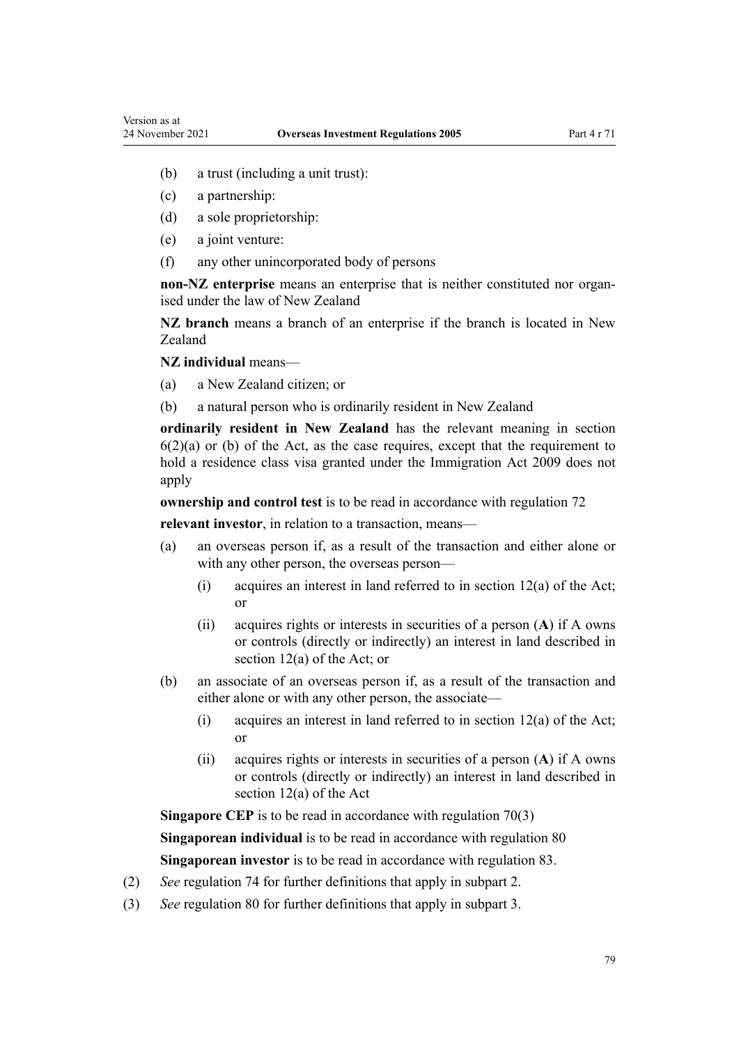(b) a trust (including a unit trust):

(c) a partnership:

(d) a sole proprietorship:

(e) a joint venture:

(f) any other unincorporated body of persons

**non-NZ enterprise** means an enterprise that is neither constituted nor organised under the law of New Zealand

**NZ branch** means a branch of an enterprise if the branch is located in New Zealand

**NZ individual** means—

(a) a New Zealand citizen; or

(b) a natural person who is ordinarily resident in New Zealand

**ordinarily resident in New Zealand** has the relevant meaning in section 6(2)(a) or (b) of the Act, as the case requires, except that the requirement to hold a residence class visa granted under the Immigration Act 2009 does not apply

**ownership and control test** is to be read in accordance with regulation 72

**relevant investor**, in relation to a transaction, means—

(a) an overseas person if, as a result of the transaction and either alone or with any other person, the overseas person—

  (i) acquires an interest in land referred to in section 12(a) of the Act; or

  (ii) acquires rights or interests in securities of a person (**A**) if A owns or controls (directly or indirectly) an interest in land described in section 12(a) of the Act; or

(b) an associate of an overseas person if, as a result of the transaction and either alone or with any other person, the associate—

  (i) acquires an interest in land referred to in section 12(a) of the Act; or

  (ii) acquires rights or interests in securities of a person (**A**) if A owns or controls (directly or indirectly) an interest in land described in section 12(a) of the Act

**Singapore CEP** is to be read in accordance with regulation 70(3)

**Singaporean individual** is to be read in accordance with regulation 80

**Singaporean investor** is to be read in accordance with regulation 83.

(2) *See* regulation 74 for further definitions that apply in subpart 2.

(3) *See* regulation 80 for further definitions that apply in subpart 3.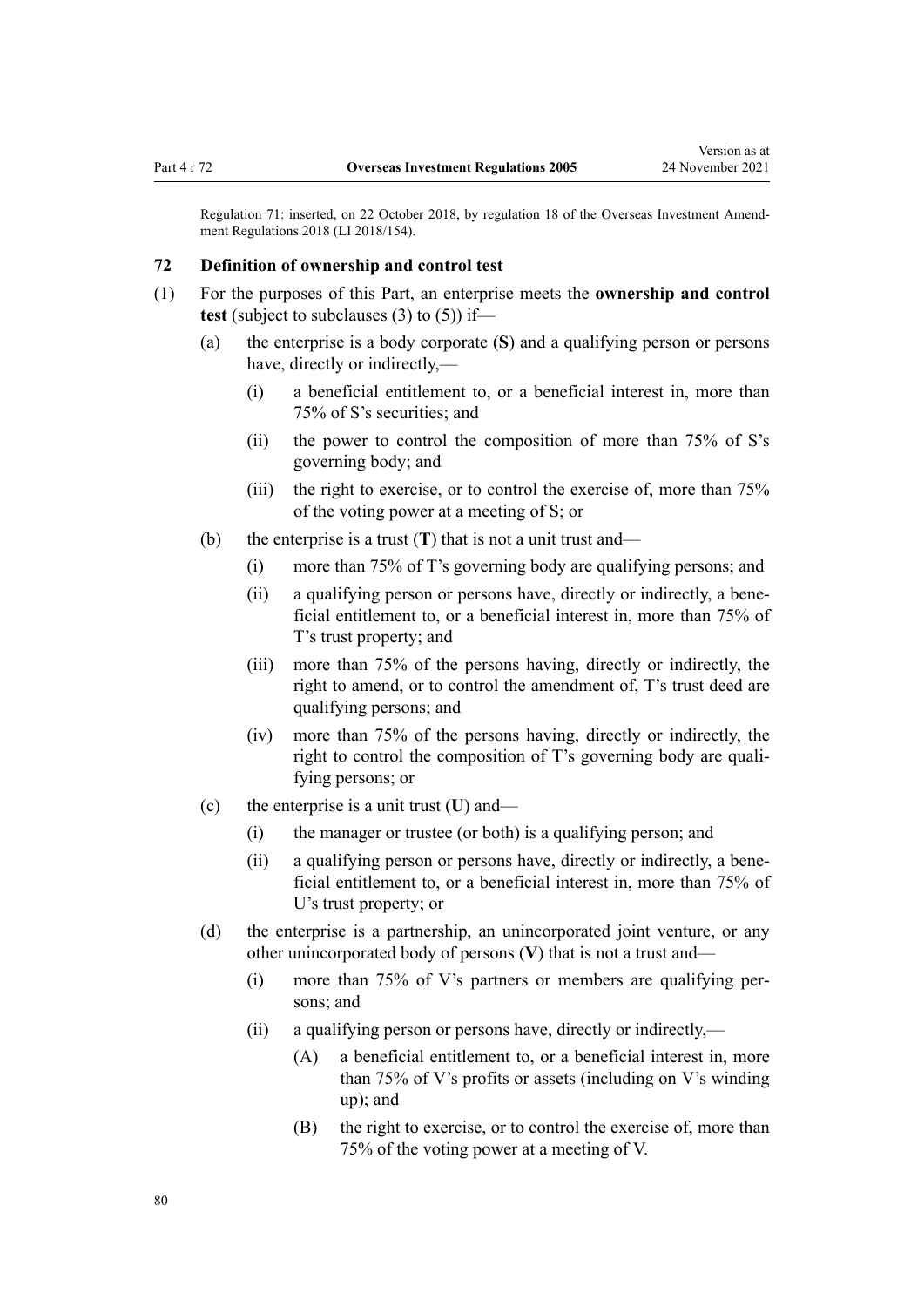Regulation 71: inserted, on 22 October 2018, by regulation 18 of the Overseas Investment Amendment Regulations 2018 (LI 2018/154).

## 72 Definition of ownership and control test

(1) For the purposes of this Part, an enterprise meets the **ownership and control test** (subject to subclauses (3) to (5)) if—

- (a) the enterprise is a body corporate (**S**) and a qualifying person or persons have, directly or indirectly,—
  - (i) a beneficial entitlement to, or a beneficial interest in, more than 75% of S's securities; and
  - (ii) the power to control the composition of more than 75% of S's governing body; and
  - (iii) the right to exercise, or to control the exercise of, more than 75% of the voting power at a meeting of S; or
- (b) the enterprise is a trust (**T**) that is not a unit trust and—
  - (i) more than 75% of T's governing body are qualifying persons; and
  - (ii) a qualifying person or persons have, directly or indirectly, a beneficial entitlement to, or a beneficial interest in, more than 75% of T's trust property; and
  - (iii) more than 75% of the persons having, directly or indirectly, the right to amend, or to control the amendment of, T's trust deed are qualifying persons; and
  - (iv) more than 75% of the persons having, directly or indirectly, the right to control the composition of T's governing body are qualifying persons; or
- (c) the enterprise is a unit trust (**U**) and—
  - (i) the manager or trustee (or both) is a qualifying person; and
  - (ii) a qualifying person or persons have, directly or indirectly, a beneficial entitlement to, or a beneficial interest in, more than 75% of U's trust property; or
- (d) the enterprise is a partnership, an unincorporated joint venture, or any other unincorporated body of persons (**V**) that is not a trust and—
  - (i) more than 75% of V's partners or members are qualifying persons; and
  - (ii) a qualifying person or persons have, directly or indirectly,—
    - (A) a beneficial entitlement to, or a beneficial interest in, more than 75% of V's profits or assets (including on V's winding up); and
    - (B) the right to exercise, or to control the exercise of, more than 75% of the voting power at a meeting of V.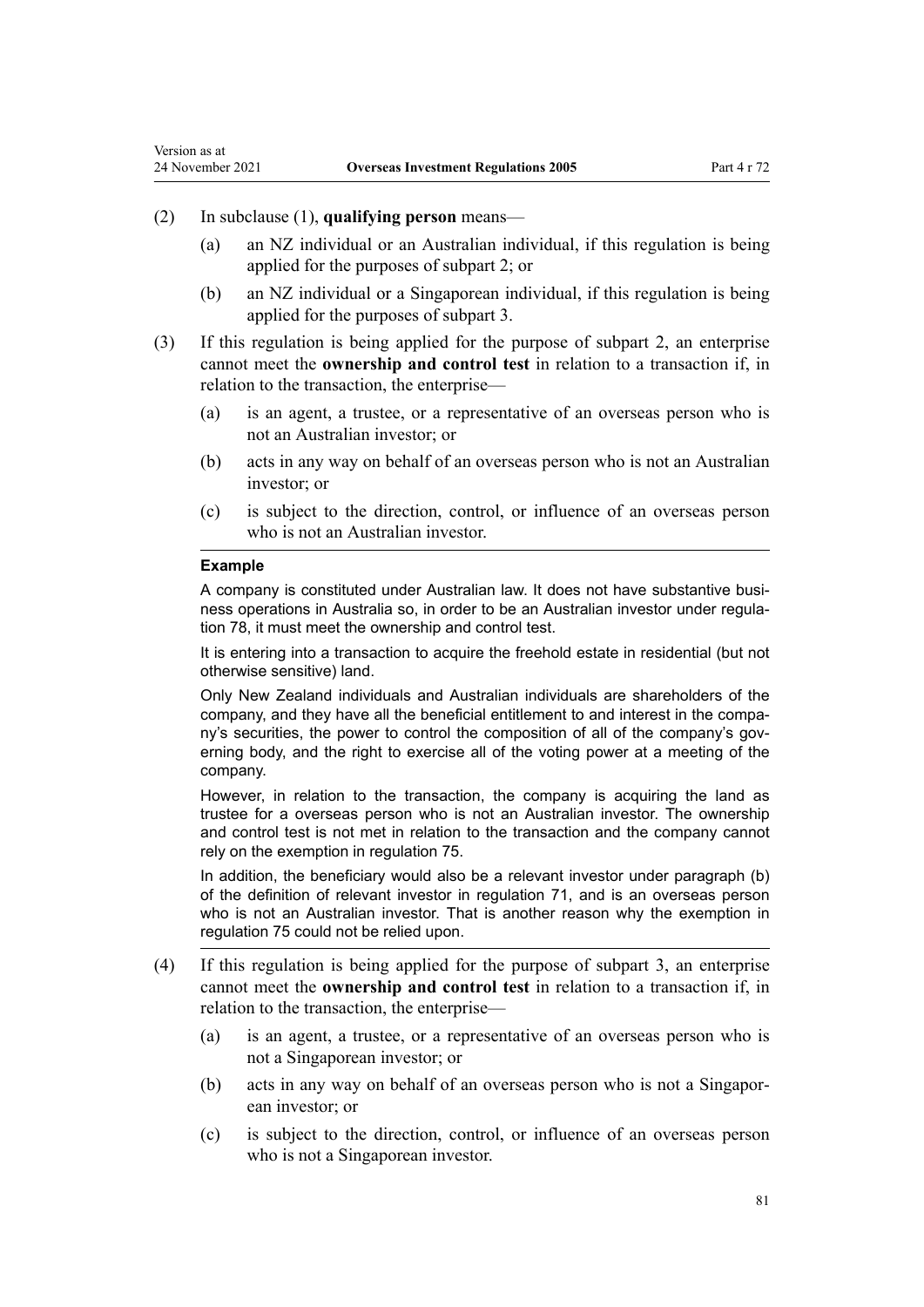(2) In subclause (1), **qualifying person** means—

(a) an NZ individual or an Australian individual, if this regulation is being applied for the purposes of subpart 2; or

(b) an NZ individual or a Singaporean individual, if this regulation is being applied for the purposes of subpart 3.

(3) If this regulation is being applied for the purpose of subpart 2, an enterprise cannot meet the **ownership and control test** in relation to a transaction if, in relation to the transaction, the enterprise—

(a) is an agent, a trustee, or a representative of an overseas person who is not an Australian investor; or

(b) acts in any way on behalf of an overseas person who is not an Australian investor; or

(c) is subject to the direction, control, or influence of an overseas person who is not an Australian investor.

**Example**

A company is constituted under Australian law. It does not have substantive business operations in Australia so, in order to be an Australian investor under regulation 78, it must meet the ownership and control test.

It is entering into a transaction to acquire the freehold estate in residential (but not otherwise sensitive) land.

Only New Zealand individuals and Australian individuals are shareholders of the company, and they have all the beneficial entitlement to and interest in the company's securities, the power to control the composition of all of the company's governing body, and the right to exercise all of the voting power at a meeting of the company.

However, in relation to the transaction, the company is acquiring the land as trustee for a overseas person who is not an Australian investor. The ownership and control test is not met in relation to the transaction and the company cannot rely on the exemption in regulation 75.

In addition, the beneficiary would also be a relevant investor under paragraph (b) of the definition of relevant investor in regulation 71, and is an overseas person who is not an Australian investor. That is another reason why the exemption in regulation 75 could not be relied upon.

(4) If this regulation is being applied for the purpose of subpart 3, an enterprise cannot meet the **ownership and control test** in relation to a transaction if, in relation to the transaction, the enterprise—

(a) is an agent, a trustee, or a representative of an overseas person who is not a Singaporean investor; or

(b) acts in any way on behalf of an overseas person who is not a Singaporean investor; or

(c) is subject to the direction, control, or influence of an overseas person who is not a Singaporean investor.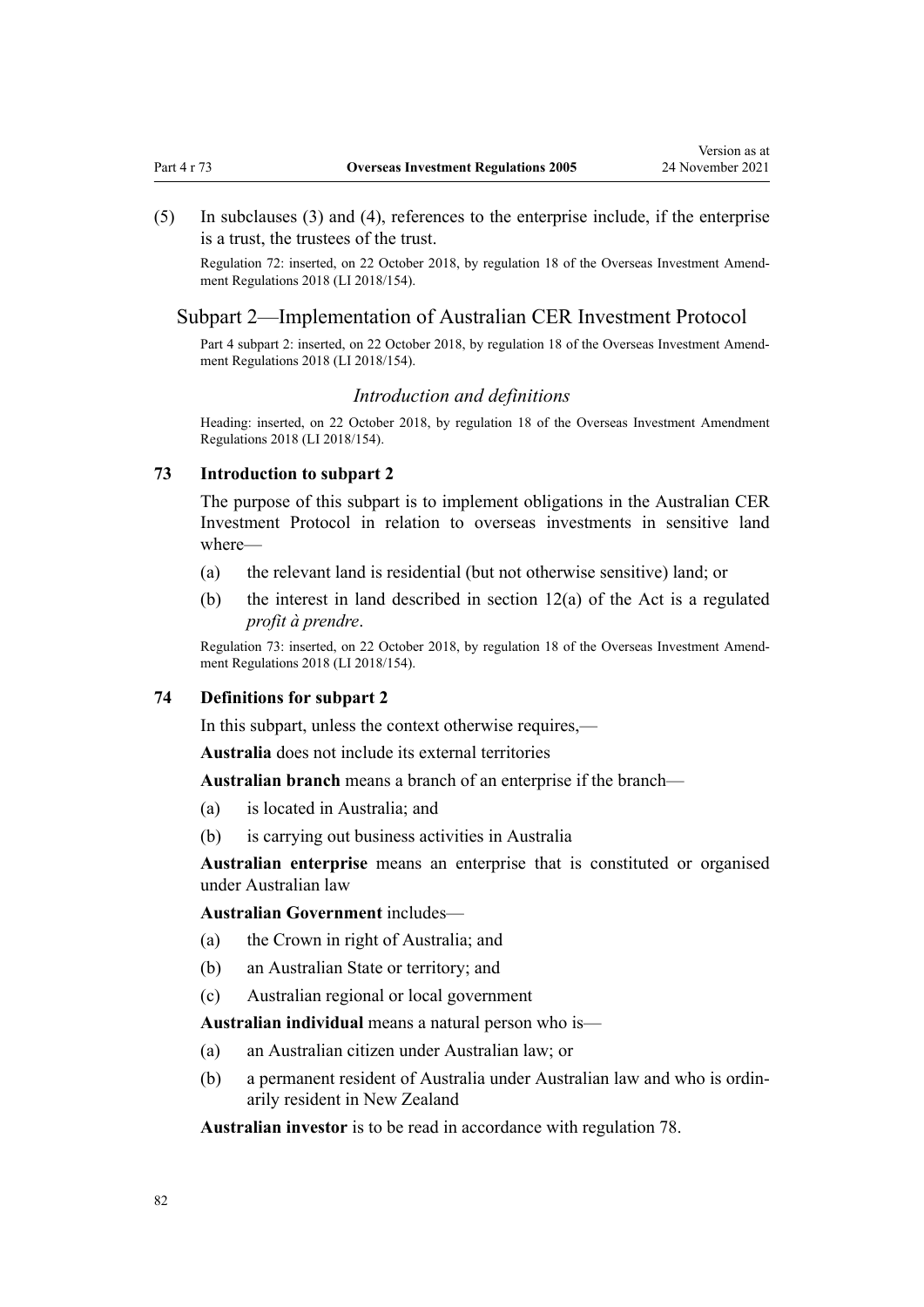(5) In subclauses (3) and (4), references to the enterprise include, if the enterprise is a trust, the trustees of the trust.

Regulation 72: inserted, on 22 October 2018, by regulation 18 of the Overseas Investment Amendment Regulations 2018 (LI 2018/154).

## Subpart 2—Implementation of Australian CER Investment Protocol

Part 4 subpart 2: inserted, on 22 October 2018, by regulation 18 of the Overseas Investment Amendment Regulations 2018 (LI 2018/154).

*Introduction and definitions*

Heading: inserted, on 22 October 2018, by regulation 18 of the Overseas Investment Amendment Regulations 2018 (LI 2018/154).

### 73 Introduction to subpart 2

The purpose of this subpart is to implement obligations in the Australian CER Investment Protocol in relation to overseas investments in sensitive land where—

(a) the relevant land is residential (but not otherwise sensitive) land; or

(b) the interest in land described in section 12(a) of the Act is a regulated *profit à prendre*.

Regulation 73: inserted, on 22 October 2018, by regulation 18 of the Overseas Investment Amendment Regulations 2018 (LI 2018/154).

### 74 Definitions for subpart 2

In this subpart, unless the context otherwise requires,—

**Australia** does not include its external territories

**Australian branch** means a branch of an enterprise if the branch—

(a) is located in Australia; and

(b) is carrying out business activities in Australia

**Australian enterprise** means an enterprise that is constituted or organised under Australian law

**Australian Government** includes—

(a) the Crown in right of Australia; and

(b) an Australian State or territory; and

(c) Australian regional or local government

**Australian individual** means a natural person who is—

(a) an Australian citizen under Australian law; or

(b) a permanent resident of Australia under Australian law and who is ordinarily resident in New Zealand

**Australian investor** is to be read in accordance with regulation 78.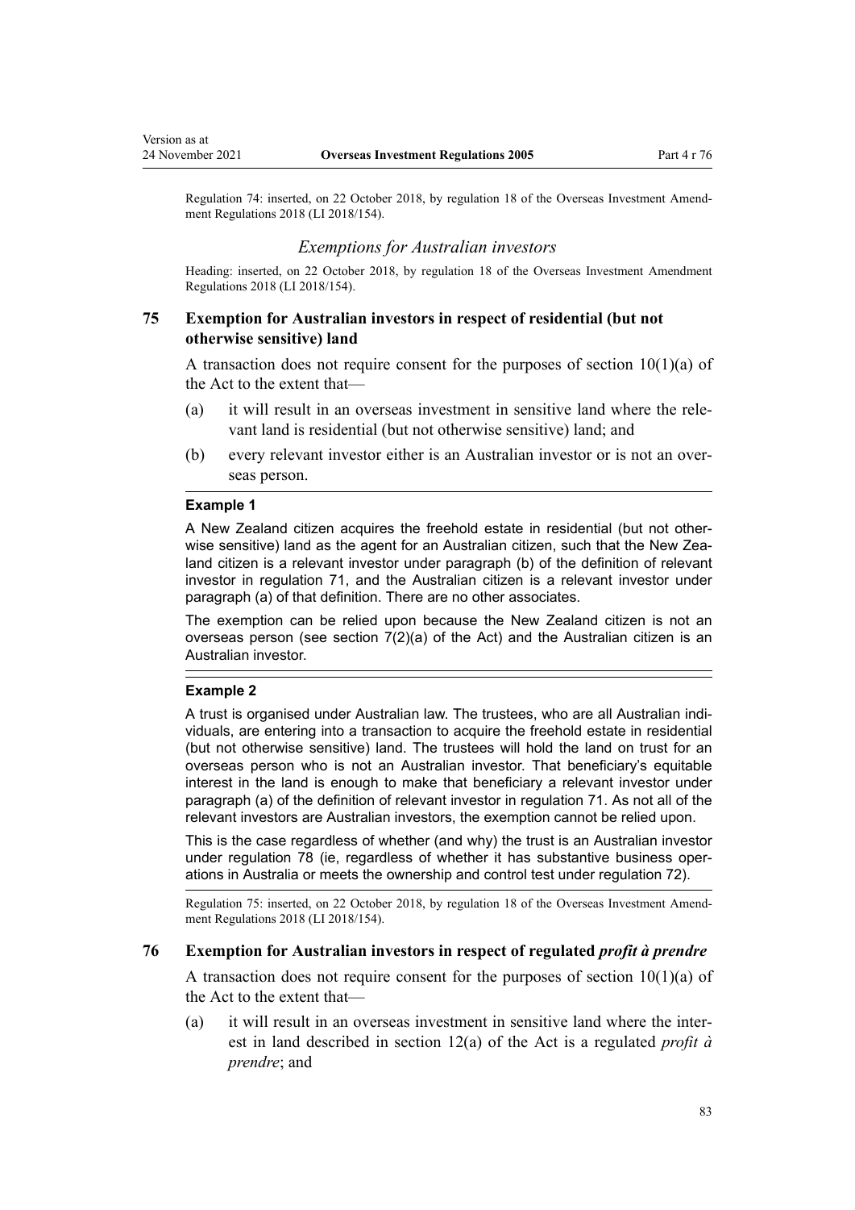Regulation 74: inserted, on 22 October 2018, by regulation 18 of the Overseas Investment Amendment Regulations 2018 (LI 2018/154).

### *Exemptions for Australian investors*

Heading: inserted, on 22 October 2018, by regulation 18 of the Overseas Investment Amendment Regulations 2018 (LI 2018/154).

## 75 Exemption for Australian investors in respect of residential (but not otherwise sensitive) land

A transaction does not require consent for the purposes of section 10(1)(a) of the Act to the extent that—

(a) it will result in an overseas investment in sensitive land where the relevant land is residential (but not otherwise sensitive) land; and

(b) every relevant investor either is an Australian investor or is not an overseas person.

---

**Example 1**

A New Zealand citizen acquires the freehold estate in residential (but not otherwise sensitive) land as the agent for an Australian citizen, such that the New Zealand citizen is a relevant investor under paragraph (b) of the definition of relevant investor in regulation 71, and the Australian citizen is a relevant investor under paragraph (a) of that definition. There are no other associates.

The exemption can be relied upon because the New Zealand citizen is not an overseas person (see section 7(2)(a) of the Act) and the Australian citizen is an Australian investor.

---

**Example 2**

A trust is organised under Australian law. The trustees, who are all Australian individuals, are entering into a transaction to acquire the freehold estate in residential (but not otherwise sensitive) land. The trustees will hold the land on trust for an overseas person who is not an Australian investor. That beneficiary's equitable interest in the land is enough to make that beneficiary a relevant investor under paragraph (a) of the definition of relevant investor in regulation 71. As not all of the relevant investors are Australian investors, the exemption cannot be relied upon.

This is the case regardless of whether (and why) the trust is an Australian investor under regulation 78 (ie, regardless of whether it has substantive business operations in Australia or meets the ownership and control test under regulation 72).

---

Regulation 75: inserted, on 22 October 2018, by regulation 18 of the Overseas Investment Amendment Regulations 2018 (LI 2018/154).

## 76 Exemption for Australian investors in respect of regulated *profit à prendre*

A transaction does not require consent for the purposes of section 10(1)(a) of the Act to the extent that—

(a) it will result in an overseas investment in sensitive land where the interest in land described in section 12(a) of the Act is a regulated *profit à prendre*; and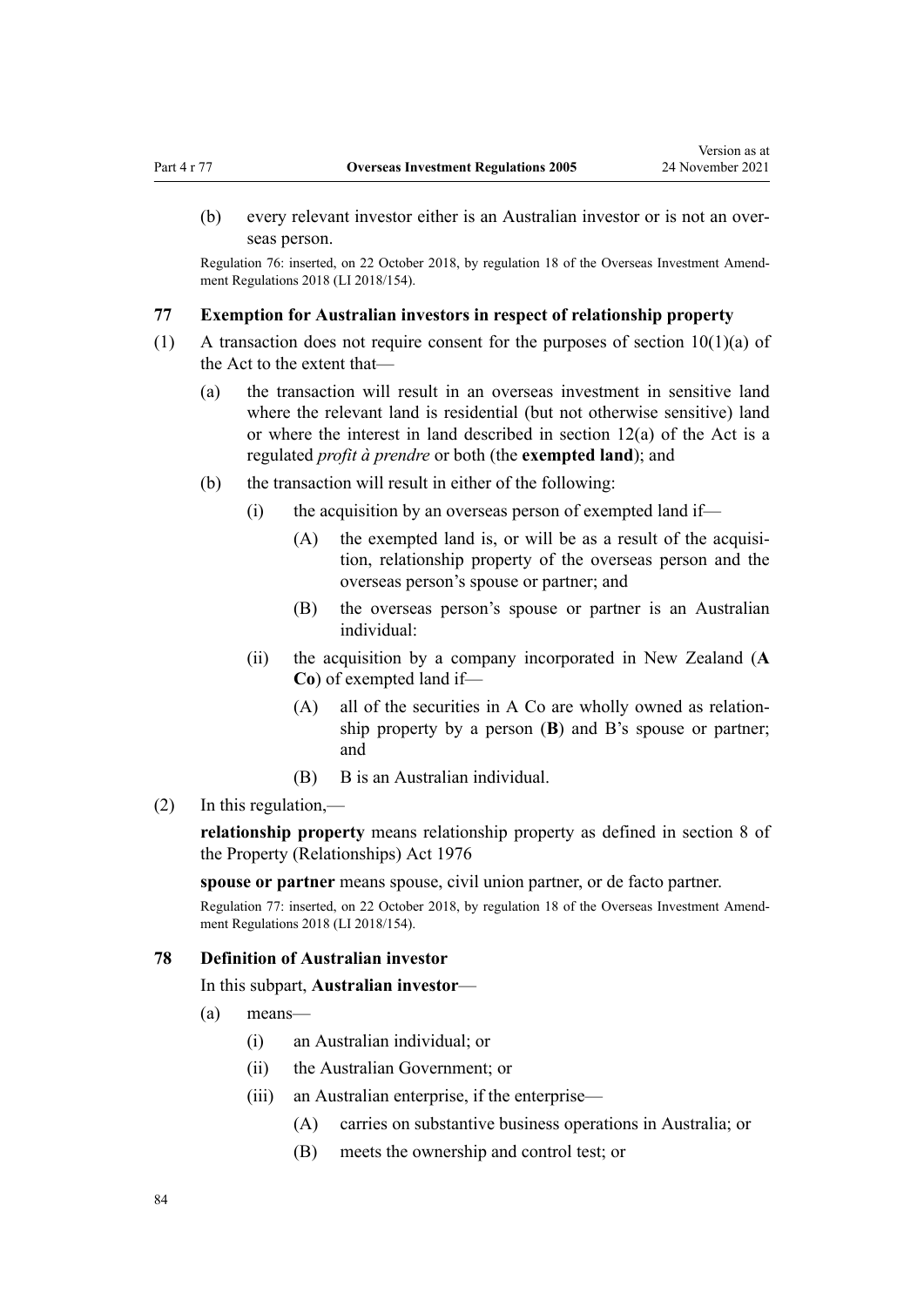(b) every relevant investor either is an Australian investor or is not an overseas person.

Regulation 76: inserted, on 22 October 2018, by regulation 18 of the Overseas Investment Amendment Regulations 2018 (LI 2018/154).

### 77 Exemption for Australian investors in respect of relationship property

(1) A transaction does not require consent for the purposes of section 10(1)(a) of the Act to the extent that—

(a) the transaction will result in an overseas investment in sensitive land where the relevant land is residential (but not otherwise sensitive) land or where the interest in land described in section 12(a) of the Act is a regulated *profit à prendre* or both (the **exempted land**); and

(b) the transaction will result in either of the following:

(i) the acquisition by an overseas person of exempted land if—

(A) the exempted land is, or will be as a result of the acquisition, relationship property of the overseas person and the overseas person's spouse or partner; and

(B) the overseas person's spouse or partner is an Australian individual:

(ii) the acquisition by a company incorporated in New Zealand (**A Co**) of exempted land if—

(A) all of the securities in A Co are wholly owned as relationship property by a person (**B**) and B's spouse or partner; and

(B) B is an Australian individual.

(2) In this regulation,—

**relationship property** means relationship property as defined in section 8 of the Property (Relationships) Act 1976

**spouse or partner** means spouse, civil union partner, or de facto partner.

Regulation 77: inserted, on 22 October 2018, by regulation 18 of the Overseas Investment Amendment Regulations 2018 (LI 2018/154).

### 78 Definition of Australian investor

In this subpart, **Australian investor**—

(a) means—

(i) an Australian individual; or

(ii) the Australian Government; or

(iii) an Australian enterprise, if the enterprise—

(A) carries on substantive business operations in Australia; or

(B) meets the ownership and control test; or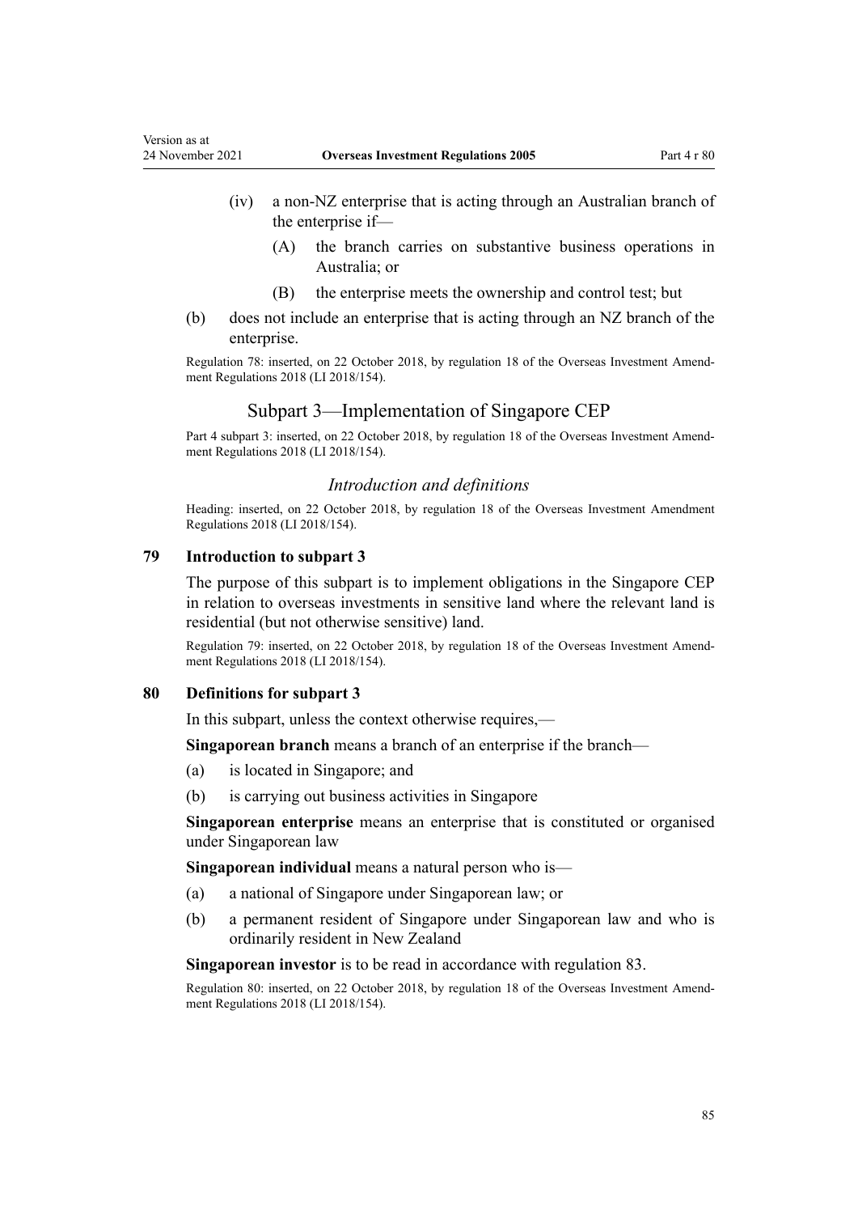(iv) a non-NZ enterprise that is acting through an Australian branch of the enterprise if—

(A) the branch carries on substantive business operations in Australia; or

(B) the enterprise meets the ownership and control test; but

(b) does not include an enterprise that is acting through an NZ branch of the enterprise.

Regulation 78: inserted, on 22 October 2018, by regulation 18 of the Overseas Investment Amendment Regulations 2018 (LI 2018/154).

## Subpart 3—Implementation of Singapore CEP

Part 4 subpart 3: inserted, on 22 October 2018, by regulation 18 of the Overseas Investment Amendment Regulations 2018 (LI 2018/154).

### *Introduction and definitions*

Heading: inserted, on 22 October 2018, by regulation 18 of the Overseas Investment Amendment Regulations 2018 (LI 2018/154).

### 79 Introduction to subpart 3

The purpose of this subpart is to implement obligations in the Singapore CEP in relation to overseas investments in sensitive land where the relevant land is residential (but not otherwise sensitive) land.

Regulation 79: inserted, on 22 October 2018, by regulation 18 of the Overseas Investment Amendment Regulations 2018 (LI 2018/154).

### 80 Definitions for subpart 3

In this subpart, unless the context otherwise requires,—

**Singaporean branch** means a branch of an enterprise if the branch—

(a) is located in Singapore; and

(b) is carrying out business activities in Singapore

**Singaporean enterprise** means an enterprise that is constituted or organised under Singaporean law

**Singaporean individual** means a natural person who is—

(a) a national of Singapore under Singaporean law; or

(b) a permanent resident of Singapore under Singaporean law and who is ordinarily resident in New Zealand

**Singaporean investor** is to be read in accordance with regulation 83.

Regulation 80: inserted, on 22 October 2018, by regulation 18 of the Overseas Investment Amendment Regulations 2018 (LI 2018/154).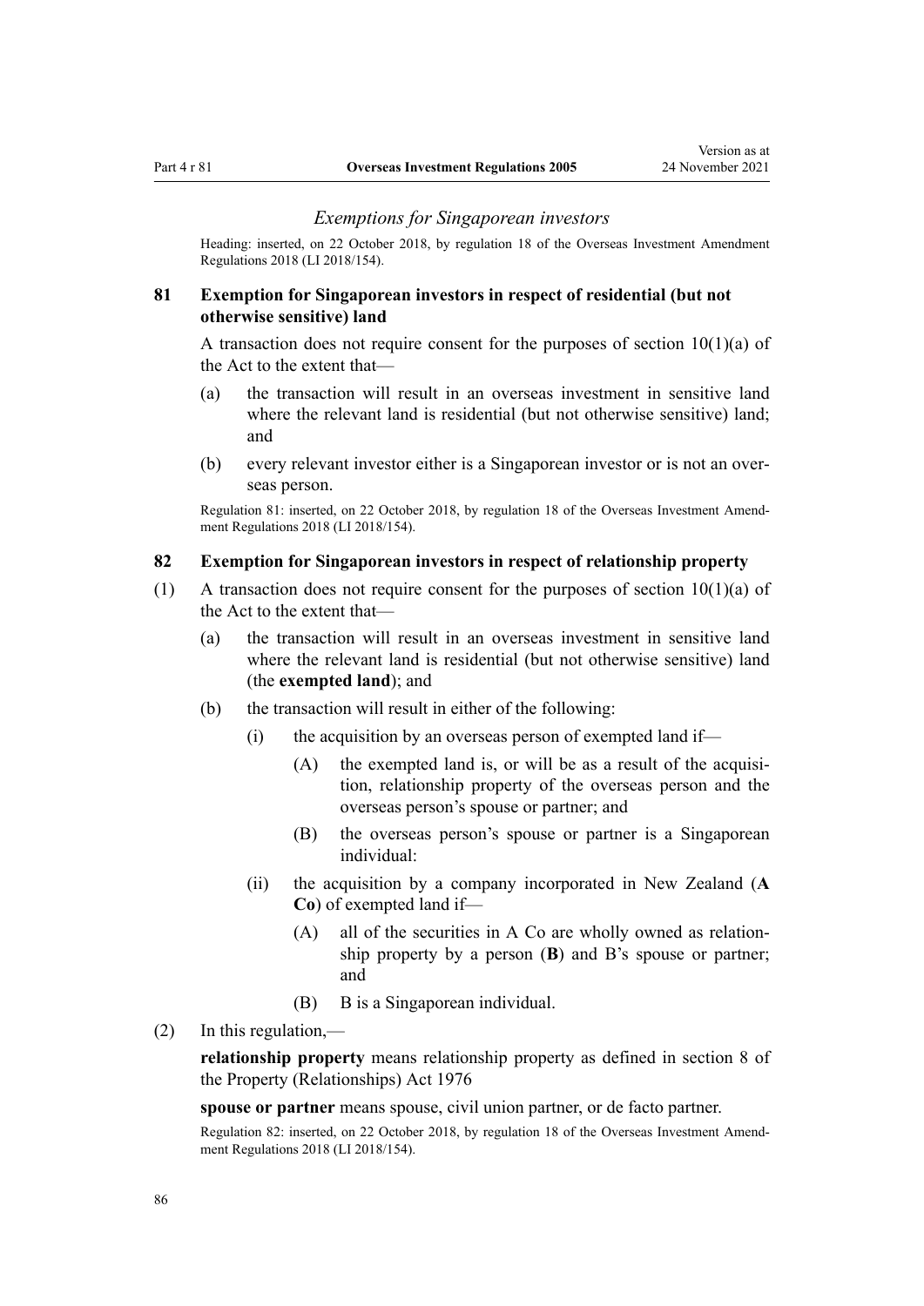*Exemptions for Singaporean investors*

Heading: inserted, on 22 October 2018, by regulation 18 of the Overseas Investment Amendment Regulations 2018 (LI 2018/154).

### 81 Exemption for Singaporean investors in respect of residential (but not otherwise sensitive) land

A transaction does not require consent for the purposes of section 10(1)(a) of the Act to the extent that—

(a) the transaction will result in an overseas investment in sensitive land where the relevant land is residential (but not otherwise sensitive) land; and

(b) every relevant investor either is a Singaporean investor or is not an overseas person.

Regulation 81: inserted, on 22 October 2018, by regulation 18 of the Overseas Investment Amendment Regulations 2018 (LI 2018/154).

### 82 Exemption for Singaporean investors in respect of relationship property

(1) A transaction does not require consent for the purposes of section 10(1)(a) of the Act to the extent that—

(a) the transaction will result in an overseas investment in sensitive land where the relevant land is residential (but not otherwise sensitive) land (the **exempted land**); and

(b) the transaction will result in either of the following:

(i) the acquisition by an overseas person of exempted land if—

(A) the exempted land is, or will be as a result of the acquisition, relationship property of the overseas person and the overseas person's spouse or partner; and

(B) the overseas person's spouse or partner is a Singaporean individual:

(ii) the acquisition by a company incorporated in New Zealand (**A Co**) of exempted land if—

(A) all of the securities in A Co are wholly owned as relationship property by a person (**B**) and B's spouse or partner; and

(B) B is a Singaporean individual.

(2) In this regulation,—

**relationship property** means relationship property as defined in section 8 of the Property (Relationships) Act 1976

**spouse or partner** means spouse, civil union partner, or de facto partner.

Regulation 82: inserted, on 22 October 2018, by regulation 18 of the Overseas Investment Amendment Regulations 2018 (LI 2018/154).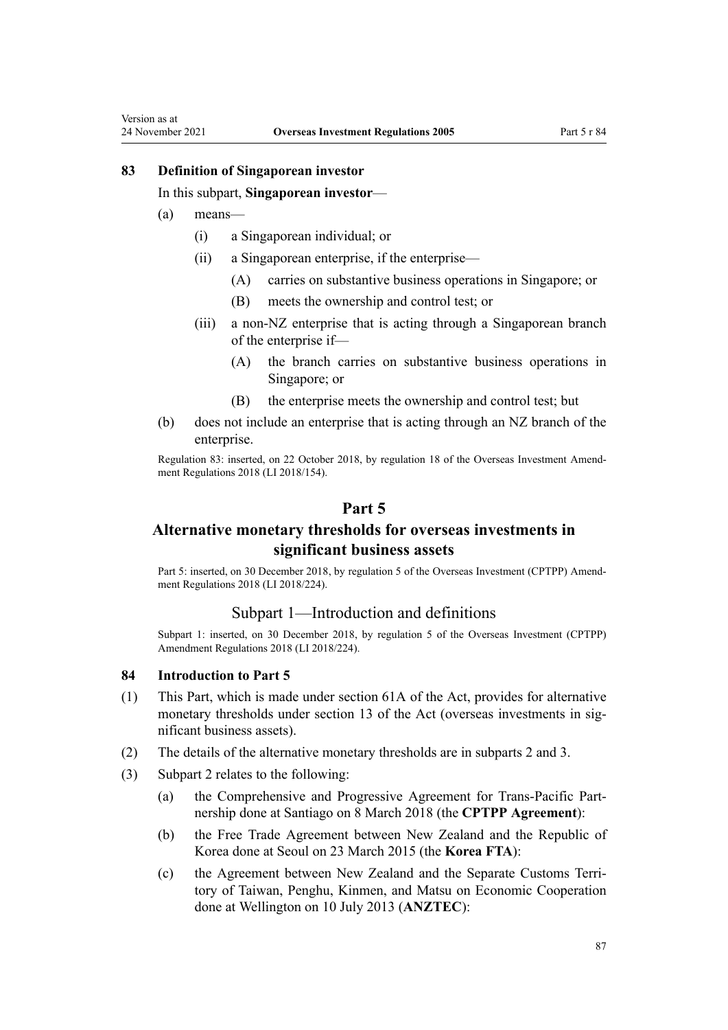### 83 Definition of Singaporean investor

In this subpart, **Singaporean investor**—

- (a) means—
  - (i) a Singaporean individual; or
  - (ii) a Singaporean enterprise, if the enterprise—
    - (A) carries on substantive business operations in Singapore; or
    - (B) meets the ownership and control test; or
  - (iii) a non-NZ enterprise that is acting through a Singaporean branch of the enterprise if—
    - (A) the branch carries on substantive business operations in Singapore; or
    - (B) the enterprise meets the ownership and control test; but
- (b) does not include an enterprise that is acting through an NZ branch of the enterprise.

Regulation 83: inserted, on 22 October 2018, by regulation 18 of the Overseas Investment Amendment Regulations 2018 (LI 2018/154).

## Part 5

## Alternative monetary thresholds for overseas investments in significant business assets

Part 5: inserted, on 30 December 2018, by regulation 5 of the Overseas Investment (CPTPP) Amendment Regulations 2018 (LI 2018/224).

### Subpart 1—Introduction and definitions

Subpart 1: inserted, on 30 December 2018, by regulation 5 of the Overseas Investment (CPTPP) Amendment Regulations 2018 (LI 2018/224).

### 84 Introduction to Part 5

(1) This Part, which is made under section 61A of the Act, provides for alternative monetary thresholds under section 13 of the Act (overseas investments in significant business assets).

(2) The details of the alternative monetary thresholds are in subparts 2 and 3.

(3) Subpart 2 relates to the following:

- (a) the Comprehensive and Progressive Agreement for Trans-Pacific Partnership done at Santiago on 8 March 2018 (the **CPTPP Agreement**):
- (b) the Free Trade Agreement between New Zealand and the Republic of Korea done at Seoul on 23 March 2015 (the **Korea FTA**):
- (c) the Agreement between New Zealand and the Separate Customs Territory of Taiwan, Penghu, Kinmen, and Matsu on Economic Cooperation done at Wellington on 10 July 2013 (**ANZTEC**):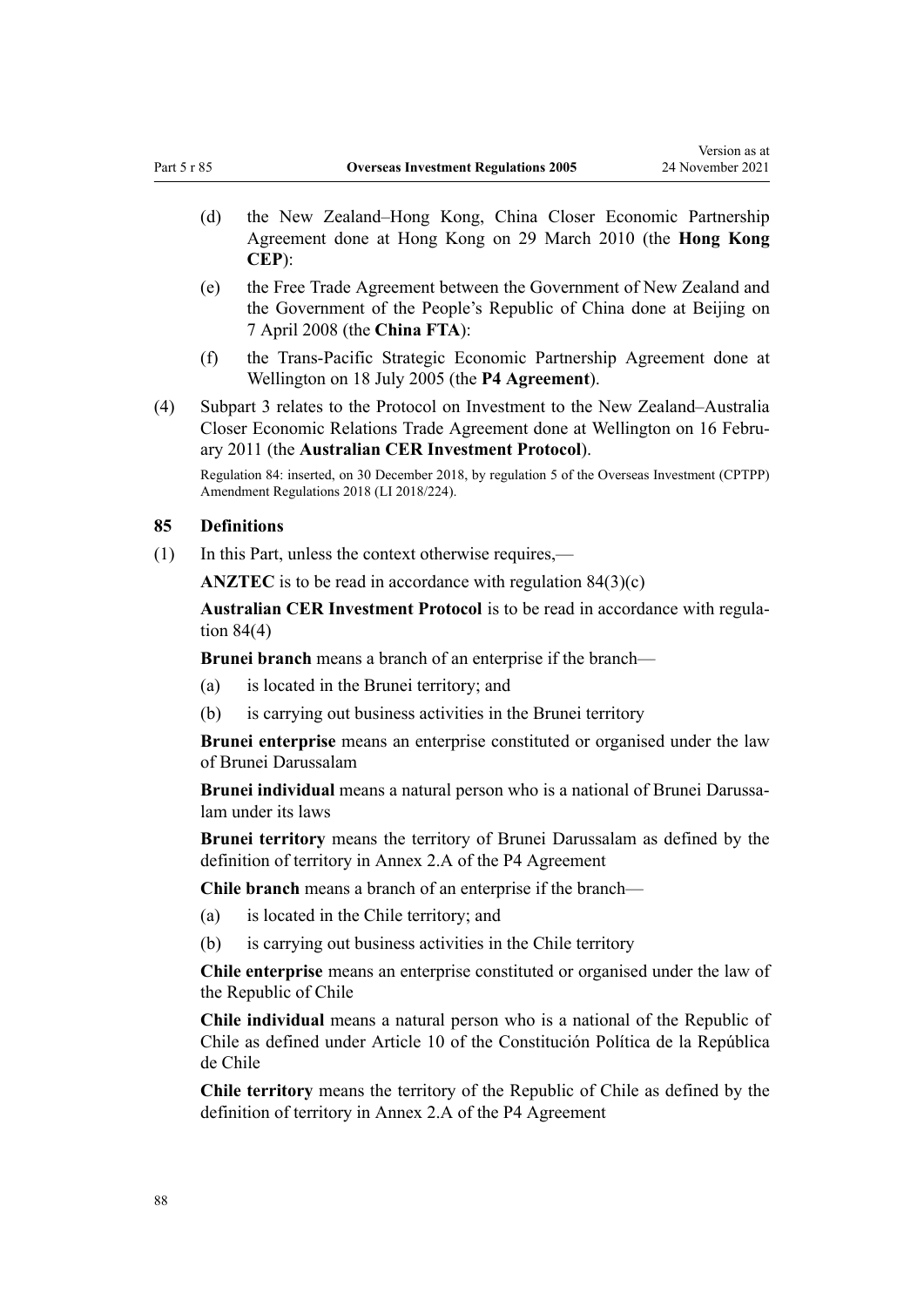(d) the New Zealand–Hong Kong, China Closer Economic Partnership Agreement done at Hong Kong on 29 March 2010 (the **Hong Kong CEP**):

(e) the Free Trade Agreement between the Government of New Zealand and the Government of the People's Republic of China done at Beijing on 7 April 2008 (the **China FTA**):

(f) the Trans-Pacific Strategic Economic Partnership Agreement done at Wellington on 18 July 2005 (the **P4 Agreement**).

(4) Subpart 3 relates to the Protocol on Investment to the New Zealand–Australia Closer Economic Relations Trade Agreement done at Wellington on 16 February 2011 (the **Australian CER Investment Protocol**).

Regulation 84: inserted, on 30 December 2018, by regulation 5 of the Overseas Investment (CPTPP) Amendment Regulations 2018 (LI 2018/224).

### 85 Definitions

(1) In this Part, unless the context otherwise requires,—

**ANZTEC** is to be read in accordance with regulation 84(3)(c)

**Australian CER Investment Protocol** is to be read in accordance with regulation 84(4)

**Brunei branch** means a branch of an enterprise if the branch—

(a) is located in the Brunei territory; and

(b) is carrying out business activities in the Brunei territory

**Brunei enterprise** means an enterprise constituted or organised under the law of Brunei Darussalam

**Brunei individual** means a natural person who is a national of Brunei Darussalam under its laws

**Brunei territory** means the territory of Brunei Darussalam as defined by the definition of territory in Annex 2.A of the P4 Agreement

**Chile branch** means a branch of an enterprise if the branch—

(a) is located in the Chile territory; and

(b) is carrying out business activities in the Chile territory

**Chile enterprise** means an enterprise constituted or organised under the law of the Republic of Chile

**Chile individual** means a natural person who is a national of the Republic of Chile as defined under Article 10 of the Constitución Política de la República de Chile

**Chile territory** means the territory of the Republic of Chile as defined by the definition of territory in Annex 2.A of the P4 Agreement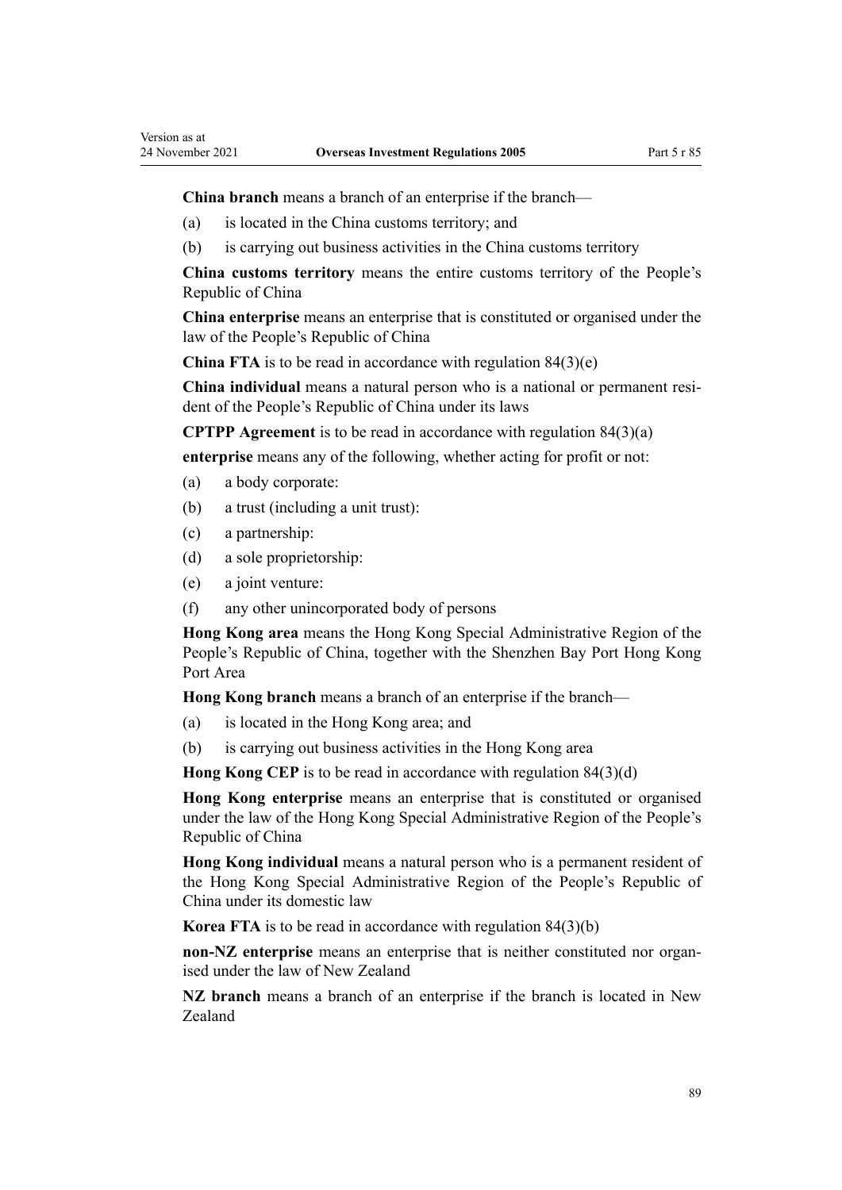**China branch** means a branch of an enterprise if the branch—

(a) is located in the China customs territory; and

(b) is carrying out business activities in the China customs territory

**China customs territory** means the entire customs territory of the People's Republic of China

**China enterprise** means an enterprise that is constituted or organised under the law of the People's Republic of China

**China FTA** is to be read in accordance with regulation 84(3)(e)

**China individual** means a natural person who is a national or permanent resident of the People's Republic of China under its laws

**CPTPP Agreement** is to be read in accordance with regulation 84(3)(a)

**enterprise** means any of the following, whether acting for profit or not:

(a) a body corporate:

(b) a trust (including a unit trust):

(c) a partnership:

(d) a sole proprietorship:

(e) a joint venture:

(f) any other unincorporated body of persons

**Hong Kong area** means the Hong Kong Special Administrative Region of the People's Republic of China, together with the Shenzhen Bay Port Hong Kong Port Area

**Hong Kong branch** means a branch of an enterprise if the branch—

(a) is located in the Hong Kong area; and

(b) is carrying out business activities in the Hong Kong area

**Hong Kong CEP** is to be read in accordance with regulation 84(3)(d)

**Hong Kong enterprise** means an enterprise that is constituted or organised under the law of the Hong Kong Special Administrative Region of the People's Republic of China

**Hong Kong individual** means a natural person who is a permanent resident of the Hong Kong Special Administrative Region of the People's Republic of China under its domestic law

**Korea FTA** is to be read in accordance with regulation 84(3)(b)

**non-NZ enterprise** means an enterprise that is neither constituted nor organised under the law of New Zealand

**NZ branch** means a branch of an enterprise if the branch is located in New Zealand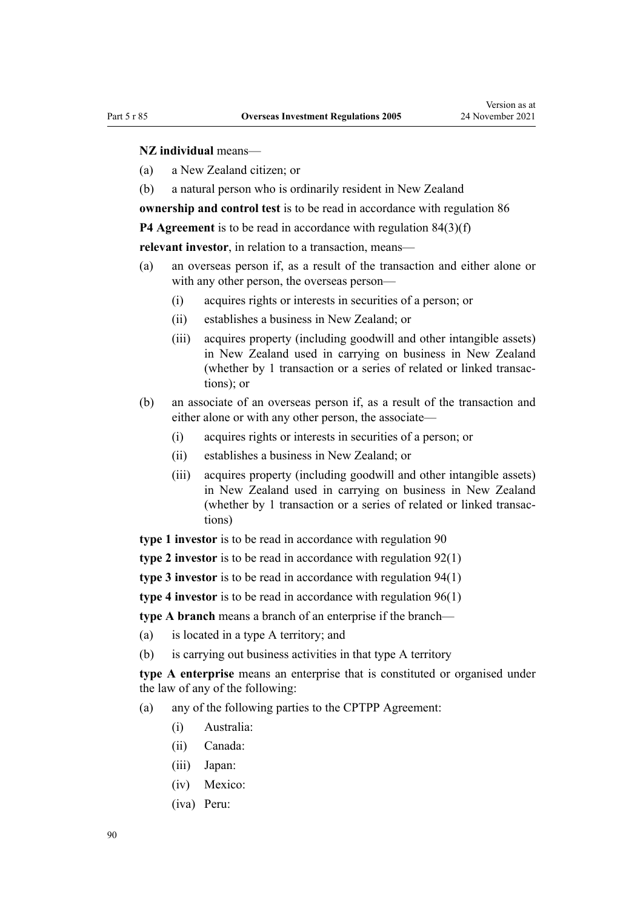**NZ individual** means—

- (a) a New Zealand citizen; or
- (b) a natural person who is ordinarily resident in New Zealand

**ownership and control test** is to be read in accordance with regulation 86

**P4 Agreement** is to be read in accordance with regulation 84(3)(f)

**relevant investor**, in relation to a transaction, means—

- (a) an overseas person if, as a result of the transaction and either alone or with any other person, the overseas person—
  - (i) acquires rights or interests in securities of a person; or
  - (ii) establishes a business in New Zealand; or
  - (iii) acquires property (including goodwill and other intangible assets) in New Zealand used in carrying on business in New Zealand (whether by 1 transaction or a series of related or linked transactions); or
- (b) an associate of an overseas person if, as a result of the transaction and either alone or with any other person, the associate—
  - (i) acquires rights or interests in securities of a person; or
  - (ii) establishes a business in New Zealand; or
  - (iii) acquires property (including goodwill and other intangible assets) in New Zealand used in carrying on business in New Zealand (whether by 1 transaction or a series of related or linked transactions)

**type 1 investor** is to be read in accordance with regulation 90

**type 2 investor** is to be read in accordance with regulation 92(1)

**type 3 investor** is to be read in accordance with regulation 94(1)

**type 4 investor** is to be read in accordance with regulation 96(1)

**type A branch** means a branch of an enterprise if the branch—

- (a) is located in a type A territory; and
- (b) is carrying out business activities in that type A territory

**type A enterprise** means an enterprise that is constituted or organised under the law of any of the following:

- (a) any of the following parties to the CPTPP Agreement:
  - (i) Australia:
  - (ii) Canada:
  - (iii) Japan:
  - (iv) Mexico:
  - (iva) Peru: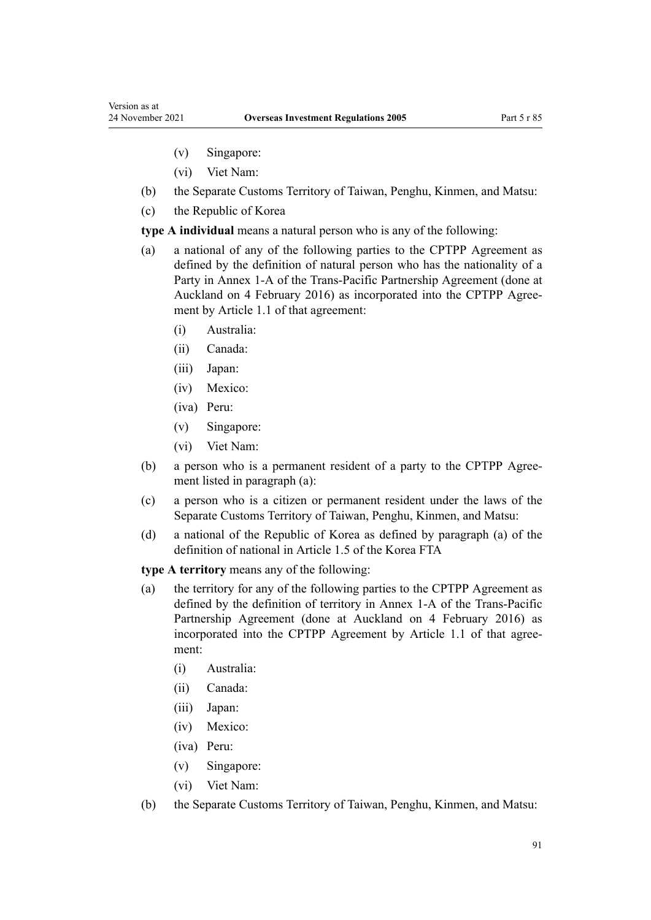- (v) Singapore:
- (vi) Viet Nam:

(b) the Separate Customs Territory of Taiwan, Penghu, Kinmen, and Matsu:

(c) the Republic of Korea

**type A individual** means a natural person who is any of the following:

(a) a national of any of the following parties to the CPTPP Agreement as defined by the definition of natural person who has the nationality of a Party in Annex 1-A of the Trans-Pacific Partnership Agreement (done at Auckland on 4 February 2016) as incorporated into the CPTPP Agreement by Article 1.1 of that agreement:

- (i) Australia:
- (ii) Canada:
- (iii) Japan:
- (iv) Mexico:
- (iva) Peru:
- (v) Singapore:
- (vi) Viet Nam:

(b) a person who is a permanent resident of a party to the CPTPP Agreement listed in paragraph (a):

(c) a person who is a citizen or permanent resident under the laws of the Separate Customs Territory of Taiwan, Penghu, Kinmen, and Matsu:

(d) a national of the Republic of Korea as defined by paragraph (a) of the definition of national in Article 1.5 of the Korea FTA

**type A territory** means any of the following:

(a) the territory for any of the following parties to the CPTPP Agreement as defined by the definition of territory in Annex 1-A of the Trans-Pacific Partnership Agreement (done at Auckland on 4 February 2016) as incorporated into the CPTPP Agreement by Article 1.1 of that agreement:

- (i) Australia:
- (ii) Canada:
- (iii) Japan:
- (iv) Mexico:
- (iva) Peru:
- (v) Singapore:
- (vi) Viet Nam:

(b) the Separate Customs Territory of Taiwan, Penghu, Kinmen, and Matsu: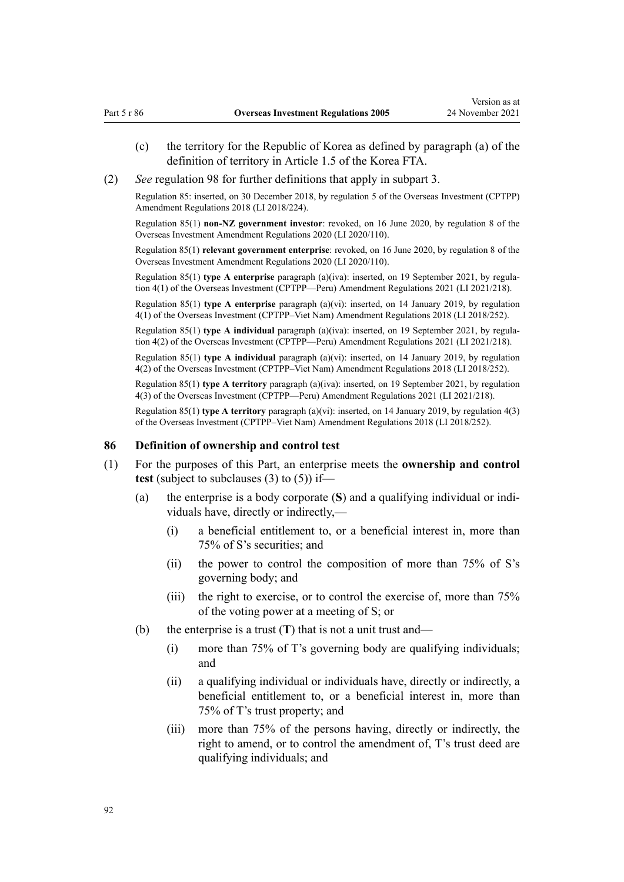(c) the territory for the Republic of Korea as defined by paragraph (a) of the definition of territory in Article 1.5 of the Korea FTA.

(2) *See* regulation 98 for further definitions that apply in subpart 3.

Regulation 85: inserted, on 30 December 2018, by regulation 5 of the Overseas Investment (CPTPP) Amendment Regulations 2018 (LI 2018/224).

Regulation 85(1) **non-NZ government investor**: revoked, on 16 June 2020, by regulation 8 of the Overseas Investment Amendment Regulations 2020 (LI 2020/110).

Regulation 85(1) **relevant government enterprise**: revoked, on 16 June 2020, by regulation 8 of the Overseas Investment Amendment Regulations 2020 (LI 2020/110).

Regulation 85(1) **type A enterprise** paragraph (a)(iva): inserted, on 19 September 2021, by regulation 4(1) of the Overseas Investment (CPTPP—Peru) Amendment Regulations 2021 (LI 2021/218).

Regulation 85(1) **type A enterprise** paragraph (a)(vi): inserted, on 14 January 2019, by regulation 4(1) of the Overseas Investment (CPTPP–Viet Nam) Amendment Regulations 2018 (LI 2018/252).

Regulation 85(1) **type A individual** paragraph (a)(iva): inserted, on 19 September 2021, by regulation 4(2) of the Overseas Investment (CPTPP—Peru) Amendment Regulations 2021 (LI 2021/218).

Regulation 85(1) **type A individual** paragraph (a)(vi): inserted, on 14 January 2019, by regulation 4(2) of the Overseas Investment (CPTPP–Viet Nam) Amendment Regulations 2018 (LI 2018/252).

Regulation 85(1) **type A territory** paragraph (a)(iva): inserted, on 19 September 2021, by regulation 4(3) of the Overseas Investment (CPTPP—Peru) Amendment Regulations 2021 (LI 2021/218).

Regulation 85(1) **type A territory** paragraph (a)(vi): inserted, on 14 January 2019, by regulation 4(3) of the Overseas Investment (CPTPP–Viet Nam) Amendment Regulations 2018 (LI 2018/252).

### 86 Definition of ownership and control test

(1) For the purposes of this Part, an enterprise meets the **ownership and control test** (subject to subclauses (3) to (5)) if—

(a) the enterprise is a body corporate (**S**) and a qualifying individual or individuals have, directly or indirectly,—

(i) a beneficial entitlement to, or a beneficial interest in, more than 75% of S's securities; and

(ii) the power to control the composition of more than 75% of S's governing body; and

(iii) the right to exercise, or to control the exercise of, more than 75% of the voting power at a meeting of S; or

(b) the enterprise is a trust (**T**) that is not a unit trust and—

(i) more than 75% of T's governing body are qualifying individuals; and

(ii) a qualifying individual or individuals have, directly or indirectly, a beneficial entitlement to, or a beneficial interest in, more than 75% of T's trust property; and

(iii) more than 75% of the persons having, directly or indirectly, the right to amend, or to control the amendment of, T's trust deed are qualifying individuals; and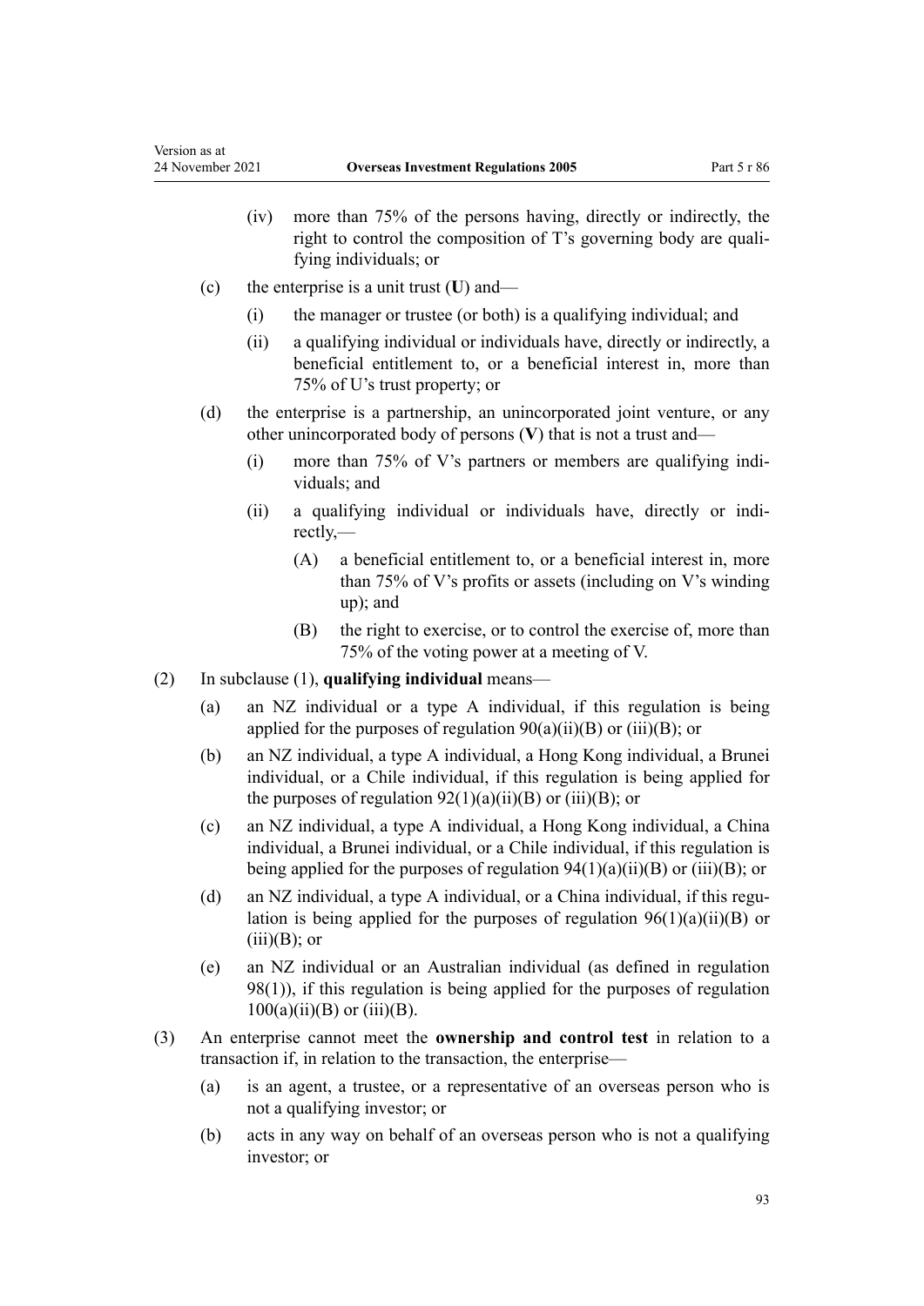(iv) more than 75% of the persons having, directly or indirectly, the right to control the composition of T's governing body are qualifying individuals; or

(c) the enterprise is a unit trust (**U**) and—

(i) the manager or trustee (or both) is a qualifying individual; and

(ii) a qualifying individual or individuals have, directly or indirectly, a beneficial entitlement to, or a beneficial interest in, more than 75% of U's trust property; or

(d) the enterprise is a partnership, an unincorporated joint venture, or any other unincorporated body of persons (**V**) that is not a trust and—

(i) more than 75% of V's partners or members are qualifying individuals; and

(ii) a qualifying individual or individuals have, directly or indirectly,—

(A) a beneficial entitlement to, or a beneficial interest in, more than 75% of V's profits or assets (including on V's winding up); and

(B) the right to exercise, or to control the exercise of, more than 75% of the voting power at a meeting of V.

(2) In subclause (1), **qualifying individual** means—

(a) an NZ individual or a type A individual, if this regulation is being applied for the purposes of regulation 90(a)(ii)(B) or (iii)(B); or

(b) an NZ individual, a type A individual, a Hong Kong individual, a Brunei individual, or a Chile individual, if this regulation is being applied for the purposes of regulation 92(1)(a)(ii)(B) or (iii)(B); or

(c) an NZ individual, a type A individual, a Hong Kong individual, a China individual, a Brunei individual, or a Chile individual, if this regulation is being applied for the purposes of regulation 94(1)(a)(ii)(B) or (iii)(B); or

(d) an NZ individual, a type A individual, or a China individual, if this regulation is being applied for the purposes of regulation 96(1)(a)(ii)(B) or (iii)(B); or

(e) an NZ individual or an Australian individual (as defined in regulation 98(1)), if this regulation is being applied for the purposes of regulation 100(a)(ii)(B) or (iii)(B).

(3) An enterprise cannot meet the **ownership and control test** in relation to a transaction if, in relation to the transaction, the enterprise—

(a) is an agent, a trustee, or a representative of an overseas person who is not a qualifying investor; or

(b) acts in any way on behalf of an overseas person who is not a qualifying investor; or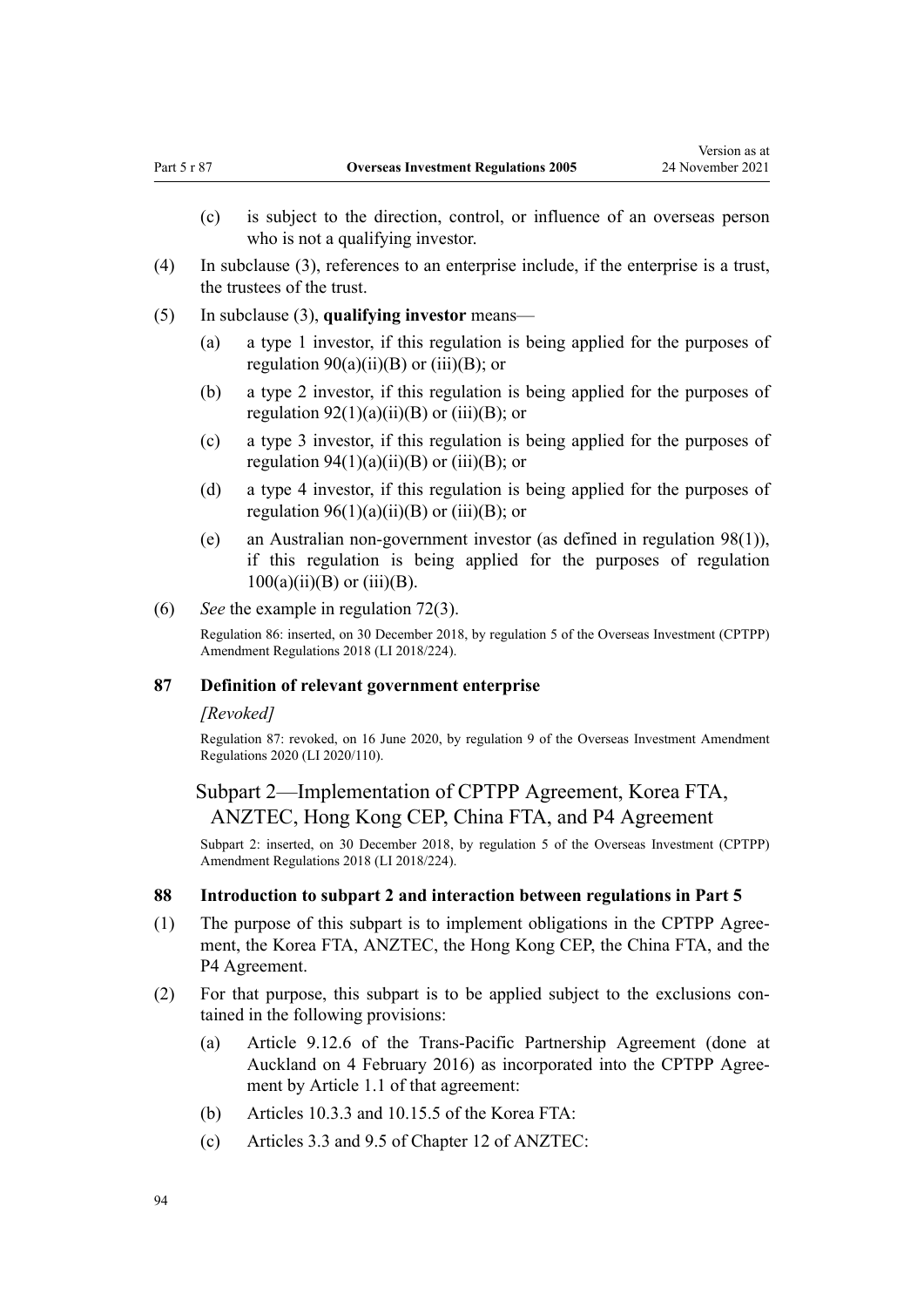(c) is subject to the direction, control, or influence of an overseas person who is not a qualifying investor.

(4) In subclause (3), references to an enterprise include, if the enterprise is a trust, the trustees of the trust.

(5) In subclause (3), **qualifying investor** means—

(a) a type 1 investor, if this regulation is being applied for the purposes of regulation 90(a)(ii)(B) or (iii)(B); or

(b) a type 2 investor, if this regulation is being applied for the purposes of regulation 92(1)(a)(ii)(B) or (iii)(B); or

(c) a type 3 investor, if this regulation is being applied for the purposes of regulation 94(1)(a)(ii)(B) or (iii)(B); or

(d) a type 4 investor, if this regulation is being applied for the purposes of regulation 96(1)(a)(ii)(B) or (iii)(B); or

(e) an Australian non-government investor (as defined in regulation 98(1)), if this regulation is being applied for the purposes of regulation 100(a)(ii)(B) or (iii)(B).

(6) *See* the example in regulation 72(3).

Regulation 86: inserted, on 30 December 2018, by regulation 5 of the Overseas Investment (CPTPP) Amendment Regulations 2018 (LI 2018/224).

### 87 Definition of relevant government enterprise

*[Revoked]*

Regulation 87: revoked, on 16 June 2020, by regulation 9 of the Overseas Investment Amendment Regulations 2020 (LI 2020/110).

## Subpart 2—Implementation of CPTPP Agreement, Korea FTA, ANZTEC, Hong Kong CEP, China FTA, and P4 Agreement

Subpart 2: inserted, on 30 December 2018, by regulation 5 of the Overseas Investment (CPTPP) Amendment Regulations 2018 (LI 2018/224).

### 88 Introduction to subpart 2 and interaction between regulations in Part 5

(1) The purpose of this subpart is to implement obligations in the CPTPP Agreement, the Korea FTA, ANZTEC, the Hong Kong CEP, the China FTA, and the P4 Agreement.

(2) For that purpose, this subpart is to be applied subject to the exclusions contained in the following provisions:

(a) Article 9.12.6 of the Trans-Pacific Partnership Agreement (done at Auckland on 4 February 2016) as incorporated into the CPTPP Agreement by Article 1.1 of that agreement:

(b) Articles 10.3.3 and 10.15.5 of the Korea FTA:

(c) Articles 3.3 and 9.5 of Chapter 12 of ANZTEC: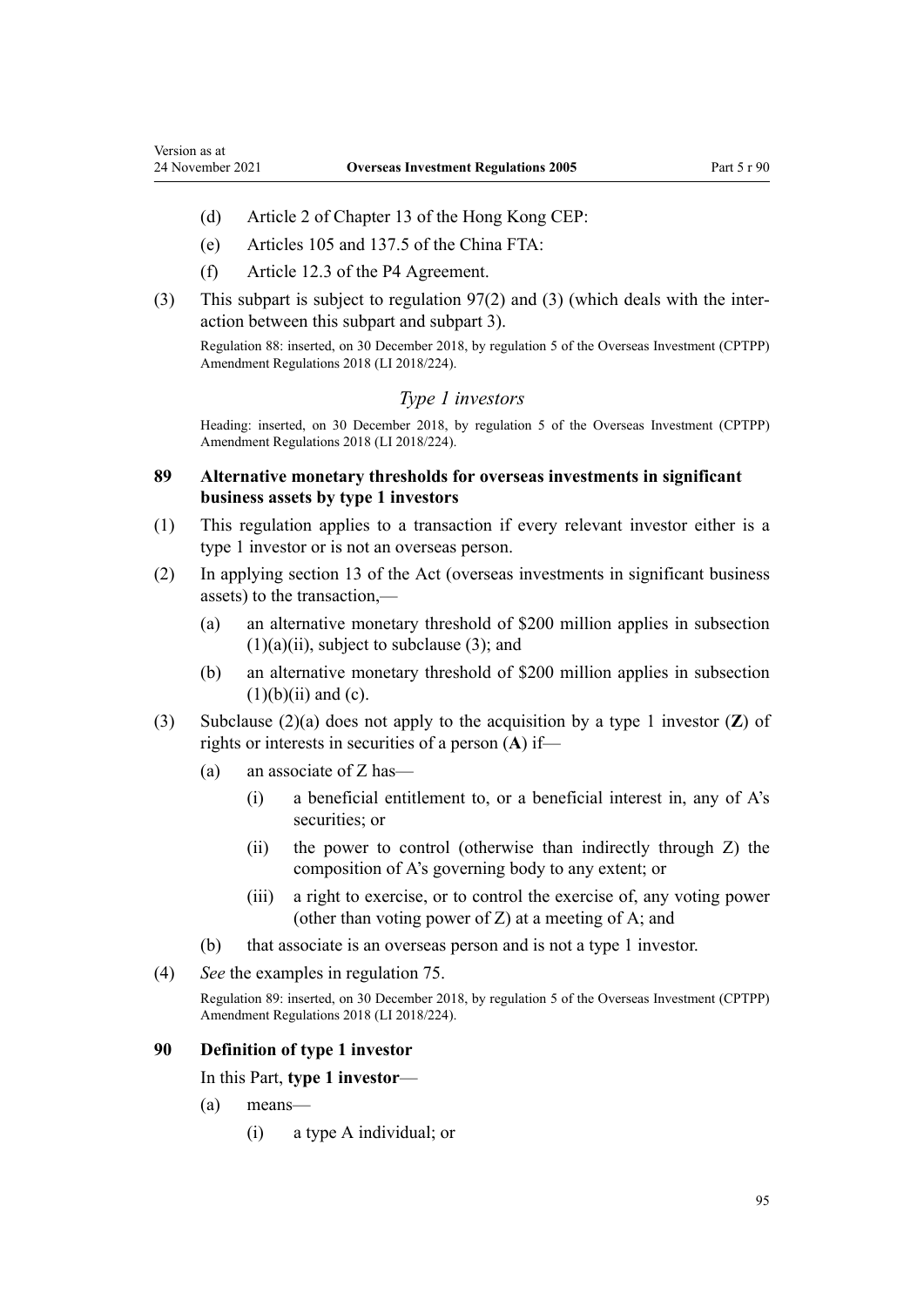(d) Article 2 of Chapter 13 of the Hong Kong CEP:

(e) Articles 105 and 137.5 of the China FTA:

(f) Article 12.3 of the P4 Agreement.

(3) This subpart is subject to regulation 97(2) and (3) (which deals with the interaction between this subpart and subpart 3).

Regulation 88: inserted, on 30 December 2018, by regulation 5 of the Overseas Investment (CPTPP) Amendment Regulations 2018 (LI 2018/224).

### *Type 1 investors*

Heading: inserted, on 30 December 2018, by regulation 5 of the Overseas Investment (CPTPP) Amendment Regulations 2018 (LI 2018/224).

### 89 Alternative monetary thresholds for overseas investments in significant business assets by type 1 investors

(1) This regulation applies to a transaction if every relevant investor either is a type 1 investor or is not an overseas person.

(2) In applying section 13 of the Act (overseas investments in significant business assets) to the transaction,—

- (a) an alternative monetary threshold of $200 million applies in subsection (1)(a)(ii), subject to subclause (3); and
- (b) an alternative monetary threshold of $200 million applies in subsection (1)(b)(ii) and (c).

(3) Subclause (2)(a) does not apply to the acquisition by a type 1 investor (**Z**) of rights or interests in securities of a person (**A**) if—

- (a) an associate of Z has—
  - (i) a beneficial entitlement to, or a beneficial interest in, any of A's securities; or
  - (ii) the power to control (otherwise than indirectly through Z) the composition of A's governing body to any extent; or
  - (iii) a right to exercise, or to control the exercise of, any voting power (other than voting power of Z) at a meeting of A; and
- (b) that associate is an overseas person and is not a type 1 investor.

(4) *See* the examples in regulation 75.

Regulation 89: inserted, on 30 December 2018, by regulation 5 of the Overseas Investment (CPTPP) Amendment Regulations 2018 (LI 2018/224).

### 90 Definition of type 1 investor

In this Part, **type 1 investor**—

- (a) means—
  - (i) a type A individual; or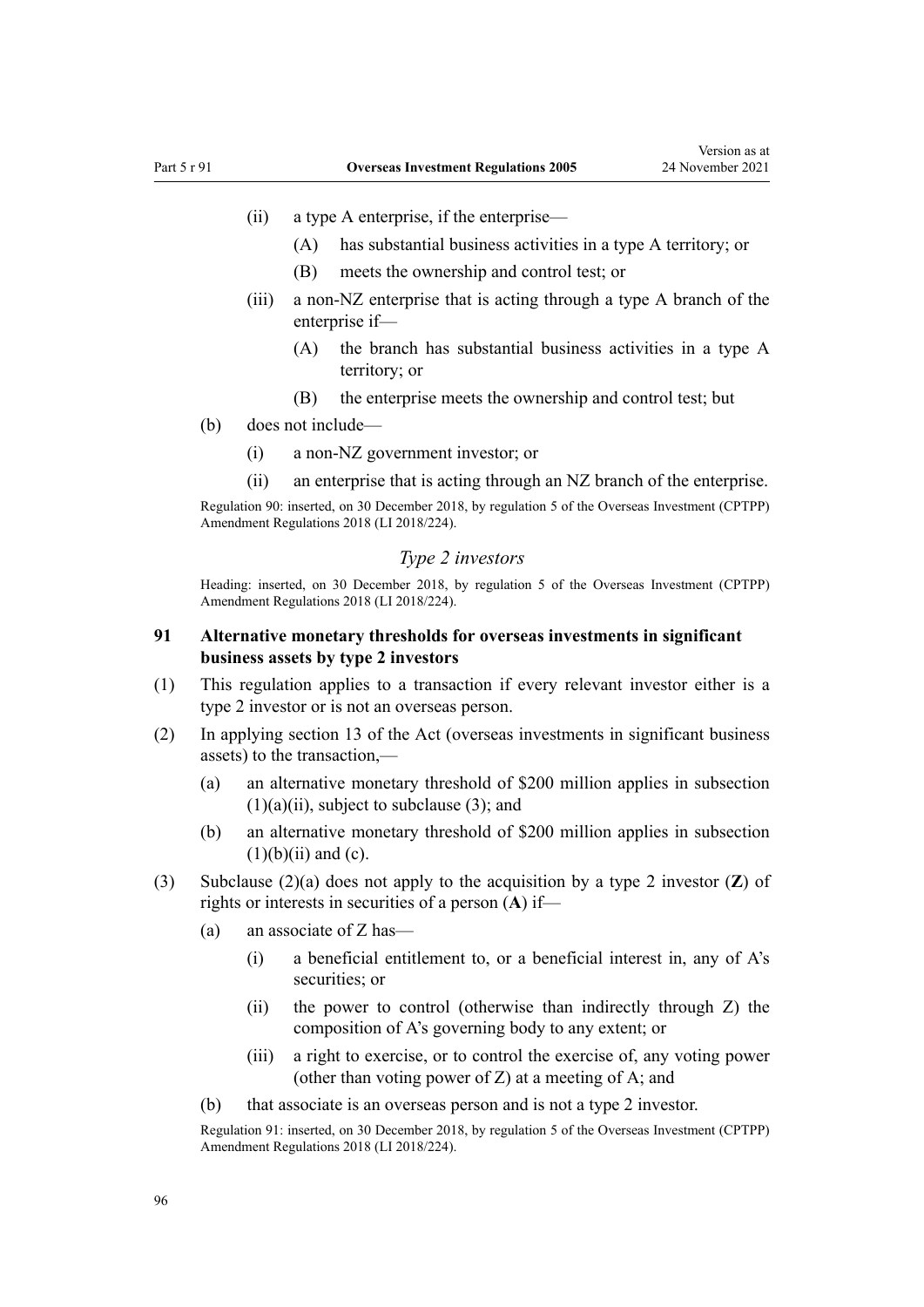(ii) a type A enterprise, if the enterprise—

(A) has substantial business activities in a type A territory; or

(B) meets the ownership and control test; or

(iii) a non-NZ enterprise that is acting through a type A branch of the enterprise if—

(A) the branch has substantial business activities in a type A territory; or

(B) the enterprise meets the ownership and control test; but

(b) does not include—

(i) a non-NZ government investor; or

(ii) an enterprise that is acting through an NZ branch of the enterprise.

Regulation 90: inserted, on 30 December 2018, by regulation 5 of the Overseas Investment (CPTPP) Amendment Regulations 2018 (LI 2018/224).

### *Type 2 investors*

Heading: inserted, on 30 December 2018, by regulation 5 of the Overseas Investment (CPTPP) Amendment Regulations 2018 (LI 2018/224).

## 91 Alternative monetary thresholds for overseas investments in significant business assets by type 2 investors

(1) This regulation applies to a transaction if every relevant investor either is a type 2 investor or is not an overseas person.

(2) In applying section 13 of the Act (overseas investments in significant business assets) to the transaction,—

(a) an alternative monetary threshold of $200 million applies in subsection (1)(a)(ii), subject to subclause (3); and

(b) an alternative monetary threshold of $200 million applies in subsection (1)(b)(ii) and (c).

(3) Subclause (2)(a) does not apply to the acquisition by a type 2 investor (**Z**) of rights or interests in securities of a person (**A**) if—

(a) an associate of Z has—

(i) a beneficial entitlement to, or a beneficial interest in, any of A's securities; or

(ii) the power to control (otherwise than indirectly through Z) the composition of A's governing body to any extent; or

(iii) a right to exercise, or to control the exercise of, any voting power (other than voting power of Z) at a meeting of A; and

(b) that associate is an overseas person and is not a type 2 investor.

Regulation 91: inserted, on 30 December 2018, by regulation 5 of the Overseas Investment (CPTPP) Amendment Regulations 2018 (LI 2018/224).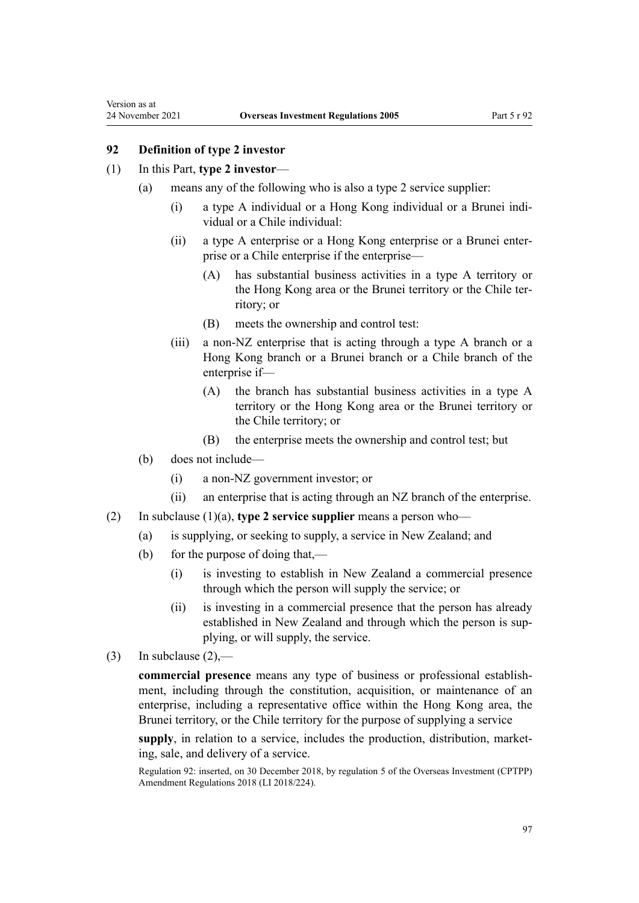## 92 Definition of type 2 investor

(1) In this Part, **type 2 investor**—

(a) means any of the following who is also a type 2 service supplier:

(i) a type A individual or a Hong Kong individual or a Brunei individual or a Chile individual:

(ii) a type A enterprise or a Hong Kong enterprise or a Brunei enterprise or a Chile enterprise if the enterprise—

(A) has substantial business activities in a type A territory or the Hong Kong area or the Brunei territory or the Chile territory; or

(B) meets the ownership and control test:

(iii) a non-NZ enterprise that is acting through a type A branch or a Hong Kong branch or a Brunei branch or a Chile branch of the enterprise if—

(A) the branch has substantial business activities in a type A territory or the Hong Kong area or the Brunei territory or the Chile territory; or

(B) the enterprise meets the ownership and control test; but

(b) does not include—

(i) a non-NZ government investor; or

(ii) an enterprise that is acting through an NZ branch of the enterprise.

(2) In subclause (1)(a), **type 2 service supplier** means a person who—

(a) is supplying, or seeking to supply, a service in New Zealand; and

(b) for the purpose of doing that,—

(i) is investing to establish in New Zealand a commercial presence through which the person will supply the service; or

(ii) is investing in a commercial presence that the person has already established in New Zealand and through which the person is supplying, or will supply, the service.

(3) In subclause (2),—

**commercial presence** means any type of business or professional establishment, including through the constitution, acquisition, or maintenance of an enterprise, including a representative office within the Hong Kong area, the Brunei territory, or the Chile territory for the purpose of supplying a service

**supply**, in relation to a service, includes the production, distribution, marketing, sale, and delivery of a service.

Regulation 92: inserted, on 30 December 2018, by regulation 5 of the Overseas Investment (CPTPP) Amendment Regulations 2018 (LI 2018/224).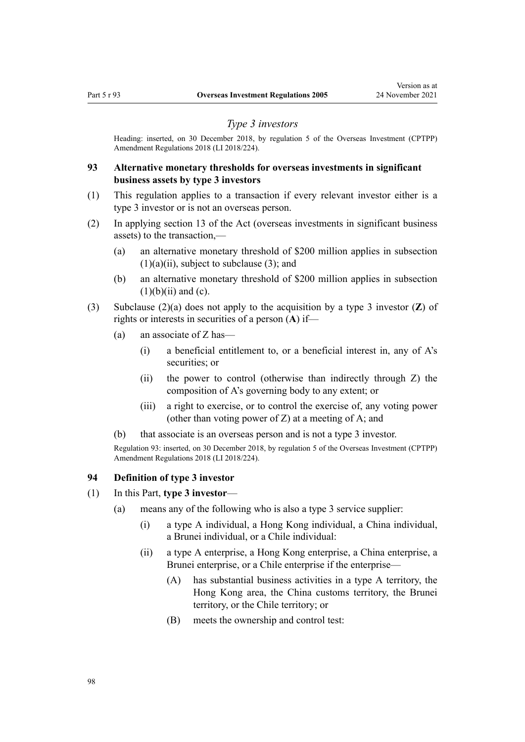### *Type 3 investors*

Heading: inserted, on 30 December 2018, by regulation 5 of the Overseas Investment (CPTPP) Amendment Regulations 2018 (LI 2018/224).

### 93 Alternative monetary thresholds for overseas investments in significant business assets by type 3 investors

(1) This regulation applies to a transaction if every relevant investor either is a type 3 investor or is not an overseas person.

(2) In applying section 13 of the Act (overseas investments in significant business assets) to the transaction,—

- (a) an alternative monetary threshold of $200 million applies in subsection (1)(a)(ii), subject to subclause (3); and
- (b) an alternative monetary threshold of $200 million applies in subsection (1)(b)(ii) and (c).

(3) Subclause (2)(a) does not apply to the acquisition by a type 3 investor (**Z**) of rights or interests in securities of a person (**A**) if—

- (a) an associate of Z has—
  - (i) a beneficial entitlement to, or a beneficial interest in, any of A's securities; or
  - (ii) the power to control (otherwise than indirectly through Z) the composition of A's governing body to any extent; or
  - (iii) a right to exercise, or to control the exercise of, any voting power (other than voting power of Z) at a meeting of A; and
- (b) that associate is an overseas person and is not a type 3 investor.

Regulation 93: inserted, on 30 December 2018, by regulation 5 of the Overseas Investment (CPTPP) Amendment Regulations 2018 (LI 2018/224).

### 94 Definition of type 3 investor

(1) In this Part, **type 3 investor**—

- (a) means any of the following who is also a type 3 service supplier:
  - (i) a type A individual, a Hong Kong individual, a China individual, a Brunei individual, or a Chile individual:
  - (ii) a type A enterprise, a Hong Kong enterprise, a China enterprise, a Brunei enterprise, or a Chile enterprise if the enterprise—
    - (A) has substantial business activities in a type A territory, the Hong Kong area, the China customs territory, the Brunei territory, or the Chile territory; or
    - (B) meets the ownership and control test: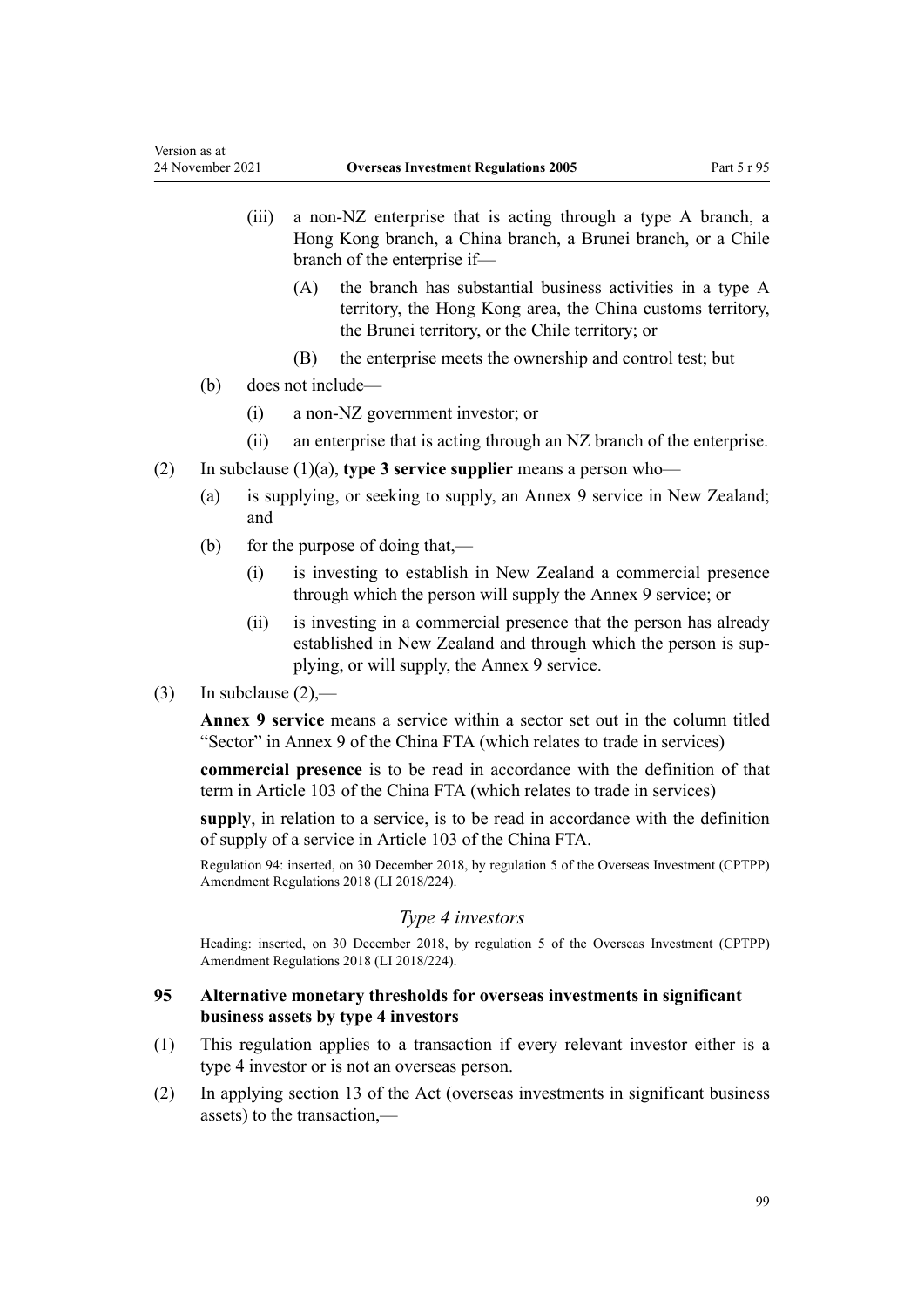(iii) a non-NZ enterprise that is acting through a type A branch, a Hong Kong branch, a China branch, a Brunei branch, or a Chile branch of the enterprise if—

(A) the branch has substantial business activities in a type A territory, the Hong Kong area, the China customs territory, the Brunei territory, or the Chile territory; or

(B) the enterprise meets the ownership and control test; but

(b) does not include—

(i) a non-NZ government investor; or

(ii) an enterprise that is acting through an NZ branch of the enterprise.

(2) In subclause (1)(a), **type 3 service supplier** means a person who—

(a) is supplying, or seeking to supply, an Annex 9 service in New Zealand; and

(b) for the purpose of doing that,—

(i) is investing to establish in New Zealand a commercial presence through which the person will supply the Annex 9 service; or

(ii) is investing in a commercial presence that the person has already established in New Zealand and through which the person is supplying, or will supply, the Annex 9 service.

(3) In subclause (2),—

**Annex 9 service** means a service within a sector set out in the column titled "Sector" in Annex 9 of the China FTA (which relates to trade in services)

**commercial presence** is to be read in accordance with the definition of that term in Article 103 of the China FTA (which relates to trade in services)

**supply**, in relation to a service, is to be read in accordance with the definition of supply of a service in Article 103 of the China FTA.

Regulation 94: inserted, on 30 December 2018, by regulation 5 of the Overseas Investment (CPTPP) Amendment Regulations 2018 (LI 2018/224).

### *Type 4 investors*

Heading: inserted, on 30 December 2018, by regulation 5 of the Overseas Investment (CPTPP) Amendment Regulations 2018 (LI 2018/224).

### 95 Alternative monetary thresholds for overseas investments in significant business assets by type 4 investors

(1) This regulation applies to a transaction if every relevant investor either is a type 4 investor or is not an overseas person.

(2) In applying section 13 of the Act (overseas investments in significant business assets) to the transaction,—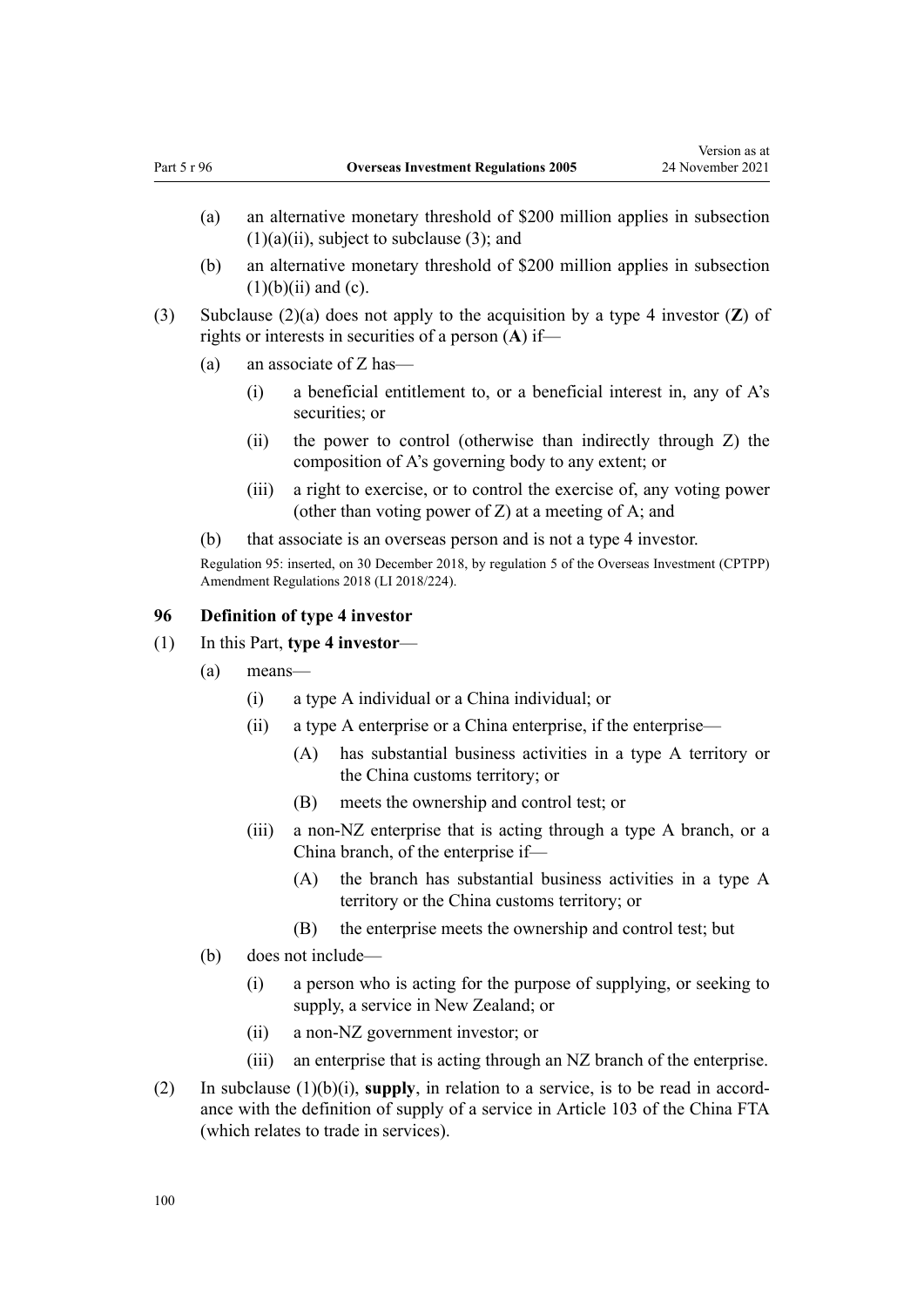(a) an alternative monetary threshold of $200 million applies in subsection (1)(a)(ii), subject to subclause (3); and

(b) an alternative monetary threshold of $200 million applies in subsection (1)(b)(ii) and (c).

(3) Subclause (2)(a) does not apply to the acquisition by a type 4 investor (**Z**) of rights or interests in securities of a person (**A**) if—

(a) an associate of Z has—

(i) a beneficial entitlement to, or a beneficial interest in, any of A's securities; or

(ii) the power to control (otherwise than indirectly through Z) the composition of A's governing body to any extent; or

(iii) a right to exercise, or to control the exercise of, any voting power (other than voting power of Z) at a meeting of A; and

(b) that associate is an overseas person and is not a type 4 investor.

Regulation 95: inserted, on 30 December 2018, by regulation 5 of the Overseas Investment (CPTPP) Amendment Regulations 2018 (LI 2018/224).

### 96 Definition of type 4 investor

(1) In this Part, **type 4 investor**—

(a) means—

(i) a type A individual or a China individual; or

(ii) a type A enterprise or a China enterprise, if the enterprise—

(A) has substantial business activities in a type A territory or the China customs territory; or

(B) meets the ownership and control test; or

(iii) a non-NZ enterprise that is acting through a type A branch, or a China branch, of the enterprise if—

(A) the branch has substantial business activities in a type A territory or the China customs territory; or

(B) the enterprise meets the ownership and control test; but

(b) does not include—

(i) a person who is acting for the purpose of supplying, or seeking to supply, a service in New Zealand; or

(ii) a non-NZ government investor; or

(iii) an enterprise that is acting through an NZ branch of the enterprise.

(2) In subclause (1)(b)(i), **supply**, in relation to a service, is to be read in accordance with the definition of supply of a service in Article 103 of the China FTA (which relates to trade in services).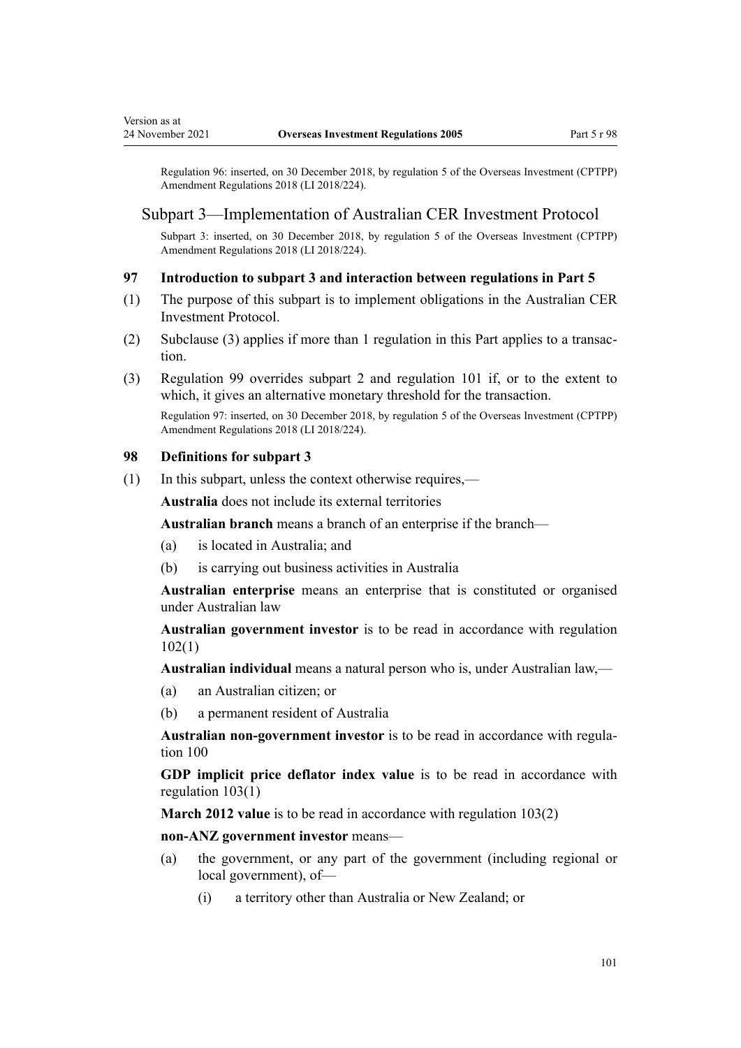Regulation 96: inserted, on 30 December 2018, by regulation 5 of the Overseas Investment (CPTPP) Amendment Regulations 2018 (LI 2018/224).

## Subpart 3—Implementation of Australian CER Investment Protocol

Subpart 3: inserted, on 30 December 2018, by regulation 5 of the Overseas Investment (CPTPP) Amendment Regulations 2018 (LI 2018/224).

### 97 Introduction to subpart 3 and interaction between regulations in Part 5

(1) The purpose of this subpart is to implement obligations in the Australian CER Investment Protocol.

(2) Subclause (3) applies if more than 1 regulation in this Part applies to a transaction.

(3) Regulation 99 overrides subpart 2 and regulation 101 if, or to the extent to which, it gives an alternative monetary threshold for the transaction.

Regulation 97: inserted, on 30 December 2018, by regulation 5 of the Overseas Investment (CPTPP) Amendment Regulations 2018 (LI 2018/224).

### 98 Definitions for subpart 3

(1) In this subpart, unless the context otherwise requires,—

**Australia** does not include its external territories

**Australian branch** means a branch of an enterprise if the branch—

- (a) is located in Australia; and
- (b) is carrying out business activities in Australia

**Australian enterprise** means an enterprise that is constituted or organised under Australian law

**Australian government investor** is to be read in accordance with regulation 102(1)

**Australian individual** means a natural person who is, under Australian law,—

- (a) an Australian citizen; or
- (b) a permanent resident of Australia

**Australian non-government investor** is to be read in accordance with regulation 100

**GDP implicit price deflator index value** is to be read in accordance with regulation 103(1)

**March 2012 value** is to be read in accordance with regulation 103(2)

**non-ANZ government investor** means—

- (a) the government, or any part of the government (including regional or local government), of—
  - (i) a territory other than Australia or New Zealand; or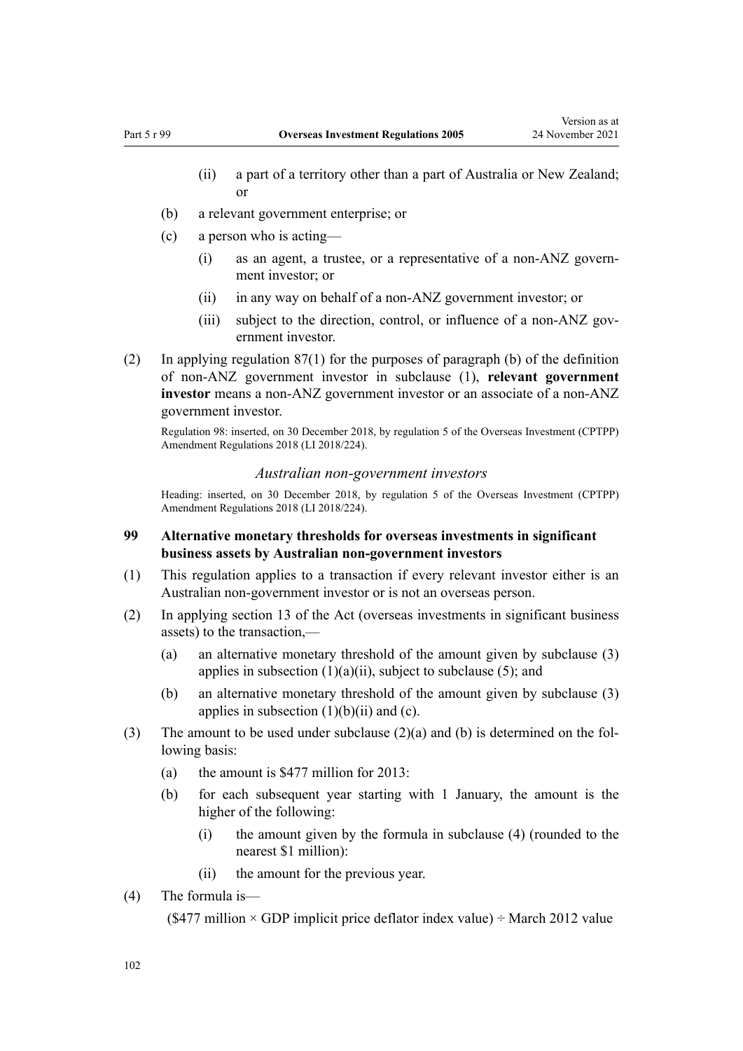- (ii) a part of a territory other than a part of Australia or New Zealand; or
- (b) a relevant government enterprise; or
- (c) a person who is acting—
  - (i) as an agent, a trustee, or a representative of a non-ANZ government investor; or
  - (ii) in any way on behalf of a non-ANZ government investor; or
  - (iii) subject to the direction, control, or influence of a non-ANZ government investor.

(2) In applying regulation 87(1) for the purposes of paragraph (b) of the definition of non-ANZ government investor in subclause (1), **relevant government investor** means a non-ANZ government investor or an associate of a non-ANZ government investor.

Regulation 98: inserted, on 30 December 2018, by regulation 5 of the Overseas Investment (CPTPP) Amendment Regulations 2018 (LI 2018/224).

*Australian non-government investors*

Heading: inserted, on 30 December 2018, by regulation 5 of the Overseas Investment (CPTPP) Amendment Regulations 2018 (LI 2018/224).

### 99 Alternative monetary thresholds for overseas investments in significant business assets by Australian non-government investors

(1) This regulation applies to a transaction if every relevant investor either is an Australian non-government investor or is not an overseas person.

(2) In applying section 13 of the Act (overseas investments in significant business assets) to the transaction,—

- (a) an alternative monetary threshold of the amount given by subclause (3) applies in subsection (1)(a)(ii), subject to subclause (5); and
- (b) an alternative monetary threshold of the amount given by subclause (3) applies in subsection (1)(b)(ii) and (c).

(3) The amount to be used under subclause (2)(a) and (b) is determined on the following basis:

- (a) the amount is $477 million for 2013:
- (b) for each subsequent year starting with 1 January, the amount is the higher of the following:
  - (i) the amount given by the formula in subclause (4) (rounded to the nearest $1 million):
  - (ii) the amount for the previous year.

(4) The formula is—

($477 million × GDP implicit price deflator index value) ÷ March 2012 value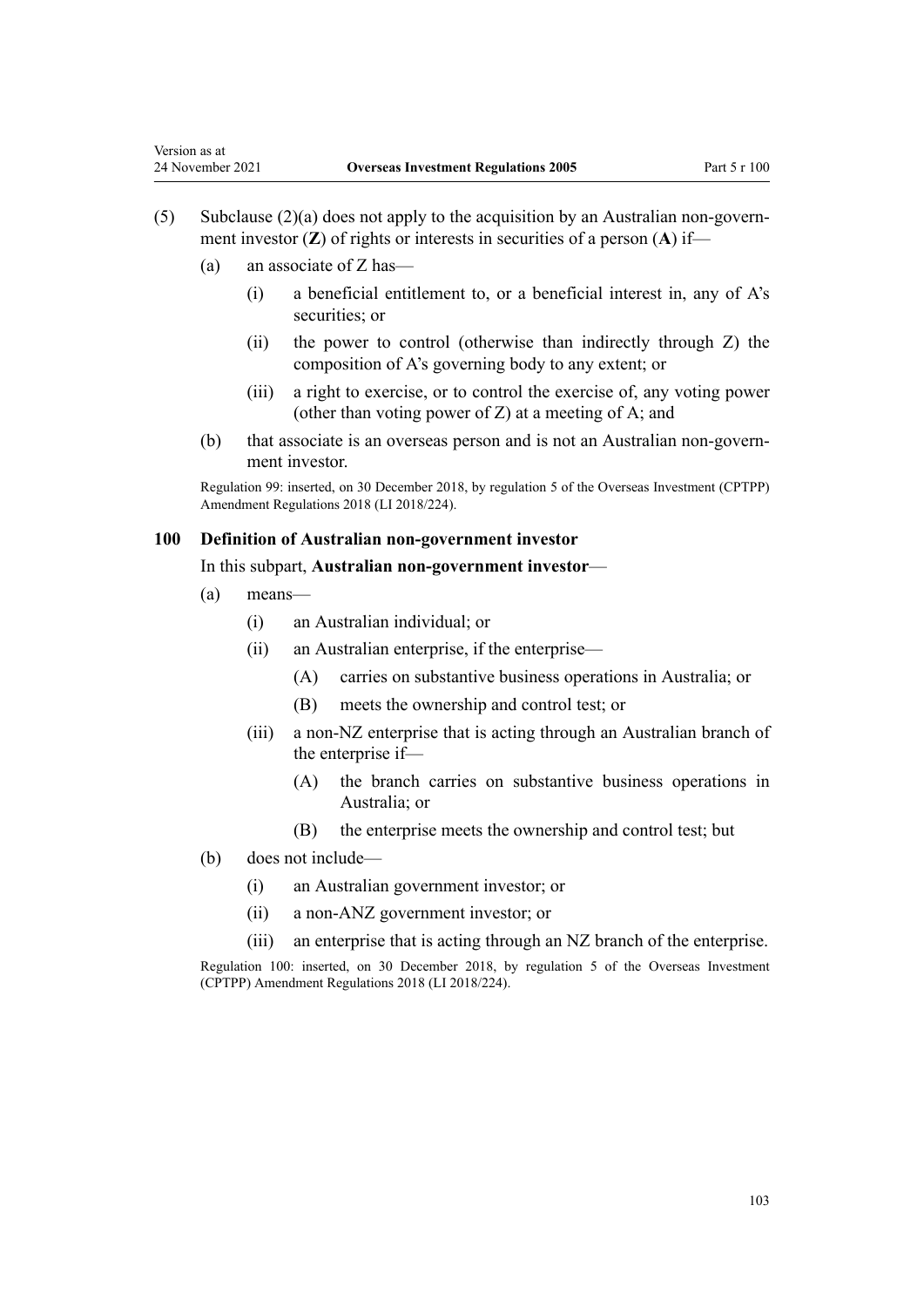(5) Subclause (2)(a) does not apply to the acquisition by an Australian non-government investor (**Z**) of rights or interests in securities of a person (**A**) if—

- (a) an associate of Z has—
  - (i) a beneficial entitlement to, or a beneficial interest in, any of A's securities; or
  - (ii) the power to control (otherwise than indirectly through Z) the composition of A's governing body to any extent; or
  - (iii) a right to exercise, or to control the exercise of, any voting power (other than voting power of Z) at a meeting of A; and
- (b) that associate is an overseas person and is not an Australian non-government investor.

Regulation 99: inserted, on 30 December 2018, by regulation 5 of the Overseas Investment (CPTPP) Amendment Regulations 2018 (LI 2018/224).

### 100 Definition of Australian non-government investor

In this subpart, **Australian non-government investor**—

- (a) means—
  - (i) an Australian individual; or
  - (ii) an Australian enterprise, if the enterprise—
    - (A) carries on substantive business operations in Australia; or
    - (B) meets the ownership and control test; or
  - (iii) a non-NZ enterprise that is acting through an Australian branch of the enterprise if—
    - (A) the branch carries on substantive business operations in Australia; or
    - (B) the enterprise meets the ownership and control test; but
- (b) does not include—
  - (i) an Australian government investor; or
  - (ii) a non-ANZ government investor; or
  - (iii) an enterprise that is acting through an NZ branch of the enterprise.

Regulation 100: inserted, on 30 December 2018, by regulation 5 of the Overseas Investment (CPTPP) Amendment Regulations 2018 (LI 2018/224).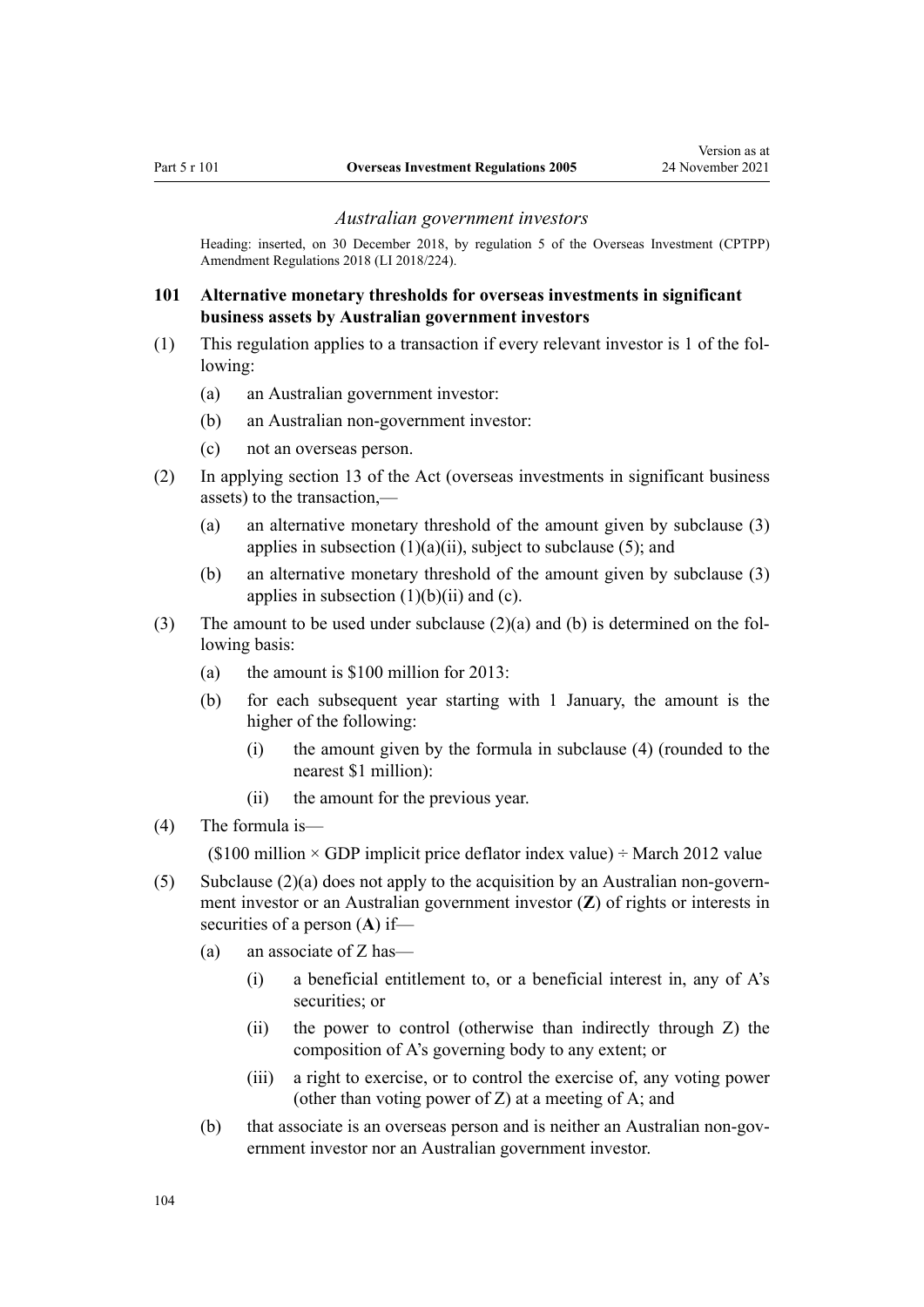### *Australian government investors*

Heading: inserted, on 30 December 2018, by regulation 5 of the Overseas Investment (CPTPP) Amendment Regulations 2018 (LI 2018/224).

### 101 Alternative monetary thresholds for overseas investments in significant business assets by Australian government investors

(1) This regulation applies to a transaction if every relevant investor is 1 of the following:

- (a) an Australian government investor:
- (b) an Australian non-government investor:
- (c) not an overseas person.

(2) In applying section 13 of the Act (overseas investments in significant business assets) to the transaction,—

- (a) an alternative monetary threshold of the amount given by subclause (3) applies in subsection (1)(a)(ii), subject to subclause (5); and
- (b) an alternative monetary threshold of the amount given by subclause (3) applies in subsection (1)(b)(ii) and (c).

(3) The amount to be used under subclause (2)(a) and (b) is determined on the following basis:

- (a) the amount is $100 million for 2013:
- (b) for each subsequent year starting with 1 January, the amount is the higher of the following:
  - (i) the amount given by the formula in subclause (4) (rounded to the nearest $1 million):
  - (ii) the amount for the previous year.

(4) The formula is—

($100 million × GDP implicit price deflator index value) ÷ March 2012 value

(5) Subclause (2)(a) does not apply to the acquisition by an Australian non-government investor or an Australian government investor (**Z**) of rights or interests in securities of a person (**A**) if—

- (a) an associate of Z has—
  - (i) a beneficial entitlement to, or a beneficial interest in, any of A's securities; or
  - (ii) the power to control (otherwise than indirectly through Z) the composition of A's governing body to any extent; or
  - (iii) a right to exercise, or to control the exercise of, any voting power (other than voting power of Z) at a meeting of A; and
- (b) that associate is an overseas person and is neither an Australian non-government investor nor an Australian government investor.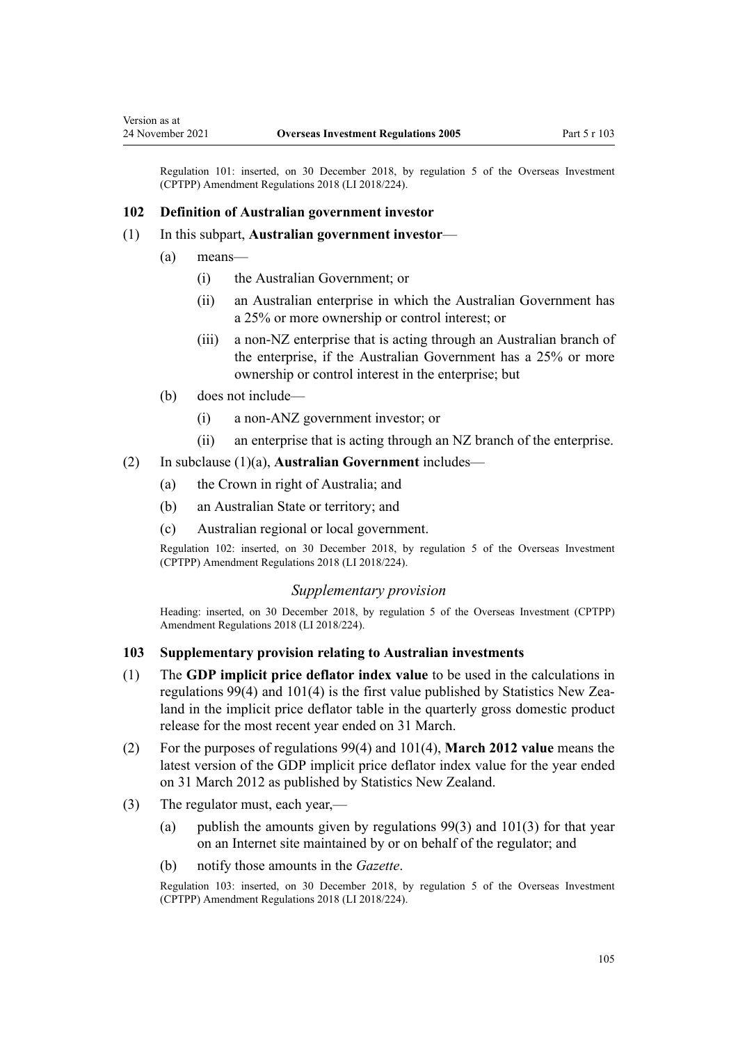Regulation 101: inserted, on 30 December 2018, by regulation 5 of the Overseas Investment (CPTPP) Amendment Regulations 2018 (LI 2018/224).

### 102 Definition of Australian government investor

(1) In this subpart, **Australian government investor**—

(a) means—

(i) the Australian Government; or

(ii) an Australian enterprise in which the Australian Government has a 25% or more ownership or control interest; or

(iii) a non-NZ enterprise that is acting through an Australian branch of the enterprise, if the Australian Government has a 25% or more ownership or control interest in the enterprise; but

(b) does not include—

(i) a non-ANZ government investor; or

(ii) an enterprise that is acting through an NZ branch of the enterprise.

(2) In subclause (1)(a), **Australian Government** includes—

(a) the Crown in right of Australia; and

(b) an Australian State or territory; and

(c) Australian regional or local government.

Regulation 102: inserted, on 30 December 2018, by regulation 5 of the Overseas Investment (CPTPP) Amendment Regulations 2018 (LI 2018/224).

## *Supplementary provision*

Heading: inserted, on 30 December 2018, by regulation 5 of the Overseas Investment (CPTPP) Amendment Regulations 2018 (LI 2018/224).

### 103 Supplementary provision relating to Australian investments

(1) The **GDP implicit price deflator index value** to be used in the calculations in regulations 99(4) and 101(4) is the first value published by Statistics New Zealand in the implicit price deflator table in the quarterly gross domestic product release for the most recent year ended on 31 March.

(2) For the purposes of regulations 99(4) and 101(4), **March 2012 value** means the latest version of the GDP implicit price deflator index value for the year ended on 31 March 2012 as published by Statistics New Zealand.

(3) The regulator must, each year,—

(a) publish the amounts given by regulations 99(3) and 101(3) for that year on an Internet site maintained by or on behalf of the regulator; and

(b) notify those amounts in the *Gazette*.

Regulation 103: inserted, on 30 December 2018, by regulation 5 of the Overseas Investment (CPTPP) Amendment Regulations 2018 (LI 2018/224).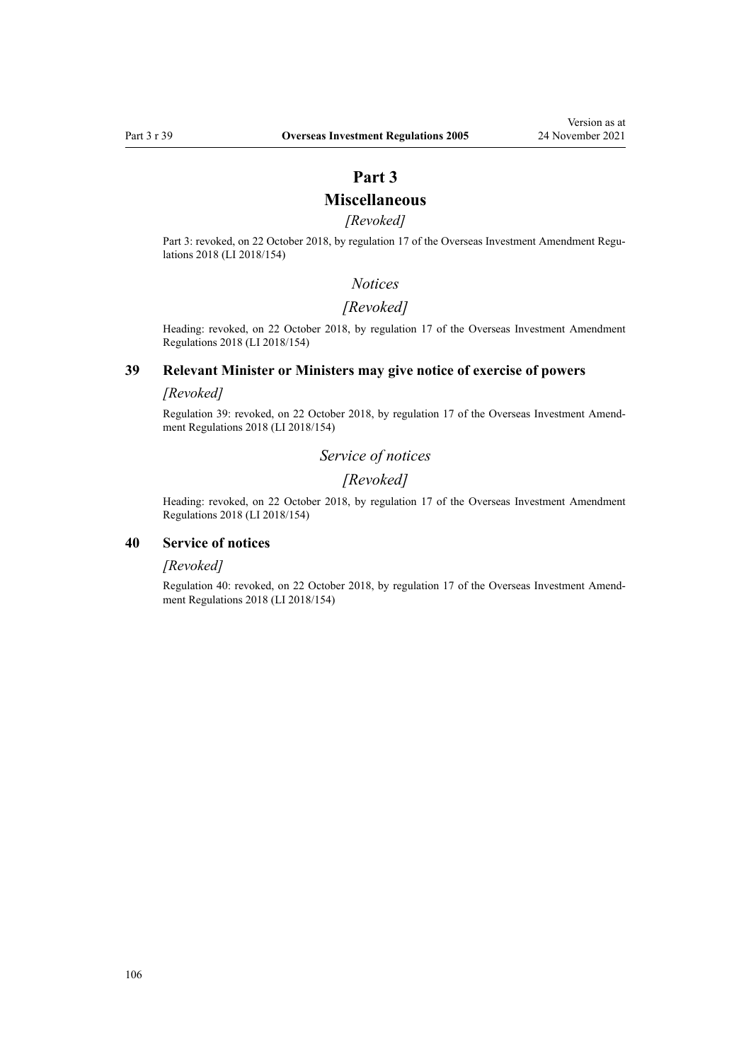# Part 3

# Miscellaneous

*[Revoked]*

Part 3: revoked, on 22 October 2018, by regulation 17 of the Overseas Investment Amendment Regulations 2018 (LI 2018/154)

## *Notices*

## *[Revoked]*

Heading: revoked, on 22 October 2018, by regulation 17 of the Overseas Investment Amendment Regulations 2018 (LI 2018/154)

### 39 Relevant Minister or Ministers may give notice of exercise of powers

*[Revoked]*

Regulation 39: revoked, on 22 October 2018, by regulation 17 of the Overseas Investment Amendment Regulations 2018 (LI 2018/154)

## *Service of notices*

## *[Revoked]*

Heading: revoked, on 22 October 2018, by regulation 17 of the Overseas Investment Amendment Regulations 2018 (LI 2018/154)

### 40 Service of notices

*[Revoked]*

Regulation 40: revoked, on 22 October 2018, by regulation 17 of the Overseas Investment Amendment Regulations 2018 (LI 2018/154)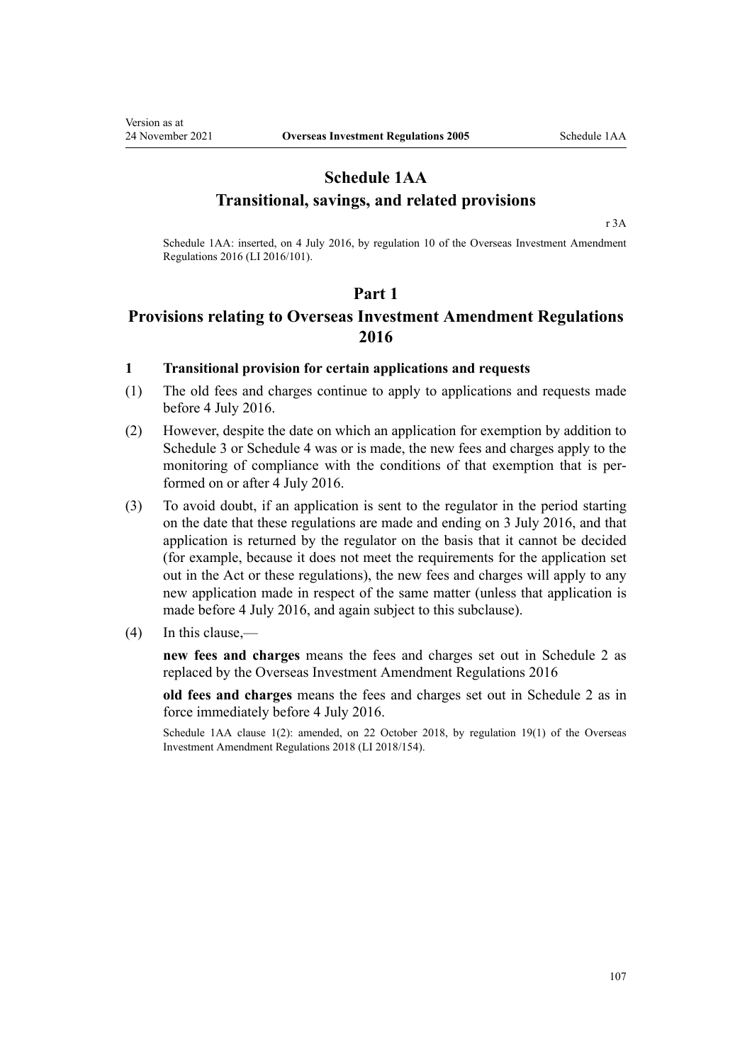# Schedule 1AA
## Transitional, savings, and related provisions

r 3A

Schedule 1AA: inserted, on 4 July 2016, by regulation 10 of the Overseas Investment Amendment Regulations 2016 (LI 2016/101).

# Part 1
## Provisions relating to Overseas Investment Amendment Regulations 2016

### 1 Transitional provision for certain applications and requests

(1) The old fees and charges continue to apply to applications and requests made before 4 July 2016.

(2) However, despite the date on which an application for exemption by addition to Schedule 3 or Schedule 4 was or is made, the new fees and charges apply to the monitoring of compliance with the conditions of that exemption that is performed on or after 4 July 2016.

(3) To avoid doubt, if an application is sent to the regulator in the period starting on the date that these regulations are made and ending on 3 July 2016, and that application is returned by the regulator on the basis that it cannot be decided (for example, because it does not meet the requirements for the application set out in the Act or these regulations), the new fees and charges will apply to any new application made in respect of the same matter (unless that application is made before 4 July 2016, and again subject to this subclause).

(4) In this clause,—

**new fees and charges** means the fees and charges set out in Schedule 2 as replaced by the Overseas Investment Amendment Regulations 2016

**old fees and charges** means the fees and charges set out in Schedule 2 as in force immediately before 4 July 2016.

Schedule 1AA clause 1(2): amended, on 22 October 2018, by regulation 19(1) of the Overseas Investment Amendment Regulations 2018 (LI 2018/154).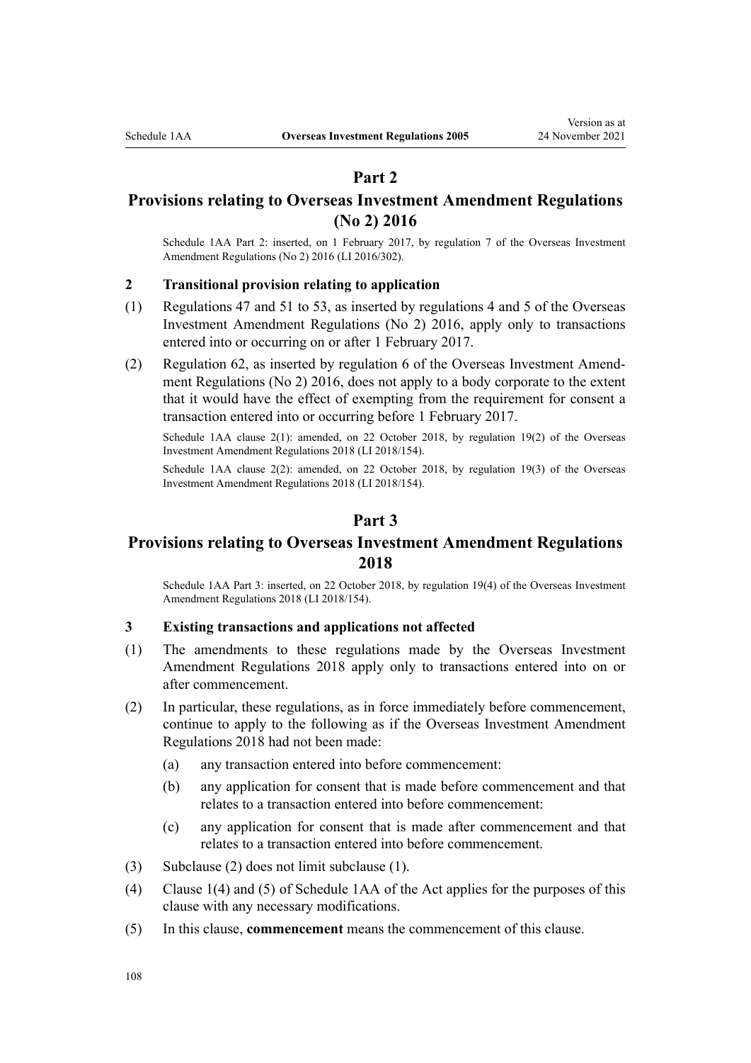## Part 2

## Provisions relating to Overseas Investment Amendment Regulations (No 2) 2016

Schedule 1AA Part 2: inserted, on 1 February 2017, by regulation 7 of the Overseas Investment Amendment Regulations (No 2) 2016 (LI 2016/302).

### 2 Transitional provision relating to application

(1) Regulations 47 and 51 to 53, as inserted by regulations 4 and 5 of the Overseas Investment Amendment Regulations (No 2) 2016, apply only to transactions entered into or occurring on or after 1 February 2017.

(2) Regulation 62, as inserted by regulation 6 of the Overseas Investment Amendment Regulations (No 2) 2016, does not apply to a body corporate to the extent that it would have the effect of exempting from the requirement for consent a transaction entered into or occurring before 1 February 2017.

Schedule 1AA clause 2(1): amended, on 22 October 2018, by regulation 19(2) of the Overseas Investment Amendment Regulations 2018 (LI 2018/154).

Schedule 1AA clause 2(2): amended, on 22 October 2018, by regulation 19(3) of the Overseas Investment Amendment Regulations 2018 (LI 2018/154).

## Part 3

## Provisions relating to Overseas Investment Amendment Regulations 2018

Schedule 1AA Part 3: inserted, on 22 October 2018, by regulation 19(4) of the Overseas Investment Amendment Regulations 2018 (LI 2018/154).

### 3 Existing transactions and applications not affected

(1) The amendments to these regulations made by the Overseas Investment Amendment Regulations 2018 apply only to transactions entered into on or after commencement.

(2) In particular, these regulations, as in force immediately before commencement, continue to apply to the following as if the Overseas Investment Amendment Regulations 2018 had not been made:

- (a) any transaction entered into before commencement:
- (b) any application for consent that is made before commencement and that relates to a transaction entered into before commencement:
- (c) any application for consent that is made after commencement and that relates to a transaction entered into before commencement.

(3) Subclause (2) does not limit subclause (1).

(4) Clause 1(4) and (5) of Schedule 1AA of the Act applies for the purposes of this clause with any necessary modifications.

(5) In this clause, **commencement** means the commencement of this clause.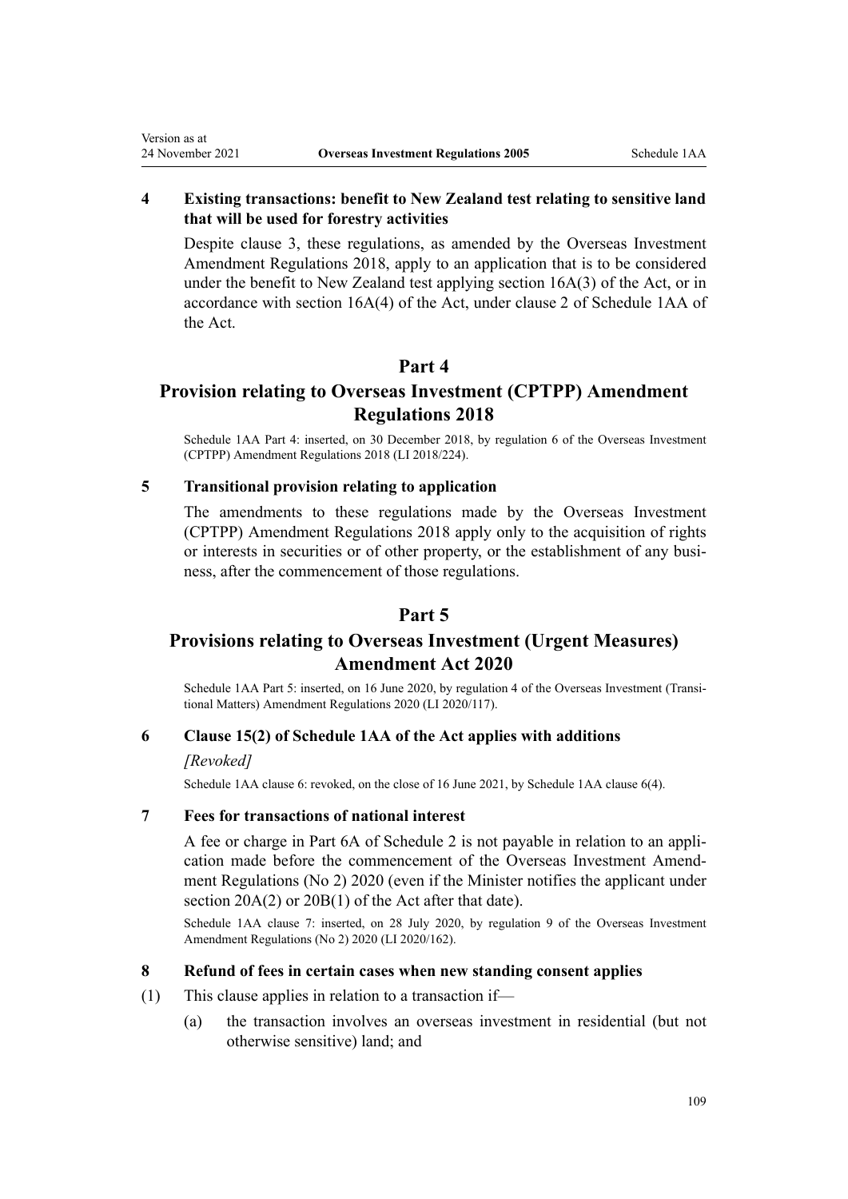### 4 Existing transactions: benefit to New Zealand test relating to sensitive land that will be used for forestry activities

Despite clause 3, these regulations, as amended by the Overseas Investment Amendment Regulations 2018, apply to an application that is to be considered under the benefit to New Zealand test applying section 16A(3) of the Act, or in accordance with section 16A(4) of the Act, under clause 2 of Schedule 1AA of the Act.

## Part 4
## Provision relating to Overseas Investment (CPTPP) Amendment Regulations 2018

Schedule 1AA Part 4: inserted, on 30 December 2018, by regulation 6 of the Overseas Investment (CPTPP) Amendment Regulations 2018 (LI 2018/224).

### 5 Transitional provision relating to application

The amendments to these regulations made by the Overseas Investment (CPTPP) Amendment Regulations 2018 apply only to the acquisition of rights or interests in securities or of other property, or the establishment of any business, after the commencement of those regulations.

## Part 5
## Provisions relating to Overseas Investment (Urgent Measures) Amendment Act 2020

Schedule 1AA Part 5: inserted, on 16 June 2020, by regulation 4 of the Overseas Investment (Transitional Matters) Amendment Regulations 2020 (LI 2020/117).

### 6 Clause 15(2) of Schedule 1AA of the Act applies with additions

*[Revoked]*

Schedule 1AA clause 6: revoked, on the close of 16 June 2021, by Schedule 1AA clause 6(4).

### 7 Fees for transactions of national interest

A fee or charge in Part 6A of Schedule 2 is not payable in relation to an application made before the commencement of the Overseas Investment Amendment Regulations (No 2) 2020 (even if the Minister notifies the applicant under section 20A(2) or 20B(1) of the Act after that date).

Schedule 1AA clause 7: inserted, on 28 July 2020, by regulation 9 of the Overseas Investment Amendment Regulations (No 2) 2020 (LI 2020/162).

### 8 Refund of fees in certain cases when new standing consent applies

(1) This clause applies in relation to a transaction if—

(a) the transaction involves an overseas investment in residential (but not otherwise sensitive) land; and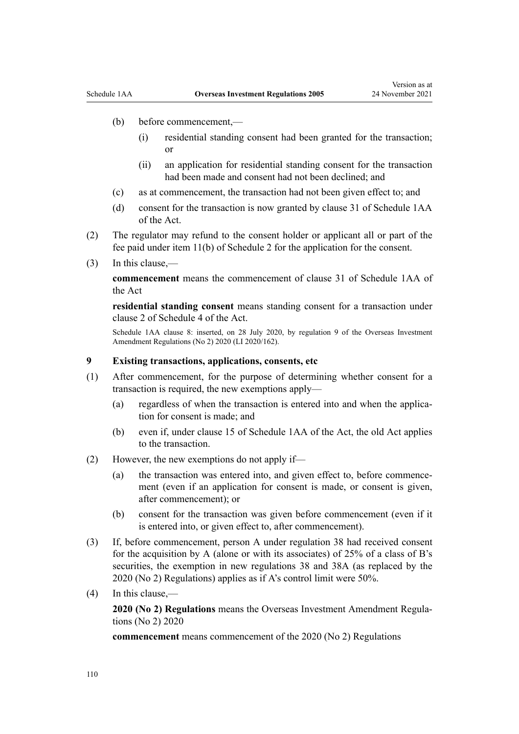(b) before commencement,—

  (i) residential standing consent had been granted for the transaction; or

  (ii) an application for residential standing consent for the transaction had been made and consent had not been declined; and

(c) as at commencement, the transaction had not been given effect to; and

(d) consent for the transaction is now granted by clause 31 of Schedule 1AA of the Act.

(2) The regulator may refund to the consent holder or applicant all or part of the fee paid under item 11(b) of Schedule 2 for the application for the consent.

(3) In this clause,—

**commencement** means the commencement of clause 31 of Schedule 1AA of the Act

**residential standing consent** means standing consent for a transaction under clause 2 of Schedule 4 of the Act.

Schedule 1AA clause 8: inserted, on 28 July 2020, by regulation 9 of the Overseas Investment Amendment Regulations (No 2) 2020 (LI 2020/162).

### 9 Existing transactions, applications, consents, etc

(1) After commencement, for the purpose of determining whether consent for a transaction is required, the new exemptions apply—

(a) regardless of when the transaction is entered into and when the application for consent is made; and

(b) even if, under clause 15 of Schedule 1AA of the Act, the old Act applies to the transaction.

(2) However, the new exemptions do not apply if—

(a) the transaction was entered into, and given effect to, before commencement (even if an application for consent is made, or consent is given, after commencement); or

(b) consent for the transaction was given before commencement (even if it is entered into, or given effect to, after commencement).

(3) If, before commencement, person A under regulation 38 had received consent for the acquisition by A (alone or with its associates) of 25% of a class of B's securities, the exemption in new regulations 38 and 38A (as replaced by the 2020 (No 2) Regulations) applies as if A's control limit were 50%.

(4) In this clause,—

**2020 (No 2) Regulations** means the Overseas Investment Amendment Regulations (No 2) 2020

**commencement** means commencement of the 2020 (No 2) Regulations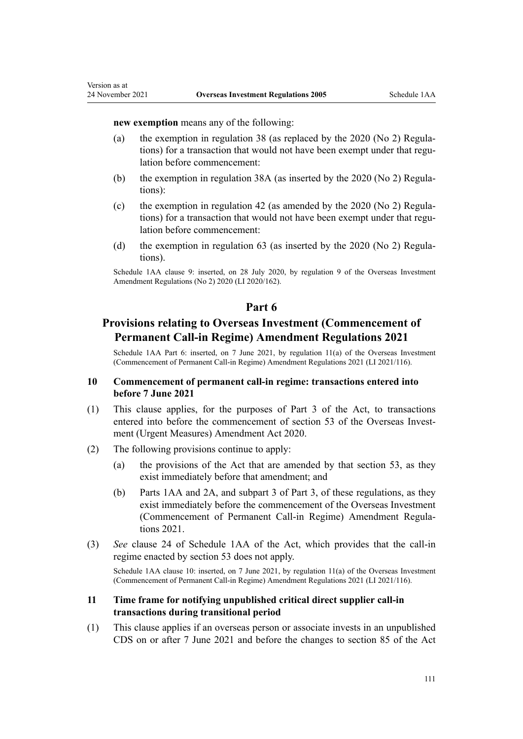**new exemption** means any of the following:

(a) the exemption in regulation 38 (as replaced by the 2020 (No 2) Regulations) for a transaction that would not have been exempt under that regulation before commencement:

(b) the exemption in regulation 38A (as inserted by the 2020 (No 2) Regulations):

(c) the exemption in regulation 42 (as amended by the 2020 (No 2) Regulations) for a transaction that would not have been exempt under that regulation before commencement:

(d) the exemption in regulation 63 (as inserted by the 2020 (No 2) Regulations).

Schedule 1AA clause 9: inserted, on 28 July 2020, by regulation 9 of the Overseas Investment Amendment Regulations (No 2) 2020 (LI 2020/162).

## Part 6

## Provisions relating to Overseas Investment (Commencement of Permanent Call-in Regime) Amendment Regulations 2021

Schedule 1AA Part 6: inserted, on 7 June 2021, by regulation 11(a) of the Overseas Investment (Commencement of Permanent Call-in Regime) Amendment Regulations 2021 (LI 2021/116).

### 10 Commencement of permanent call-in regime: transactions entered into before 7 June 2021

(1) This clause applies, for the purposes of Part 3 of the Act, to transactions entered into before the commencement of section 53 of the Overseas Investment (Urgent Measures) Amendment Act 2020.

(2) The following provisions continue to apply:

(a) the provisions of the Act that are amended by that section 53, as they exist immediately before that amendment; and

(b) Parts 1AA and 2A, and subpart 3 of Part 3, of these regulations, as they exist immediately before the commencement of the Overseas Investment (Commencement of Permanent Call-in Regime) Amendment Regulations 2021.

(3) *See* clause 24 of Schedule 1AA of the Act, which provides that the call-in regime enacted by section 53 does not apply.

Schedule 1AA clause 10: inserted, on 7 June 2021, by regulation 11(a) of the Overseas Investment (Commencement of Permanent Call-in Regime) Amendment Regulations 2021 (LI 2021/116).

### 11 Time frame for notifying unpublished critical direct supplier call-in transactions during transitional period

(1) This clause applies if an overseas person or associate invests in an unpublished CDS on or after 7 June 2021 and before the changes to section 85 of the Act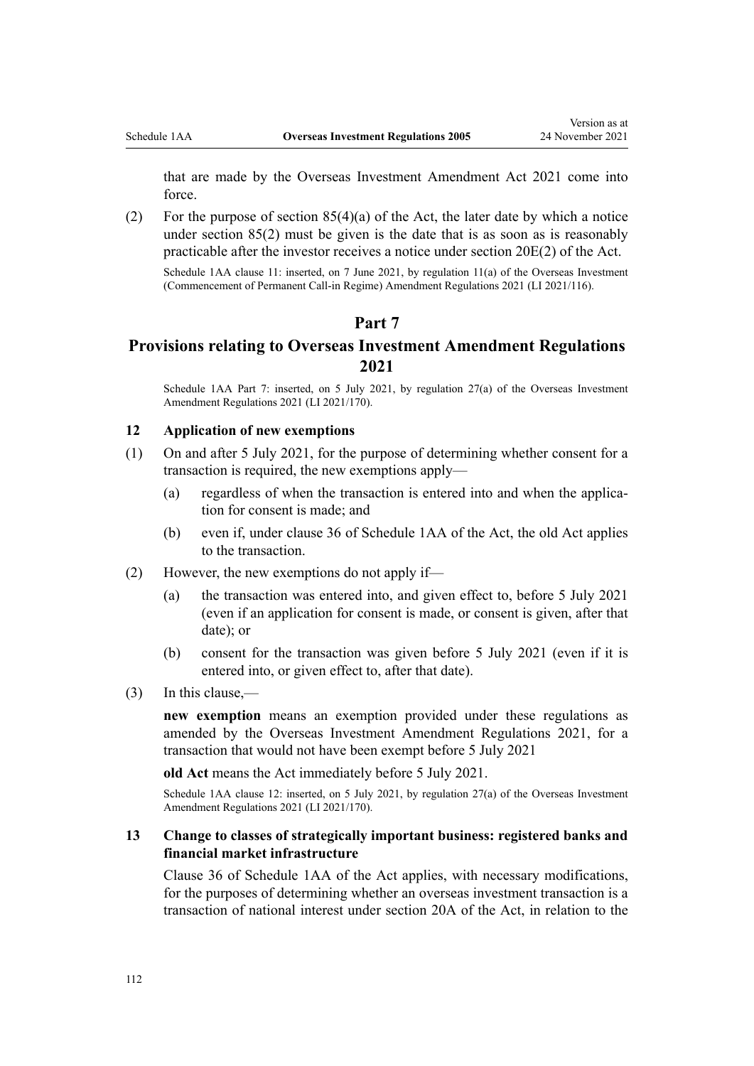that are made by the Overseas Investment Amendment Act 2021 come into force.

(2) For the purpose of section 85(4)(a) of the Act, the later date by which a notice under section 85(2) must be given is the date that is as soon as is reasonably practicable after the investor receives a notice under section 20E(2) of the Act.

Schedule 1AA clause 11: inserted, on 7 June 2021, by regulation 11(a) of the Overseas Investment (Commencement of Permanent Call-in Regime) Amendment Regulations 2021 (LI 2021/116).

## Part 7
## Provisions relating to Overseas Investment Amendment Regulations 2021

Schedule 1AA Part 7: inserted, on 5 July 2021, by regulation 27(a) of the Overseas Investment Amendment Regulations 2021 (LI 2021/170).

### 12 Application of new exemptions

(1) On and after 5 July 2021, for the purpose of determining whether consent for a transaction is required, the new exemptions apply—

- (a) regardless of when the transaction is entered into and when the application for consent is made; and
- (b) even if, under clause 36 of Schedule 1AA of the Act, the old Act applies to the transaction.

(2) However, the new exemptions do not apply if—

- (a) the transaction was entered into, and given effect to, before 5 July 2021 (even if an application for consent is made, or consent is given, after that date); or
- (b) consent for the transaction was given before 5 July 2021 (even if it is entered into, or given effect to, after that date).

(3) In this clause,—

**new exemption** means an exemption provided under these regulations as amended by the Overseas Investment Amendment Regulations 2021, for a transaction that would not have been exempt before 5 July 2021

**old Act** means the Act immediately before 5 July 2021.

Schedule 1AA clause 12: inserted, on 5 July 2021, by regulation 27(a) of the Overseas Investment Amendment Regulations 2021 (LI 2021/170).

### 13 Change to classes of strategically important business: registered banks and financial market infrastructure

Clause 36 of Schedule 1AA of the Act applies, with necessary modifications, for the purposes of determining whether an overseas investment transaction is a transaction of national interest under section 20A of the Act, in relation to the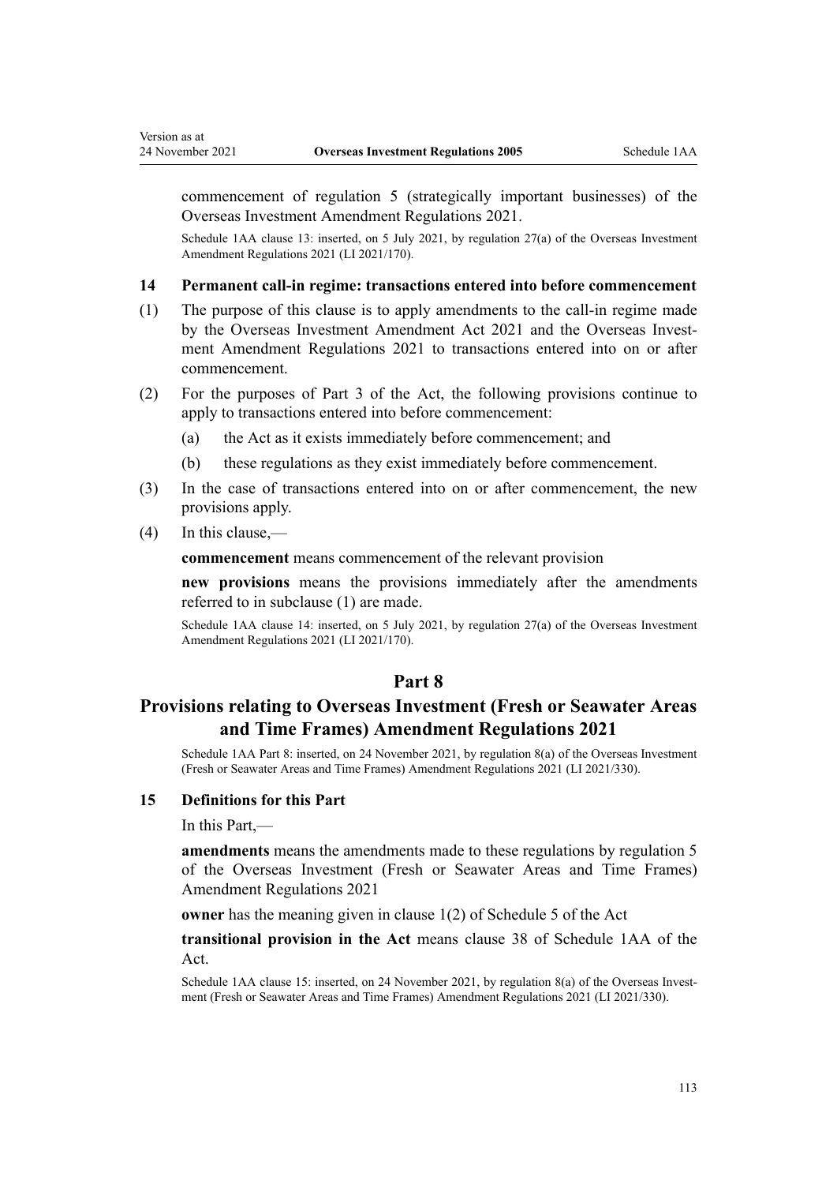commencement of regulation 5 (strategically important businesses) of the Overseas Investment Amendment Regulations 2021.

Schedule 1AA clause 13: inserted, on 5 July 2021, by regulation 27(a) of the Overseas Investment Amendment Regulations 2021 (LI 2021/170).

### 14 Permanent call-in regime: transactions entered into before commencement

(1) The purpose of this clause is to apply amendments to the call-in regime made by the Overseas Investment Amendment Act 2021 and the Overseas Investment Amendment Regulations 2021 to transactions entered into on or after commencement.

(2) For the purposes of Part 3 of the Act, the following provisions continue to apply to transactions entered into before commencement:

(a) the Act as it exists immediately before commencement; and

(b) these regulations as they exist immediately before commencement.

(3) In the case of transactions entered into on or after commencement, the new provisions apply.

(4) In this clause,—

**commencement** means commencement of the relevant provision

**new provisions** means the provisions immediately after the amendments referred to in subclause (1) are made.

Schedule 1AA clause 14: inserted, on 5 July 2021, by regulation 27(a) of the Overseas Investment Amendment Regulations 2021 (LI 2021/170).

## Part 8
## Provisions relating to Overseas Investment (Fresh or Seawater Areas and Time Frames) Amendment Regulations 2021

Schedule 1AA Part 8: inserted, on 24 November 2021, by regulation 8(a) of the Overseas Investment (Fresh or Seawater Areas and Time Frames) Amendment Regulations 2021 (LI 2021/330).

### 15 Definitions for this Part

In this Part,—

**amendments** means the amendments made to these regulations by regulation 5 of the Overseas Investment (Fresh or Seawater Areas and Time Frames) Amendment Regulations 2021

**owner** has the meaning given in clause 1(2) of Schedule 5 of the Act

**transitional provision in the Act** means clause 38 of Schedule 1AA of the Act.

Schedule 1AA clause 15: inserted, on 24 November 2021, by regulation 8(a) of the Overseas Investment (Fresh or Seawater Areas and Time Frames) Amendment Regulations 2021 (LI 2021/330).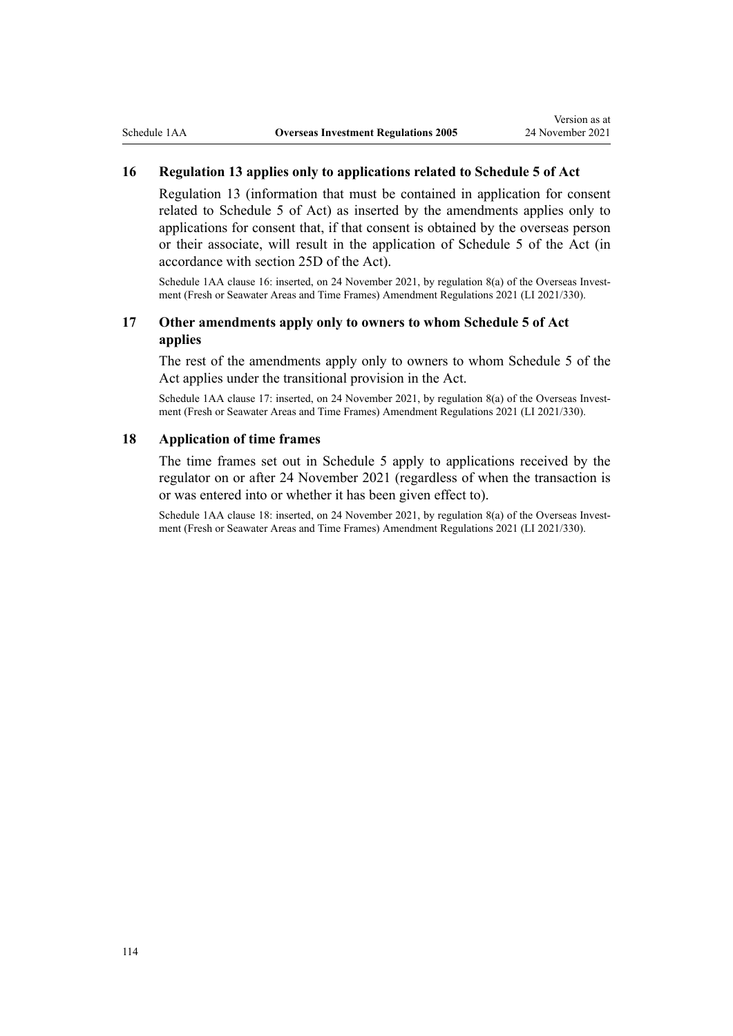### 16 Regulation 13 applies only to applications related to Schedule 5 of Act

Regulation 13 (information that must be contained in application for consent related to Schedule 5 of Act) as inserted by the amendments applies only to applications for consent that, if that consent is obtained by the overseas person or their associate, will result in the application of Schedule 5 of the Act (in accordance with section 25D of the Act).

Schedule 1AA clause 16: inserted, on 24 November 2021, by regulation 8(a) of the Overseas Investment (Fresh or Seawater Areas and Time Frames) Amendment Regulations 2021 (LI 2021/330).

### 17 Other amendments apply only to owners to whom Schedule 5 of Act applies

The rest of the amendments apply only to owners to whom Schedule 5 of the Act applies under the transitional provision in the Act.

Schedule 1AA clause 17: inserted, on 24 November 2021, by regulation 8(a) of the Overseas Investment (Fresh or Seawater Areas and Time Frames) Amendment Regulations 2021 (LI 2021/330).

### 18 Application of time frames

The time frames set out in Schedule 5 apply to applications received by the regulator on or after 24 November 2021 (regardless of when the transaction is or was entered into or whether it has been given effect to).

Schedule 1AA clause 18: inserted, on 24 November 2021, by regulation 8(a) of the Overseas Investment (Fresh or Seawater Areas and Time Frames) Amendment Regulations 2021 (LI 2021/330).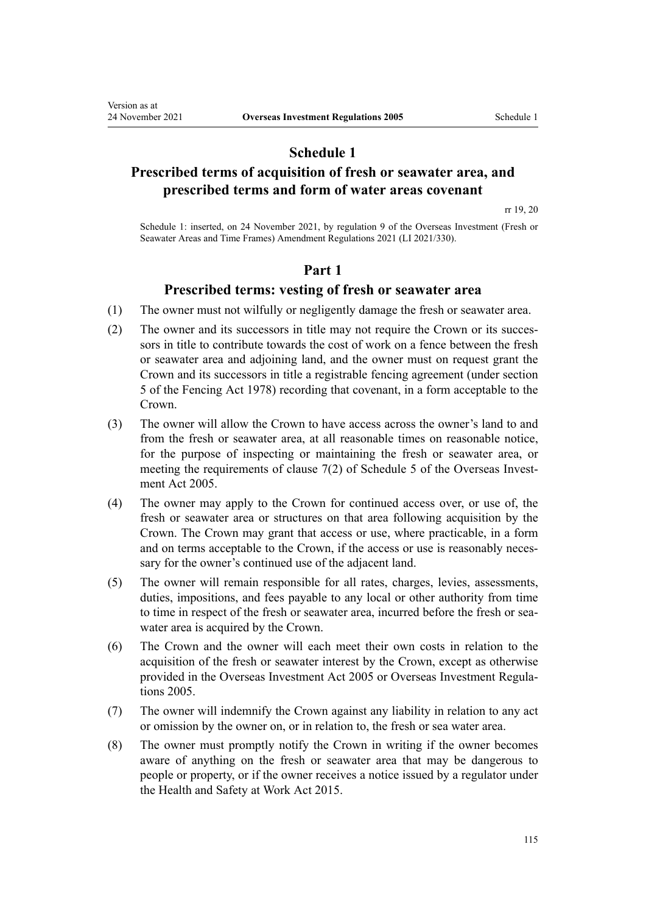# Schedule 1

## Prescribed terms of acquisition of fresh or seawater area, and prescribed terms and form of water areas covenant

rr 19, 20

Schedule 1: inserted, on 24 November 2021, by regulation 9 of the Overseas Investment (Fresh or Seawater Areas and Time Frames) Amendment Regulations 2021 (LI 2021/330).

### Part 1

### Prescribed terms: vesting of fresh or seawater area

(1) The owner must not wilfully or negligently damage the fresh or seawater area.

(2) The owner and its successors in title may not require the Crown or its successors in title to contribute towards the cost of work on a fence between the fresh or seawater area and adjoining land, and the owner must on request grant the Crown and its successors in title a registrable fencing agreement (under section 5 of the Fencing Act 1978) recording that covenant, in a form acceptable to the Crown.

(3) The owner will allow the Crown to have access across the owner's land to and from the fresh or seawater area, at all reasonable times on reasonable notice, for the purpose of inspecting or maintaining the fresh or seawater area, or meeting the requirements of clause 7(2) of Schedule 5 of the Overseas Investment Act 2005.

(4) The owner may apply to the Crown for continued access over, or use of, the fresh or seawater area or structures on that area following acquisition by the Crown. The Crown may grant that access or use, where practicable, in a form and on terms acceptable to the Crown, if the access or use is reasonably necessary for the owner's continued use of the adjacent land.

(5) The owner will remain responsible for all rates, charges, levies, assessments, duties, impositions, and fees payable to any local or other authority from time to time in respect of the fresh or seawater area, incurred before the fresh or seawater area is acquired by the Crown.

(6) The Crown and the owner will each meet their own costs in relation to the acquisition of the fresh or seawater interest by the Crown, except as otherwise provided in the Overseas Investment Act 2005 or Overseas Investment Regulations 2005.

(7) The owner will indemnify the Crown against any liability in relation to any act or omission by the owner on, or in relation to, the fresh or sea water area.

(8) The owner must promptly notify the Crown in writing if the owner becomes aware of anything on the fresh or seawater area that may be dangerous to people or property, or if the owner receives a notice issued by a regulator under the Health and Safety at Work Act 2015.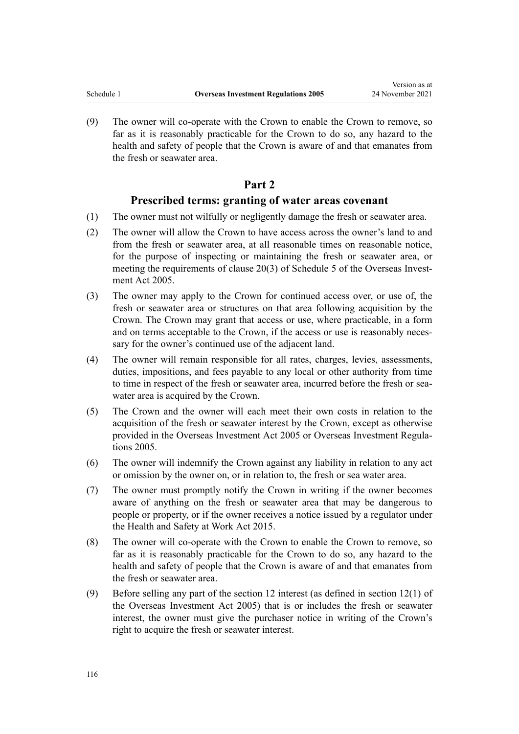(9) The owner will co-operate with the Crown to enable the Crown to remove, so far as it is reasonably practicable for the Crown to do so, any hazard to the health and safety of people that the Crown is aware of and that emanates from the fresh or seawater area.

## Part 2

### Prescribed terms: granting of water areas covenant

(1) The owner must not wilfully or negligently damage the fresh or seawater area.

(2) The owner will allow the Crown to have access across the owner's land to and from the fresh or seawater area, at all reasonable times on reasonable notice, for the purpose of inspecting or maintaining the fresh or seawater area, or meeting the requirements of clause 20(3) of Schedule 5 of the Overseas Investment Act 2005.

(3) The owner may apply to the Crown for continued access over, or use of, the fresh or seawater area or structures on that area following acquisition by the Crown. The Crown may grant that access or use, where practicable, in a form and on terms acceptable to the Crown, if the access or use is reasonably necessary for the owner's continued use of the adjacent land.

(4) The owner will remain responsible for all rates, charges, levies, assessments, duties, impositions, and fees payable to any local or other authority from time to time in respect of the fresh or seawater area, incurred before the fresh or seawater area is acquired by the Crown.

(5) The Crown and the owner will each meet their own costs in relation to the acquisition of the fresh or seawater interest by the Crown, except as otherwise provided in the Overseas Investment Act 2005 or Overseas Investment Regulations 2005.

(6) The owner will indemnify the Crown against any liability in relation to any act or omission by the owner on, or in relation to, the fresh or sea water area.

(7) The owner must promptly notify the Crown in writing if the owner becomes aware of anything on the fresh or seawater area that may be dangerous to people or property, or if the owner receives a notice issued by a regulator under the Health and Safety at Work Act 2015.

(8) The owner will co-operate with the Crown to enable the Crown to remove, so far as it is reasonably practicable for the Crown to do so, any hazard to the health and safety of people that the Crown is aware of and that emanates from the fresh or seawater area.

(9) Before selling any part of the section 12 interest (as defined in section 12(1) of the Overseas Investment Act 2005) that is or includes the fresh or seawater interest, the owner must give the purchaser notice in writing of the Crown's right to acquire the fresh or seawater interest.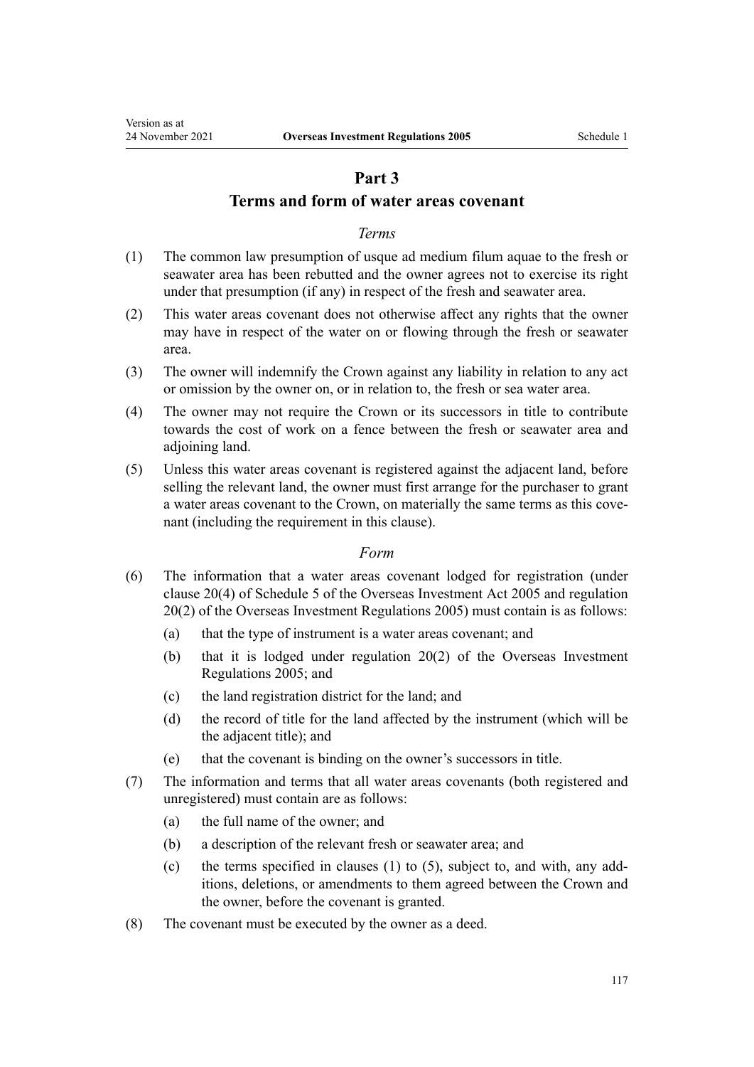## Part 3

## Terms and form of water areas covenant

### *Terms*

(1) The common law presumption of usque ad medium filum aquae to the fresh or seawater area has been rebutted and the owner agrees not to exercise its right under that presumption (if any) in respect of the fresh and seawater area.

(2) This water areas covenant does not otherwise affect any rights that the owner may have in respect of the water on or flowing through the fresh or seawater area.

(3) The owner will indemnify the Crown against any liability in relation to any act or omission by the owner on, or in relation to, the fresh or sea water area.

(4) The owner may not require the Crown or its successors in title to contribute towards the cost of work on a fence between the fresh or seawater area and adjoining land.

(5) Unless this water areas covenant is registered against the adjacent land, before selling the relevant land, the owner must first arrange for the purchaser to grant a water areas covenant to the Crown, on materially the same terms as this covenant (including the requirement in this clause).

### *Form*

(6) The information that a water areas covenant lodged for registration (under clause 20(4) of Schedule 5 of the Overseas Investment Act 2005 and regulation 20(2) of the Overseas Investment Regulations 2005) must contain is as follows:

(a) that the type of instrument is a water areas covenant; and

(b) that it is lodged under regulation 20(2) of the Overseas Investment Regulations 2005; and

(c) the land registration district for the land; and

(d) the record of title for the land affected by the instrument (which will be the adjacent title); and

(e) that the covenant is binding on the owner's successors in title.

(7) The information and terms that all water areas covenants (both registered and unregistered) must contain are as follows:

(a) the full name of the owner; and

(b) a description of the relevant fresh or seawater area; and

(c) the terms specified in clauses (1) to (5), subject to, and with, any additions, deletions, or amendments to them agreed between the Crown and the owner, before the covenant is granted.

(8) The covenant must be executed by the owner as a deed.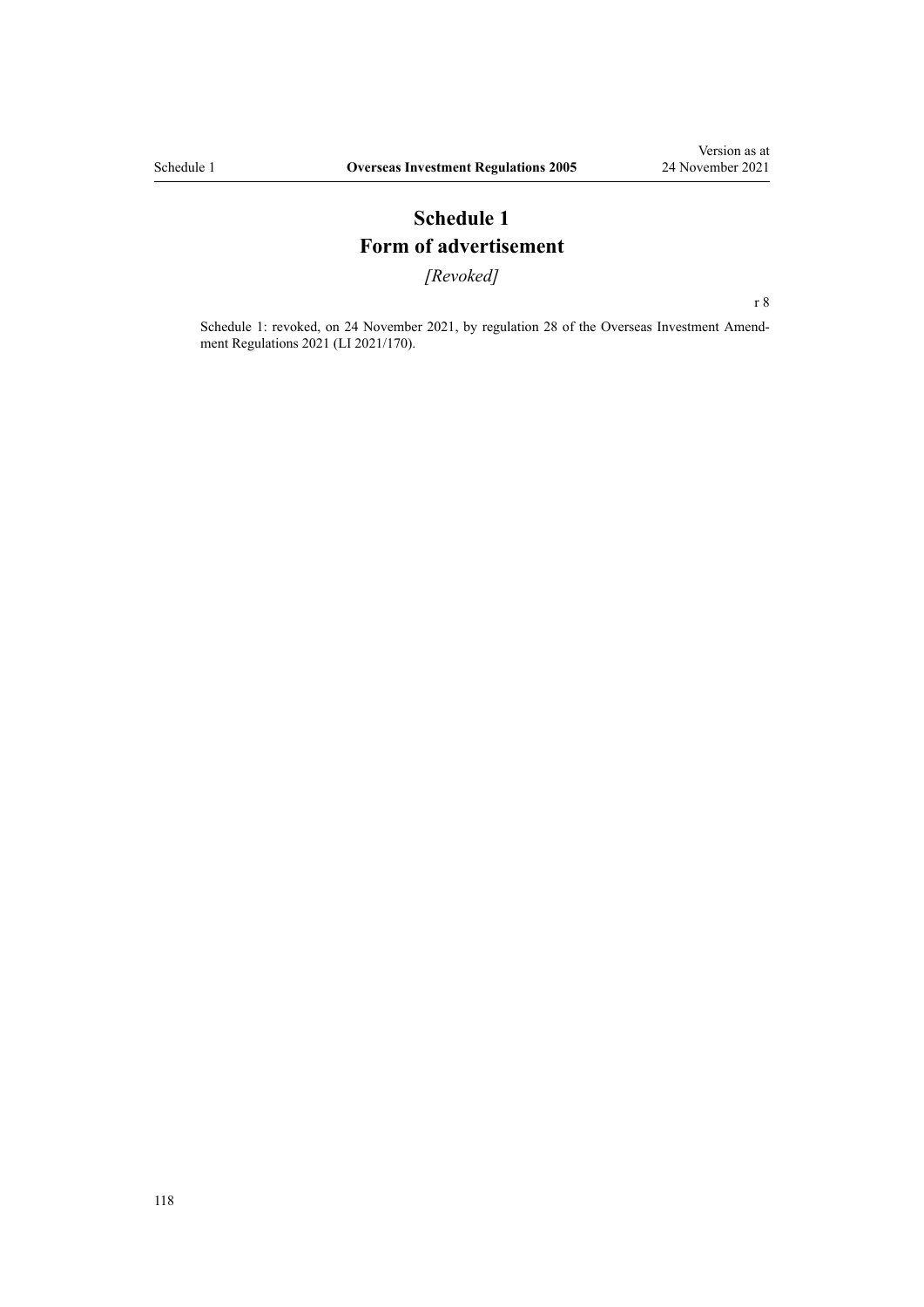# Schedule 1
# Form of advertisement

*[Revoked]*

r 8

Schedule 1: revoked, on 24 November 2021, by regulation 28 of the Overseas Investment Amendment Regulations 2021 (LI 2021/170).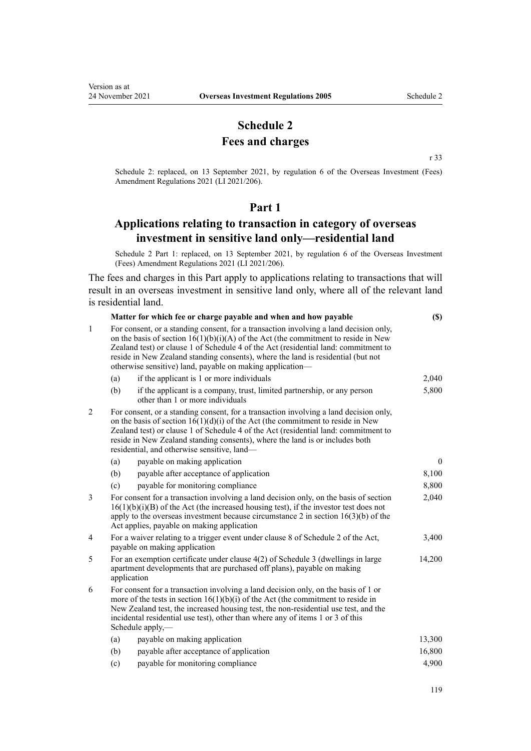# Schedule 2
# Fees and charges

r 33

Schedule 2: replaced, on 13 September 2021, by regulation 6 of the Overseas Investment (Fees) Amendment Regulations 2021 (LI 2021/206).

## Part 1
## Applications relating to transaction in category of overseas investment in sensitive land only—residential land

Schedule 2 Part 1: replaced, on 13 September 2021, by regulation 6 of the Overseas Investment (Fees) Amendment Regulations 2021 (LI 2021/206).

The fees and charges in this Part apply to applications relating to transactions that will result in an overseas investment in sensitive land only, where all of the relevant land is residential land.

| | Matter for which fee or charge payable and when and how payable | ($) |
|---|---|---|
| 1 | For consent, or a standing consent, for a transaction involving a land decision only, on the basis of section 16(1)(b)(i)(A) of the Act (the commitment to reside in New Zealand test) or clause 1 of Schedule 4 of the Act (residential land: commitment to reside in New Zealand standing consents), where the land is residential (but not otherwise sensitive) land, payable on making application— | |
| | (a) if the applicant is 1 or more individuals | 2,040 |
| | (b) if the applicant is a company, trust, limited partnership, or any person other than 1 or more individuals | 5,800 |
| 2 | For consent, or a standing consent, for a transaction involving a land decision only, on the basis of section 16(1)(d)(i) of the Act (the commitment to reside in New Zealand test) or clause 1 of Schedule 4 of the Act (residential land: commitment to reside in New Zealand standing consents), where the land is or includes both residential, and otherwise sensitive, land— | |
| | (a) payable on making application | 0 |
| | (b) payable after acceptance of application | 8,100 |
| | (c) payable for monitoring compliance | 8,800 |
| 3 | For consent for a transaction involving a land decision only, on the basis of section 16(1)(b)(i)(B) of the Act (the increased housing test), if the investor test does not apply to the overseas investment because circumstance 2 in section 16(3)(b) of the Act applies, payable on making application | 2,040 |
| 4 | For a waiver relating to a trigger event under clause 8 of Schedule 2 of the Act, payable on making application | 3,400 |
| 5 | For an exemption certificate under clause 4(2) of Schedule 3 (dwellings in large apartment developments that are purchased off plans), payable on making application | 14,200 |
| 6 | For consent for a transaction involving a land decision only, on the basis of 1 or more of the tests in section 16(1)(b)(i) of the Act (the commitment to reside in New Zealand test, the increased housing test, the non-residential use test, and the incidental residential use test), other than where any of items 1 or 3 of this Schedule apply,— | |
| | (a) payable on making application | 13,300 |
| | (b) payable after acceptance of application | 16,800 |
| | (c) payable for monitoring compliance | 4,900 |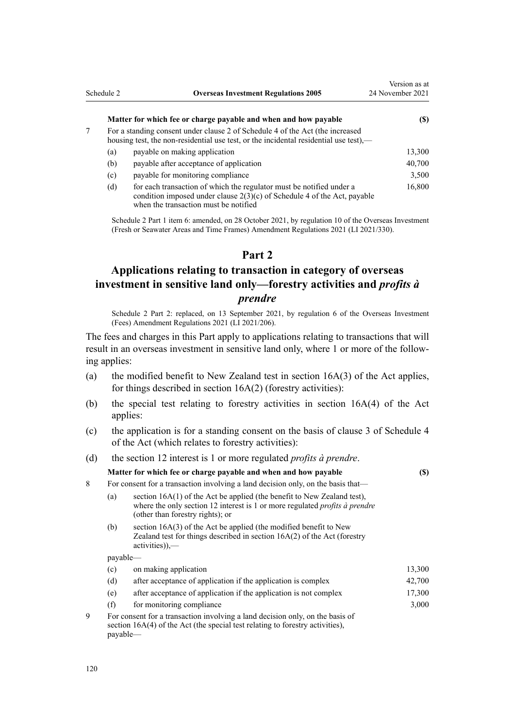| | Matter for which fee or charge payable and when and how payable | ($) |
|---|---|---|
| 7 | For a standing consent under clause 2 of Schedule 4 of the Act (the increased housing test, the non-residential use test, or the incidental residential use test),— | |
| | (a) payable on making application | 13,300 |
| | (b) payable after acceptance of application | 40,700 |
| | (c) payable for monitoring compliance | 3,500 |
| | (d) for each transaction of which the regulator must be notified under a condition imposed under clause 2(3)(c) of Schedule 4 of the Act, payable when the transaction must be notified | 16,800 |

Schedule 2 Part 1 item 6: amended, on 28 October 2021, by regulation 10 of the Overseas Investment (Fresh or Seawater Areas and Time Frames) Amendment Regulations 2021 (LI 2021/330).

## Part 2

## Applications relating to transaction in category of overseas investment in sensitive land only—forestry activities and *profits à prendre*

Schedule 2 Part 2: replaced, on 13 September 2021, by regulation 6 of the Overseas Investment (Fees) Amendment Regulations 2021 (LI 2021/206).

The fees and charges in this Part apply to applications relating to transactions that will result in an overseas investment in sensitive land only, where 1 or more of the following applies:

(a) the modified benefit to New Zealand test in section 16A(3) of the Act applies, for things described in section 16A(2) (forestry activities):

(b) the special test relating to forestry activities in section 16A(4) of the Act applies:

(c) the application is for a standing consent on the basis of clause 3 of Schedule 4 of the Act (which relates to forestry activities):

(d) the section 12 interest is 1 or more regulated *profits à prendre*.

| | Matter for which fee or charge payable and when and how payable | ($) |
|---|---|---|
| 8 | For consent for a transaction involving a land decision only, on the basis that— | |
| | (a) section 16A(1) of the Act be applied (the benefit to New Zealand test), where the only section 12 interest is 1 or more regulated *profits à prendre* (other than forestry rights); or | |
| | (b) section 16A(3) of the Act be applied (the modified benefit to New Zealand test for things described in section 16A(2) of the Act (forestry activities)),— | |
| | payable— | |
| | (c) on making application | 13,300 |
| | (d) after acceptance of application if the application is complex | 42,700 |
| | (e) after acceptance of application if the application is not complex | 17,300 |
| | (f) for monitoring compliance | 3,000 |
| 9 | For consent for a transaction involving a land decision only, on the basis of section 16A(4) of the Act (the special test relating to forestry activities), payable— | |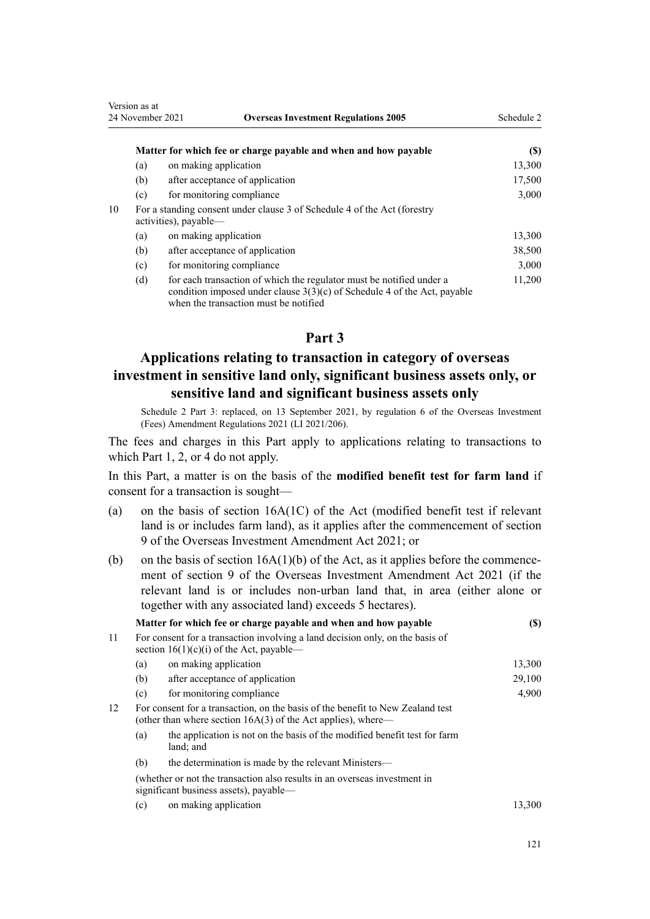| | | Matter for which fee or charge payable and when and how payable | ($) |
|---|---|---|---|
| | (a) | on making application | 13,300 |
| | (b) | after acceptance of application | 17,500 |
| | (c) | for monitoring compliance | 3,000 |
| 10 | | For a standing consent under clause 3 of Schedule 4 of the Act (forestry activities), payable— | |
| | (a) | on making application | 13,300 |
| | (b) | after acceptance of application | 38,500 |
| | (c) | for monitoring compliance | 3,000 |
| | (d) | for each transaction of which the regulator must be notified under a condition imposed under clause 3(3)(c) of Schedule 4 of the Act, payable when the transaction must be notified | 11,200 |

## Part 3

## Applications relating to transaction in category of overseas investment in sensitive land only, significant business assets only, or sensitive land and significant business assets only

Schedule 2 Part 3: replaced, on 13 September 2021, by regulation 6 of the Overseas Investment (Fees) Amendment Regulations 2021 (LI 2021/206).

The fees and charges in this Part apply to applications relating to transactions to which Part 1, 2, or 4 do not apply.

In this Part, a matter is on the basis of the **modified benefit test for farm land** if consent for a transaction is sought—

(a) on the basis of section 16A(1C) of the Act (modified benefit test if relevant land is or includes farm land), as it applies after the commencement of section 9 of the Overseas Investment Amendment Act 2021; or

(b) on the basis of section 16A(1)(b) of the Act, as it applies before the commencement of section 9 of the Overseas Investment Amendment Act 2021 (if the relevant land is or includes non-urban land that, in area (either alone or together with any associated land) exceeds 5 hectares).

| | | Matter for which fee or charge payable and when and how payable | ($) |
|---|---|---|---|
| 11 | | For consent for a transaction involving a land decision only, on the basis of section 16(1)(c)(i) of the Act, payable— | |
| | (a) | on making application | 13,300 |
| | (b) | after acceptance of application | 29,100 |
| | (c) | for monitoring compliance | 4,900 |
| 12 | | For consent for a transaction, on the basis of the benefit to New Zealand test (other than where section 16A(3) of the Act applies), where— | |
| | (a) | the application is not on the basis of the modified benefit test for farm land; and | |
| | (b) | the determination is made by the relevant Ministers— | |
| | | (whether or not the transaction also results in an overseas investment in significant business assets), payable— | |
| | (c) | on making application | 13,300 |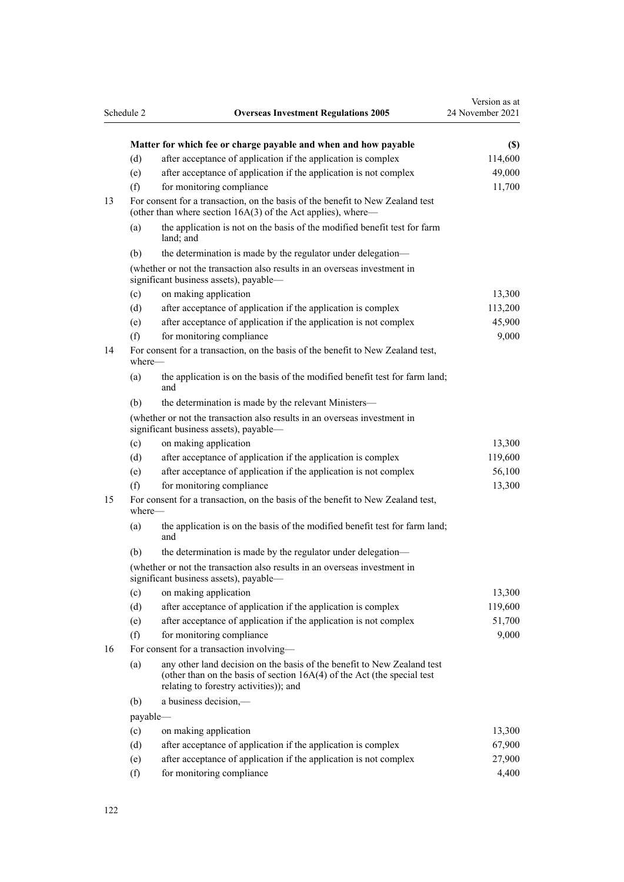| | | Matter for which fee or charge payable and when and how payable | ($) |
|---|---|---|---|
| | (d) | after acceptance of application if the application is complex | 114,600 |
| | (e) | after acceptance of application if the application is not complex | 49,000 |
| | (f) | for monitoring compliance | 11,700 |
| 13 | | For consent for a transaction, on the basis of the benefit to New Zealand test (other than where section 16A(3) of the Act applies), where— | |
| | (a) | the application is not on the basis of the modified benefit test for farm land; and | |
| | (b) | the determination is made by the regulator under delegation— | |
| | | (whether or not the transaction also results in an overseas investment in significant business assets), payable— | |
| | (c) | on making application | 13,300 |
| | (d) | after acceptance of application if the application is complex | 113,200 |
| | (e) | after acceptance of application if the application is not complex | 45,900 |
| | (f) | for monitoring compliance | 9,000 |
| 14 | | For consent for a transaction, on the basis of the benefit to New Zealand test, where— | |
| | (a) | the application is on the basis of the modified benefit test for farm land; and | |
| | (b) | the determination is made by the relevant Ministers— | |
| | | (whether or not the transaction also results in an overseas investment in significant business assets), payable— | |
| | (c) | on making application | 13,300 |
| | (d) | after acceptance of application if the application is complex | 119,600 |
| | (e) | after acceptance of application if the application is not complex | 56,100 |
| | (f) | for monitoring compliance | 13,300 |
| 15 | | For consent for a transaction, on the basis of the benefit to New Zealand test, where— | |
| | (a) | the application is on the basis of the modified benefit test for farm land; and | |
| | (b) | the determination is made by the regulator under delegation— | |
| | | (whether or not the transaction also results in an overseas investment in significant business assets), payable— | |
| | (c) | on making application | 13,300 |
| | (d) | after acceptance of application if the application is complex | 119,600 |
| | (e) | after acceptance of application if the application is not complex | 51,700 |
| | (f) | for monitoring compliance | 9,000 |
| 16 | | For consent for a transaction involving— | |
| | (a) | any other land decision on the basis of the benefit to New Zealand test (other than on the basis of section 16A(4) of the Act (the special test relating to forestry activities)); and | |
| | (b) | a business decision,— | |
| | | payable— | |
| | (c) | on making application | 13,300 |
| | (d) | after acceptance of application if the application is complex | 67,900 |
| | (e) | after acceptance of application if the application is not complex | 27,900 |
| | (f) | for monitoring compliance | 4,400 |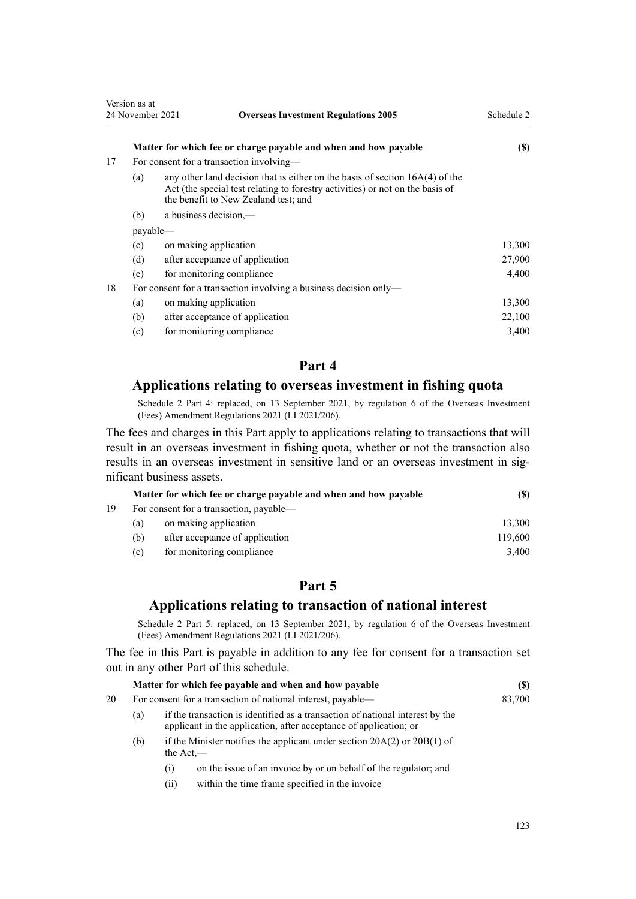| | | Matter for which fee or charge payable and when and how payable | ($) |
|---|---|---|---|
| 17 | | For consent for a transaction involving— | |
| | (a) | any other land decision that is either on the basis of section 16A(4) of the Act (the special test relating to forestry activities) or not on the basis of the benefit to New Zealand test; and | |
| | (b) | a business decision,— | |
| | | payable— | |
| | (c) | on making application | 13,300 |
| | (d) | after acceptance of application | 27,900 |
| | (e) | for monitoring compliance | 4,400 |
| 18 | | For consent for a transaction involving a business decision only— | |
| | (a) | on making application | 13,300 |
| | (b) | after acceptance of application | 22,100 |
| | (c) | for monitoring compliance | 3,400 |

## Part 4

## Applications relating to overseas investment in fishing quota

Schedule 2 Part 4: replaced, on 13 September 2021, by regulation 6 of the Overseas Investment (Fees) Amendment Regulations 2021 (LI 2021/206).

The fees and charges in this Part apply to applications relating to transactions that will result in an overseas investment in fishing quota, whether or not the transaction also results in an overseas investment in sensitive land or an overseas investment in significant business assets.

| | | Matter for which fee or charge payable and when and how payable | ($) |
|---|---|---|---|
| 19 | | For consent for a transaction, payable— | |
| | (a) | on making application | 13,300 |
| | (b) | after acceptance of application | 119,600 |
| | (c) | for monitoring compliance | 3,400 |

## Part 5

## Applications relating to transaction of national interest

Schedule 2 Part 5: replaced, on 13 September 2021, by regulation 6 of the Overseas Investment (Fees) Amendment Regulations 2021 (LI 2021/206).

The fee in this Part is payable in addition to any fee for consent for a transaction set out in any other Part of this schedule.

| | | Matter for which fee payable and when and how payable | ($) |
|---|---|---|---|
| 20 | | For consent for a transaction of national interest, payable— | 83,700 |
| | (a) | if the transaction is identified as a transaction of national interest by the applicant in the application, after acceptance of application; or | |
| | (b) | if the Minister notifies the applicant under section 20A(2) or 20B(1) of the Act,— | |
| | | (i) on the issue of an invoice by or on behalf of the regulator; and | |
| | | (ii) within the time frame specified in the invoice | |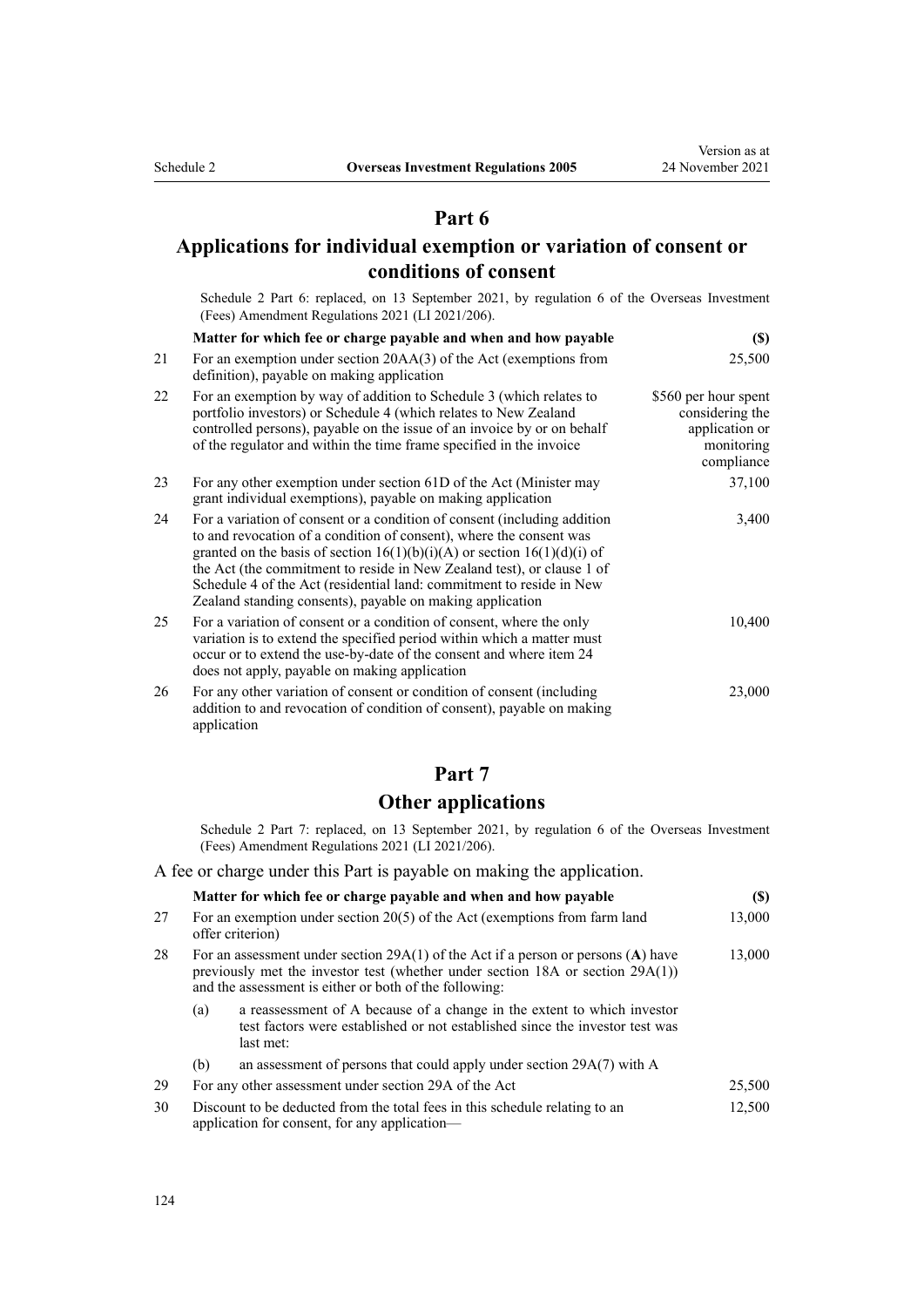## Part 6

## Applications for individual exemption or variation of consent or conditions of consent

Schedule 2 Part 6: replaced, on 13 September 2021, by regulation 6 of the Overseas Investment (Fees) Amendment Regulations 2021 (LI 2021/206).

| | Matter for which fee or charge payable and when and how payable | ($) |
|---|---|---|
| 21 | For an exemption under section 20AA(3) of the Act (exemptions from definition), payable on making application | 25,500 |
| 22 | For an exemption by way of addition to Schedule 3 (which relates to portfolio investors) or Schedule 4 (which relates to New Zealand controlled persons), payable on the issue of an invoice by or on behalf of the regulator and within the time frame specified in the invoice | $560 per hour spent considering the application or monitoring compliance |
| 23 | For any other exemption under section 61D of the Act (Minister may grant individual exemptions), payable on making application | 37,100 |
| 24 | For a variation of consent or a condition of consent (including addition to and revocation of a condition of consent), where the consent was granted on the basis of section 16(1)(b)(i)(A) or section 16(1)(d)(i) of the Act (the commitment to reside in New Zealand test), or clause 1 of Schedule 4 of the Act (residential land: commitment to reside in New Zealand standing consents), payable on making application | 3,400 |
| 25 | For a variation of consent or a condition of consent, where the only variation is to extend the specified period within which a matter must occur or to extend the use-by-date of the consent and where item 24 does not apply, payable on making application | 10,400 |
| 26 | For any other variation of consent or condition of consent (including addition to and revocation of condition of consent), payable on making application | 23,000 |

## Part 7

## Other applications

Schedule 2 Part 7: replaced, on 13 September 2021, by regulation 6 of the Overseas Investment (Fees) Amendment Regulations 2021 (LI 2021/206).

A fee or charge under this Part is payable on making the application.

| | Matter for which fee or charge payable and when and how payable | ($) |
|---|---|---|
| 27 | For an exemption under section 20(5) of the Act (exemptions from farm land offer criterion) | 13,000 |
| 28 | For an assessment under section 29A(1) of the Act if a person or persons (**A**) have previously met the investor test (whether under section 18A or section 29A(1)) and the assessment is either or both of the following:<br>(a) a reassessment of A because of a change in the extent to which investor test factors were established or not established since the investor test was last met:<br>(b) an assessment of persons that could apply under section 29A(7) with A | 13,000 |
| 29 | For any other assessment under section 29A of the Act | 25,500 |
| 30 | Discount to be deducted from the total fees in this schedule relating to an application for consent, for any application— | 12,500 |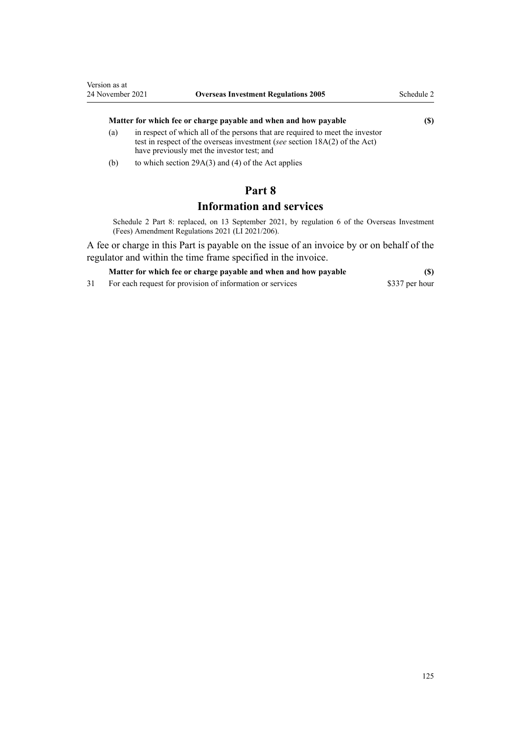| | Matter for which fee or charge payable and when and how payable | ($) |
|---|---|---|
| (a) | in respect of which all of the persons that are required to meet the investor test in respect of the overseas investment (*see* section 18A(2) of the Act) have previously met the investor test; and | |
| (b) | to which section 29A(3) and (4) of the Act applies | |

# Part 8
## Information and services

Schedule 2 Part 8: replaced, on 13 September 2021, by regulation 6 of the Overseas Investment (Fees) Amendment Regulations 2021 (LI 2021/206).

A fee or charge in this Part is payable on the issue of an invoice by or on behalf of the regulator and within the time frame specified in the invoice.

| | Matter for which fee or charge payable and when and how payable | ($) |
|---|---|---|
| 31 | For each request for provision of information or services | $337 per hour |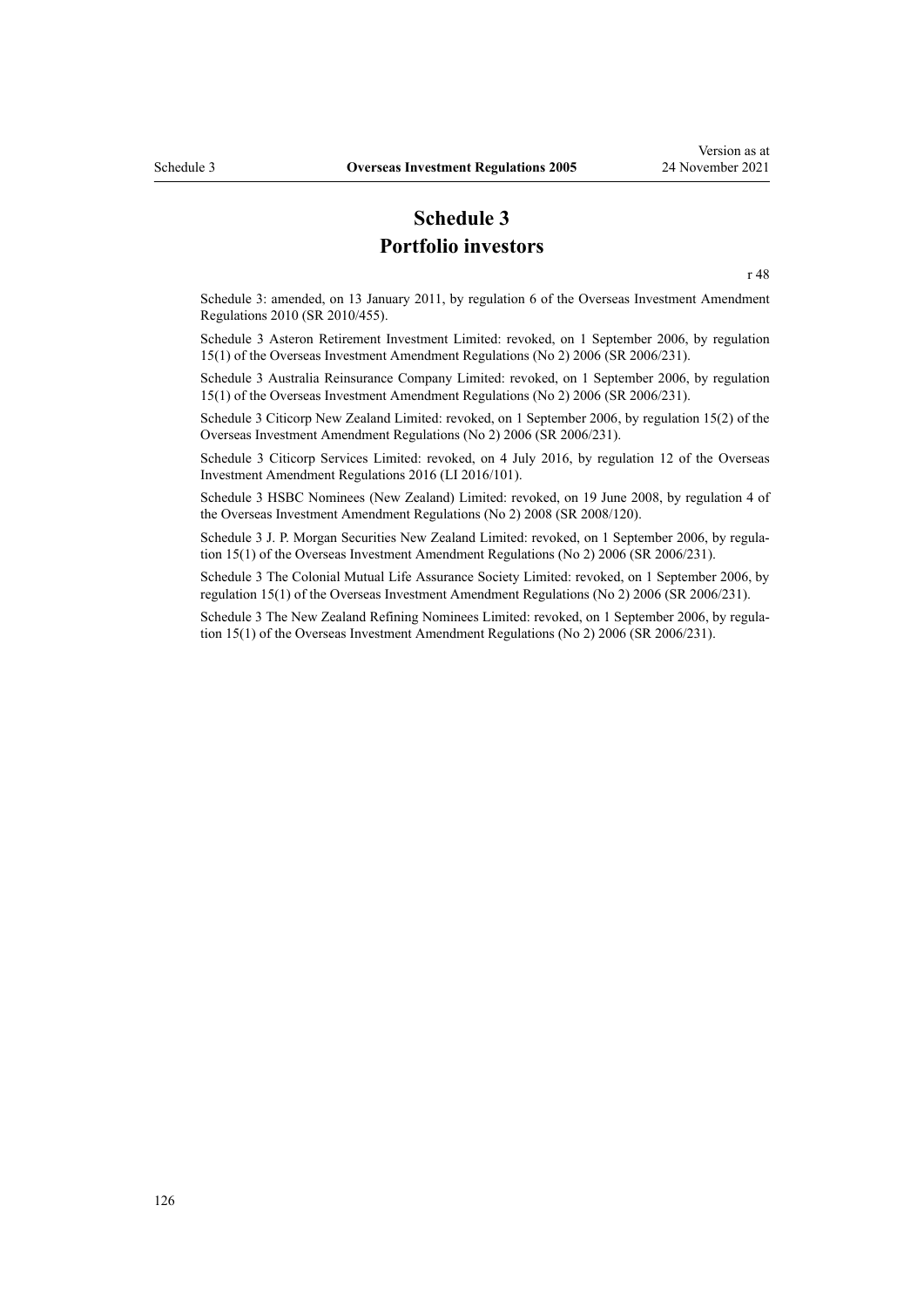# Schedule 3
# Portfolio investors

r 48

Schedule 3: amended, on 13 January 2011, by regulation 6 of the Overseas Investment Amendment Regulations 2010 (SR 2010/455).

Schedule 3 Asteron Retirement Investment Limited: revoked, on 1 September 2006, by regulation 15(1) of the Overseas Investment Amendment Regulations (No 2) 2006 (SR 2006/231).

Schedule 3 Australia Reinsurance Company Limited: revoked, on 1 September 2006, by regulation 15(1) of the Overseas Investment Amendment Regulations (No 2) 2006 (SR 2006/231).

Schedule 3 Citicorp New Zealand Limited: revoked, on 1 September 2006, by regulation 15(2) of the Overseas Investment Amendment Regulations (No 2) 2006 (SR 2006/231).

Schedule 3 Citicorp Services Limited: revoked, on 4 July 2016, by regulation 12 of the Overseas Investment Amendment Regulations 2016 (LI 2016/101).

Schedule 3 HSBC Nominees (New Zealand) Limited: revoked, on 19 June 2008, by regulation 4 of the Overseas Investment Amendment Regulations (No 2) 2008 (SR 2008/120).

Schedule 3 J. P. Morgan Securities New Zealand Limited: revoked, on 1 September 2006, by regulation 15(1) of the Overseas Investment Amendment Regulations (No 2) 2006 (SR 2006/231).

Schedule 3 The Colonial Mutual Life Assurance Society Limited: revoked, on 1 September 2006, by regulation 15(1) of the Overseas Investment Amendment Regulations (No 2) 2006 (SR 2006/231).

Schedule 3 The New Zealand Refining Nominees Limited: revoked, on 1 September 2006, by regulation 15(1) of the Overseas Investment Amendment Regulations (No 2) 2006 (SR 2006/231).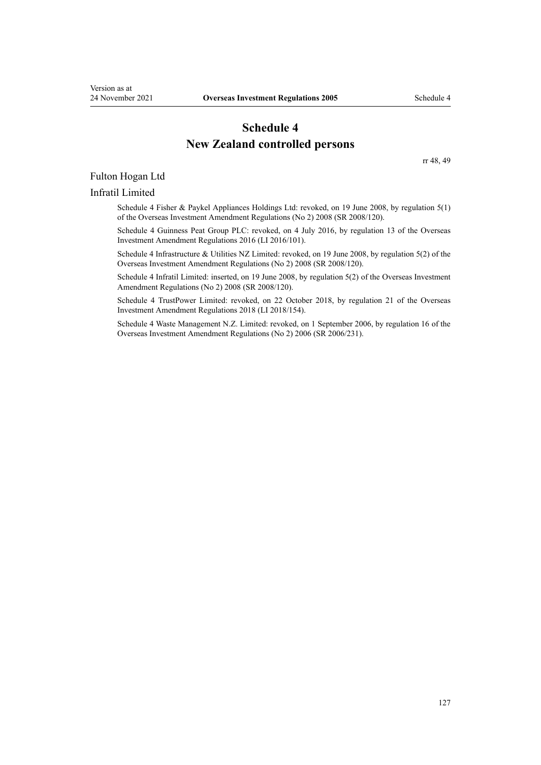# Schedule 4
# New Zealand controlled persons

rr 48, 49

Fulton Hogan Ltd

Infratil Limited

Schedule 4 Fisher & Paykel Appliances Holdings Ltd: revoked, on 19 June 2008, by regulation 5(1) of the Overseas Investment Amendment Regulations (No 2) 2008 (SR 2008/120).

Schedule 4 Guinness Peat Group PLC: revoked, on 4 July 2016, by regulation 13 of the Overseas Investment Amendment Regulations 2016 (LI 2016/101).

Schedule 4 Infrastructure & Utilities NZ Limited: revoked, on 19 June 2008, by regulation 5(2) of the Overseas Investment Amendment Regulations (No 2) 2008 (SR 2008/120).

Schedule 4 Infratil Limited: inserted, on 19 June 2008, by regulation 5(2) of the Overseas Investment Amendment Regulations (No 2) 2008 (SR 2008/120).

Schedule 4 TrustPower Limited: revoked, on 22 October 2018, by regulation 21 of the Overseas Investment Amendment Regulations 2018 (LI 2018/154).

Schedule 4 Waste Management N.Z. Limited: revoked, on 1 September 2006, by regulation 16 of the Overseas Investment Amendment Regulations (No 2) 2006 (SR 2006/231).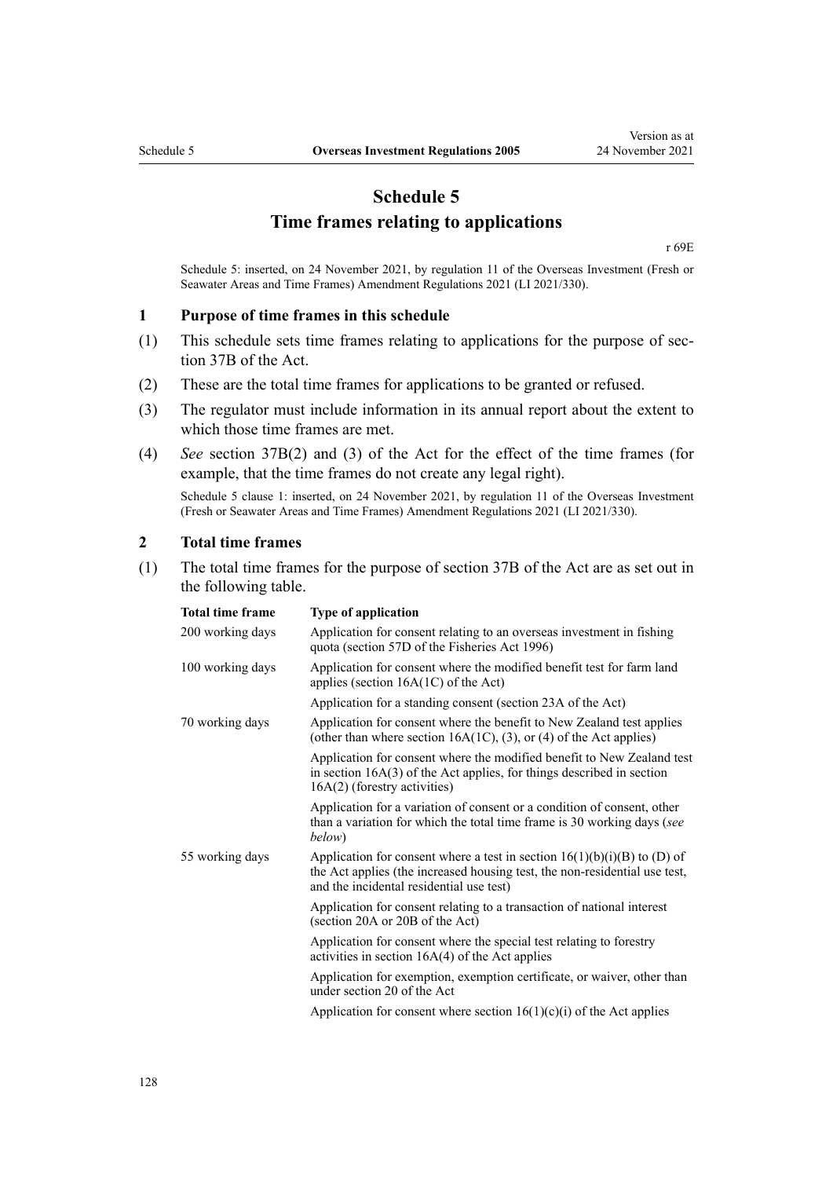# Schedule 5
## Time frames relating to applications

r 69E

Schedule 5: inserted, on 24 November 2021, by regulation 11 of the Overseas Investment (Fresh or Seawater Areas and Time Frames) Amendment Regulations 2021 (LI 2021/330).

### 1 Purpose of time frames in this schedule

(1) This schedule sets time frames relating to applications for the purpose of section 37B of the Act.

(2) These are the total time frames for applications to be granted or refused.

(3) The regulator must include information in its annual report about the extent to which those time frames are met.

(4) *See* section 37B(2) and (3) of the Act for the effect of the time frames (for example, that the time frames do not create any legal right).

Schedule 5 clause 1: inserted, on 24 November 2021, by regulation 11 of the Overseas Investment (Fresh or Seawater Areas and Time Frames) Amendment Regulations 2021 (LI 2021/330).

### 2 Total time frames

(1) The total time frames for the purpose of section 37B of the Act are as set out in the following table.

| Total time frame | Type of application |
|---|---|
| 200 working days | Application for consent relating to an overseas investment in fishing quota (section 57D of the Fisheries Act 1996) |
| 100 working days | Application for consent where the modified benefit test for farm land applies (section 16A(1C) of the Act) |
| | Application for a standing consent (section 23A of the Act) |
| 70 working days | Application for consent where the benefit to New Zealand test applies (other than where section 16A(1C), (3), or (4) of the Act applies) |
| | Application for consent where the modified benefit to New Zealand test in section 16A(3) of the Act applies, for things described in section 16A(2) (forestry activities) |
| | Application for a variation of consent or a condition of consent, other than a variation for which the total time frame is 30 working days (*see below*) |
| 55 working days | Application for consent where a test in section 16(1)(b)(i)(B) to (D) of the Act applies (the increased housing test, the non-residential use test, and the incidental residential use test) |
| | Application for consent relating to a transaction of national interest (section 20A or 20B of the Act) |
| | Application for consent where the special test relating to forestry activities in section 16A(4) of the Act applies |
| | Application for exemption, exemption certificate, or waiver, other than under section 20 of the Act |
| | Application for consent where section 16(1)(c)(i) of the Act applies |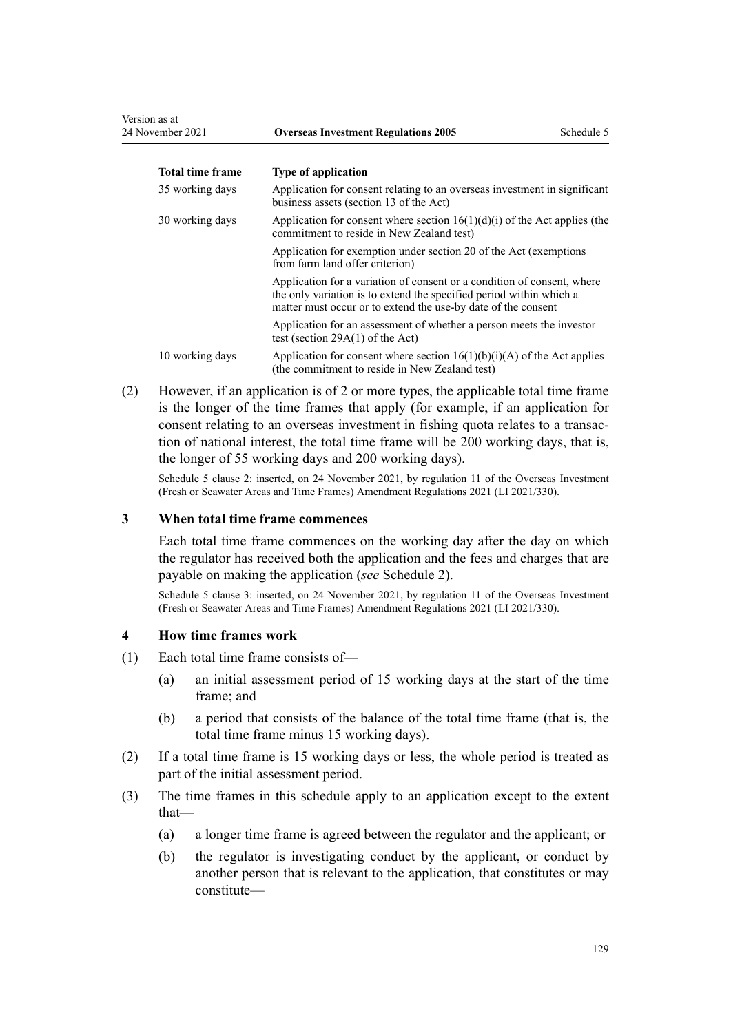| Total time frame | Type of application |
|---|---|
| 35 working days | Application for consent relating to an overseas investment in significant business assets (section 13 of the Act) |
| 30 working days | Application for consent where section 16(1)(d)(i) of the Act applies (the commitment to reside in New Zealand test) |
| | Application for exemption under section 20 of the Act (exemptions from farm land offer criterion) |
| | Application for a variation of consent or a condition of consent, where the only variation is to extend the specified period within which a matter must occur or to extend the use-by date of the consent |
| | Application for an assessment of whether a person meets the investor test (section 29A(1) of the Act) |
| 10 working days | Application for consent where section 16(1)(b)(i)(A) of the Act applies (the commitment to reside in New Zealand test) |

(2) However, if an application is of 2 or more types, the applicable total time frame is the longer of the time frames that apply (for example, if an application for consent relating to an overseas investment in fishing quota relates to a transaction of national interest, the total time frame will be 200 working days, that is, the longer of 55 working days and 200 working days).

Schedule 5 clause 2: inserted, on 24 November 2021, by regulation 11 of the Overseas Investment (Fresh or Seawater Areas and Time Frames) Amendment Regulations 2021 (LI 2021/330).

### 3 When total time frame commences

Each total time frame commences on the working day after the day on which the regulator has received both the application and the fees and charges that are payable on making the application (*see* Schedule 2).

Schedule 5 clause 3: inserted, on 24 November 2021, by regulation 11 of the Overseas Investment (Fresh or Seawater Areas and Time Frames) Amendment Regulations 2021 (LI 2021/330).

### 4 How time frames work

(1) Each total time frame consists of—

- (a) an initial assessment period of 15 working days at the start of the time frame; and
- (b) a period that consists of the balance of the total time frame (that is, the total time frame minus 15 working days).

(2) If a total time frame is 15 working days or less, the whole period is treated as part of the initial assessment period.

(3) The time frames in this schedule apply to an application except to the extent that—

- (a) a longer time frame is agreed between the regulator and the applicant; or
- (b) the regulator is investigating conduct by the applicant, or conduct by another person that is relevant to the application, that constitutes or may constitute—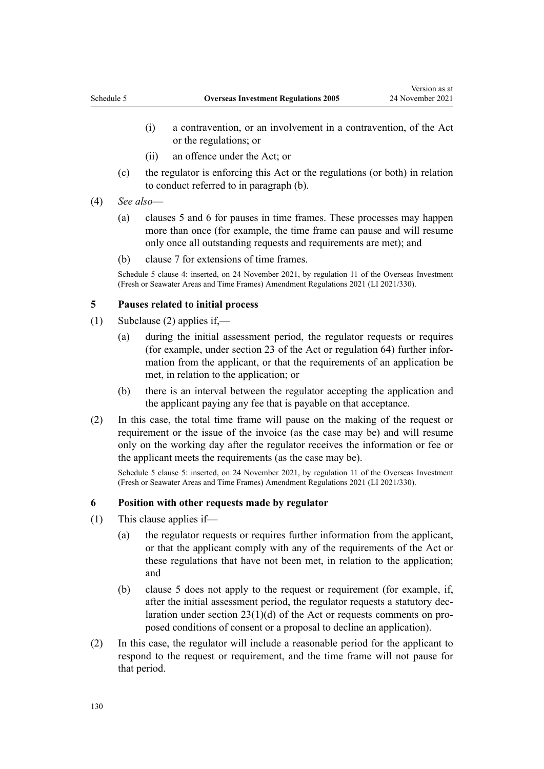(i) a contravention, or an involvement in a contravention, of the Act or the regulations; or

(ii) an offence under the Act; or

(c) the regulator is enforcing this Act or the regulations (or both) in relation to conduct referred to in paragraph (b).

(4) *See also*—

(a) clauses 5 and 6 for pauses in time frames. These processes may happen more than once (for example, the time frame can pause and will resume only once all outstanding requests and requirements are met); and

(b) clause 7 for extensions of time frames.

Schedule 5 clause 4: inserted, on 24 November 2021, by regulation 11 of the Overseas Investment (Fresh or Seawater Areas and Time Frames) Amendment Regulations 2021 (LI 2021/330).

### 5 Pauses related to initial process

(1) Subclause (2) applies if,—

(a) during the initial assessment period, the regulator requests or requires (for example, under section 23 of the Act or regulation 64) further information from the applicant, or that the requirements of an application be met, in relation to the application; or

(b) there is an interval between the regulator accepting the application and the applicant paying any fee that is payable on that acceptance.

(2) In this case, the total time frame will pause on the making of the request or requirement or the issue of the invoice (as the case may be) and will resume only on the working day after the regulator receives the information or fee or the applicant meets the requirements (as the case may be).

Schedule 5 clause 5: inserted, on 24 November 2021, by regulation 11 of the Overseas Investment (Fresh or Seawater Areas and Time Frames) Amendment Regulations 2021 (LI 2021/330).

### 6 Position with other requests made by regulator

(1) This clause applies if—

(a) the regulator requests or requires further information from the applicant, or that the applicant comply with any of the requirements of the Act or these regulations that have not been met, in relation to the application; and

(b) clause 5 does not apply to the request or requirement (for example, if, after the initial assessment period, the regulator requests a statutory declaration under section 23(1)(d) of the Act or requests comments on proposed conditions of consent or a proposal to decline an application).

(2) In this case, the regulator will include a reasonable period for the applicant to respond to the request or requirement, and the time frame will not pause for that period.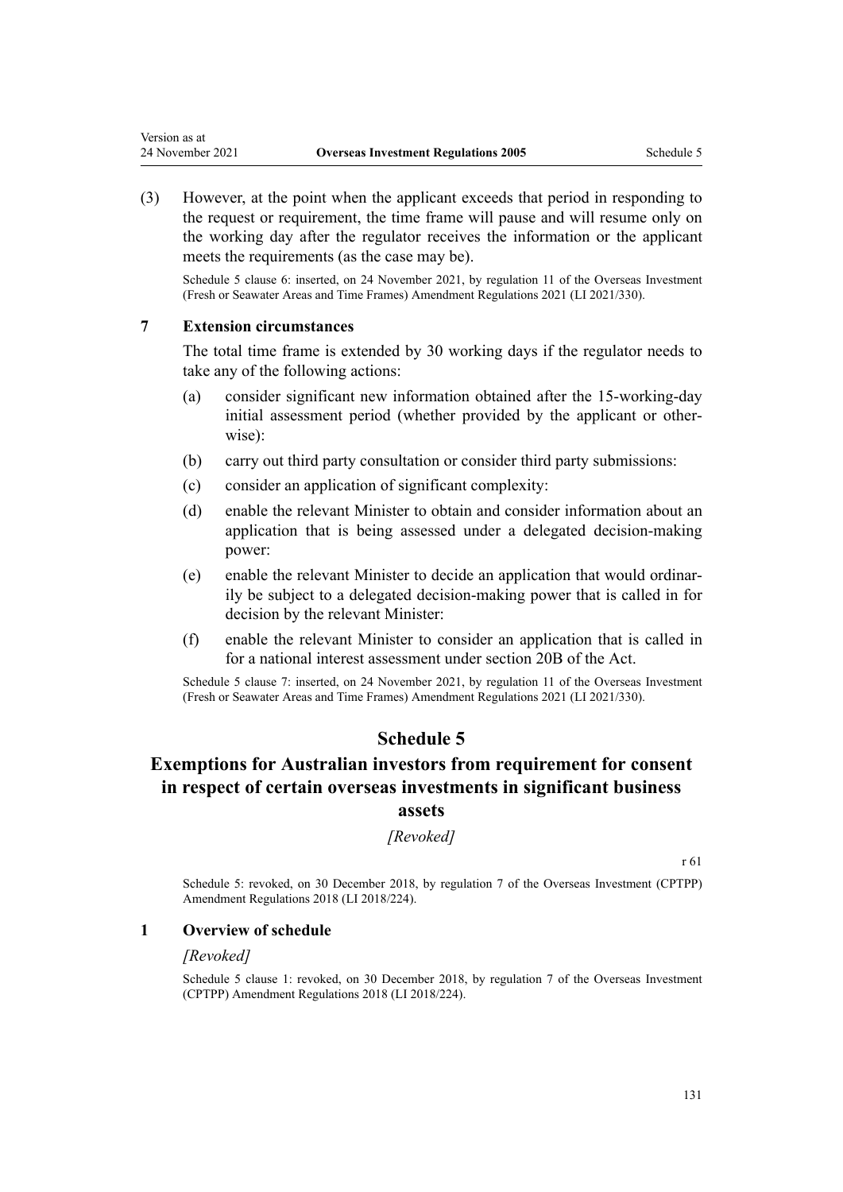(3) However, at the point when the applicant exceeds that period in responding to the request or requirement, the time frame will pause and will resume only on the working day after the regulator receives the information or the applicant meets the requirements (as the case may be).

Schedule 5 clause 6: inserted, on 24 November 2021, by regulation 11 of the Overseas Investment (Fresh or Seawater Areas and Time Frames) Amendment Regulations 2021 (LI 2021/330).

### 7 Extension circumstances

The total time frame is extended by 30 working days if the regulator needs to take any of the following actions:

(a) consider significant new information obtained after the 15-working-day initial assessment period (whether provided by the applicant or otherwise):

(b) carry out third party consultation or consider third party submissions:

(c) consider an application of significant complexity:

(d) enable the relevant Minister to obtain and consider information about an application that is being assessed under a delegated decision-making power:

(e) enable the relevant Minister to decide an application that would ordinarily be subject to a delegated decision-making power that is called in for decision by the relevant Minister:

(f) enable the relevant Minister to consider an application that is called in for a national interest assessment under section 20B of the Act.

Schedule 5 clause 7: inserted, on 24 November 2021, by regulation 11 of the Overseas Investment (Fresh or Seawater Areas and Time Frames) Amendment Regulations 2021 (LI 2021/330).

## Schedule 5
## Exemptions for Australian investors from requirement for consent in respect of certain overseas investments in significant business assets

*[Revoked]*

r 61

Schedule 5: revoked, on 30 December 2018, by regulation 7 of the Overseas Investment (CPTPP) Amendment Regulations 2018 (LI 2018/224).

### 1 Overview of schedule

*[Revoked]*

Schedule 5 clause 1: revoked, on 30 December 2018, by regulation 7 of the Overseas Investment (CPTPP) Amendment Regulations 2018 (LI 2018/224).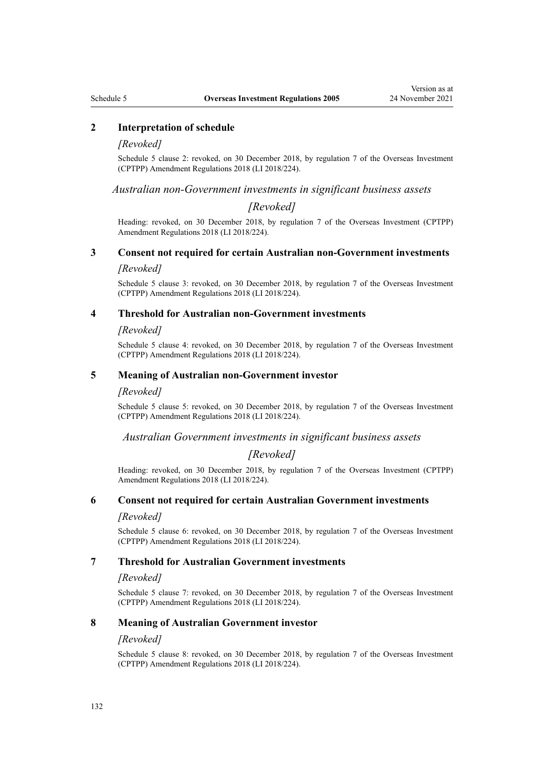### 2 Interpretation of schedule

*[Revoked]*

Schedule 5 clause 2: revoked, on 30 December 2018, by regulation 7 of the Overseas Investment (CPTPP) Amendment Regulations 2018 (LI 2018/224).

*Australian non-Government investments in significant business assets*

*[Revoked]*

Heading: revoked, on 30 December 2018, by regulation 7 of the Overseas Investment (CPTPP) Amendment Regulations 2018 (LI 2018/224).

### 3 Consent not required for certain Australian non-Government investments

*[Revoked]*

Schedule 5 clause 3: revoked, on 30 December 2018, by regulation 7 of the Overseas Investment (CPTPP) Amendment Regulations 2018 (LI 2018/224).

### 4 Threshold for Australian non-Government investments

*[Revoked]*

Schedule 5 clause 4: revoked, on 30 December 2018, by regulation 7 of the Overseas Investment (CPTPP) Amendment Regulations 2018 (LI 2018/224).

### 5 Meaning of Australian non-Government investor

*[Revoked]*

Schedule 5 clause 5: revoked, on 30 December 2018, by regulation 7 of the Overseas Investment (CPTPP) Amendment Regulations 2018 (LI 2018/224).

*Australian Government investments in significant business assets*

*[Revoked]*

Heading: revoked, on 30 December 2018, by regulation 7 of the Overseas Investment (CPTPP) Amendment Regulations 2018 (LI 2018/224).

### 6 Consent not required for certain Australian Government investments

*[Revoked]*

Schedule 5 clause 6: revoked, on 30 December 2018, by regulation 7 of the Overseas Investment (CPTPP) Amendment Regulations 2018 (LI 2018/224).

### 7 Threshold for Australian Government investments

*[Revoked]*

Schedule 5 clause 7: revoked, on 30 December 2018, by regulation 7 of the Overseas Investment (CPTPP) Amendment Regulations 2018 (LI 2018/224).

### 8 Meaning of Australian Government investor

*[Revoked]*

Schedule 5 clause 8: revoked, on 30 December 2018, by regulation 7 of the Overseas Investment (CPTPP) Amendment Regulations 2018 (LI 2018/224).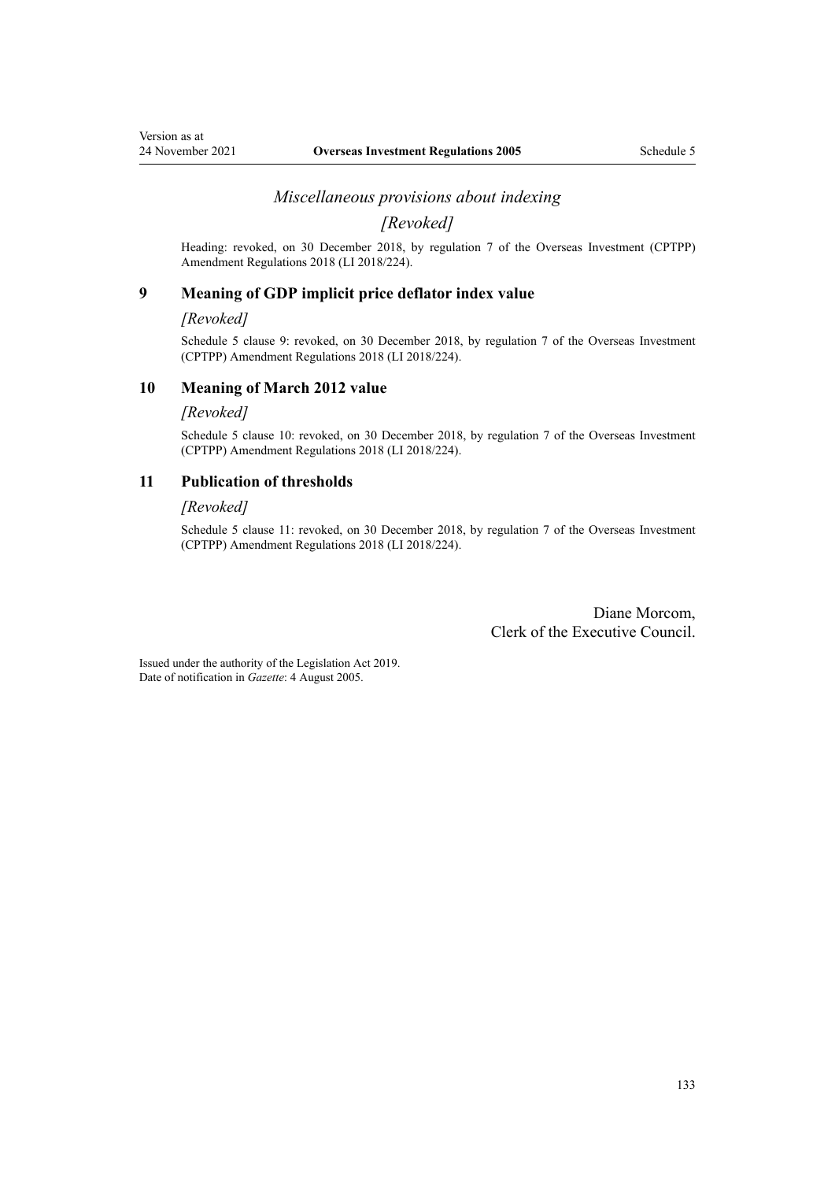### *Miscellaneous provisions about indexing*

### *[Revoked]*

Heading: revoked, on 30 December 2018, by regulation 7 of the Overseas Investment (CPTPP) Amendment Regulations 2018 (LI 2018/224).

## 9 Meaning of GDP implicit price deflator index value

*[Revoked]*

Schedule 5 clause 9: revoked, on 30 December 2018, by regulation 7 of the Overseas Investment (CPTPP) Amendment Regulations 2018 (LI 2018/224).

## 10 Meaning of March 2012 value

*[Revoked]*

Schedule 5 clause 10: revoked, on 30 December 2018, by regulation 7 of the Overseas Investment (CPTPP) Amendment Regulations 2018 (LI 2018/224).

## 11 Publication of thresholds

*[Revoked]*

Schedule 5 clause 11: revoked, on 30 December 2018, by regulation 7 of the Overseas Investment (CPTPP) Amendment Regulations 2018 (LI 2018/224).

Diane Morcom,
Clerk of the Executive Council.

Issued under the authority of the Legislation Act 2019.
Date of notification in *Gazette*: 4 August 2005.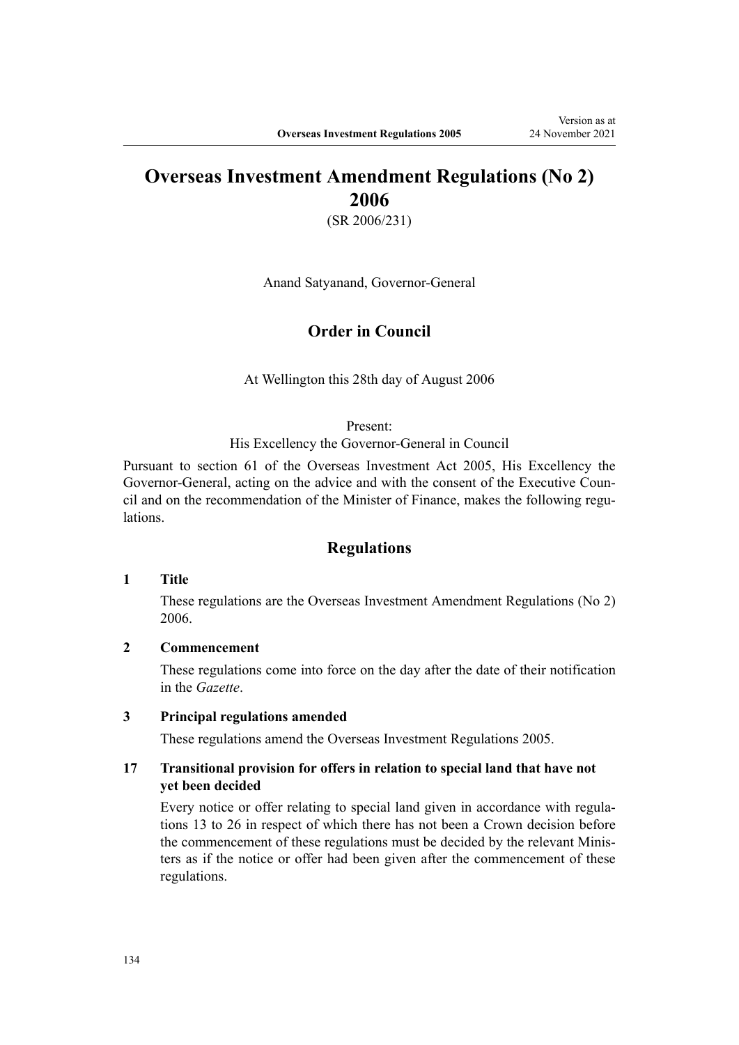# Overseas Investment Amendment Regulations (No 2) 2006

(SR 2006/231)

Anand Satyanand, Governor-General

## Order in Council

At Wellington this 28th day of August 2006

Present:
His Excellency the Governor-General in Council

Pursuant to section 61 of the Overseas Investment Act 2005, His Excellency the Governor-General, acting on the advice and with the consent of the Executive Council and on the recommendation of the Minister of Finance, makes the following regulations.

## Regulations

### 1 Title

These regulations are the Overseas Investment Amendment Regulations (No 2) 2006.

### 2 Commencement

These regulations come into force on the day after the date of their notification in the *Gazette*.

### 3 Principal regulations amended

These regulations amend the Overseas Investment Regulations 2005.

### 17 Transitional provision for offers in relation to special land that have not yet been decided

Every notice or offer relating to special land given in accordance with regulations 13 to 26 in respect of which there has not been a Crown decision before the commencement of these regulations must be decided by the relevant Ministers as if the notice or offer had been given after the commencement of these regulations.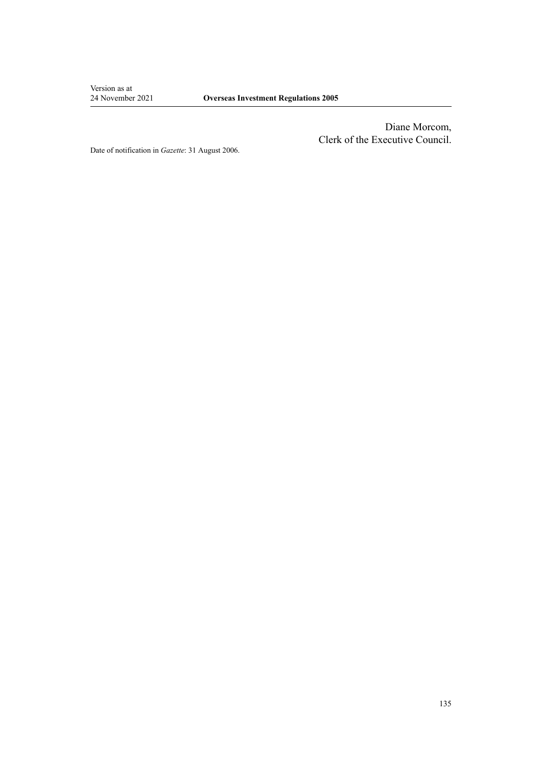Diane Morcom,
Clerk of the Executive Council.

Date of notification in *Gazette*: 31 August 2006.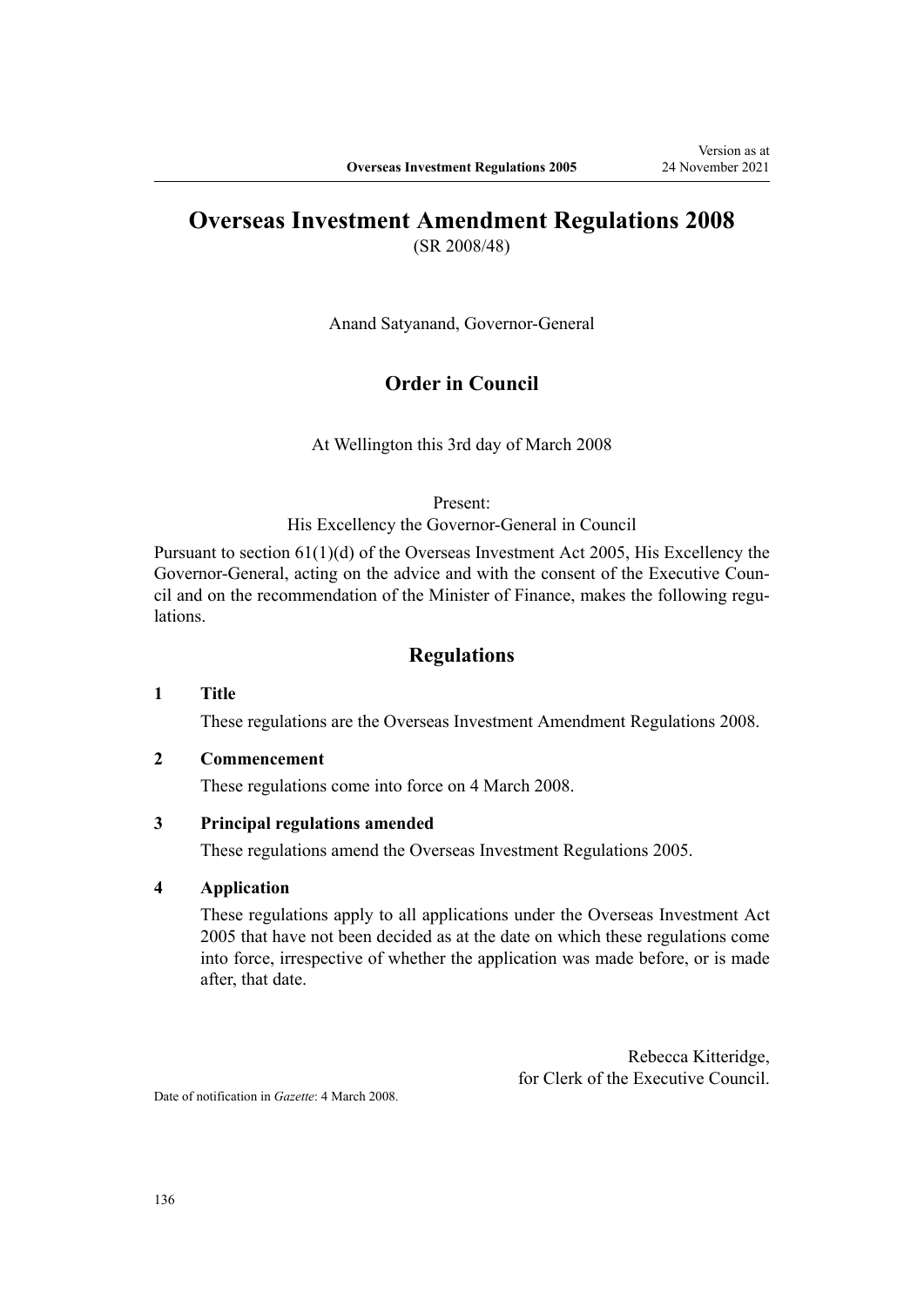# Overseas Investment Amendment Regulations 2008

(SR 2008/48)

Anand Satyanand, Governor-General

## Order in Council

At Wellington this 3rd day of March 2008

Present:
His Excellency the Governor-General in Council

Pursuant to section 61(1)(d) of the Overseas Investment Act 2005, His Excellency the Governor-General, acting on the advice and with the consent of the Executive Council and on the recommendation of the Minister of Finance, makes the following regulations.

## Regulations

**1 Title**

These regulations are the Overseas Investment Amendment Regulations 2008.

**2 Commencement**

These regulations come into force on 4 March 2008.

**3 Principal regulations amended**

These regulations amend the Overseas Investment Regulations 2005.

**4 Application**

These regulations apply to all applications under the Overseas Investment Act 2005 that have not been decided as at the date on which these regulations come into force, irrespective of whether the application was made before, or is made after, that date.

Rebecca Kitteridge,
for Clerk of the Executive Council.

Date of notification in *Gazette*: 4 March 2008.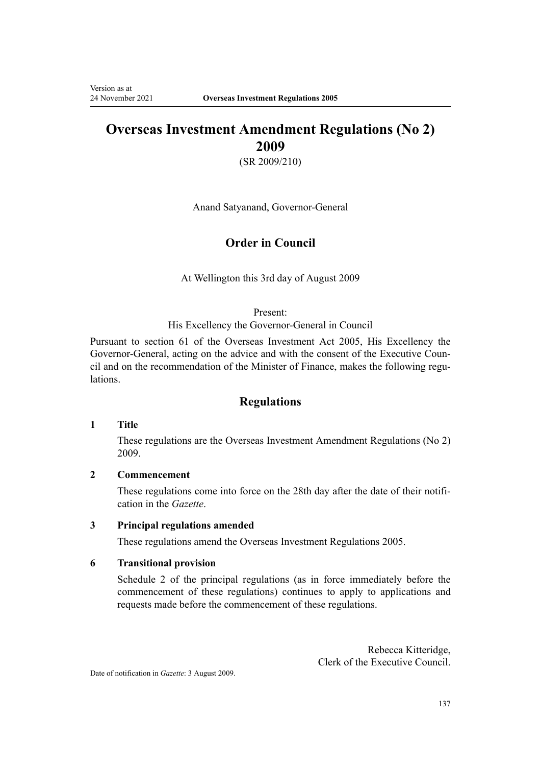# Overseas Investment Amendment Regulations (No 2) 2009

(SR 2009/210)

Anand Satyanand, Governor-General

## Order in Council

At Wellington this 3rd day of August 2009

Present:
His Excellency the Governor-General in Council

Pursuant to section 61 of the Overseas Investment Act 2005, His Excellency the Governor-General, acting on the advice and with the consent of the Executive Council and on the recommendation of the Minister of Finance, makes the following regulations.

## Regulations

### 1 Title

These regulations are the Overseas Investment Amendment Regulations (No 2) 2009.

### 2 Commencement

These regulations come into force on the 28th day after the date of their notification in the *Gazette*.

### 3 Principal regulations amended

These regulations amend the Overseas Investment Regulations 2005.

### 6 Transitional provision

Schedule 2 of the principal regulations (as in force immediately before the commencement of these regulations) continues to apply to applications and requests made before the commencement of these regulations.

Rebecca Kitteridge,
Clerk of the Executive Council.

Date of notification in *Gazette*: 3 August 2009.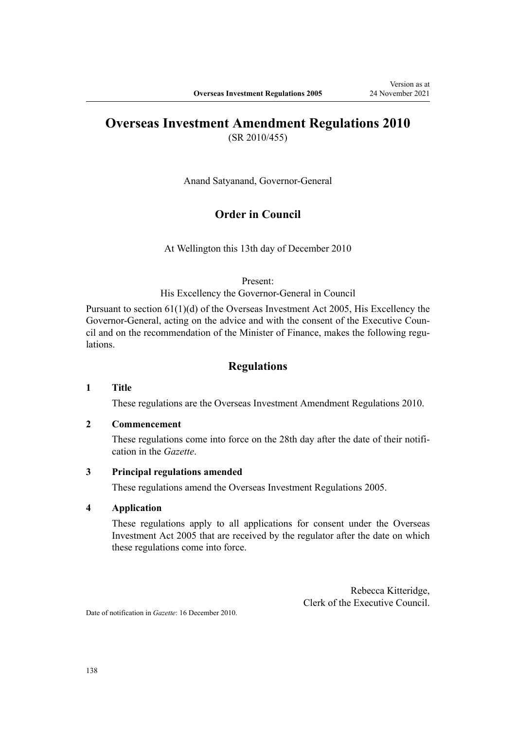# Overseas Investment Amendment Regulations 2010

(SR 2010/455)

Anand Satyanand, Governor-General

## Order in Council

At Wellington this 13th day of December 2010

Present:
His Excellency the Governor-General in Council

Pursuant to section 61(1)(d) of the Overseas Investment Act 2005, His Excellency the Governor-General, acting on the advice and with the consent of the Executive Council and on the recommendation of the Minister of Finance, makes the following regulations.

## Regulations

### 1 Title

These regulations are the Overseas Investment Amendment Regulations 2010.

### 2 Commencement

These regulations come into force on the 28th day after the date of their notification in the *Gazette*.

### 3 Principal regulations amended

These regulations amend the Overseas Investment Regulations 2005.

### 4 Application

These regulations apply to all applications for consent under the Overseas Investment Act 2005 that are received by the regulator after the date on which these regulations come into force.

Rebecca Kitteridge,
Clerk of the Executive Council.

Date of notification in *Gazette*: 16 December 2010.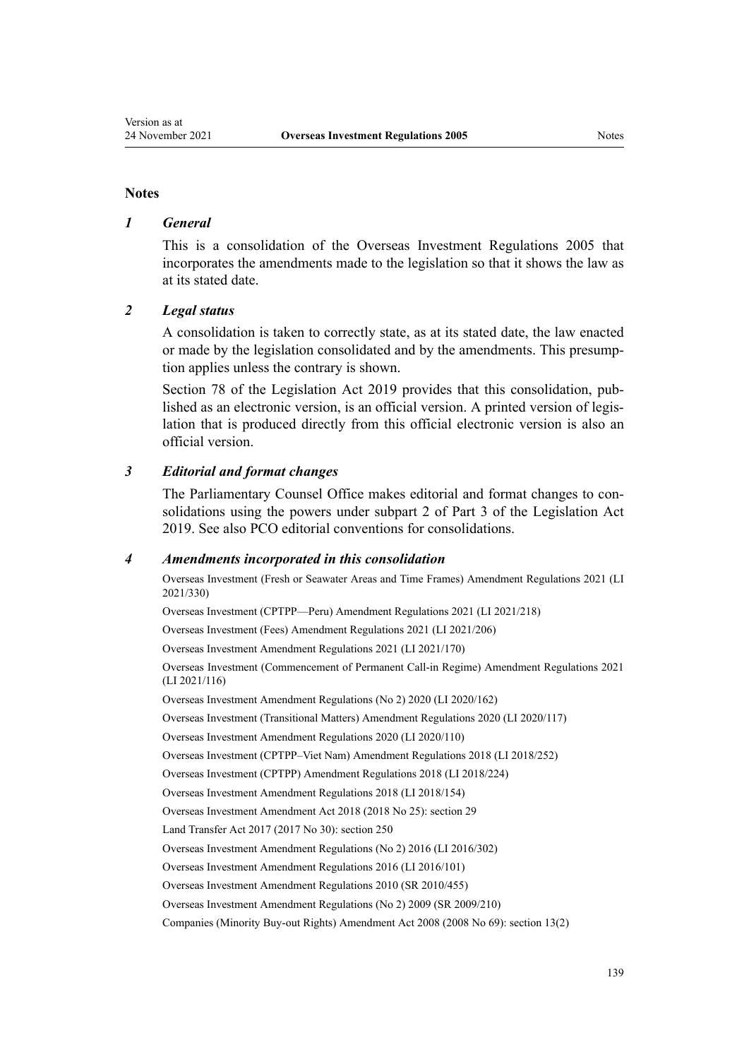## Notes

### *1 General*

This is a consolidation of the Overseas Investment Regulations 2005 that incorporates the amendments made to the legislation so that it shows the law as at its stated date.

### *2 Legal status*

A consolidation is taken to correctly state, as at its stated date, the law enacted or made by the legislation consolidated and by the amendments. This presumption applies unless the contrary is shown.

Section 78 of the Legislation Act 2019 provides that this consolidation, published as an electronic version, is an official version. A printed version of legislation that is produced directly from this official electronic version is also an official version.

### *3 Editorial and format changes*

The Parliamentary Counsel Office makes editorial and format changes to consolidations using the powers under subpart 2 of Part 3 of the Legislation Act 2019. See also PCO editorial conventions for consolidations.

### *4 Amendments incorporated in this consolidation*

Overseas Investment (Fresh or Seawater Areas and Time Frames) Amendment Regulations 2021 (LI 2021/330)

Overseas Investment (CPTPP—Peru) Amendment Regulations 2021 (LI 2021/218)

Overseas Investment (Fees) Amendment Regulations 2021 (LI 2021/206)

Overseas Investment Amendment Regulations 2021 (LI 2021/170)

Overseas Investment (Commencement of Permanent Call-in Regime) Amendment Regulations 2021 (LI 2021/116)

Overseas Investment Amendment Regulations (No 2) 2020 (LI 2020/162)

Overseas Investment (Transitional Matters) Amendment Regulations 2020 (LI 2020/117)

Overseas Investment Amendment Regulations 2020 (LI 2020/110)

Overseas Investment (CPTPP–Viet Nam) Amendment Regulations 2018 (LI 2018/252)

Overseas Investment (CPTPP) Amendment Regulations 2018 (LI 2018/224)

Overseas Investment Amendment Regulations 2018 (LI 2018/154)

Overseas Investment Amendment Act 2018 (2018 No 25): section 29

Land Transfer Act 2017 (2017 No 30): section 250

Overseas Investment Amendment Regulations (No 2) 2016 (LI 2016/302)

Overseas Investment Amendment Regulations 2016 (LI 2016/101)

Overseas Investment Amendment Regulations 2010 (SR 2010/455)

Overseas Investment Amendment Regulations (No 2) 2009 (SR 2009/210)

Companies (Minority Buy-out Rights) Amendment Act 2008 (2008 No 69): section 13(2)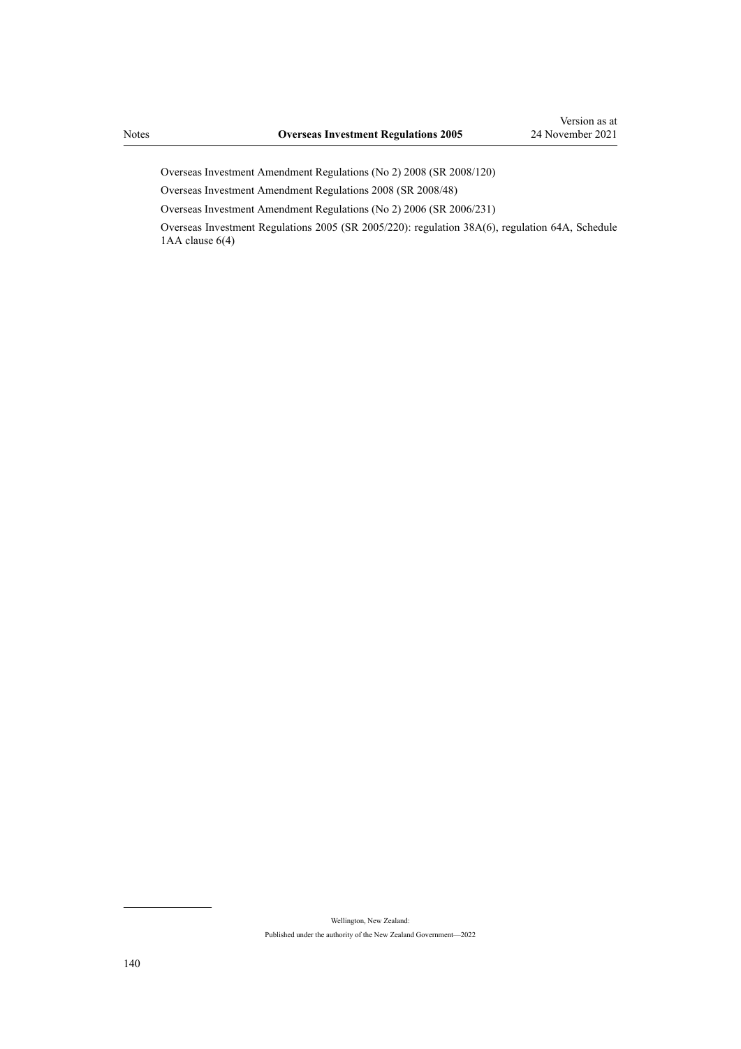Overseas Investment Amendment Regulations (No 2) 2008 (SR 2008/120)

Overseas Investment Amendment Regulations 2008 (SR 2008/48)

Overseas Investment Amendment Regulations (No 2) 2006 (SR 2006/231)

Overseas Investment Regulations 2005 (SR 2005/220): regulation 38A(6), regulation 64A, Schedule 1AA clause 6(4)

Wellington, New Zealand:

Published under the authority of the New Zealand Government—2022